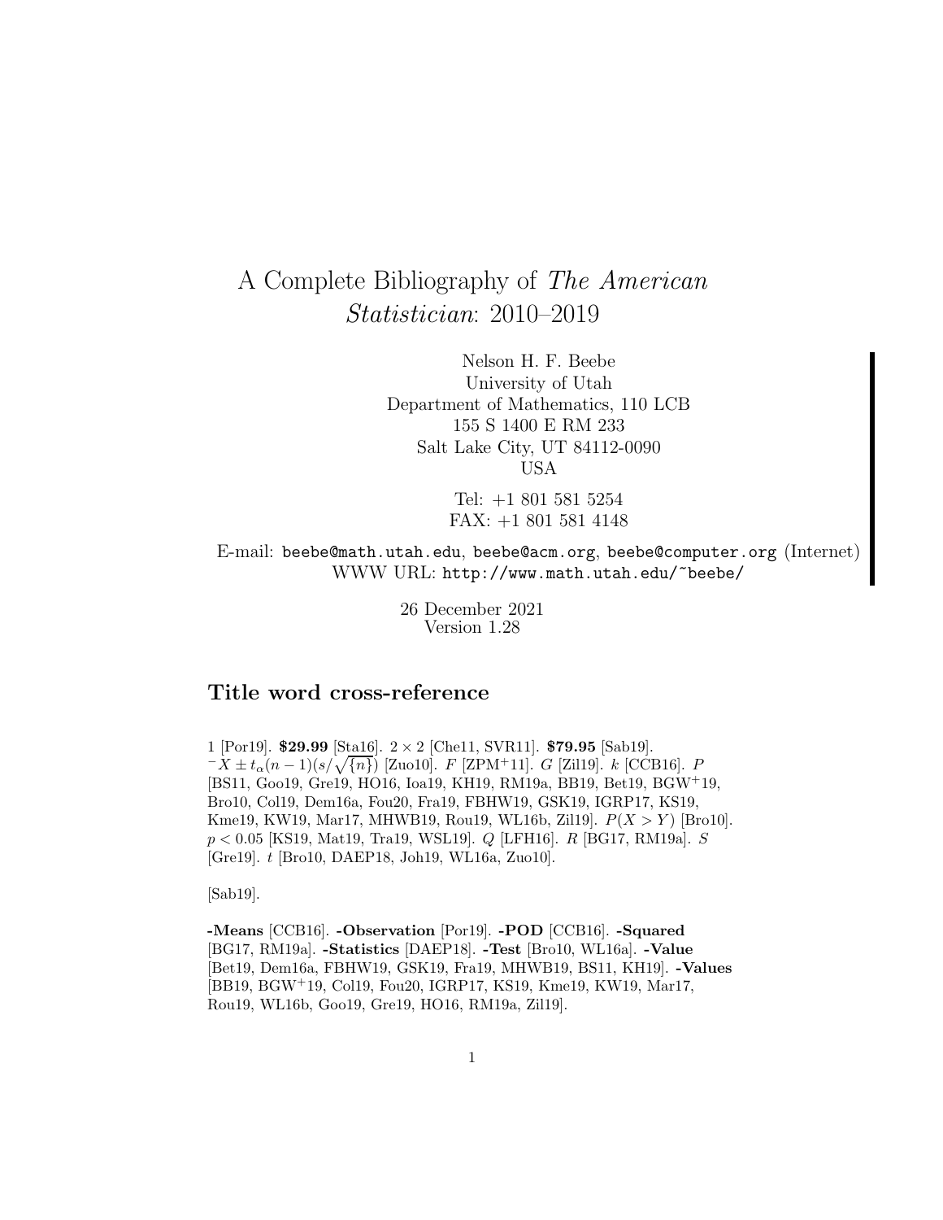# A Complete Bibliography of *The American Statistician*: 2010–2019

Nelson H. F. Beebe
University of Utah
Department of Mathematics, 110 LCB
155 S 1400 E RM 233
Salt Lake City, UT 84112-0090
USA

Tel: +1 801 581 5254
FAX: +1 801 581 4148

E-mail: `beebe@math.utah.edu`, `beebe@acm.org`, `beebe@computer.org` (Internet)
WWW URL: `http://www.math.utah.edu/~beebe/`

26 December 2021
Version 1.28

## Title word cross-reference

1 [Por19]. **$29.99** [Sta16]. $2 \times 2$ [Che11, SVR11]. **$79.95** [Sab19]. $^{-}X \pm t_{\alpha}(n-1)(s/\sqrt{\{n\}})$ [Zuo10]. $F$ [ZPM+11]. $G$ [Zil19]. $k$ [CCB16]. $P$ [BS11, Goo19, Gre19, HO16, Ioa19, KH19, RM19a, BB19, Bet19, BGW+19, Bro10, Col19, Dem16a, Fou20, Fra19, FBHW19, GSK19, IGRP17, KS19, Kme19, KW19, Mar17, MHWB19, Rou19, WL16b, Zil19]. $P(X > Y)$ [Bro10]. $p < 0.05$ [KS19, Mat19, Tra19, WSL19]. $Q$ [LFH16]. $R$ [BG17, RM19a]. $S$ [Gre19]. $t$ [Bro10, DAEP18, Joh19, WL16a, Zuo10].

[Sab19].

**-Means** [CCB16]. **-Observation** [Por19]. **-POD** [CCB16]. **-Squared** [BG17, RM19a]. **-Statistics** [DAEP18]. **-Test** [Bro10, WL16a]. **-Value** [Bet19, Dem16a, FBHW19, GSK19, Fra19, MHWB19, BS11, KH19]. **-Values** [BB19, BGW+19, Col19, Fou20, IGRP17, KS19, Kme19, KW19, Mar17, Rou19, WL16b, Goo19, Gre19, HO16, RM19a, Zil19].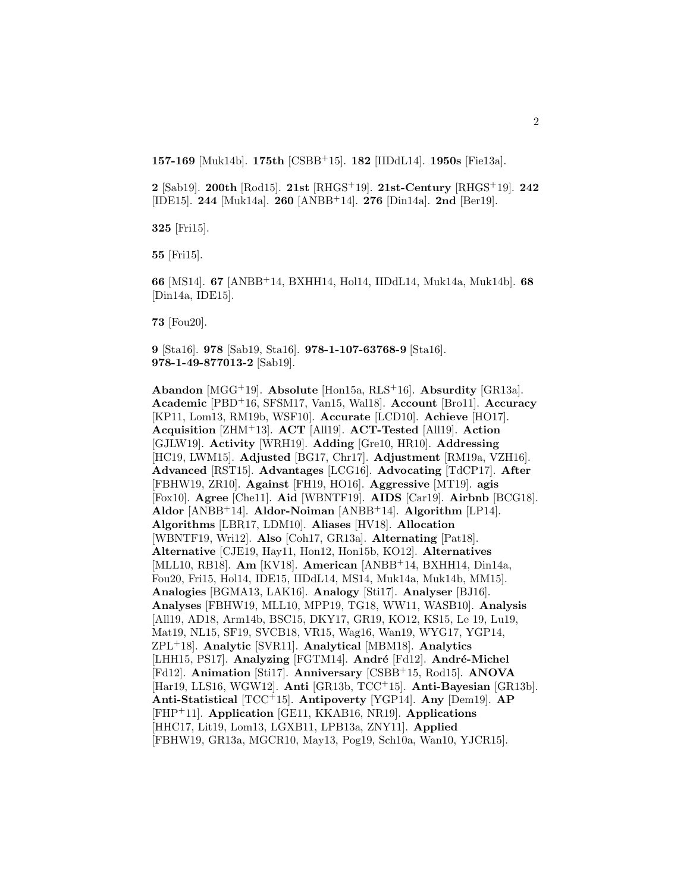**157-169** [Muk14b]. **175th** [CSBB[+]15]. **182** [IIDdL14]. **1950s** [Fie13a].

**2** [Sab19]. **200th** [Rod15]. **21st** [RHGS[+]19]. **21st-Century** [RHGS[+]19]. **242** [IDE15]. **244** [Muk14a]. **260** [ANBB[+]14]. **276** [Din14a]. **2nd** [Ber19].

**325** [Fri15].

**55** [Fri15].

**66** [MS14]. **67** [ANBB[+]14, BXHH14, Hol14, IIDdL14, Muk14a, Muk14b]. **68** [Din14a, IDE15].

**73** [Fou20].

**9** [Sta16]. **978** [Sab19, Sta16]. **978-1-107-63768-9** [Sta16]. **978-1-49-877013-2** [Sab19].

**Abandon** [MGG[+]19]. **Absolute** [Hon15a, RLS[+]16]. **Absurdity** [GR13a]. **Academic** [PBD[+]16, SFSM17, Van15, Wal18]. **Account** [Bro11]. **Accuracy** [KP11, Lom13, RM19b, WSF10]. **Accurate** [LCD10]. **Achieve** [HO17]. **Acquisition** [ZHM[+]13]. **ACT** [All19]. **ACT-Tested** [All19]. **Action** [GJLW19]. **Activity** [WRH19]. **Adding** [Gre10, HR10]. **Addressing** [HC19, LWM15]. **Adjusted** [BG17, Chr17]. **Adjustment** [RM19a, VZH16]. **Advanced** [RST15]. **Advantages** [LCG16]. **Advocating** [TdCP17]. **After** [FBHW19, ZR10]. **Against** [FH19, HO16]. **Aggressive** [MT19]. **agis** [Fox10]. **Agree** [Che11]. **Aid** [WBNTF19]. **AIDS** [Car19]. **Airbnb** [BCG18]. **Aldor** [ANBB[+]14]. **Aldor-Noiman** [ANBB[+]14]. **Algorithm** [LP14]. **Algorithms** [LBR17, LDM10]. **Aliases** [HV18]. **Allocation** [WBNTF19, Wri12]. **Also** [Coh17, GR13a]. **Alternating** [Pat18]. **Alternative** [CJE19, Hay11, Hon12, Hon15b, KO12]. **Alternatives** [MLL10, RB18]. **Am** [KV18]. **American** [ANBB[+]14, BXHH14, Din14a, Fou20, Fri15, Hol14, IDE15, IIDdL14, MS14, Muk14a, Muk14b, MM15]. **Analogies** [BGMA13, LAK16]. **Analogy** [Sti17]. **Analyser** [BJ16]. **Analyses** [FBHW19, MLL10, MPP19, TG18, WW11, WASB10]. **Analysis** [All19, AD18, Arm14b, BSC15, DKY17, GR19, KO12, KS15, Le 19, Lu19, Mat19, NL15, SF19, SVCB18, VR15, Wag16, Wan19, WYG17, YGP14, ZPL[+]18]. **Analytic** [SVR11]. **Analytical** [MBM18]. **Analytics** [LHH15, PS17]. **Analyzing** [FGTM14]. **André** [Fd12]. **André-Michel** [Fd12]. **Animation** [Sti17]. **Anniversary** [CSBB[+]15, Rod15]. **ANOVA** [Har19, LLS16, WGW12]. **Anti** [GR13b, TCC[+]15]. **Anti-Bayesian** [GR13b]. **Anti-Statistical** [TCC[+]15]. **Antipoverty** [YGP14]. **Any** [Dem19]. **AP** [FHP[+]11]. **Application** [GE11, KKAB16, NR19]. **Applications** [HHC17, Lit19, Lom13, LGXB11, LPB13a, ZNY11]. **Applied** [FBHW19, GR13a, MGCR10, May13, Pog19, Sch10a, Wan10, YJCR15].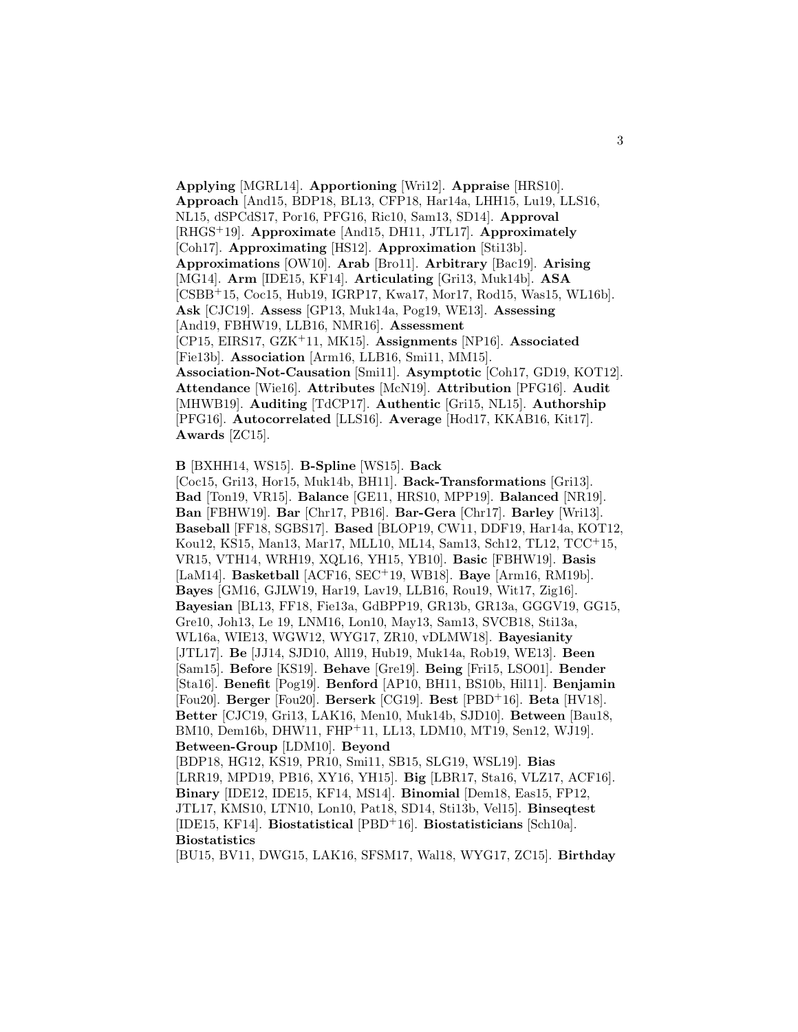**Applying** [MGRL14]. **Apportioning** [Wri12]. **Appraise** [HRS10]. **Approach** [And15, BDP18, BL13, CFP18, Har14a, LHH15, Lu19, LLS16, NL15, dSPCdS17, Por16, PFG16, Ric10, Sam13, SD14]. **Approval** [RHGS+19]. **Approximate** [And15, DH11, JTL17]. **Approximately** [Coh17]. **Approximating** [HS12]. **Approximation** [Sti13b]. **Approximations** [OW10]. **Arab** [Bro11]. **Arbitrary** [Bac19]. **Arising** [MG14]. **Arm** [IDE15, KF14]. **Articulating** [Gri13, Muk14b]. **ASA** [CSBB+15, Coc15, Hub19, IGRP17, Kwa17, Mor17, Rod15, Was15, WL16b]. **Ask** [CJC19]. **Assess** [GP13, Muk14a, Pog19, WE13]. **Assessing** [And19, FBHW19, LLB16, NMR16]. **Assessment** [CP15, EIRS17, GZK+11, MK15]. **Assignments** [NP16]. **Associated** [Fie13b]. **Association** [Arm16, LLB16, Smi11, MM15]. **Association-Not-Causation** [Smi11]. **Asymptotic** [Coh17, GD19, KOT12]. **Attendance** [Wie16]. **Attributes** [McN19]. **Attribution** [PFG16]. **Audit** [MHWB19]. **Auditing** [TdCP17]. **Authentic** [Gri15, NL15]. **Authorship** [PFG16]. **Autocorrelated** [LLS16]. **Average** [Hod17, KKAB16, Kit17]. **Awards** [ZC15].

**B** [BXHH14, WS15]. **B-Spline** [WS15]. **Back** [Coc15, Gri13, Hor15, Muk14b, BH11]. **Back-Transformations** [Gri13]. **Bad** [Ton19, VR15]. **Balance** [GE11, HRS10, MPP19]. **Balanced** [NR19]. **Ban** [FBHW19]. **Bar** [Chr17, PB16]. **Bar-Gera** [Chr17]. **Barley** [Wri13]. **Baseball** [FF18, SGBS17]. **Based** [BLOP19, CW11, DDF19, Har14a, KOT12, Kou12, KS15, Man13, Mar17, MLL10, ML14, Sam13, Sch12, TL12, TCC+15, VR15, VTH14, WRH19, XQL16, YH15, YB10]. **Basic** [FBHW19]. **Basis** [LaM14]. **Basketball** [ACF16, SEC+19, WB18]. **Baye** [Arm16, RM19b]. **Bayes** [GM16, GJLW19, Har19, Lav19, LLB16, Rou19, Wit17, Zig16]. **Bayesian** [BL13, FF18, Fie13a, GdBPP19, GR13b, GR13a, GGGV19, GG15, Gre10, Joh13, Le 19, LNM16, Lon10, May13, Sam13, SVCB18, Sti13a, WL16a, WIE13, WGW12, WYG17, ZR10, vDLMW18]. **Bayesianity** [JTL17]. **Be** [JJ14, SJD10, All19, Hub19, Muk14a, Rob19, WE13]. **Been** [Sam15]. **Before** [KS19]. **Behave** [Gre19]. **Being** [Fri15, LSO01]. **Bender** [Sta16]. **Benefit** [Pog19]. **Benford** [AP10, BH11, BS10b, Hil11]. **Benjamin** [Fou20]. **Berger** [Fou20]. **Berserk** [CG19]. **Best** [PBD+16]. **Beta** [HV18]. **Better** [CJC19, Gri13, LAK16, Men10, Muk14b, SJD10]. **Between** [Bau18, BM10, Dem16b, DHW11, FHP+11, LL13, LDM10, MT19, Sen12, WJ19]. **Between-Group** [LDM10]. **Beyond** [BDP18, HG12, KS19, PR10, Smi11, SB15, SLG19, WSL19]. **Bias** [LRR19, MPD19, PB16, XY16, YH15]. **Big** [LBR17, Sta16, VLZ17, ACF16]. **Binary** [IDE12, IDE15, KF14, MS14]. **Binomial** [Dem18, Eas15, FP12, JTL17, KMS10, LTN10, Lon10, Pat18, SD14, Sti13b, Vel15]. **Binseqtest** [IDE15, KF14]. **Biostatistical** [PBD+16]. **Biostatisticians** [Sch10a]. **Biostatistics** [BU15, BV11, DWG15, LAK16, SFSM17, Wal18, WYG17, ZC15]. **Birthday**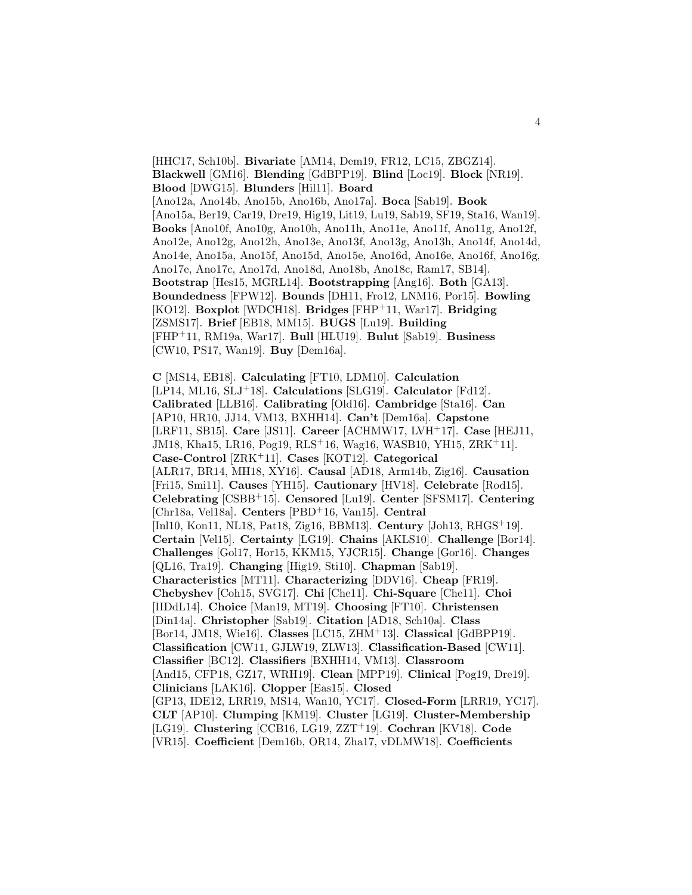[HHC17, Sch10b]. **Bivariate** [AM14, Dem19, FR12, LC15, ZBGZ14]. **Blackwell** [GM16]. **Blending** [GdBPP19]. **Blind** [Loc19]. **Block** [NR19]. **Blood** [DWG15]. **Blunders** [Hil11]. **Board** [Ano12a, Ano14b, Ano15b, Ano16b, Ano17a]. **Boca** [Sab19]. **Book** [Ano15a, Ber19, Car19, Dre19, Hig19, Lit19, Lu19, Sab19, SF19, Sta16, Wan19]. **Books** [Ano10f, Ano10g, Ano10h, Ano11h, Ano11e, Ano11f, Ano11g, Ano12f, Ano12e, Ano12g, Ano12h, Ano13e, Ano13f, Ano13g, Ano13h, Ano14f, Ano14d, Ano14e, Ano15a, Ano15f, Ano15d, Ano15e, Ano16d, Ano16e, Ano16f, Ano16g, Ano17e, Ano17c, Ano17d, Ano18d, Ano18b, Ano18c, Ram17, SB14]. **Bootstrap** [Hes15, MGRL14]. **Bootstrapping** [Ang16]. **Both** [GA13]. **Boundedness** [FPW12]. **Bounds** [DH11, Fro12, LNM16, Por15]. **Bowling** [KO12]. **Boxplot** [WDCH18]. **Bridges** [FHP+11, War17]. **Bridging** [ZSMS17]. **Brief** [EB18, MM15]. **BUGS** [Lu19]. **Building** [FHP+11, RM19a, War17]. **Bull** [HLU19]. **Bulut** [Sab19]. **Business** [CW10, PS17, Wan19]. **Buy** [Dem16a].

**C** [MS14, EB18]. **Calculating** [FT10, LDM10]. **Calculation** [LP14, ML16, SLJ+18]. **Calculations** [SLG19]. **Calculator** [Fd12]. **Calibrated** [LLB16]. **Calibrating** [Old16]. **Cambridge** [Sta16]. **Can** [AP10, HR10, JJ14, VM13, BXHH14]. **Can't** [Dem16a]. **Capstone** [LRF11, SB15]. **Care** [JS11]. **Career** [ACHMW17, LVH+17]. **Case** [HEJ11, JM18, Kha15, LR16, Pog19, RLS+16, Wag16, WASB10, YH15, ZRK+11]. **Case-Control** [ZRK+11]. **Cases** [KOT12]. **Categorical** [ALR17, BR14, MH18, XY16]. **Causal** [AD18, Arm14b, Zig16]. **Causation** [Fri15, Smi11]. **Causes** [YH15]. **Cautionary** [HV18]. **Celebrate** [Rod15]. **Celebrating** [CSBB+15]. **Censored** [Lu19]. **Center** [SFSM17]. **Centering** [Chr18a, Vel18a]. **Centers** [PBD+16, Van15]. **Central** [Inl10, Kon11, NL18, Pat18, Zig16, BBM13]. **Century** [Joh13, RHGS+19]. **Certain** [Vel15]. **Certainty** [LG19]. **Chains** [AKLS10]. **Challenge** [Bor14]. **Challenges** [Gol17, Hor15, KKM15, YJCR15]. **Change** [Gor16]. **Changes** [QL16, Tra19]. **Changing** [Hig19, Sti10]. **Chapman** [Sab19]. **Characteristics** [MT11]. **Characterizing** [DDV16]. **Cheap** [FR19]. **Chebyshev** [Coh15, SVG17]. **Chi** [Che11]. **Chi-Square** [Che11]. **Choi** [IIDdL14]. **Choice** [Man19, MT19]. **Choosing** [FT10]. **Christensen** [Din14a]. **Christopher** [Sab19]. **Citation** [AD18, Sch10a]. **Class** [Bor14, JM18, Wie16]. **Classes** [LC15, ZHM+13]. **Classical** [GdBPP19]. **Classification** [CW11, GJLW19, ZLW13]. **Classification-Based** [CW11]. **Classifier** [BC12]. **Classifiers** [BXHH14, VM13]. **Classroom** [And15, CFP18, GZ17, WRH19]. **Clean** [MPP19]. **Clinical** [Pog19, Dre19]. **Clinicians** [LAK16]. **Clopper** [Eas15]. **Closed** [GP13, IDE12, LRR19, MS14, Wan10, YC17]. **Closed-Form** [LRR19, YC17]. **CLT** [AP10]. **Clumping** [KM19]. **Cluster** [LG19]. **Cluster-Membership** [LG19]. **Clustering** [CCB16, LG19, ZZT+19]. **Cochran** [KV18]. **Code** [VR15]. **Coefficient** [Dem16b, OR14, Zha17, vDLMW18]. **Coefficients**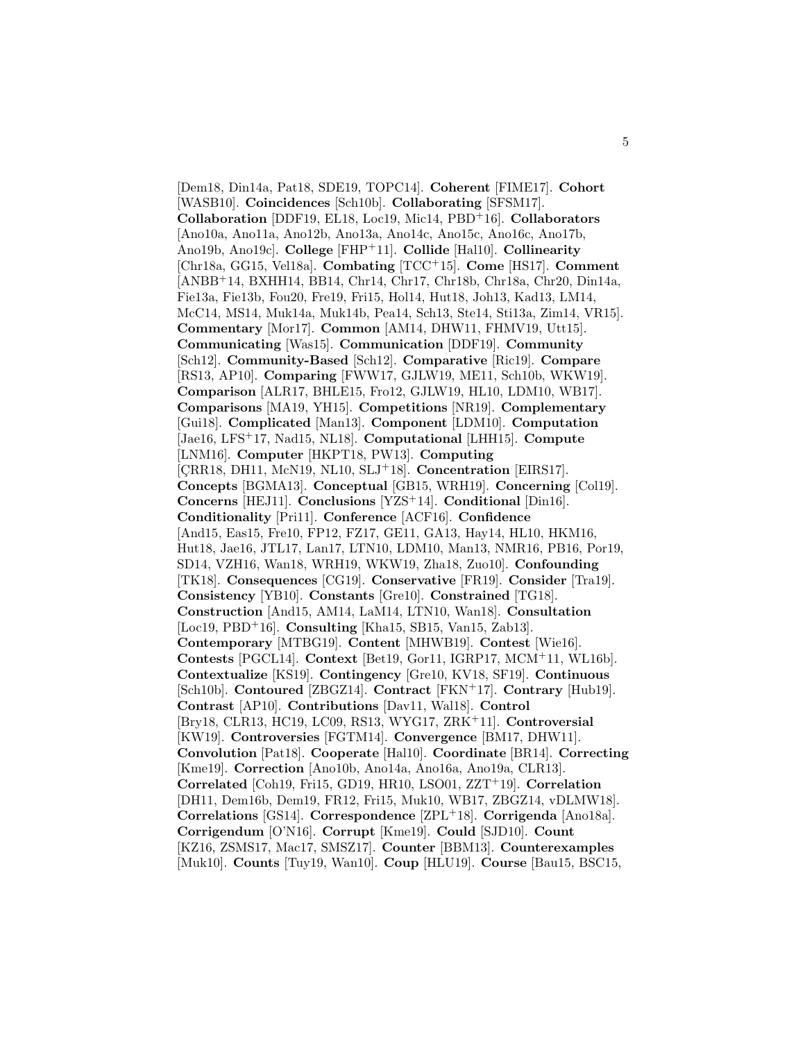[Dem18, Din14a, Pat18, SDE19, TOPC14]. **Coherent** [FIME17]. **Cohort** [WASB10]. **Coincidences** [Sch10b]. **Collaborating** [SFSM17]. **Collaboration** [DDF19, EL18, Loc19, Mic14, PBD+16]. **Collaborators** [Ano10a, Ano11a, Ano12b, Ano13a, Ano14c, Ano15c, Ano16c, Ano17b, Ano19b, Ano19c]. **College** [FHP+11]. **Collide** [Hal10]. **Collinearity** [Chr18a, GG15, Vel18a]. **Combating** [TCC+15]. **Come** [HS17]. **Comment** [ANBB+14, BXHH14, BB14, Chr14, Chr17, Chr18b, Chr18a, Chr20, Din14a, Fie13a, Fie13b, Fou20, Fre19, Fri15, Hol14, Hut18, Joh13, Kad13, LM14, McC14, MS14, Muk14a, Muk14b, Pea14, Sch13, Ste14, Sti13a, Zim14, VR15]. **Commentary** [Mor17]. **Common** [AM14, DHW11, FHMV19, Utt15]. **Communicating** [Was15]. **Communication** [DDF19]. **Community** [Sch12]. **Community-Based** [Sch12]. **Comparative** [Ric19]. **Compare** [RS13, AP10]. **Comparing** [FWW17, GJLW19, ME11, Sch10b, WKW19]. **Comparison** [ALR17, BHLE15, Fro12, GJLW19, HL10, LDM10, WB17]. **Comparisons** [MA19, YH15]. **Competitions** [NR19]. **Complementary** [Gui18]. **Complicated** [Man13]. **Component** [LDM10]. **Computation** [Jae16, LFS+17, Nad15, NL18]. **Computational** [LHH15]. **Compute** [LNM16]. **Computer** [HKPT18, PW13]. **Computing** [ÇRR18, DH11, McN19, NL10, SLJ+18]. **Concentration** [EIRS17]. **Concepts** [BGMA13]. **Conceptual** [GB15, WRH19]. **Concerning** [Col19]. **Concerns** [HEJ11]. **Conclusions** [YZS+14]. **Conditional** [Din16]. **Conditionality** [Pri11]. **Conference** [ACF16]. **Confidence** [And15, Eas15, Fre10, FP12, FZ17, GE11, GA13, Hay14, HL10, HKM16, Hut18, Jae16, JTL17, Lan17, LTN10, LDM10, Man13, NMR16, PB16, Por19, SD14, VZH16, Wan18, WRH19, WKW19, Zha18, Zuo10]. **Confounding** [TK18]. **Consequences** [CG19]. **Conservative** [FR19]. **Consider** [Tra19]. **Consistency** [YB10]. **Constants** [Gre10]. **Constrained** [TG18]. **Construction** [And15, AM14, LaM14, LTN10, Wan18]. **Consultation** [Loc19, PBD+16]. **Consulting** [Kha15, SB15, Van15, Zab13]. **Contemporary** [MTBG19]. **Content** [MHWB19]. **Contest** [Wie16]. **Contests** [PGCL14]. **Context** [Bet19, Gor11, IGRP17, MCM+11, WL16b]. **Contextualize** [KS19]. **Contingency** [Gre10, KV18, SF19]. **Continuous** [Sch10b]. **Contoured** [ZBGZ14]. **Contract** [FKN+17]. **Contrary** [Hub19]. **Contrast** [AP10]. **Contributions** [Dav11, Wal18]. **Control** [Bry18, CLR13, HC19, LC09, RS13, WYG17, ZRK+11]. **Controversial** [KW19]. **Controversies** [FGTM14]. **Convergence** [BM17, DHW11]. **Convolution** [Pat18]. **Cooperate** [Hal10]. **Coordinate** [BR14]. **Correcting** [Kme19]. **Correction** [Ano10b, Ano14a, Ano16a, Ano19a, CLR13]. **Correlated** [Coh19, Fri15, GD19, HR10, LSO01, ZZT+19]. **Correlation** [DH11, Dem16b, Dem19, FR12, Fri15, Muk10, WB17, ZBGZ14, vDLMW18]. **Correlations** [GS14]. **Correspondence** [ZPL+18]. **Corrigenda** [Ano18a]. **Corrigendum** [O'N16]. **Corrupt** [Kme19]. **Could** [SJD10]. **Count** [KZ16, ZSMS17, Mac17, SMSZ17]. **Counter** [BBM13]. **Counterexamples** [Muk10]. **Counts** [Tuy19, Wan10]. **Coup** [HLU19]. **Course** [Bau15, BSC15,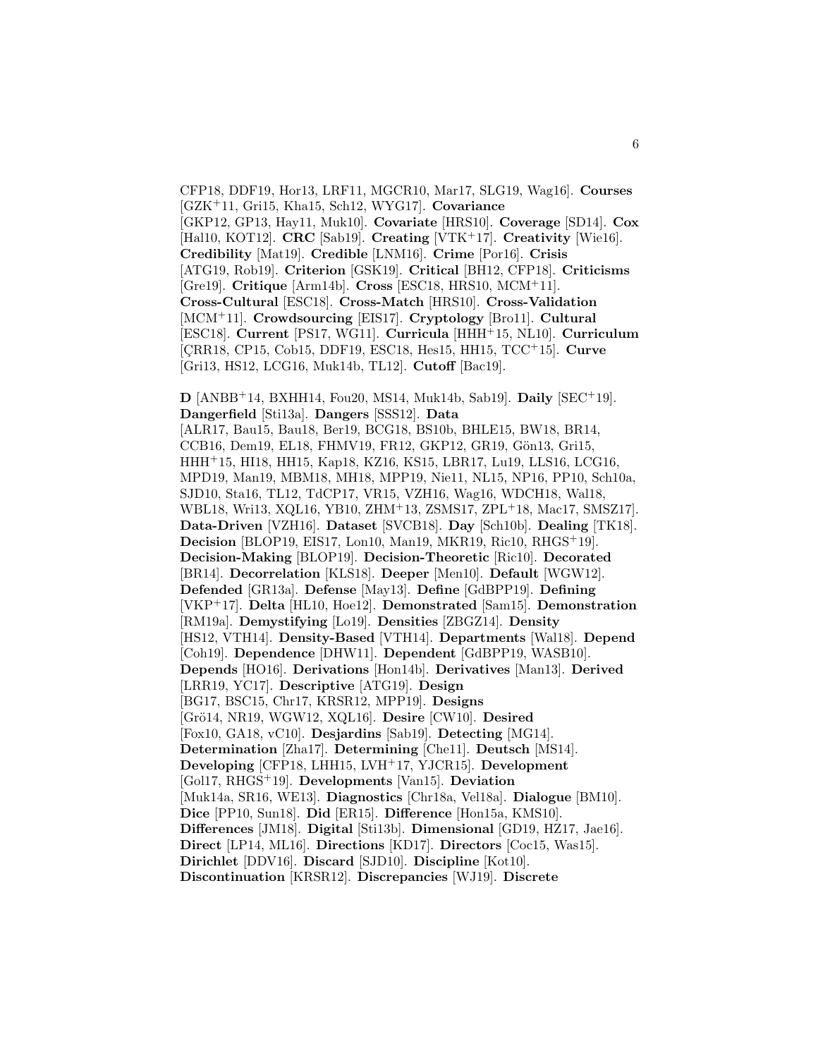CFP18, DDF19, Hor13, LRF11, MGCR10, Mar17, SLG19, Wag16]. **Courses** [GZK+11, Gri15, Kha15, Sch12, WYG17]. **Covariance** [GKP12, GP13, Hay11, Muk10]. **Covariate** [HRS10]. **Coverage** [SD14]. **Cox** [Hal10, KOT12]. **CRC** [Sab19]. **Creating** [VTK+17]. **Creativity** [Wie16]. **Credibility** [Mat19]. **Credible** [LNM16]. **Crime** [Por16]. **Crisis** [ATG19, Rob19]. **Criterion** [GSK19]. **Critical** [BH12, CFP18]. **Criticisms** [Gre19]. **Critique** [Arm14b]. **Cross** [ESC18, HRS10, MCM+11]. **Cross-Cultural** [ESC18]. **Cross-Match** [HRS10]. **Cross-Validation** [MCM+11]. **Crowdsourcing** [EIS17]. **Cryptology** [Bro11]. **Cultural** [ESC18]. **Current** [PS17, WG11]. **Curricula** [HHH+15, NL10]. **Curriculum** [ÇRR18, CP15, Cob15, DDF19, ESC18, Hes15, HH15, TCC+15]. **Curve** [Gri13, HS12, LCG16, Muk14b, TL12]. **Cutoff** [Bac19].

**D** [ANBB+14, BXHH14, Fou20, MS14, Muk14b, Sab19]. **Daily** [SEC+19]. **Dangerfield** [Sti13a]. **Dangers** [SSS12]. **Data** [ALR17, Bau15, Bau18, Ber19, BCG18, BS10b, BHLE15, BW18, BR14, CCB16, Dem19, EL18, FHMV19, FR12, GKP12, GR19, Gön13, Gri15, HHH+15, HI18, HH15, Kap18, KZ16, KS15, LBR17, Lu19, LLS16, LCG16, MPD19, Man19, MBM18, MH18, MPP19, Nie11, NL15, NP16, PP10, Sch10a, SJD10, Sta16, TL12, TdCP17, VR15, VZH16, Wag16, WDCH18, Wal18, WBL18, Wri13, XQL16, YB10, ZHM+13, ZSMS17, ZPL+18, Mac17, SMSZ17]. **Data-Driven** [VZH16]. **Dataset** [SVCB18]. **Day** [Sch10b]. **Dealing** [TK18]. **Decision** [BLOP19, EIS17, Lon10, Man19, MKR19, Ric10, RHGS+19]. **Decision-Making** [BLOP19]. **Decision-Theoretic** [Ric10]. **Decorated** [BR14]. **Decorrelation** [KLS18]. **Deeper** [Men10]. **Default** [WGW12]. **Defended** [GR13a]. **Defense** [May13]. **Define** [GdBPP19]. **Defining** [VKP+17]. **Delta** [HL10, Hoe12]. **Demonstrated** [Sam15]. **Demonstration** [RM19a]. **Demystifying** [Lo19]. **Densities** [ZBGZ14]. **Density** [HS12, VTH14]. **Density-Based** [VTH14]. **Departments** [Wal18]. **Depend** [Coh19]. **Dependence** [DHW11]. **Dependent** [GdBPP19, WASB10]. **Depends** [HO16]. **Derivations** [Hon14b]. **Derivatives** [Man13]. **Derived** [LRR19, YC17]. **Descriptive** [ATG19]. **Design** [BG17, BSC15, Chr17, KRSR12, MPP19]. **Designs** [Grö14, NR19, WGW12, XQL16]. **Desire** [CW10]. **Desired** [Fox10, GA18, vC10]. **Desjardins** [Sab19]. **Detecting** [MG14]. **Determination** [Zha17]. **Determining** [Che11]. **Deutsch** [MS14]. **Developing** [CFP18, LHH15, LVH+17, YJCR15]. **Development** [Gol17, RHGS+19]. **Developments** [Van15]. **Deviation** [Muk14a, SR16, WE13]. **Diagnostics** [Chr18a, Vel18a]. **Dialogue** [BM10]. **Dice** [PP10, Sun18]. **Did** [ER15]. **Difference** [Hon15a, KMS10]. **Differences** [JM18]. **Digital** [Sti13b]. **Dimensional** [GD19, HZ17, Jae16]. **Direct** [LP14, ML16]. **Directions** [KD17]. **Directors** [Coc15, Was15]. **Dirichlet** [DDV16]. **Discard** [SJD10]. **Discipline** [Kot10]. **Discontinuation** [KRSR12]. **Discrepancies** [WJ19]. **Discrete**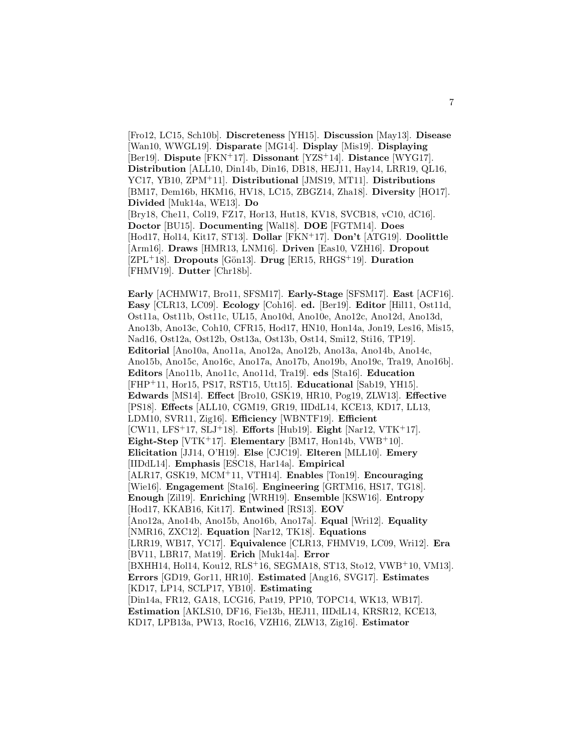[Fro12, LC15, Sch10b]. **Discreteness** [YH15]. **Discussion** [May13]. **Disease** [Wan10, WWGL19]. **Disparate** [MG14]. **Display** [Mis19]. **Displaying** [Ber19]. **Dispute** [FKN+17]. **Dissonant** [YZS+14]. **Distance** [WYG17]. **Distribution** [ALL10, Din14b, Din16, DB18, HEJ11, Hay14, LRR19, QL16, YC17, YB10, ZPM+11]. **Distributional** [JMS19, MT11]. **Distributions** [BM17, Dem16b, HKM16, HV18, LC15, ZBGZ14, Zha18]. **Diversity** [HO17]. **Divided** [Muk14a, WE13]. **Do** [Bry18, Che11, Col19, FZ17, Hor13, Hut18, KV18, SVCB18, vC10, dC16]. **Doctor** [BU15]. **Documenting** [Wal18]. **DOE** [FGTM14]. **Does** [Hod17, Hol14, Kit17, ST13]. **Dollar** [FKN+17]. **Don't** [ATG19]. **Doolittle** [Arm16]. **Draws** [HMR13, LNM16]. **Driven** [Eas10, VZH16]. **Dropout** [ZPL+18]. **Dropouts** [Gön13]. **Drug** [ER15, RHGS+19]. **Duration** [FHMV19]. **Dutter** [Chr18b].

**Early** [ACHMW17, Bro11, SFSM17]. **Early-Stage** [SFSM17]. **East** [ACF16]. **Easy** [CLR13, LC09]. **Ecology** [Coh16]. **ed.** [Ber19]. **Editor** [Hil11, Ost11d, Ost11a, Ost11b, Ost11c, UL15, Ano10d, Ano10e, Ano12c, Ano12d, Ano13d, Ano13b, Ano13c, Coh10, CFR15, Hod17, HN10, Hon14a, Jon19, Les16, Mis15, Nad16, Ost12a, Ost12b, Ost13a, Ost13b, Ost14, Smi12, Sti16, TP19]. **Editorial** [Ano10a, Ano11a, Ano12a, Ano12b, Ano13a, Ano14b, Ano14c, Ano15b, Ano15c, Ano16c, Ano17a, Ano17b, Ano19b, Ano19c, Tra19, Ano16b]. **Editors** [Ano11b, Ano11c, Ano11d, Tra19]. **eds** [Sta16]. **Education** [FHP+11, Hor15, PS17, RST15, Utt15]. **Educational** [Sab19, YH15]. **Edwards** [MS14]. **Effect** [Bro10, GSK19, HR10, Pog19, ZLW13]. **Effective** [PS18]. **Effects** [ALL10, CGM19, GR19, IIDdL14, KCE13, KD17, LL13, LDM10, SVR11, Zig16]. **Efficiency** [WBNTF19]. **Efficient** [CW11, LFS+17, SLJ+18]. **Efforts** [Hub19]. **Eight** [Nar12, VTK+17]. **Eight-Step** [VTK+17]. **Elementary** [BM17, Hon14b, VWB+10]. **Elicitation** [JJ14, O'H19]. **Else** [CJC19]. **Elteren** [MLL10]. **Emery** [IIDdL14]. **Emphasis** [ESC18, Har14a]. **Empirical** [ALR17, GSK19, MCM+11, VTH14]. **Enables** [Ton19]. **Encouraging** [Wie16]. **Engagement** [Sta16]. **Engineering** [GRTM16, HS17, TG18]. **Enough** [Zil19]. **Enriching** [WRH19]. **Ensemble** [KSW16]. **Entropy** [Hod17, KKAB16, Kit17]. **Entwined** [RS13]. **EOV** [Ano12a, Ano14b, Ano15b, Ano16b, Ano17a]. **Equal** [Wri12]. **Equality** [NMR16, ZXC12]. **Equation** [Nar12, TK18]. **Equations** [LRR19, WB17, YC17]. **Equivalence** [CLR13, FHMV19, LC09, Wri12]. **Era** [BV11, LBR17, Mat19]. **Erich** [Muk14a]. **Error** [BXHH14, Hol14, Kou12, RLS+16, SEGMA18, ST13, Sto12, VWB+10, VM13]. **Errors** [GD19, Gor11, HR10]. **Estimated** [Ang16, SVG17]. **Estimates** [KD17, LP14, SCLP17, YB10]. **Estimating** [Din14a, FR12, GA18, LCG16, Pat19, PP10, TOPC14, WK13, WB17]. **Estimation** [AKLS10, DF16, Fie13b, HEJ11, IIDdL14, KRSR12, KCE13, KD17, LPB13a, PW13, Roc16, VZH16, ZLW13, Zig16]. **Estimator**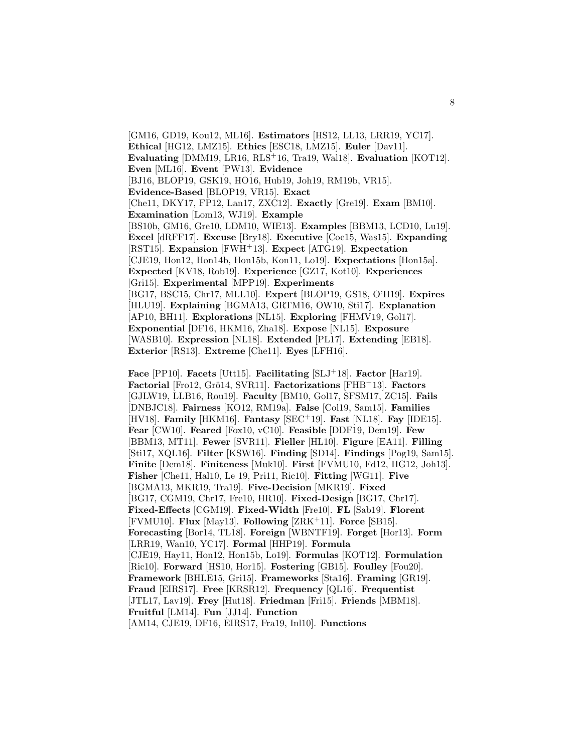[GM16, GD19, Kou12, ML16]. **Estimators** [HS12, LL13, LRR19, YC17]. **Ethical** [HG12, LMZ15]. **Ethics** [ESC18, LMZ15]. **Euler** [Dav11]. **Evaluating** [DMM19, LR16, RLS+16, Tra19, Wal18]. **Evaluation** [KOT12]. **Even** [ML16]. **Event** [PW13]. **Evidence** [BJ16, BLOP19, GSK19, HO16, Hub19, Joh19, RM19b, VR15]. **Evidence-Based** [BLOP19, VR15]. **Exact** [Che11, DKY17, FP12, Lan17, ZXC12]. **Exactly** [Gre19]. **Exam** [BM10]. **Examination** [Lom13, WJ19]. **Example** [BS10b, GM16, Gre10, LDM10, WIE13]. **Examples** [BBM13, LCD10, Lu19]. **Excel** [dRFF17]. **Excuse** [Bry18]. **Executive** [Coc15, Was15]. **Expanding** [RST15]. **Expansion** [FWH+13]. **Expect** [ATG19]. **Expectation** [CJE19, Hon12, Hon14b, Hon15b, Kon11, Lo19]. **Expectations** [Hon15a]. **Expected** [KV18, Rob19]. **Experience** [GZ17, Kot10]. **Experiences** [Gri15]. **Experimental** [MPP19]. **Experiments** [BG17, BSC15, Chr17, MLL10]. **Expert** [BLOP19, GS18, O'H19]. **Expires** [HLU19]. **Explaining** [BGMA13, GRTM16, OW10, Sti17]. **Explanation** [AP10, BH11]. **Explorations** [NL15]. **Exploring** [FHMV19, Gol17]. **Exponential** [DF16, HKM16, Zha18]. **Expose** [NL15]. **Exposure** [WASB10]. **Expression** [NL18]. **Extended** [PL17]. **Extending** [EB18]. **Exterior** [RS13]. **Extreme** [Che11]. **Eyes** [LFH16].

**Face** [PP10]. **Facets** [Utt15]. **Facilitating** [SLJ+18]. **Factor** [Har19]. **Factorial** [Fro12, Grö14, SVR11]. **Factorizations** [FHB+13]. **Factors** [GJLW19, LLB16, Rou19]. **Faculty** [BM10, Gol17, SFSM17, ZC15]. **Fails** [DNBJC18]. **Fairness** [KO12, RM19a]. **False** [Col19, Sam15]. **Families** [HV18]. **Family** [HKM16]. **Fantasy** [SEC+19]. **Fast** [NL18]. **Fay** [IDE15]. **Fear** [CW10]. **Feared** [Fox10, vC10]. **Feasible** [DDF19, Dem19]. **Few** [BBM13, MT11]. **Fewer** [SVR11]. **Fieller** [HL10]. **Figure** [EA11]. **Filling** [Sti17, XQL16]. **Filter** [KSW16]. **Finding** [SD14]. **Findings** [Pog19, Sam15]. **Finite** [Dem18]. **Finiteness** [Muk10]. **First** [FVMU10, Fd12, HG12, Joh13]. **Fisher** [Che11, Hal10, Le 19, Pri11, Ric10]. **Fitting** [WG11]. **Five** [BGMA13, MKR19, Tra19]. **Five-Decision** [MKR19]. **Fixed** [BG17, CGM19, Chr17, Fre10, HR10]. **Fixed-Design** [BG17, Chr17]. **Fixed-Effects** [CGM19]. **Fixed-Width** [Fre10]. **FL** [Sab19]. **Florent** [FVMU10]. **Flux** [May13]. **Following** [ZRK+11]. **Force** [SB15]. **Forecasting** [Bor14, TL18]. **Foreign** [WBNTF19]. **Forget** [Hor13]. **Form** [LRR19, Wan10, YC17]. **Formal** [HHP19]. **Formula** [CJE19, Hay11, Hon12, Hon15b, Lo19]. **Formulas** [KOT12]. **Formulation** [Ric10]. **Forward** [HS10, Hor15]. **Fostering** [GB15]. **Foulley** [Fou20]. **Framework** [BHLE15, Gri15]. **Frameworks** [Sta16]. **Framing** [GR19]. **Fraud** [EIRS17]. **Free** [KRSR12]. **Frequency** [QL16]. **Frequentist** [JTL17, Lav19]. **Frey** [Hut18]. **Friedman** [Fri15]. **Friends** [MBM18]. **Fruitful** [LM14]. **Fun** [JJ14]. **Function** [AM14, CJE19, DF16, EIRS17, Fra19, Inl10]. **Functions**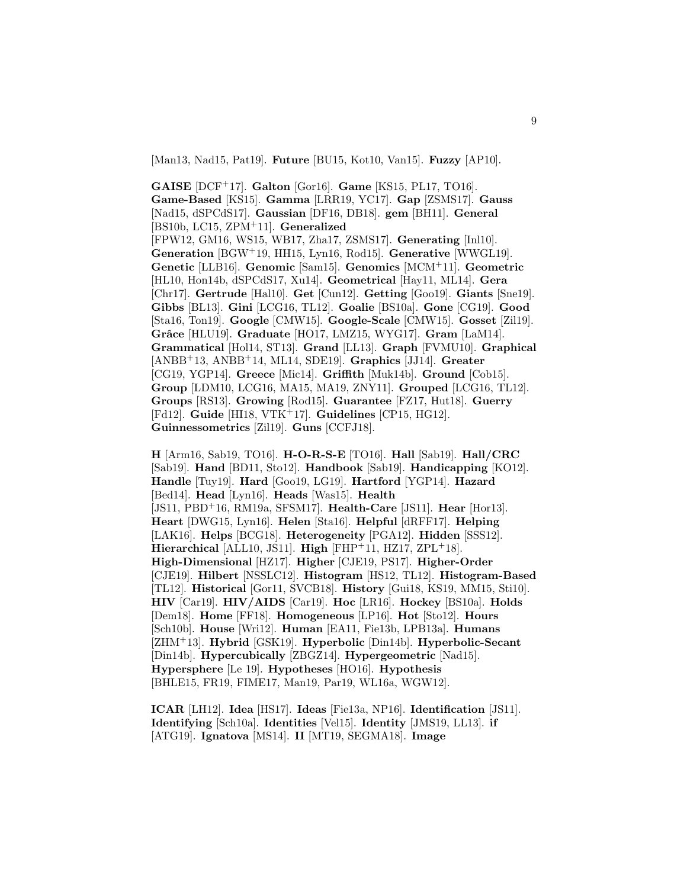[Man13, Nad15, Pat19]. **Future** [BU15, Kot10, Van15]. **Fuzzy** [AP10].

**GAISE** [DCF+17]. **Galton** [Gor16]. **Game** [KS15, PL17, TO16]. **Game-Based** [KS15]. **Gamma** [LRR19, YC17]. **Gap** [ZSMS17]. **Gauss** [Nad15, dSPCdS17]. **Gaussian** [DF16, DB18]. **gem** [BH11]. **General** [BS10b, LC15, ZPM+11]. **Generalized** [FPW12, GM16, WS15, WB17, Zha17, ZSMS17]. **Generating** [Inl10]. **Generation** [BGW+19, HH15, Lyn16, Rod15]. **Generative** [WWGL19]. **Genetic** [LLB16]. **Genomic** [Sam15]. **Genomics** [MCM+11]. **Geometric** [HL10, Hon14b, dSPCdS17, Xu14]. **Geometrical** [Hay11, ML14]. **Gera** [Chr17]. **Gertrude** [Hal10]. **Get** [Cun12]. **Getting** [Goo19]. **Giants** [Sne19]. **Gibbs** [BL13]. **Gini** [LCG16, TL12]. **Goalie** [BS10a]. **Gone** [CG19]. **Good** [Sta16, Ton19]. **Google** [CMW15]. **Google-Scale** [CMW15]. **Gosset** [Zil19]. **Grâce** [HLU19]. **Graduate** [HO17, LMZ15, WYG17]. **Gram** [LaM14]. **Grammatical** [Hol14, ST13]. **Grand** [LL13]. **Graph** [FVMU10]. **Graphical** [ANBB+13, ANBB+14, ML14, SDE19]. **Graphics** [JJ14]. **Greater** [CG19, YGP14]. **Greece** [Mic14]. **Griffith** [Muk14b]. **Ground** [Cob15]. **Group** [LDM10, LCG16, MA15, MA19, ZNY11]. **Grouped** [LCG16, TL12]. **Groups** [RS13]. **Growing** [Rod15]. **Guarantee** [FZ17, Hut18]. **Guerry** [Fd12]. **Guide** [HI18, VTK+17]. **Guidelines** [CP15, HG12]. **Guinnessometrics** [Zil19]. **Guns** [CCFJ18].

**H** [Arm16, Sab19, TO16]. **H-O-R-S-E** [TO16]. **Hall** [Sab19]. **Hall/CRC** [Sab19]. **Hand** [BD11, Sto12]. **Handbook** [Sab19]. **Handicapping** [KO12]. **Handle** [Tuy19]. **Hard** [Goo19, LG19]. **Hartford** [YGP14]. **Hazard** [Bed14]. **Head** [Lyn16]. **Heads** [Was15]. **Health** [JS11, PBD+16, RM19a, SFSM17]. **Health-Care** [JS11]. **Hear** [Hor13]. **Heart** [DWG15, Lyn16]. **Helen** [Sta16]. **Helpful** [dRFF17]. **Helping** [LAK16]. **Helps** [BCG18]. **Heterogeneity** [PGA12]. **Hidden** [SSS12]. **Hierarchical** [ALL10, JS11]. **High** [FHP+11, HZ17, ZPL+18]. **High-Dimensional** [HZ17]. **Higher** [CJE19, PS17]. **Higher-Order** [CJE19]. **Hilbert** [NSSLC12]. **Histogram** [HS12, TL12]. **Histogram-Based** [TL12]. **Historical** [Gor11, SVCB18]. **History** [Gui18, KS19, MM15, Sti10]. **HIV** [Car19]. **HIV/AIDS** [Car19]. **Hoc** [LR16]. **Hockey** [BS10a]. **Holds** [Dem18]. **Home** [FF18]. **Homogeneous** [LP16]. **Hot** [Sto12]. **Hours** [Sch10b]. **House** [Wri12]. **Human** [EA11, Fie13b, LPB13a]. **Humans** [ZHM+13]. **Hybrid** [GSK19]. **Hyperbolic** [Din14b]. **Hyperbolic-Secant** [Din14b]. **Hypercubically** [ZBGZ14]. **Hypergeometric** [Nad15]. **Hypersphere** [Le 19]. **Hypotheses** [HO16]. **Hypothesis** [BHLE15, FR19, FIME17, Man19, Par19, WL16a, WGW12].

**ICAR** [LH12]. **Idea** [HS17]. **Ideas** [Fie13a, NP16]. **Identification** [JS11]. **Identifying** [Sch10a]. **Identities** [Vel15]. **Identity** [JMS19, LL13]. **if** [ATG19]. **Ignatova** [MS14]. **II** [MT19, SEGMA18]. **Image**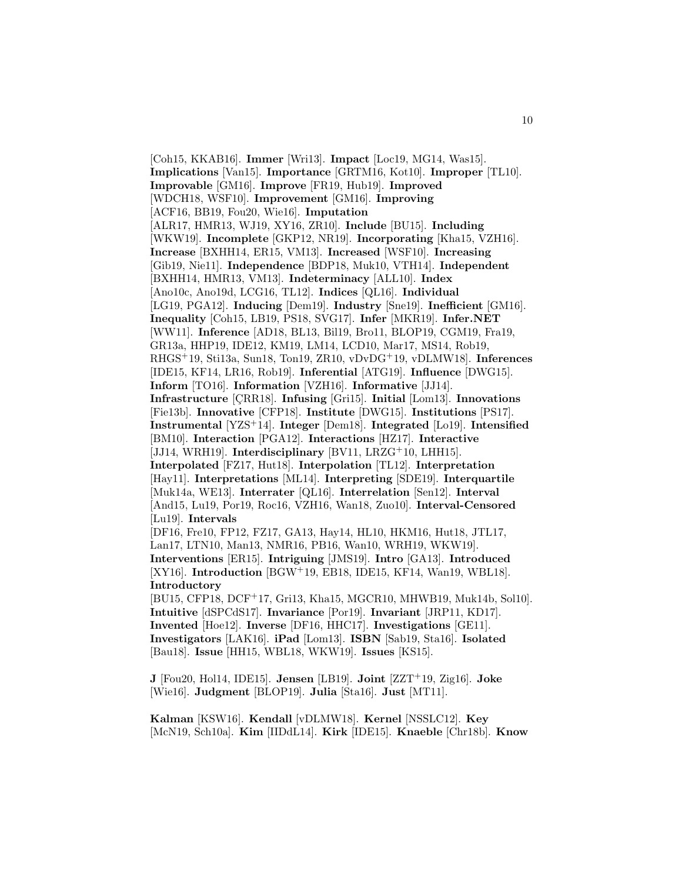[Coh15, KKAB16]. **Immer** [Wri13]. **Impact** [Loc19, MG14, Was15]. **Implications** [Van15]. **Importance** [GRTM16, Kot10]. **Improper** [TL10]. **Improvable** [GM16]. **Improve** [FR19, Hub19]. **Improved** [WDCH18, WSF10]. **Improvement** [GM16]. **Improving** [ACF16, BB19, Fou20, Wie16]. **Imputation** [ALR17, HMR13, WJ19, XY16, ZR10]. **Include** [BU15]. **Including** [WKW19]. **Incomplete** [GKP12, NR19]. **Incorporating** [Kha15, VZH16]. **Increase** [BXHH14, ER15, VM13]. **Increased** [WSF10]. **Increasing** [Gib19, Nie11]. **Independence** [BDP18, Muk10, VTH14]. **Independent** [BXHH14, HMR13, VM13]. **Indeterminacy** [ALL10]. **Index** [Ano10c, Ano19d, LCG16, TL12]. **Indices** [QL16]. **Individual** [LG19, PGA12]. **Inducing** [Dem19]. **Industry** [Sne19]. **Inefficient** [GM16]. **Inequality** [Coh15, LB19, PS18, SVG17]. **Infer** [MKR19]. **Infer.NET** [WW11]. **Inference** [AD18, BL13, Bil19, Bro11, BLOP19, CGM19, Fra19, GR13a, HHP19, IDE12, KM19, LM14, LCD10, Mar17, MS14, Rob19, RHGS+19, Sti13a, Sun18, Ton19, ZR10, vDvDG+19, vDLMW18]. **Inferences** [IDE15, KF14, LR16, Rob19]. **Inferential** [ATG19]. **Influence** [DWG15]. **Inform** [TO16]. **Information** [VZH16]. **Informative** [JJ14]. **Infrastructure** [ÇRR18]. **Infusing** [Gri15]. **Initial** [Lom13]. **Innovations** [Fie13b]. **Innovative** [CFP18]. **Institute** [DWG15]. **Institutions** [PS17]. **Instrumental** [YZS+14]. **Integer** [Dem18]. **Integrated** [Lo19]. **Intensified** [BM10]. **Interaction** [PGA12]. **Interactions** [HZ17]. **Interactive** [JJ14, WRH19]. **Interdisciplinary** [BV11, LRZG+10, LHH15]. **Interpolated** [FZ17, Hut18]. **Interpolation** [TL12]. **Interpretation** [Hay11]. **Interpretations** [ML14]. **Interpreting** [SDE19]. **Interquartile** [Muk14a, WE13]. **Interrater** [QL16]. **Interrelation** [Sen12]. **Interval** [And15, Lu19, Por19, Roc16, VZH16, Wan18, Zuo10]. **Interval-Censored** [Lu19]. **Intervals** [DF16, Fre10, FP12, FZ17, GA13, Hay14, HL10, HKM16, Hut18, JTL17, Lan17, LTN10, Man13, NMR16, PB16, Wan10, WRH19, WKW19]. **Interventions** [ER15]. **Intriguing** [JMS19]. **Intro** [GA13]. **Introduced** [XY16]. **Introduction** [BGW+19, EB18, IDE15, KF14, Wan19, WBL18]. **Introductory** [BU15, CFP18, DCF+17, Gri13, Kha15, MGCR10, MHWB19, Muk14b, Sol10]. **Intuitive** [dSPCdS17]. **Invariance** [Por19]. **Invariant** [JRP11, KD17]. **Invented** [Hoe12]. **Inverse** [DF16, HHC17]. **Investigations** [GE11]. **Investigators** [LAK16]. **iPad** [Lom13]. **ISBN** [Sab19, Sta16]. **Isolated** [Bau18]. **Issue** [HH15, WBL18, WKW19]. **Issues** [KS15].

**J** [Fou20, Hol14, IDE15]. **Jensen** [LB19]. **Joint** [ZZT+19, Zig16]. **Joke** [Wie16]. **Judgment** [BLOP19]. **Julia** [Sta16]. **Just** [MT11].

**Kalman** [KSW16]. **Kendall** [vDLMW18]. **Kernel** [NSSLC12]. **Key** [McN19, Sch10a]. **Kim** [IIDdL14]. **Kirk** [IDE15]. **Knaeble** [Chr18b]. **Know**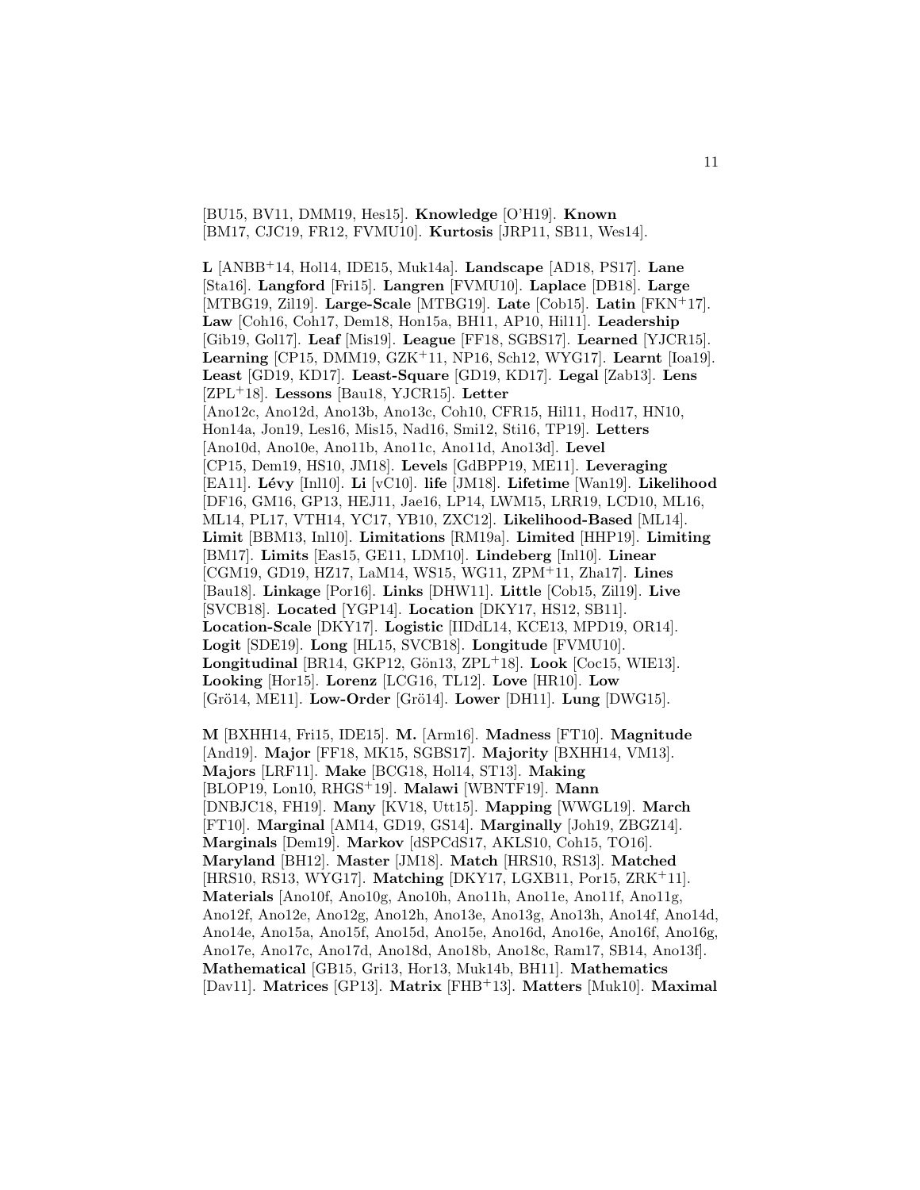[BU15, BV11, DMM19, Hes15]. **Knowledge** [O'H19]. **Known** [BM17, CJC19, FR12, FVMU10]. **Kurtosis** [JRP11, SB11, Wes14].

**L** [ANBB[+]14, Hol14, IDE15, Muk14a]. **Landscape** [AD18, PS17]. **Lane** [Sta16]. **Langford** [Fri15]. **Langren** [FVMU10]. **Laplace** [DB18]. **Large** [MTBG19, Zil19]. **Large-Scale** [MTBG19]. **Late** [Cob15]. **Latin** [FKN[+]17]. **Law** [Coh16, Coh17, Dem18, Hon15a, BH11, AP10, Hil11]. **Leadership** [Gib19, Gol17]. **Leaf** [Mis19]. **League** [FF18, SGBS17]. **Learned** [YJCR15]. **Learning** [CP15, DMM19, GZK[+]11, NP16, Sch12, WYG17]. **Learnt** [Ioa19]. **Least** [GD19, KD17]. **Least-Square** [GD19, KD17]. **Legal** [Zab13]. **Lens** [ZPL[+]18]. **Lessons** [Bau18, YJCR15]. **Letter** [Ano12c, Ano12d, Ano13b, Ano13c, Coh10, CFR15, Hil11, Hod17, HN10, Hon14a, Jon19, Les16, Mis15, Nad16, Smi12, Sti16, TP19]. **Letters** [Ano10d, Ano10e, Ano11b, Ano11c, Ano11d, Ano13d]. **Level** [CP15, Dem19, HS10, JM18]. **Levels** [GdBPP19, ME11]. **Leveraging** [EA11]. **Lévy** [Inl10]. **Li** [vC10]. **life** [JM18]. **Lifetime** [Wan19]. **Likelihood** [DF16, GM16, GP13, HEJ11, Jae16, LP14, LWM15, LRR19, LCD10, ML16, ML14, PL17, VTH14, YC17, YB10, ZXC12]. **Likelihood-Based** [ML14]. **Limit** [BBM13, Inl10]. **Limitations** [RM19a]. **Limited** [HHP19]. **Limiting** [BM17]. **Limits** [Eas15, GE11, LDM10]. **Lindeberg** [Inl10]. **Linear** [CGM19, GD19, HZ17, LaM14, WS15, WG11, ZPM[+]11, Zha17]. **Lines** [Bau18]. **Linkage** [Por16]. **Links** [DHW11]. **Little** [Cob15, Zil19]. **Live** [SVCB18]. **Located** [YGP14]. **Location** [DKY17, HS12, SB11]. **Location-Scale** [DKY17]. **Logistic** [IIDdL14, KCE13, MPD19, OR14]. **Logit** [SDE19]. **Long** [HL15, SVCB18]. **Longitude** [FVMU10]. **Longitudinal** [BR14, GKP12, Gön13, ZPL[+]18]. **Look** [Coc15, WIE13]. **Looking** [Hor15]. **Lorenz** [LCG16, TL12]. **Love** [HR10]. **Low** [Grö14, ME11]. **Low-Order** [Grö14]. **Lower** [DH11]. **Lung** [DWG15].

**M** [BXHH14, Fri15, IDE15]. **M.** [Arm16]. **Madness** [FT10]. **Magnitude** [And19]. **Major** [FF18, MK15, SGBS17]. **Majority** [BXHH14, VM13]. **Majors** [LRF11]. **Make** [BCG18, Hol14, ST13]. **Making** [BLOP19, Lon10, RHGS[+]19]. **Malawi** [WBNTF19]. **Mann** [DNBJC18, FH19]. **Many** [KV18, Utt15]. **Mapping** [WWGL19]. **March** [FT10]. **Marginal** [AM14, GD19, GS14]. **Marginally** [Joh19, ZBGZ14]. **Marginals** [Dem19]. **Markov** [dSPCdS17, AKLS10, Coh15, TO16]. **Maryland** [BH12]. **Master** [JM18]. **Match** [HRS10, RS13]. **Matched** [HRS10, RS13, WYG17]. **Matching** [DKY17, LGXB11, Por15, ZRK[+]11]. **Materials** [Ano10f, Ano10g, Ano10h, Ano11h, Ano11e, Ano11f, Ano11g, Ano12f, Ano12e, Ano12g, Ano12h, Ano13e, Ano13g, Ano13h, Ano14f, Ano14d, Ano14e, Ano15a, Ano15f, Ano15d, Ano15e, Ano16d, Ano16e, Ano16f, Ano16g, Ano17e, Ano17c, Ano17d, Ano18d, Ano18b, Ano18c, Ram17, SB14, Ano13f]. **Mathematical** [GB15, Gri13, Hor13, Muk14b, BH11]. **Mathematics** [Dav11]. **Matrices** [GP13]. **Matrix** [FHB[+]13]. **Matters** [Muk10]. **Maximal**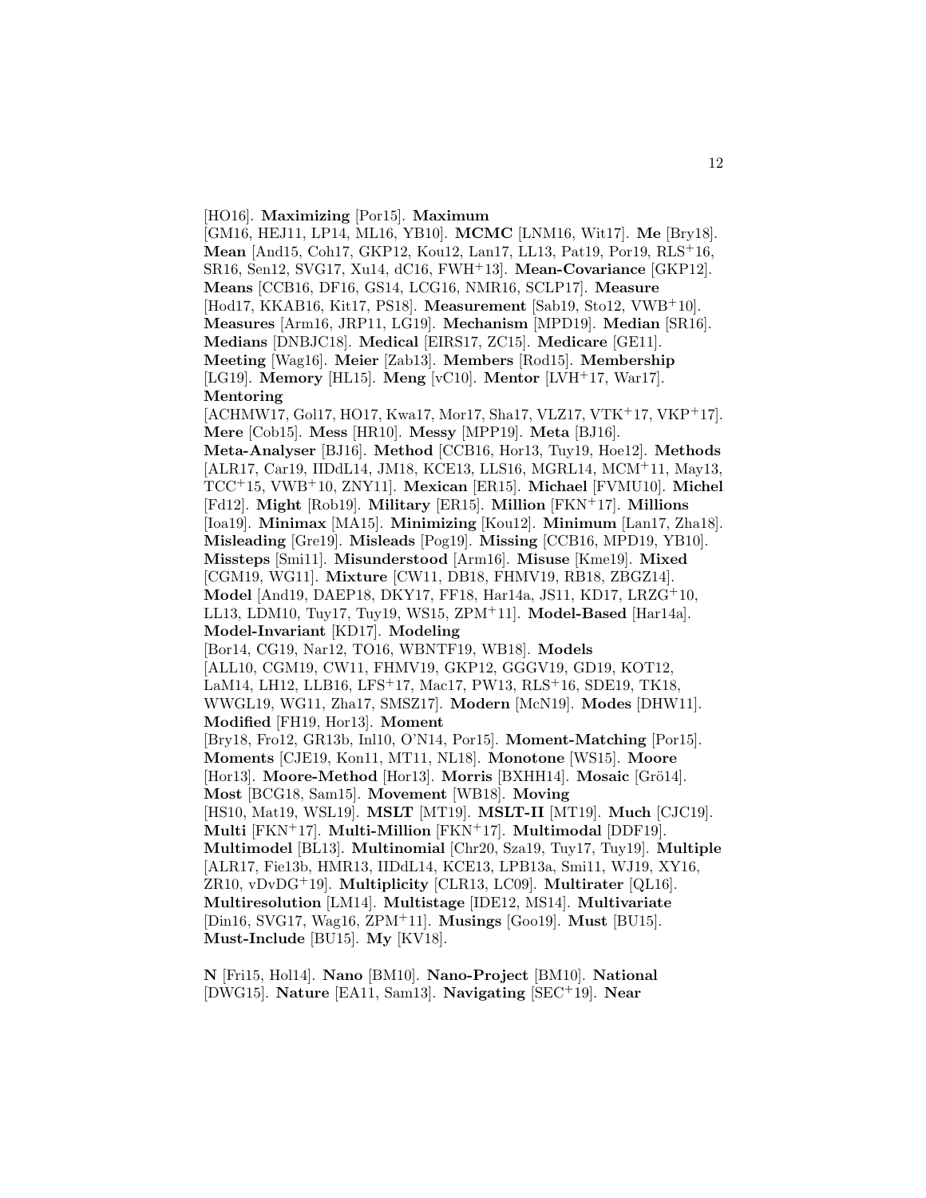[HO16]. **Maximizing** [Por15]. **Maximum** [GM16, HEJ11, LP14, ML16, YB10]. **MCMC** [LNM16, Wit17]. **Me** [Bry18]. **Mean** [And15, Coh17, GKP12, Kou12, Lan17, LL13, Pat19, Por19, RLS+16, SR16, Sen12, SVG17, Xu14, dC16, FWH+13]. **Mean-Covariance** [GKP12]. **Means** [CCB16, DF16, GS14, LCG16, NMR16, SCLP17]. **Measure** [Hod17, KKAB16, Kit17, PS18]. **Measurement** [Sab19, Sto12, VWB+10]. **Measures** [Arm16, JRP11, LG19]. **Mechanism** [MPD19]. **Median** [SR16]. **Medians** [DNBJC18]. **Medical** [EIRS17, ZC15]. **Medicare** [GE11]. **Meeting** [Wag16]. **Meier** [Zab13]. **Members** [Rod15]. **Membership** [LG19]. **Memory** [HL15]. **Meng** [vC10]. **Mentor** [LVH+17, War17]. **Mentoring** [ACHMW17, Gol17, HO17, Kwa17, Mor17, Sha17, VLZ17, VTK+17, VKP+17]. **Mere** [Cob15]. **Mess** [HR10]. **Messy** [MPP19]. **Meta** [BJ16]. **Meta-Analyser** [BJ16]. **Method** [CCB16, Hor13, Tuy19, Hoe12]. **Methods** [ALR17, Car19, IIDdL14, JM18, KCE13, LLS16, MGRL14, MCM+11, May13, TCC+15, VWB+10, ZNY11]. **Mexican** [ER15]. **Michael** [FVMU10]. **Michel** [Fd12]. **Might** [Rob19]. **Military** [ER15]. **Million** [FKN+17]. **Millions** [Ioa19]. **Minimax** [MA15]. **Minimizing** [Kou12]. **Minimum** [Lan17, Zha18]. **Misleading** [Gre19]. **Misleads** [Pog19]. **Missing** [CCB16, MPD19, YB10]. **Missteps** [Smi11]. **Misunderstood** [Arm16]. **Misuse** [Kme19]. **Mixed** [CGM19, WG11]. **Mixture** [CW11, DB18, FHMV19, RB18, ZBGZ14]. **Model** [And19, DAEP18, DKY17, FF18, Har14a, JS11, KD17, LRZG+10, LL13, LDM10, Tuy17, Tuy19, WS15, ZPM+11]. **Model-Based** [Har14a]. **Model-Invariant** [KD17]. **Modeling** [Bor14, CG19, Nar12, TO16, WBNTF19, WB18]. **Models** [ALL10, CGM19, CW11, FHMV19, GKP12, GGGV19, GD19, KOT12, LaM14, LH12, LLB16, LFS+17, Mac17, PW13, RLS+16, SDE19, TK18, WWGL19, WG11, Zha17, SMSZ17]. **Modern** [McN19]. **Modes** [DHW11]. **Modified** [FH19, Hor13]. **Moment** [Bry18, Fro12, GR13b, Inl10, O'N14, Por15]. **Moment-Matching** [Por15]. **Moments** [CJE19, Kon11, MT11, NL18]. **Monotone** [WS15]. **Moore** [Hor13]. **Moore-Method** [Hor13]. **Morris** [BXHH14]. **Mosaic** [Grö14]. **Most** [BCG18, Sam15]. **Movement** [WB18]. **Moving** [HS10, Mat19, WSL19]. **MSLT** [MT19]. **MSLT-II** [MT19]. **Much** [CJC19]. **Multi** [FKN+17]. **Multi-Million** [FKN+17]. **Multimodal** [DDF19]. **Multimodel** [BL13]. **Multinomial** [Chr20, Sza19, Tuy17, Tuy19]. **Multiple** [ALR17, Fie13b, HMR13, IIDdL14, KCE13, LPB13a, Smi11, WJ19, XY16, ZR10, vDvDG+19]. **Multiplicity** [CLR13, LC09]. **Multirater** [QL16]. **Multiresolution** [LM14]. **Multistage** [IDE12, MS14]. **Multivariate** [Din16, SVG17, Wag16, ZPM+11]. **Musings** [Goo19]. **Must** [BU15]. **Must-Include** [BU15]. **My** [KV18].

**N** [Fri15, Hol14]. **Nano** [BM10]. **Nano-Project** [BM10]. **National** [DWG15]. **Nature** [EA11, Sam13]. **Navigating** [SEC+19]. **Near**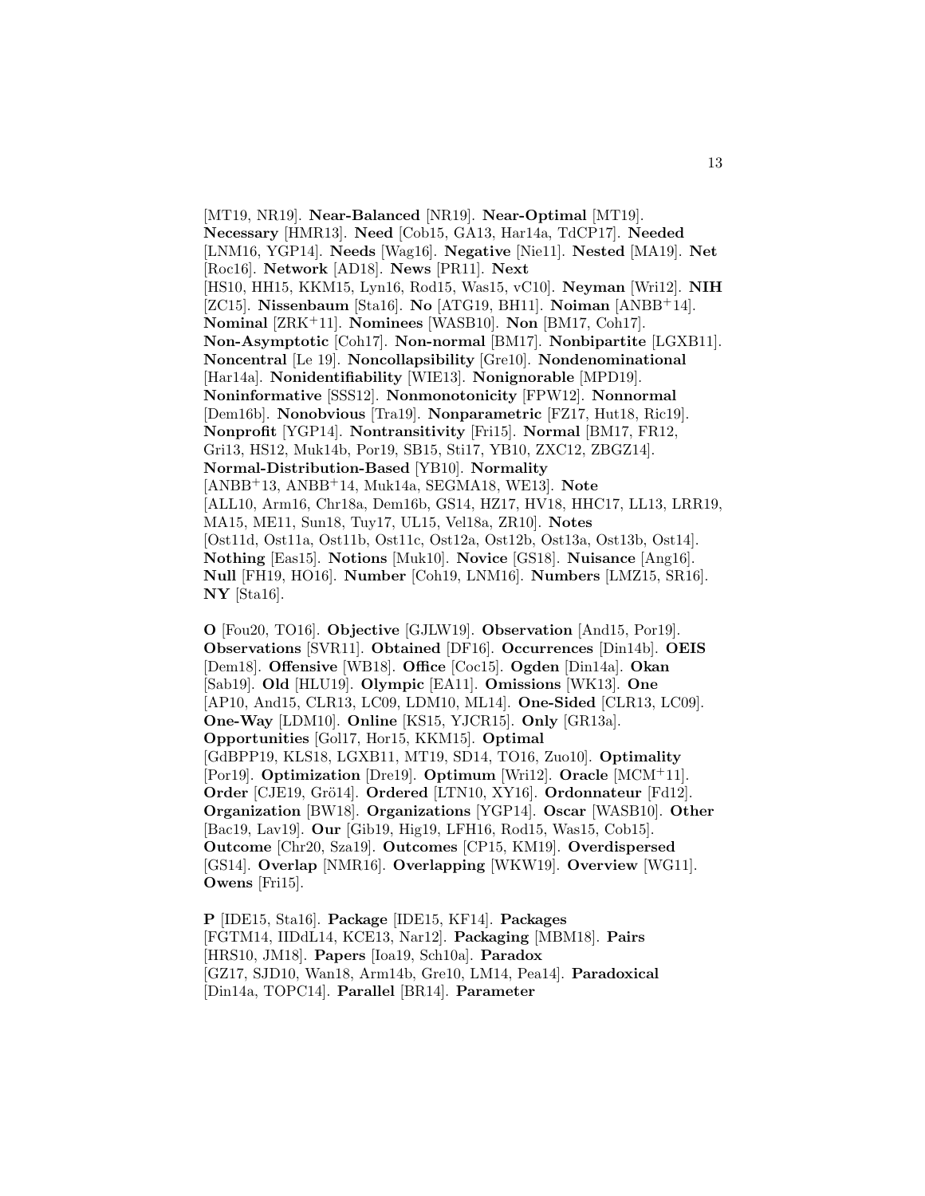[MT19, NR19]. **Near-Balanced** [NR19]. **Near-Optimal** [MT19]. **Necessary** [HMR13]. **Need** [Cob15, GA13, Har14a, TdCP17]. **Needed** [LNM16, YGP14]. **Needs** [Wag16]. **Negative** [Nie11]. **Nested** [MA19]. **Net** [Roc16]. **Network** [AD18]. **News** [PR11]. **Next** [HS10, HH15, KKM15, Lyn16, Rod15, Was15, vC10]. **Neyman** [Wri12]. **NIH** [ZC15]. **Nissenbaum** [Sta16]. **No** [ATG19, BH11]. **Noiman** [ANBB+14]. **Nominal** [ZRK+11]. **Nominees** [WASB10]. **Non** [BM17, Coh17]. **Non-Asymptotic** [Coh17]. **Non-normal** [BM17]. **Nonbipartite** [LGXB11]. **Noncentral** [Le 19]. **Noncollapsibility** [Gre10]. **Nondenominational** [Har14a]. **Nonidentifiability** [WIE13]. **Nonignorable** [MPD19]. **Noninformative** [SSS12]. **Nonmonotonicity** [FPW12]. **Nonnormal** [Dem16b]. **Nonobvious** [Tra19]. **Nonparametric** [FZ17, Hut18, Ric19]. **Nonprofit** [YGP14]. **Nontransitivity** [Fri15]. **Normal** [BM17, FR12, Gri13, HS12, Muk14b, Por19, SB15, Sti17, YB10, ZXC12, ZBGZ14]. **Normal-Distribution-Based** [YB10]. **Normality** [ANBB+13, ANBB+14, Muk14a, SEGMA18, WE13]. **Note** [ALL10, Arm16, Chr18a, Dem16b, GS14, HZ17, HV18, HHC17, LL13, LRR19, MA15, ME11, Sun18, Tuy17, UL15, Vel18a, ZR10]. **Notes** [Ost11d, Ost11a, Ost11b, Ost11c, Ost12a, Ost12b, Ost13a, Ost13b, Ost14]. **Nothing** [Eas15]. **Notions** [Muk10]. **Novice** [GS18]. **Nuisance** [Ang16]. **Null** [FH19, HO16]. **Number** [Coh19, LNM16]. **Numbers** [LMZ15, SR16]. **NY** [Sta16].

**O** [Fou20, TO16]. **Objective** [GJLW19]. **Observation** [And15, Por19]. **Observations** [SVR11]. **Obtained** [DF16]. **Occurrences** [Din14b]. **OEIS** [Dem18]. **Offensive** [WB18]. **Office** [Coc15]. **Ogden** [Din14a]. **Okan** [Sab19]. **Old** [HLU19]. **Olympic** [EA11]. **Omissions** [WK13]. **One** [AP10, And15, CLR13, LC09, LDM10, ML14]. **One-Sided** [CLR13, LC09]. **One-Way** [LDM10]. **Online** [KS15, YJCR15]. **Only** [GR13a]. **Opportunities** [Gol17, Hor15, KKM15]. **Optimal** [GdBPP19, KLS18, LGXB11, MT19, SD14, TO16, Zuo10]. **Optimality** [Por19]. **Optimization** [Dre19]. **Optimum** [Wri12]. **Oracle** [MCM+11]. **Order** [CJE19, Grö14]. **Ordered** [LTN10, XY16]. **Ordonnateur** [Fd12]. **Organization** [BW18]. **Organizations** [YGP14]. **Oscar** [WASB10]. **Other** [Bac19, Lav19]. **Our** [Gib19, Hig19, LFH16, Rod15, Was15, Cob15]. **Outcome** [Chr20, Sza19]. **Outcomes** [CP15, KM19]. **Overdispersed** [GS14]. **Overlap** [NMR16]. **Overlapping** [WKW19]. **Overview** [WG11]. **Owens** [Fri15].

**P** [IDE15, Sta16]. **Package** [IDE15, KF14]. **Packages** [FGTM14, IIDdL14, KCE13, Nar12]. **Packaging** [MBM18]. **Pairs** [HRS10, JM18]. **Papers** [Ioa19, Sch10a]. **Paradox** [GZ17, SJD10, Wan18, Arm14b, Gre10, LM14, Pea14]. **Paradoxical** [Din14a, TOPC14]. **Parallel** [BR14]. **Parameter**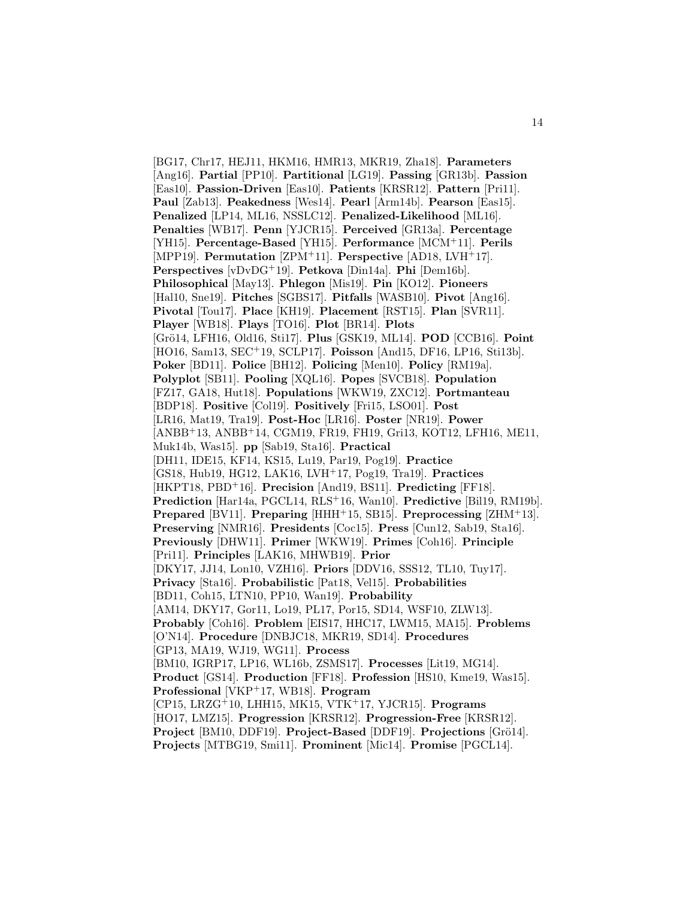[BG17, Chr17, HEJ11, HKM16, HMR13, MKR19, Zha18]. **Parameters** [Ang16]. **Partial** [PP10]. **Partitional** [LG19]. **Passing** [GR13b]. **Passion** [Eas10]. **Passion-Driven** [Eas10]. **Patients** [KRSR12]. **Pattern** [Pri11]. **Paul** [Zab13]. **Peakedness** [Wes14]. **Pearl** [Arm14b]. **Pearson** [Eas15]. **Penalized** [LP14, ML16, NSSLC12]. **Penalized-Likelihood** [ML16]. **Penalties** [WB17]. **Penn** [YJCR15]. **Perceived** [GR13a]. **Percentage** [YH15]. **Percentage-Based** [YH15]. **Performance** [MCM+11]. **Perils** [MPP19]. **Permutation** [ZPM+11]. **Perspective** [AD18, LVH+17]. **Perspectives** [vDvDG+19]. **Petkova** [Din14a]. **Phi** [Dem16b]. **Philosophical** [May13]. **Phlegon** [Mis19]. **Pin** [KO12]. **Pioneers** [Hal10, Sne19]. **Pitches** [SGBS17]. **Pitfalls** [WASB10]. **Pivot** [Ang16]. **Pivotal** [Tou17]. **Place** [KH19]. **Placement** [RST15]. **Plan** [SVR11]. **Player** [WB18]. **Plays** [TO16]. **Plot** [BR14]. **Plots** [Grö14, LFH16, Old16, Sti17]. **Plus** [GSK19, ML14]. **POD** [CCB16]. **Point** [HO16, Sam13, SEC+19, SCLP17]. **Poisson** [And15, DF16, LP16, Sti13b]. **Poker** [BD11]. **Police** [BH12]. **Policing** [Men10]. **Policy** [RM19a]. **Polyplot** [SB11]. **Pooling** [XQL16]. **Popes** [SVCB18]. **Population** [FZ17, GA18, Hut18]. **Populations** [WKW19, ZXC12]. **Portmanteau** [BDP18]. **Positive** [Col19]. **Positively** [Fri15, LSO01]. **Post** [LR16, Mat19, Tra19]. **Post-Hoc** [LR16]. **Poster** [NR19]. **Power** [ANBB+13, ANBB+14, CGM19, FR19, FH19, Gri13, KOT12, LFH16, ME11, Muk14b, Was15]. **pp** [Sab19, Sta16]. **Practical** [DH11, IDE15, KF14, KS15, Lu19, Par19, Pog19]. **Practice** [GS18, Hub19, HG12, LAK16, LVH+17, Pog19, Tra19]. **Practices** [HKPT18, PBD+16]. **Precision** [And19, BS11]. **Predicting** [FF18]. **Prediction** [Har14a, PGCL14, RLS+16, Wan10]. **Predictive** [Bil19, RM19b]. **Prepared** [BV11]. **Preparing** [HHH+15, SB15]. **Preprocessing** [ZHM+13]. **Preserving** [NMR16]. **Presidents** [Coc15]. **Press** [Cun12, Sab19, Sta16]. **Previously** [DHW11]. **Primer** [WKW19]. **Primes** [Coh16]. **Principle** [Pri11]. **Principles** [LAK16, MHWB19]. **Prior** [DKY17, JJ14, Lon10, VZH16]. **Priors** [DDV16, SSS12, TL10, Tuy17]. **Privacy** [Sta16]. **Probabilistic** [Pat18, Vel15]. **Probabilities** [BD11, Coh15, LTN10, PP10, Wan19]. **Probability** [AM14, DKY17, Gor11, Lo19, PL17, Por15, SD14, WSF10, ZLW13]. **Probably** [Coh16]. **Problem** [EIS17, HHC17, LWM15, MA15]. **Problems** [O'N14]. **Procedure** [DNBJC18, MKR19, SD14]. **Procedures** [GP13, MA19, WJ19, WG11]. **Process** [BM10, IGRP17, LP16, WL16b, ZSMS17]. **Processes** [Lit19, MG14]. **Product** [GS14]. **Production** [FF18]. **Profession** [HS10, Kme19, Was15]. **Professional** [VKP+17, WB18]. **Program** [CP15, LRZG+10, LHH15, MK15, VTK+17, YJCR15]. **Programs** [HO17, LMZ15]. **Progression** [KRSR12]. **Progression-Free** [KRSR12]. **Project** [BM10, DDF19]. **Project-Based** [DDF19]. **Projections** [Grö14]. **Projects** [MTBG19, Smi11]. **Prominent** [Mic14]. **Promise** [PGCL14].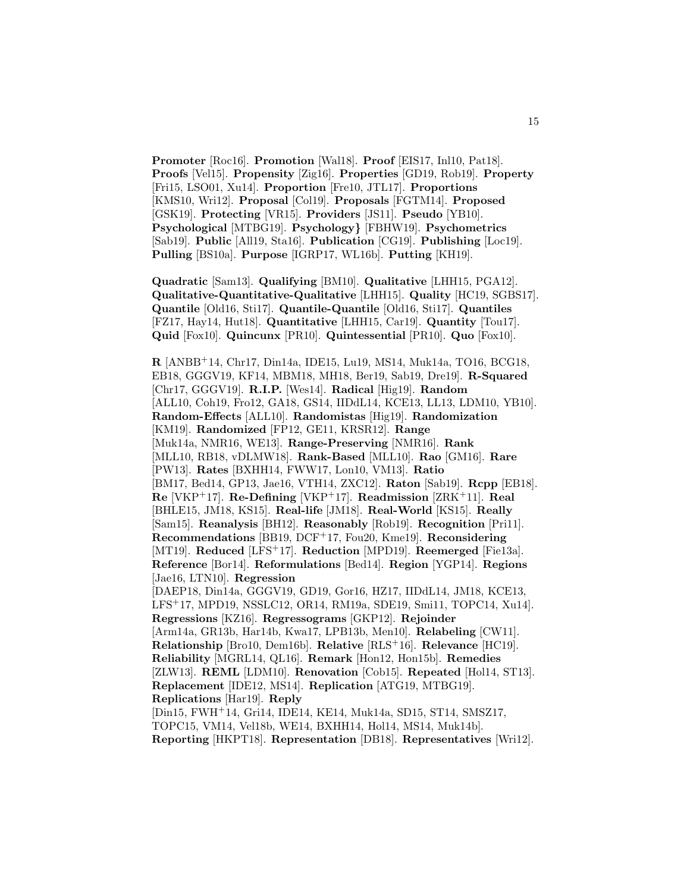**Promoter** [Roc16]. **Promotion** [Wal18]. **Proof** [EIS17, Inl10, Pat18]. **Proofs** [Vel15]. **Propensity** [Zig16]. **Properties** [GD19, Rob19]. **Property** [Fri15, LSO01, Xu14]. **Proportion** [Fre10, JTL17]. **Proportions** [KMS10, Wri12]. **Proposal** [Col19]. **Proposals** [FGTM14]. **Proposed** [GSK19]. **Protecting** [VR15]. **Providers** [JS11]. **Pseudo** [YB10]. **Psychological** [MTBG19]. **Psychology}** [FBHW19]. **Psychometrics** [Sab19]. **Public** [All19, Sta16]. **Publication** [CG19]. **Publishing** [Loc19]. **Pulling** [BS10a]. **Purpose** [IGRP17, WL16b]. **Putting** [KH19].

**Quadratic** [Sam13]. **Qualifying** [BM10]. **Qualitative** [LHH15, PGA12]. **Qualitative-Quantitative-Qualitative** [LHH15]. **Quality** [HC19, SGBS17]. **Quantile** [Old16, Sti17]. **Quantile-Quantile** [Old16, Sti17]. **Quantiles** [FZ17, Hay14, Hut18]. **Quantitative** [LHH15, Car19]. **Quantity** [Tou17]. **Quid** [Fox10]. **Quincunx** [PR10]. **Quintessential** [PR10]. **Quo** [Fox10].

**R** [ANBB+14, Chr17, Din14a, IDE15, Lu19, MS14, Muk14a, TO16, BCG18, EB18, GGGV19, KF14, MBM18, MH18, Ber19, Sab19, Dre19]. **R-Squared** [Chr17, GGGV19]. **R.I.P.** [Wes14]. **Radical** [Hig19]. **Random** [ALL10, Coh19, Fro12, GA18, GS14, IIDdL14, KCE13, LL13, LDM10, YB10]. **Random-Effects** [ALL10]. **Randomistas** [Hig19]. **Randomization** [KM19]. **Randomized** [FP12, GE11, KRSR12]. **Range** [Muk14a, NMR16, WE13]. **Range-Preserving** [NMR16]. **Rank** [MLL10, RB18, vDLMW18]. **Rank-Based** [MLL10]. **Rao** [GM16]. **Rare** [PW13]. **Rates** [BXHH14, FWW17, Lon10, VM13]. **Ratio** [BM17, Bed14, GP13, Jae16, VTH14, ZXC12]. **Raton** [Sab19]. **Rcpp** [EB18]. **Re** [VKP+17]. **Re-Defining** [VKP+17]. **Readmission** [ZRK+11]. **Real** [BHLE15, JM18, KS15]. **Real-life** [JM18]. **Real-World** [KS15]. **Really** [Sam15]. **Reanalysis** [BH12]. **Reasonably** [Rob19]. **Recognition** [Pri11]. **Recommendations** [BB19, DCF+17, Fou20, Kme19]. **Reconsidering** [MT19]. **Reduced** [LFS+17]. **Reduction** [MPD19]. **Reemerged** [Fie13a]. **Reference** [Bor14]. **Reformulations** [Bed14]. **Region** [YGP14]. **Regions** [Jae16, LTN10]. **Regression** [DAEP18, Din14a, GGGV19, GD19, Gor16, HZ17, IIDdL14, JM18, KCE13, LFS+17, MPD19, NSSLC12, OR14, RM19a, SDE19, Smi11, TOPC14, Xu14]. **Regressions** [KZ16]. **Regressograms** [GKP12]. **Rejoinder** [Arm14a, GR13b, Har14b, Kwa17, LPB13b, Men10]. **Relabeling** [CW11]. **Relationship** [Bro10, Dem16b]. **Relative** [RLS+16]. **Relevance** [HC19]. **Reliability** [MGRL14, QL16]. **Remark** [Hon12, Hon15b]. **Remedies** [ZLW13]. **REML** [LDM10]. **Renovation** [Cob15]. **Repeated** [Hol14, ST13]. **Replacement** [IDE12, MS14]. **Replication** [ATG19, MTBG19]. **Replications** [Har19]. **Reply** [Din15, FWH+14, Gri14, IDE14, KE14, Muk14a, SD15, ST14, SMSZ17, TOPC15, VM14, Vel18b, WE14, BXHH14, Hol14, MS14, Muk14b]. **Reporting** [HKPT18]. **Representation** [DB18]. **Representatives** [Wri12].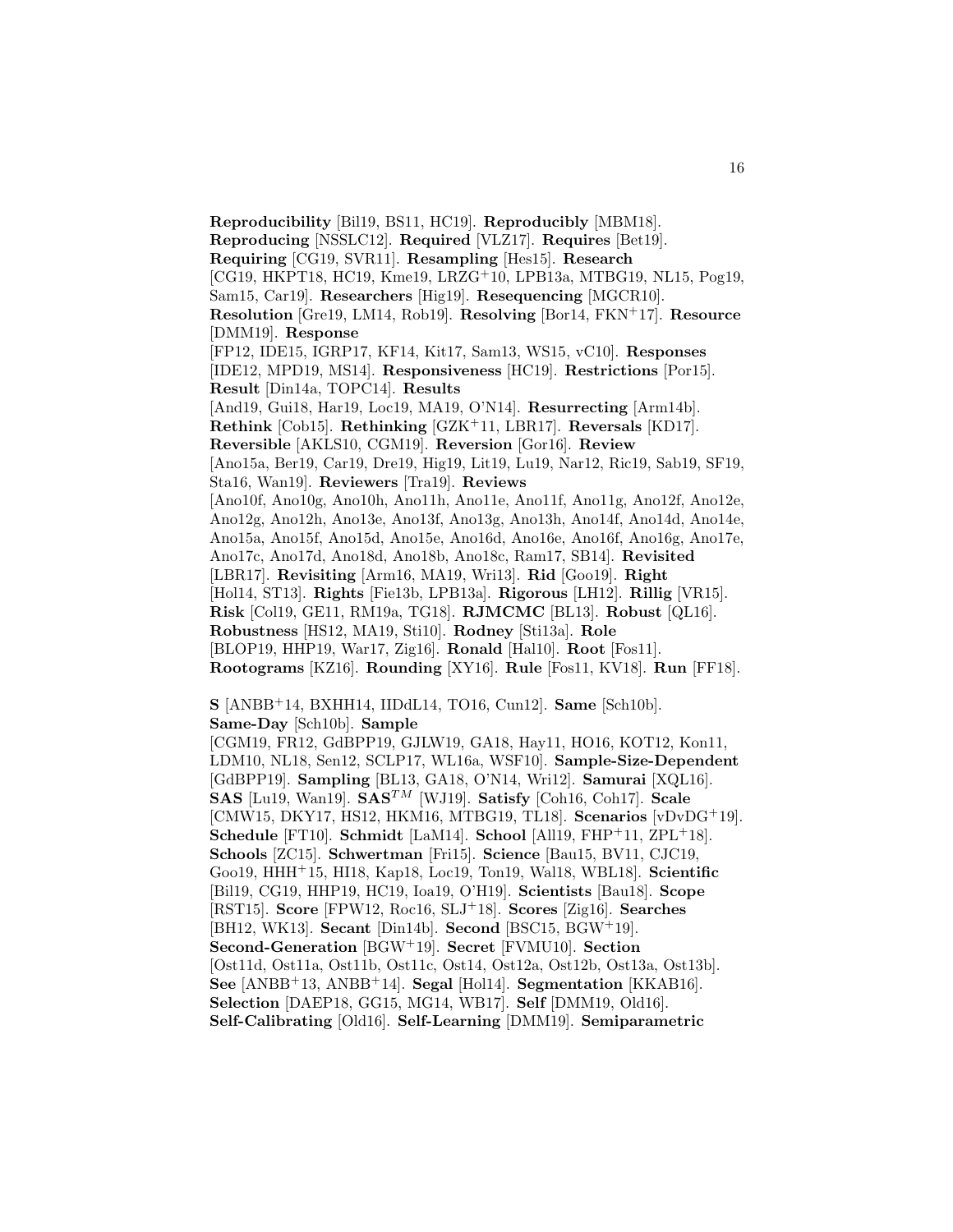**Reproducibility** [Bil19, BS11, HC19]. **Reproducibly** [MBM18]. **Reproducing** [NSSLC12]. **Required** [VLZ17]. **Requires** [Bet19]. **Requiring** [CG19, SVR11]. **Resampling** [Hes15]. **Research** [CG19, HKPT18, HC19, Kme19, LRZG+10, LPB13a, MTBG19, NL15, Pog19, Sam15, Car19]. **Researchers** [Hig19]. **Resequencing** [MGCR10]. **Resolution** [Gre19, LM14, Rob19]. **Resolving** [Bor14, FKN+17]. **Resource** [DMM19]. **Response** [FP12, IDE15, IGRP17, KF14, Kit17, Sam13, WS15, vC10]. **Responses** [IDE12, MPD19, MS14]. **Responsiveness** [HC19]. **Restrictions** [Por15]. **Result** [Din14a, TOPC14]. **Results** [And19, Gui18, Har19, Loc19, MA19, O'N14]. **Resurrecting** [Arm14b]. **Rethink** [Cob15]. **Rethinking** [GZK+11, LBR17]. **Reversals** [KD17]. **Reversible** [AKLS10, CGM19]. **Reversion** [Gor16]. **Review** [Ano15a, Ber19, Car19, Dre19, Hig19, Lit19, Lu19, Nar12, Ric19, Sab19, SF19, Sta16, Wan19]. **Reviewers** [Tra19]. **Reviews** [Ano10f, Ano10g, Ano10h, Ano11h, Ano11e, Ano11f, Ano11g, Ano12f, Ano12e, Ano12g, Ano12h, Ano13e, Ano13f, Ano13g, Ano13h, Ano14f, Ano14d, Ano14e, Ano15a, Ano15f, Ano15d, Ano15e, Ano16d, Ano16e, Ano16f, Ano16g, Ano17e, Ano17c, Ano17d, Ano18d, Ano18b, Ano18c, Ram17, SB14]. **Revisited** [LBR17]. **Revisiting** [Arm16, MA19, Wri13]. **Rid** [Goo19]. **Right** [Hol14, ST13]. **Rights** [Fie13b, LPB13a]. **Rigorous** [LH12]. **Rillig** [VR15]. **Risk** [Col19, GE11, RM19a, TG18]. **RJMCMC** [BL13]. **Robust** [QL16]. **Robustness** [HS12, MA19, Sti10]. **Rodney** [Sti13a]. **Role** [BLOP19, HHP19, War17, Zig16]. **Ronald** [Hal10]. **Root** [Fos11]. **Rootograms** [KZ16]. **Rounding** [XY16]. **Rule** [Fos11, KV18]. **Run** [FF18].

**S** [ANBB+14, BXHH14, IIDdL14, TO16, Cun12]. **Same** [Sch10b]. **Same-Day** [Sch10b]. **Sample** [CGM19, FR12, GdBPP19, GJLW19, GA18, Hay11, HO16, KOT12, Kon11, LDM10, NL18, Sen12, SCLP17, WL16a, WSF10]. **Sample-Size-Dependent** [GdBPP19]. **Sampling** [BL13, GA18, O'N14, Wri12]. **Samurai** [XQL16]. **SAS** [Lu19, Wan19]. **SAS$^{TM}$** [WJ19]. **Satisfy** [Coh16, Coh17]. **Scale** [CMW15, DKY17, HS12, HKM16, MTBG19, TL18]. **Scenarios** [vDvDG+19]. **Schedule** [FT10]. **Schmidt** [LaM14]. **School** [All19, FHP+11, ZPL+18]. **Schools** [ZC15]. **Schwertman** [Fri15]. **Science** [Bau15, BV11, CJC19, Goo19, HHH+15, HI18, Kap18, Loc19, Ton19, Wal18, WBL18]. **Scientific** [Bil19, CG19, HHP19, HC19, Ioa19, O'H19]. **Scientists** [Bau18]. **Scope** [RST15]. **Score** [FPW12, Roc16, SLJ+18]. **Scores** [Zig16]. **Searches** [BH12, WK13]. **Secant** [Din14b]. **Second** [BSC15, BGW+19]. **Second-Generation** [BGW+19]. **Secret** [FVMU10]. **Section** [Ost11d, Ost11a, Ost11b, Ost11c, Ost14, Ost12a, Ost12b, Ost13a, Ost13b]. **See** [ANBB+13, ANBB+14]. **Segal** [Hol14]. **Segmentation** [KKAB16]. **Selection** [DAEP18, GG15, MG14, WB17]. **Self** [DMM19, Old16]. **Self-Calibrating** [Old16]. **Self-Learning** [DMM19]. **Semiparametric**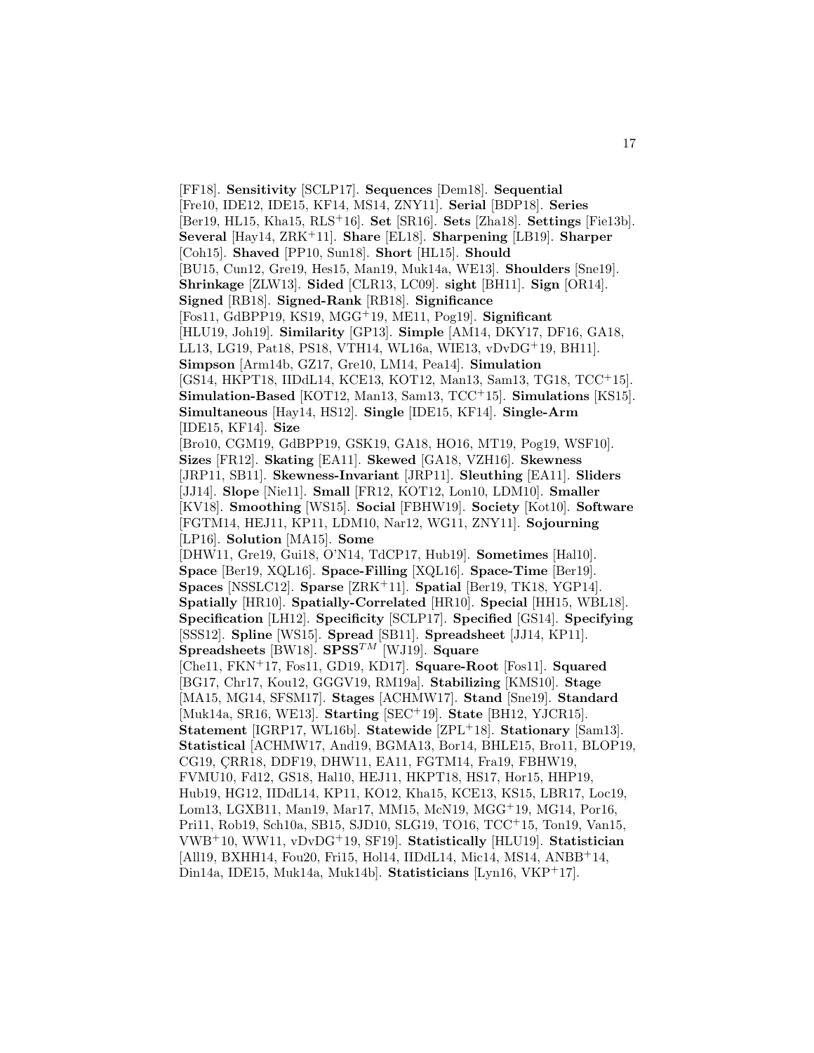[FF18]. **Sensitivity** [SCLP17]. **Sequences** [Dem18]. **Sequential** [Fre10, IDE12, IDE15, KF14, MS14, ZNY11]. **Serial** [BDP18]. **Series** [Ber19, HL15, Kha15, RLS+16]. **Set** [SR16]. **Sets** [Zha18]. **Settings** [Fie13b]. **Several** [Hay14, ZRK+11]. **Share** [EL18]. **Sharpening** [LB19]. **Sharper** [Coh15]. **Shaved** [PP10, Sun18]. **Short** [HL15]. **Should** [BU15, Cun12, Gre19, Hes15, Man19, Muk14a, WE13]. **Shoulders** [Sne19]. **Shrinkage** [ZLW13]. **Sided** [CLR13, LC09]. **sight** [BH11]. **Sign** [OR14]. **Signed** [RB18]. **Signed-Rank** [RB18]. **Significance** [Fos11, GdBPP19, KS19, MGG+19, ME11, Pog19]. **Significant** [HLU19, Joh19]. **Similarity** [GP13]. **Simple** [AM14, DKY17, DF16, GA18, LL13, LG19, Pat18, PS18, VTH14, WL16a, WIE13, vDvDG+19, BH11]. **Simpson** [Arm14b, GZ17, Gre10, LM14, Pea14]. **Simulation** [GS14, HKPT18, IIDdL14, KCE13, KOT12, Man13, Sam13, TG18, TCC+15]. **Simulation-Based** [KOT12, Man13, Sam13, TCC+15]. **Simulations** [KS15]. **Simultaneous** [Hay14, HS12]. **Single** [IDE15, KF14]. **Single-Arm** [IDE15, KF14]. **Size** [Bro10, CGM19, GdBPP19, GSK19, GA18, HO16, MT19, Pog19, WSF10]. **Sizes** [FR12]. **Skating** [EA11]. **Skewed** [GA18, VZH16]. **Skewness** [JRP11, SB11]. **Skewness-Invariant** [JRP11]. **Sleuthing** [EA11]. **Sliders** [JJ14]. **Slope** [Nie11]. **Small** [FR12, KOT12, Lon10, LDM10]. **Smaller** [KV18]. **Smoothing** [WS15]. **Social** [FBHW19]. **Society** [Kot10]. **Software** [FGTM14, HEJ11, KP11, LDM10, Nar12, WG11, ZNY11]. **Sojourning** [LP16]. **Solution** [MA15]. **Some** [DHW11, Gre19, Gui18, O'N14, TdCP17, Hub19]. **Sometimes** [Hal10]. **Space** [Ber19, XQL16]. **Space-Filling** [XQL16]. **Space-Time** [Ber19]. **Spaces** [NSSLC12]. **Sparse** [ZRK+11]. **Spatial** [Ber19, TK18, YGP14]. **Spatially** [HR10]. **Spatially-Correlated** [HR10]. **Special** [HH15, WBL18]. **Specification** [LH12]. **Specificity** [SCLP17]. **Specified** [GS14]. **Specifying** [SSS12]. **Spline** [WS15]. **Spread** [SB11]. **Spreadsheet** [JJ14, KP11]. **Spreadsheets** [BW18]. **SPSS**$^{TM}$ [WJ19]. **Square** [Che11, FKN+17, Fos11, GD19, KD17]. **Square-Root** [Fos11]. **Squared** [BG17, Chr17, Kou12, GGGV19, RM19a]. **Stabilizing** [KMS10]. **Stage** [MA15, MG14, SFSM17]. **Stages** [ACHMW17]. **Stand** [Sne19]. **Standard** [Muk14a, SR16, WE13]. **Starting** [SEC+19]. **State** [BH12, YJCR15]. **Statement** [IGRP17, WL16b]. **Statewide** [ZPL+18]. **Stationary** [Sam13]. **Statistical** [ACHMW17, And19, BGMA13, Bor14, BHLE15, Bro11, BLOP19, CG19, ÇRR18, DDF19, DHW11, EA11, FGTM14, Fra19, FBHW19, FVMU10, Fd12, GS18, Hal10, HEJ11, HKPT18, HS17, Hor15, HHP19, Hub19, HG12, IIDdL14, KP11, KO12, Kha15, KCE13, KS15, LBR17, Loc19, Lom13, LGXB11, Man19, Mar17, MM15, McN19, MGG+19, MG14, Por16, Pri11, Rob19, Sch10a, SB15, SJD10, SLG19, TO16, TCC+15, Ton19, Van15, VWB+10, WW11, vDvDG+19, SF19]. **Statistically** [HLU19]. **Statistician** [All19, BXHH14, Fou20, Fri15, Hol14, IIDdL14, Mic14, MS14, ANBB+14, Din14a, IDE15, Muk14a, Muk14b]. **Statisticians** [Lyn16, VKP+17].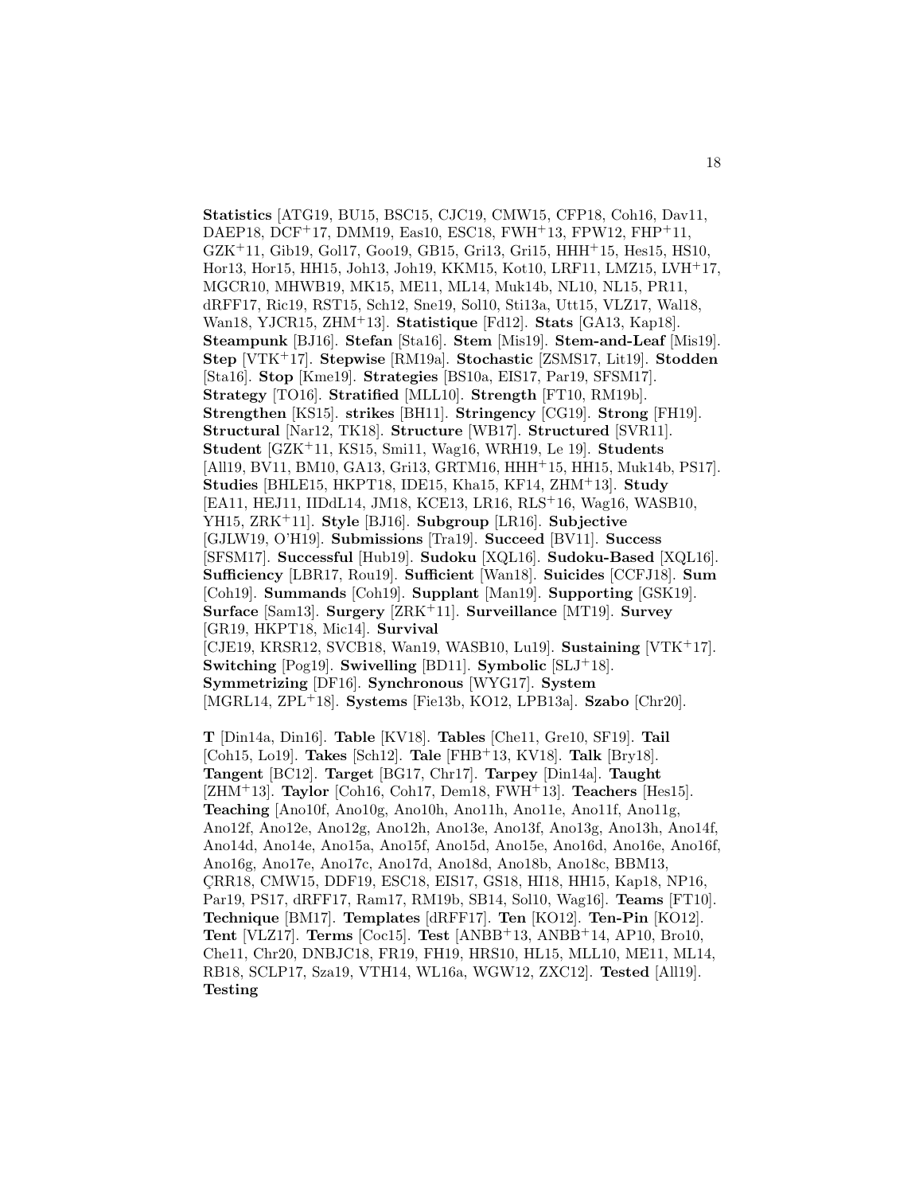**Statistics** [ATG19, BU15, BSC15, CJC19, CMW15, CFP18, Coh16, Dav11, DAEP18, DCF[+]17, DMM19, Eas10, ESC18, FWH[+]13, FPW12, FHP[+]11, GZK[+]11, Gib19, Gol17, Goo19, GB15, Gri13, Gri15, HHH[+]15, Hes15, HS10, Hor13, Hor15, HH15, Joh13, Joh19, KKM15, Kot10, LRF11, LMZ15, LVH[+]17, MGCR10, MHWB19, MK15, ME11, ML14, Muk14b, NL10, NL15, PR11, dRFF17, Ric19, RST15, Sch12, Sne19, Sol10, Sti13a, Utt15, VLZ17, Wal18, Wan18, YJCR15, ZHM[+]13]. **Statistique** [Fd12]. **Stats** [GA13, Kap18]. **Steampunk** [BJ16]. **Stefan** [Sta16]. **Stem** [Mis19]. **Stem-and-Leaf** [Mis19]. **Step** [VTK[+]17]. **Stepwise** [RM19a]. **Stochastic** [ZSMS17, Lit19]. **Stodden** [Sta16]. **Stop** [Kme19]. **Strategies** [BS10a, EIS17, Par19, SFSM17]. **Strategy** [TO16]. **Stratified** [MLL10]. **Strength** [FT10, RM19b]. **Strengthen** [KS15]. **strikes** [BH11]. **Stringency** [CG19]. **Strong** [FH19]. **Structural** [Nar12, TK18]. **Structure** [WB17]. **Structured** [SVR11]. **Student** [GZK[+]11, KS15, Smi11, Wag16, WRH19, Le 19]. **Students** [All19, BV11, BM10, GA13, Gri13, GRTM16, HHH[+]15, HH15, Muk14b, PS17]. **Studies** [BHLE15, HKPT18, IDE15, Kha15, KF14, ZHM[+]13]. **Study** [EA11, HEJ11, IIDdL14, JM18, KCE13, LR16, RLS[+]16, Wag16, WASB10, YH15, ZRK[+]11]. **Style** [BJ16]. **Subgroup** [LR16]. **Subjective** [GJLW19, O'H19]. **Submissions** [Tra19]. **Succeed** [BV11]. **Success** [SFSM17]. **Successful** [Hub19]. **Sudoku** [XQL16]. **Sudoku-Based** [XQL16]. **Sufficiency** [LBR17, Rou19]. **Sufficient** [Wan18]. **Suicides** [CCFJ18]. **Sum** [Coh19]. **Summands** [Coh19]. **Supplant** [Man19]. **Supporting** [GSK19]. **Surface** [Sam13]. **Surgery** [ZRK[+]11]. **Surveillance** [MT19]. **Survey** [GR19, HKPT18, Mic14]. **Survival** [CJE19, KRSR12, SVCB18, Wan19, WASB10, Lu19]. **Sustaining** [VTK[+]17]. **Switching** [Pog19]. **Swivelling** [BD11]. **Symbolic** [SLJ[+]18]. **Symmetrizing** [DF16]. **Synchronous** [WYG17]. **System** [MGRL14, ZPL[+]18]. **Systems** [Fie13b, KO12, LPB13a]. **Szabo** [Chr20].

**T** [Din14a, Din16]. **Table** [KV18]. **Tables** [Che11, Gre10, SF19]. **Tail** [Coh15, Lo19]. **Takes** [Sch12]. **Tale** [FHB[+]13, KV18]. **Talk** [Bry18]. **Tangent** [BC12]. **Target** [BG17, Chr17]. **Tarpey** [Din14a]. **Taught** [ZHM[+]13]. **Taylor** [Coh16, Coh17, Dem18, FWH[+]13]. **Teachers** [Hes15]. **Teaching** [Ano10f, Ano10g, Ano10h, Ano11h, Ano11e, Ano11f, Ano11g, Ano12f, Ano12e, Ano12g, Ano12h, Ano13e, Ano13f, Ano13g, Ano13h, Ano14f, Ano14d, Ano14e, Ano15a, Ano15f, Ano15d, Ano15e, Ano16d, Ano16e, Ano16f, Ano16g, Ano17e, Ano17c, Ano17d, Ano18d, Ano18b, Ano18c, BBM13, ÇRR18, CMW15, DDF19, ESC18, EIS17, GS18, HI18, HH15, Kap18, NP16, Par19, PS17, dRFF17, Ram17, RM19b, SB14, Sol10, Wag16]. **Teams** [FT10]. **Technique** [BM17]. **Templates** [dRFF17]. **Ten** [KO12]. **Ten-Pin** [KO12]. **Tent** [VLZ17]. **Terms** [Coc15]. **Test** [ANBB[+]13, ANBB[+]14, AP10, Bro10, Che11, Chr20, DNBJC18, FR19, FH19, HRS10, HL15, MLL10, ME11, ML14, RB18, SCLP17, Sza19, VTH14, WL16a, WGW12, ZXC12]. **Tested** [All19]. **Testing**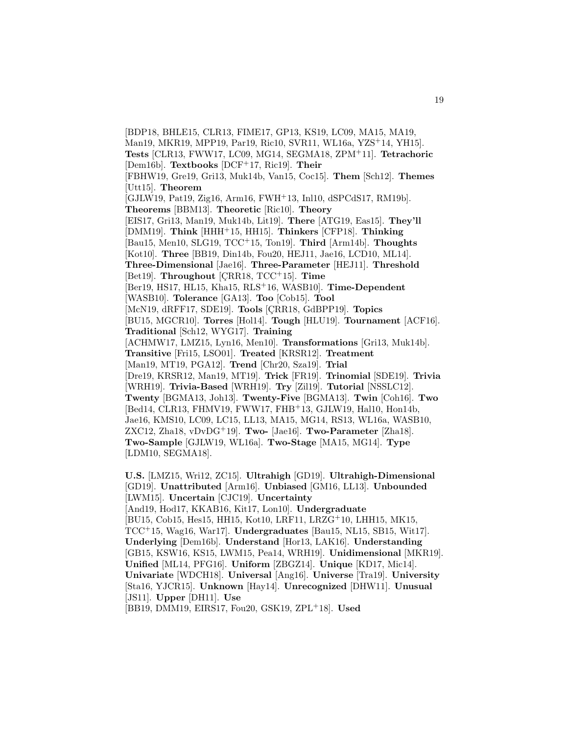[BDP18, BHLE15, CLR13, FIME17, GP13, KS19, LC09, MA15, MA19, Man19, MKR19, MPP19, Par19, Ric10, SVR11, WL16a, YZS[+]14, YH15]. **Tests** [CLR13, FWW17, LC09, MG14, SEGMA18, ZPM[+]11]. **Tetrachoric** [Dem16b]. **Textbooks** [DCF[+]17, Ric19]. **Their** [FBHW19, Gre19, Gri13, Muk14b, Van15, Coc15]. **Them** [Sch12]. **Themes** [Utt15]. **Theorem** [GJLW19, Pat19, Zig16, Arm16, FWH[+]13, Inl10, dSPCdS17, RM19b]. **Theorems** [BBM13]. **Theoretic** [Ric10]. **Theory** [EIS17, Gri13, Man19, Muk14b, Lit19]. **There** [ATG19, Eas15]. **They'll** [DMM19]. **Think** [HHH[+]15, HH15]. **Thinkers** [CFP18]. **Thinking** [Bau15, Men10, SLG19, TCC[+]15, Ton19]. **Third** [Arm14b]. **Thoughts** [Kot10]. **Three** [BB19, Din14b, Fou20, HEJ11, Jae16, LCD10, ML14]. **Three-Dimensional** [Jae16]. **Three-Parameter** [HEJ11]. **Threshold** [Bet19]. **Throughout** [ÇRR18, TCC[+]15]. **Time** [Ber19, HS17, HL15, Kha15, RLS[+]16, WASB10]. **Time-Dependent** [WASB10]. **Tolerance** [GA13]. **Too** [Cob15]. **Tool** [McN19, dRFF17, SDE19]. **Tools** [ÇRR18, GdBPP19]. **Topics** [BU15, MGCR10]. **Torres** [Hol14]. **Tough** [HLU19]. **Tournament** [ACF16]. **Traditional** [Sch12, WYG17]. **Training** [ACHMW17, LMZ15, Lyn16, Men10]. **Transformations** [Gri13, Muk14b]. **Transitive** [Fri15, LSO01]. **Treated** [KRSR12]. **Treatment** [Man19, MT19, PGA12]. **Trend** [Chr20, Sza19]. **Trial** [Dre19, KRSR12, Man19, MT19]. **Trick** [FR19]. **Trinomial** [SDE19]. **Trivia** [WRH19]. **Trivia-Based** [WRH19]. **Try** [Zil19]. **Tutorial** [NSSLC12]. **Twenty** [BGMA13, Joh13]. **Twenty-Five** [BGMA13]. **Twin** [Coh16]. **Two** [Bed14, CLR13, FHMV19, FWW17, FHB[+]13, GJLW19, Hal10, Hon14b, Jae16, KMS10, LC09, LC15, LL13, MA15, MG14, RS13, WL16a, WASB10, ZXC12, Zha18, vDvDG[+]19]. **Two-** [Jae16]. **Two-Parameter** [Zha18]. **Two-Sample** [GJLW19, WL16a]. **Two-Stage** [MA15, MG14]. **Type** [LDM10, SEGMA18].

**U.S.** [LMZ15, Wri12, ZC15]. **Ultrahigh** [GD19]. **Ultrahigh-Dimensional** [GD19]. **Unattributed** [Arm16]. **Unbiased** [GM16, LL13]. **Unbounded** [LWM15]. **Uncertain** [CJC19]. **Uncertainty** [And19, Hod17, KKAB16, Kit17, Lon10]. **Undergraduate** [BU15, Cob15, Hes15, HH15, Kot10, LRF11, LRZG[+]10, LHH15, MK15, TCC[+]15, Wag16, War17]. **Undergraduates** [Bau15, NL15, SB15, Wit17]. **Underlying** [Dem16b]. **Understand** [Hor13, LAK16]. **Understanding** [GB15, KSW16, KS15, LWM15, Pea14, WRH19]. **Unidimensional** [MKR19]. **Unified** [ML14, PFG16]. **Uniform** [ZBGZ14]. **Unique** [KD17, Mic14]. **Univariate** [WDCH18]. **Universal** [Ang16]. **Universe** [Tra19]. **University** [Sta16, YJCR15]. **Unknown** [Hay14]. **Unrecognized** [DHW11]. **Unusual** [JS11]. **Upper** [DH11]. **Use** [BB19, DMM19, EIRS17, Fou20, GSK19, ZPL[+]18]. **Used**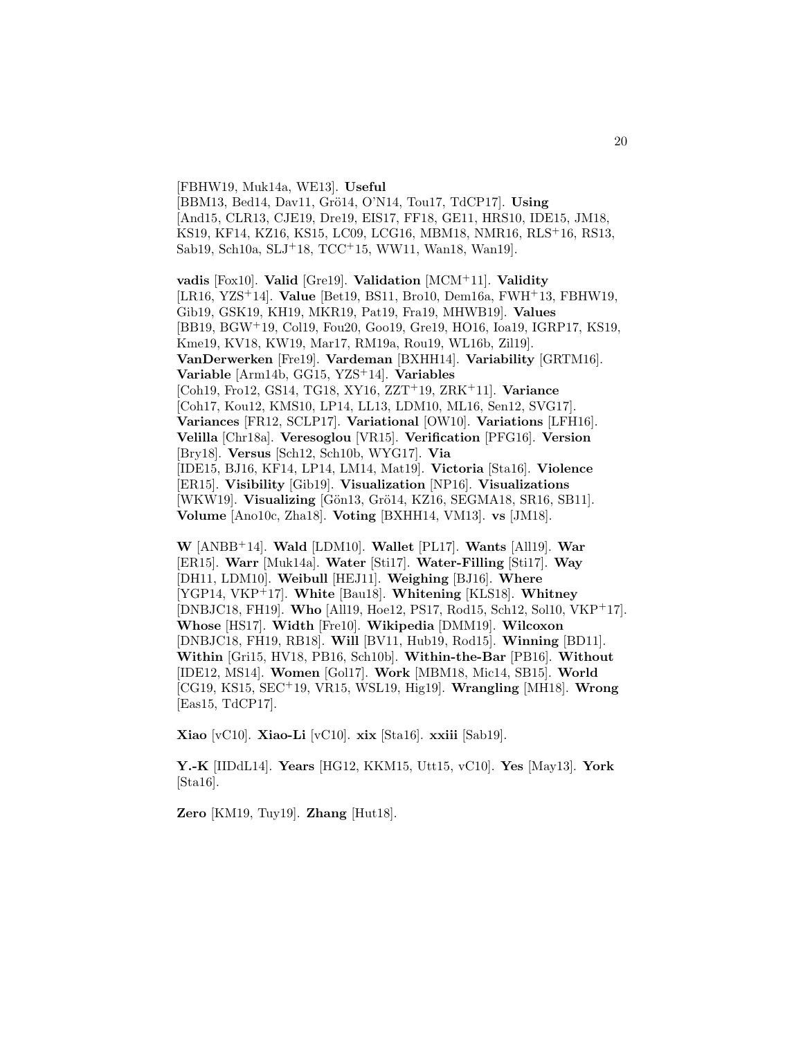[FBHW19, Muk14a, WE13]. **Useful** [BBM13, Bed14, Dav11, Grö14, O'N14, Tou17, TdCP17]. **Using** [And15, CLR13, CJE19, Dre19, EIS17, FF18, GE11, HRS10, IDE15, JM18, KS19, KF14, KZ16, KS15, LC09, LCG16, MBM18, NMR16, RLS+16, RS13, Sab19, Sch10a, SLJ+18, TCC+15, WW11, Wan18, Wan19].

**vadis** [Fox10]. **Valid** [Gre19]. **Validation** [MCM+11]. **Validity** [LR16, YZS+14]. **Value** [Bet19, BS11, Bro10, Dem16a, FWH+13, FBHW19, Gib19, GSK19, KH19, MKR19, Pat19, Fra19, MHWB19]. **Values** [BB19, BGW+19, Col19, Fou20, Goo19, Gre19, HO16, Ioa19, IGRP17, KS19, Kme19, KV18, KW19, Mar17, RM19a, Rou19, WL16b, Zil19]. **VanDerwerken** [Fre19]. **Vardeman** [BXHH14]. **Variability** [GRTM16]. **Variable** [Arm14b, GG15, YZS+14]. **Variables** [Coh19, Fro12, GS14, TG18, XY16, ZZT+19, ZRK+11]. **Variance** [Coh17, Kou12, KMS10, LP14, LL13, LDM10, ML16, Sen12, SVG17]. **Variances** [FR12, SCLP17]. **Variational** [OW10]. **Variations** [LFH16]. **Velilla** [Chr18a]. **Veresoglou** [VR15]. **Verification** [PFG16]. **Version** [Bry18]. **Versus** [Sch12, Sch10b, WYG17]. **Via** [IDE15, BJ16, KF14, LP14, LM14, Mat19]. **Victoria** [Sta16]. **Violence** [ER15]. **Visibility** [Gib19]. **Visualization** [NP16]. **Visualizations** [WKW19]. **Visualizing** [Gön13, Grö14, KZ16, SEGMA18, SR16, SB11]. **Volume** [Ano10c, Zha18]. **Voting** [BXHH14, VM13]. **vs** [JM18].

**W** [ANBB+14]. **Wald** [LDM10]. **Wallet** [PL17]. **Wants** [All19]. **War** [ER15]. **Warr** [Muk14a]. **Water** [Sti17]. **Water-Filling** [Sti17]. **Way** [DH11, LDM10]. **Weibull** [HEJ11]. **Weighing** [BJ16]. **Where** [YGP14, VKP+17]. **White** [Bau18]. **Whitening** [KLS18]. **Whitney** [DNBJC18, FH19]. **Who** [All19, Hoe12, PS17, Rod15, Sch12, Sol10, VKP+17]. **Whose** [HS17]. **Width** [Fre10]. **Wikipedia** [DMM19]. **Wilcoxon** [DNBJC18, FH19, RB18]. **Will** [BV11, Hub19, Rod15]. **Winning** [BD11]. **Within** [Gri15, HV18, PB16, Sch10b]. **Within-the-Bar** [PB16]. **Without** [IDE12, MS14]. **Women** [Gol17]. **Work** [MBM18, Mic14, SB15]. **World** [CG19, KS15, SEC+19, VR15, WSL19, Hig19]. **Wrangling** [MH18]. **Wrong** [Eas15, TdCP17].

**Xiao** [vC10]. **Xiao-Li** [vC10]. **xix** [Sta16]. **xxiii** [Sab19].

**Y.-K** [IIDdL14]. **Years** [HG12, KKM15, Utt15, vC10]. **Yes** [May13]. **York** [Sta16].

**Zero** [KM19, Tuy19]. **Zhang** [Hut18].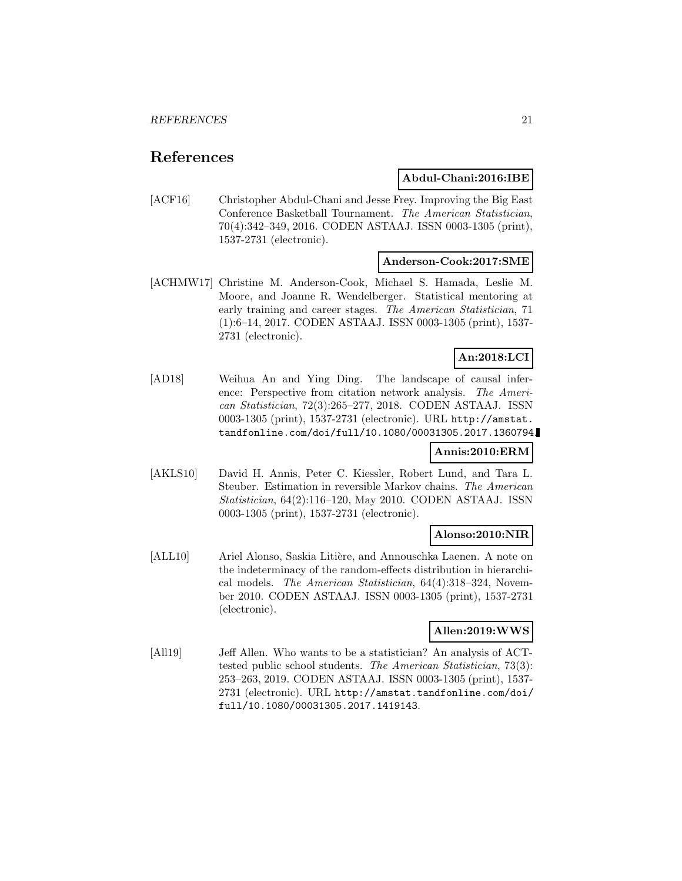# References

**Abdul-Chani:2016:IBE**

[ACF16] Christopher Abdul-Chani and Jesse Frey. Improving the Big East Conference Basketball Tournament. *The American Statistician*, 70(4):342–349, 2016. CODEN ASTAAJ. ISSN 0003-1305 (print), 1537-2731 (electronic).

**Anderson-Cook:2017:SME**

[ACHMW17] Christine M. Anderson-Cook, Michael S. Hamada, Leslie M. Moore, and Joanne R. Wendelberger. Statistical mentoring at early training and career stages. *The American Statistician*, 71 (1):6–14, 2017. CODEN ASTAAJ. ISSN 0003-1305 (print), 1537-2731 (electronic).

**An:2018:LCI**

[AD18] Weihua An and Ying Ding. The landscape of causal inference: Perspective from citation network analysis. *The American Statistician*, 72(3):265–277, 2018. CODEN ASTAAJ. ISSN 0003-1305 (print), 1537-2731 (electronic). URL `http://amstat.tandfonline.com/doi/full/10.1080/00031305.2017.1360794`.

**Annis:2010:ERM**

[AKLS10] David H. Annis, Peter C. Kiessler, Robert Lund, and Tara L. Steuber. Estimation in reversible Markov chains. *The American Statistician*, 64(2):116–120, May 2010. CODEN ASTAAJ. ISSN 0003-1305 (print), 1537-2731 (electronic).

**Alonso:2010:NIR**

[ALL10] Ariel Alonso, Saskia Litière, and Annouschka Laenen. A note on the indeterminacy of the random-effects distribution in hierarchical models. *The American Statistician*, 64(4):318–324, November 2010. CODEN ASTAAJ. ISSN 0003-1305 (print), 1537-2731 (electronic).

**Allen:2019:WWS**

[All19] Jeff Allen. Who wants to be a statistician? An analysis of ACT-tested public school students. *The American Statistician*, 73(3): 253–263, 2019. CODEN ASTAAJ. ISSN 0003-1305 (print), 1537-2731 (electronic). URL `http://amstat.tandfonline.com/doi/full/10.1080/00031305.2017.1419143`.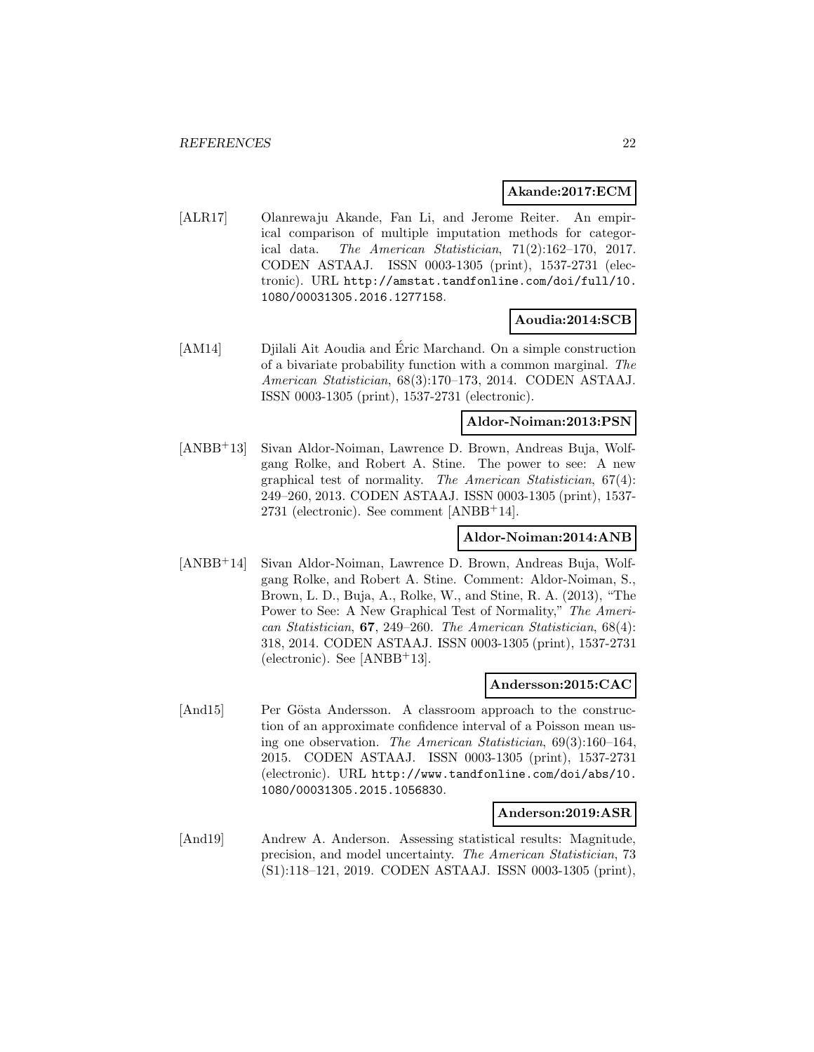**Akande:2017:ECM**

[ALR17] Olanrewaju Akande, Fan Li, and Jerome Reiter. An empirical comparison of multiple imputation methods for categorical data. *The American Statistician*, 71(2):162–170, 2017. CODEN ASTAAJ. ISSN 0003-1305 (print), 1537-2731 (electronic). URL http://amstat.tandfonline.com/doi/full/10.1080/00031305.2016.1277158.

**Aoudia:2014:SCB**

[AM14] Djilali Ait Aoudia and Éric Marchand. On a simple construction of a bivariate probability function with a common marginal. *The American Statistician*, 68(3):170–173, 2014. CODEN ASTAAJ. ISSN 0003-1305 (print), 1537-2731 (electronic).

**Aldor-Noiman:2013:PSN**

[ANBB+13] Sivan Aldor-Noiman, Lawrence D. Brown, Andreas Buja, Wolfgang Rolke, and Robert A. Stine. The power to see: A new graphical test of normality. *The American Statistician*, 67(4): 249–260, 2013. CODEN ASTAAJ. ISSN 0003-1305 (print), 1537-2731 (electronic). See comment [ANBB+14].

**Aldor-Noiman:2014:ANB**

[ANBB+14] Sivan Aldor-Noiman, Lawrence D. Brown, Andreas Buja, Wolfgang Rolke, and Robert A. Stine. Comment: Aldor-Noiman, S., Brown, L. D., Buja, A., Rolke, W., and Stine, R. A. (2013), "The Power to See: A New Graphical Test of Normality," *The American Statistician*, **67**, 249–260. *The American Statistician*, 68(4): 318, 2014. CODEN ASTAAJ. ISSN 0003-1305 (print), 1537-2731 (electronic). See [ANBB+13].

**Andersson:2015:CAC**

[And15] Per Gösta Andersson. A classroom approach to the construction of an approximate confidence interval of a Poisson mean using one observation. *The American Statistician*, 69(3):160–164, 2015. CODEN ASTAAJ. ISSN 0003-1305 (print), 1537-2731 (electronic). URL http://www.tandfonline.com/doi/abs/10.1080/00031305.2015.1056830.

**Anderson:2019:ASR**

[And19] Andrew A. Anderson. Assessing statistical results: Magnitude, precision, and model uncertainty. *The American Statistician*, 73 (S1):118–121, 2019. CODEN ASTAAJ. ISSN 0003-1305 (print),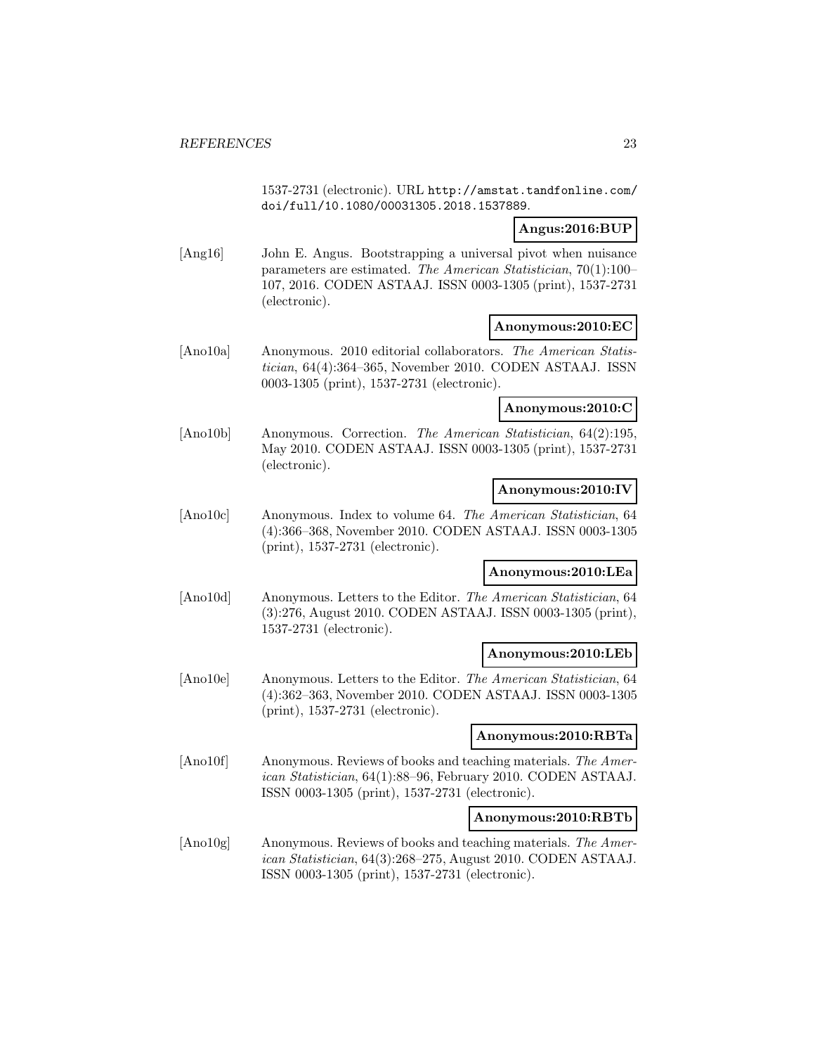1537-2731 (electronic). URL http://amstat.tandfonline.com/doi/full/10.1080/00031305.2018.1537889.

**Angus:2016:BUP**

[Ang16] John E. Angus. Bootstrapping a universal pivot when nuisance parameters are estimated. *The American Statistician*, 70(1):100–107, 2016. CODEN ASTAAJ. ISSN 0003-1305 (print), 1537-2731 (electronic).

**Anonymous:2010:EC**

[Ano10a] Anonymous. 2010 editorial collaborators. *The American Statistician*, 64(4):364–365, November 2010. CODEN ASTAAJ. ISSN 0003-1305 (print), 1537-2731 (electronic).

**Anonymous:2010:C**

[Ano10b] Anonymous. Correction. *The American Statistician*, 64(2):195, May 2010. CODEN ASTAAJ. ISSN 0003-1305 (print), 1537-2731 (electronic).

**Anonymous:2010:IV**

[Ano10c] Anonymous. Index to volume 64. *The American Statistician*, 64 (4):366–368, November 2010. CODEN ASTAAJ. ISSN 0003-1305 (print), 1537-2731 (electronic).

**Anonymous:2010:LEa**

[Ano10d] Anonymous. Letters to the Editor. *The American Statistician*, 64 (3):276, August 2010. CODEN ASTAAJ. ISSN 0003-1305 (print), 1537-2731 (electronic).

**Anonymous:2010:LEb**

[Ano10e] Anonymous. Letters to the Editor. *The American Statistician*, 64 (4):362–363, November 2010. CODEN ASTAAJ. ISSN 0003-1305 (print), 1537-2731 (electronic).

**Anonymous:2010:RBTa**

[Ano10f] Anonymous. Reviews of books and teaching materials. *The American Statistician*, 64(1):88–96, February 2010. CODEN ASTAAJ. ISSN 0003-1305 (print), 1537-2731 (electronic).

**Anonymous:2010:RBTb**

[Ano10g] Anonymous. Reviews of books and teaching materials. *The American Statistician*, 64(3):268–275, August 2010. CODEN ASTAAJ. ISSN 0003-1305 (print), 1537-2731 (electronic).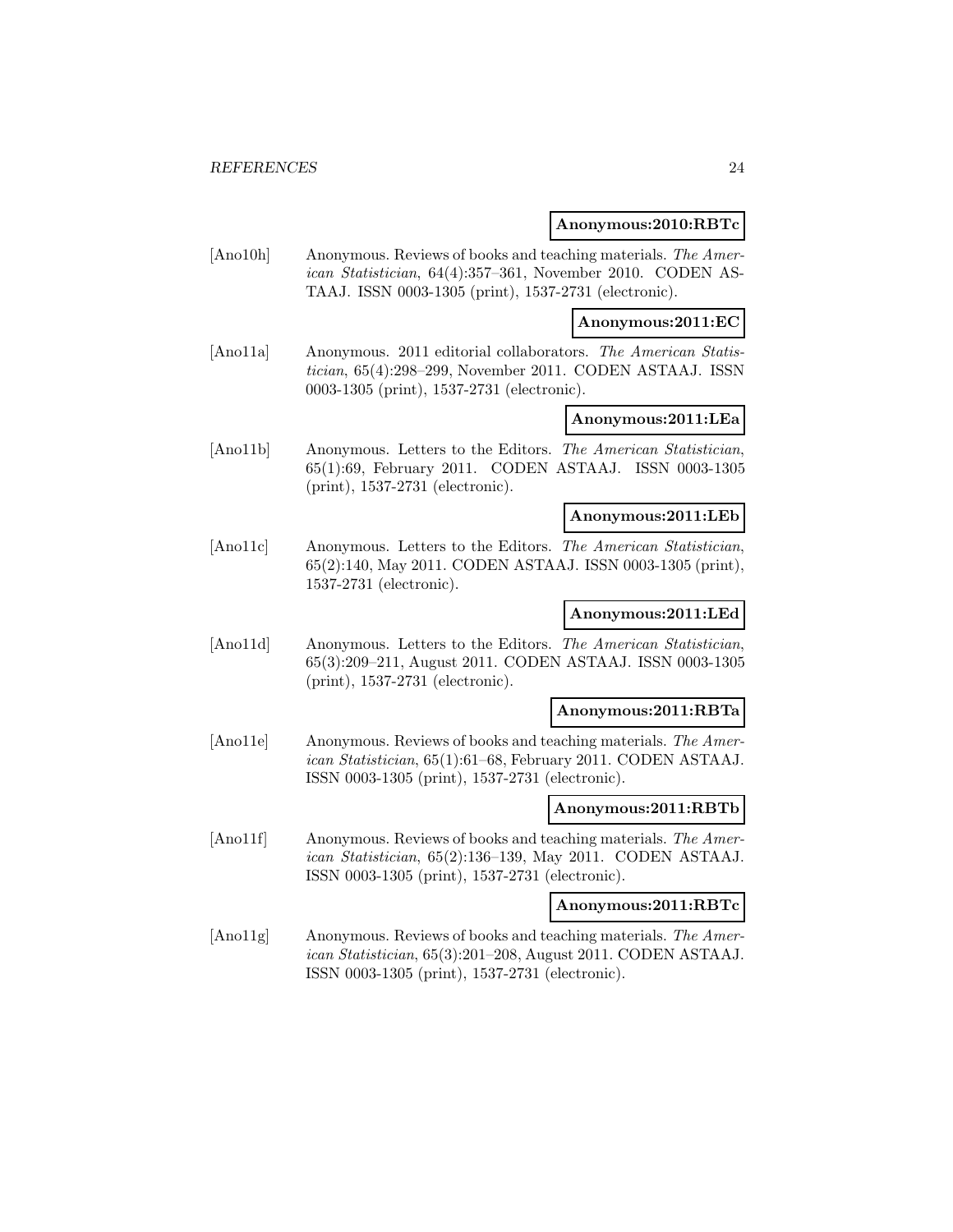**Anonymous:2010:RBTc**

[Ano10h] Anonymous. Reviews of books and teaching materials. *The American Statistician*, 64(4):357–361, November 2010. CODEN ASTAAJ. ISSN 0003-1305 (print), 1537-2731 (electronic).

**Anonymous:2011:EC**

[Ano11a] Anonymous. 2011 editorial collaborators. *The American Statistician*, 65(4):298–299, November 2011. CODEN ASTAAJ. ISSN 0003-1305 (print), 1537-2731 (electronic).

**Anonymous:2011:LEa**

[Ano11b] Anonymous. Letters to the Editors. *The American Statistician*, 65(1):69, February 2011. CODEN ASTAAJ. ISSN 0003-1305 (print), 1537-2731 (electronic).

**Anonymous:2011:LEb**

[Ano11c] Anonymous. Letters to the Editors. *The American Statistician*, 65(2):140, May 2011. CODEN ASTAAJ. ISSN 0003-1305 (print), 1537-2731 (electronic).

**Anonymous:2011:LEd**

[Ano11d] Anonymous. Letters to the Editors. *The American Statistician*, 65(3):209–211, August 2011. CODEN ASTAAJ. ISSN 0003-1305 (print), 1537-2731 (electronic).

**Anonymous:2011:RBTa**

[Ano11e] Anonymous. Reviews of books and teaching materials. *The American Statistician*, 65(1):61–68, February 2011. CODEN ASTAAJ. ISSN 0003-1305 (print), 1537-2731 (electronic).

**Anonymous:2011:RBTb**

[Ano11f] Anonymous. Reviews of books and teaching materials. *The American Statistician*, 65(2):136–139, May 2011. CODEN ASTAAJ. ISSN 0003-1305 (print), 1537-2731 (electronic).

**Anonymous:2011:RBTc**

[Ano11g] Anonymous. Reviews of books and teaching materials. *The American Statistician*, 65(3):201–208, August 2011. CODEN ASTAAJ. ISSN 0003-1305 (print), 1537-2731 (electronic).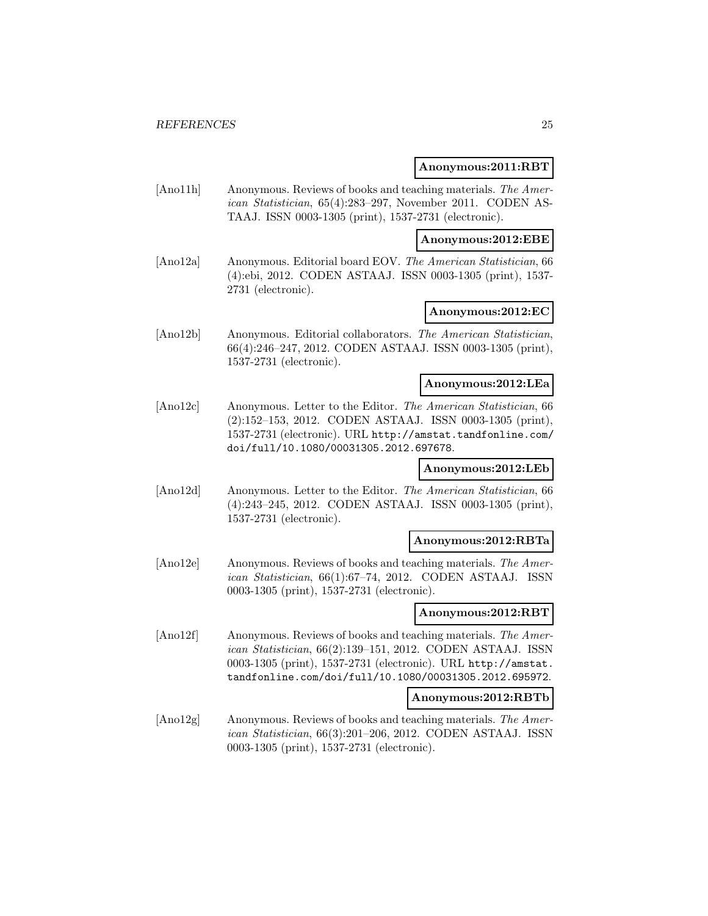**Anonymous:2011:RBT**

[Ano11h] Anonymous. Reviews of books and teaching materials. *The American Statistician*, 65(4):283–297, November 2011. CODEN ASTAAJ. ISSN 0003-1305 (print), 1537-2731 (electronic).

**Anonymous:2012:EBE**

[Ano12a] Anonymous. Editorial board EOV. *The American Statistician*, 66 (4):ebi, 2012. CODEN ASTAAJ. ISSN 0003-1305 (print), 1537-2731 (electronic).

**Anonymous:2012:EC**

[Ano12b] Anonymous. Editorial collaborators. *The American Statistician*, 66(4):246–247, 2012. CODEN ASTAAJ. ISSN 0003-1305 (print), 1537-2731 (electronic).

**Anonymous:2012:LEa**

[Ano12c] Anonymous. Letter to the Editor. *The American Statistician*, 66 (2):152–153, 2012. CODEN ASTAAJ. ISSN 0003-1305 (print), 1537-2731 (electronic). URL http://amstat.tandfonline.com/doi/full/10.1080/00031305.2012.697678.

**Anonymous:2012:LEb**

[Ano12d] Anonymous. Letter to the Editor. *The American Statistician*, 66 (4):243–245, 2012. CODEN ASTAAJ. ISSN 0003-1305 (print), 1537-2731 (electronic).

**Anonymous:2012:RBTa**

[Ano12e] Anonymous. Reviews of books and teaching materials. *The American Statistician*, 66(1):67–74, 2012. CODEN ASTAAJ. ISSN 0003-1305 (print), 1537-2731 (electronic).

**Anonymous:2012:RBT**

[Ano12f] Anonymous. Reviews of books and teaching materials. *The American Statistician*, 66(2):139–151, 2012. CODEN ASTAAJ. ISSN 0003-1305 (print), 1537-2731 (electronic). URL http://amstat.tandfonline.com/doi/full/10.1080/00031305.2012.695972.

**Anonymous:2012:RBTb**

[Ano12g] Anonymous. Reviews of books and teaching materials. *The American Statistician*, 66(3):201–206, 2012. CODEN ASTAAJ. ISSN 0003-1305 (print), 1537-2731 (electronic).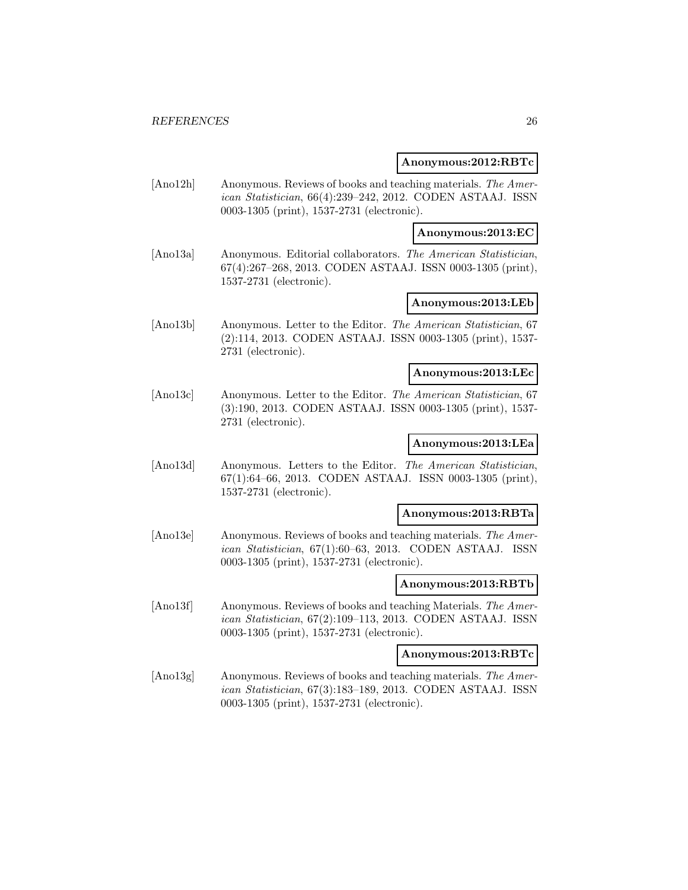**Anonymous:2012:RBTc**

[Ano12h] Anonymous. Reviews of books and teaching materials. *The American Statistician*, 66(4):239–242, 2012. CODEN ASTAAJ. ISSN 0003-1305 (print), 1537-2731 (electronic).

**Anonymous:2013:EC**

[Ano13a] Anonymous. Editorial collaborators. *The American Statistician*, 67(4):267–268, 2013. CODEN ASTAAJ. ISSN 0003-1305 (print), 1537-2731 (electronic).

**Anonymous:2013:LEb**

[Ano13b] Anonymous. Letter to the Editor. *The American Statistician*, 67 (2):114, 2013. CODEN ASTAAJ. ISSN 0003-1305 (print), 1537-2731 (electronic).

**Anonymous:2013:LEc**

[Ano13c] Anonymous. Letter to the Editor. *The American Statistician*, 67 (3):190, 2013. CODEN ASTAAJ. ISSN 0003-1305 (print), 1537-2731 (electronic).

**Anonymous:2013:LEa**

[Ano13d] Anonymous. Letters to the Editor. *The American Statistician*, 67(1):64–66, 2013. CODEN ASTAAJ. ISSN 0003-1305 (print), 1537-2731 (electronic).

**Anonymous:2013:RBTa**

[Ano13e] Anonymous. Reviews of books and teaching materials. *The American Statistician*, 67(1):60–63, 2013. CODEN ASTAAJ. ISSN 0003-1305 (print), 1537-2731 (electronic).

**Anonymous:2013:RBTb**

[Ano13f] Anonymous. Reviews of books and teaching Materials. *The American Statistician*, 67(2):109–113, 2013. CODEN ASTAAJ. ISSN 0003-1305 (print), 1537-2731 (electronic).

**Anonymous:2013:RBTc**

[Ano13g] Anonymous. Reviews of books and teaching materials. *The American Statistician*, 67(3):183–189, 2013. CODEN ASTAAJ. ISSN 0003-1305 (print), 1537-2731 (electronic).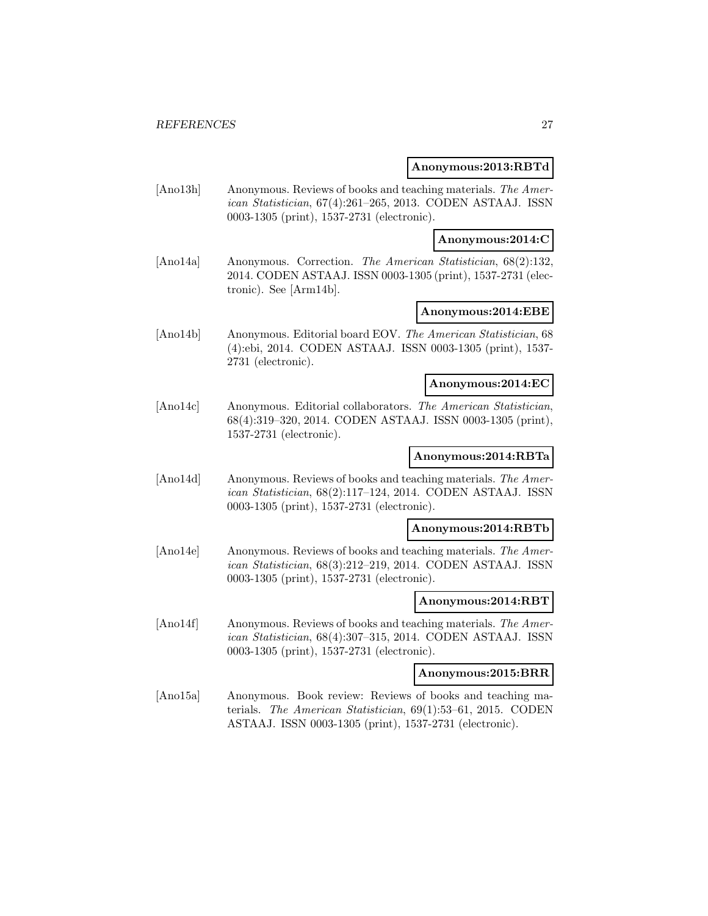**Anonymous:2013:RBTd**

[Ano13h] Anonymous. Reviews of books and teaching materials. *The American Statistician*, 67(4):261–265, 2013. CODEN ASTAAJ. ISSN 0003-1305 (print), 1537-2731 (electronic).

**Anonymous:2014:C**

[Ano14a] Anonymous. Correction. *The American Statistician*, 68(2):132, 2014. CODEN ASTAAJ. ISSN 0003-1305 (print), 1537-2731 (electronic). See [Arm14b].

**Anonymous:2014:EBE**

[Ano14b] Anonymous. Editorial board EOV. *The American Statistician*, 68 (4):ebi, 2014. CODEN ASTAAJ. ISSN 0003-1305 (print), 1537-2731 (electronic).

**Anonymous:2014:EC**

[Ano14c] Anonymous. Editorial collaborators. *The American Statistician*, 68(4):319–320, 2014. CODEN ASTAAJ. ISSN 0003-1305 (print), 1537-2731 (electronic).

**Anonymous:2014:RBTa**

[Ano14d] Anonymous. Reviews of books and teaching materials. *The American Statistician*, 68(2):117–124, 2014. CODEN ASTAAJ. ISSN 0003-1305 (print), 1537-2731 (electronic).

**Anonymous:2014:RBTb**

[Ano14e] Anonymous. Reviews of books and teaching materials. *The American Statistician*, 68(3):212–219, 2014. CODEN ASTAAJ. ISSN 0003-1305 (print), 1537-2731 (electronic).

**Anonymous:2014:RBT**

[Ano14f] Anonymous. Reviews of books and teaching materials. *The American Statistician*, 68(4):307–315, 2014. CODEN ASTAAJ. ISSN 0003-1305 (print), 1537-2731 (electronic).

**Anonymous:2015:BRR**

[Ano15a] Anonymous. Book review: Reviews of books and teaching materials. *The American Statistician*, 69(1):53–61, 2015. CODEN ASTAAJ. ISSN 0003-1305 (print), 1537-2731 (electronic).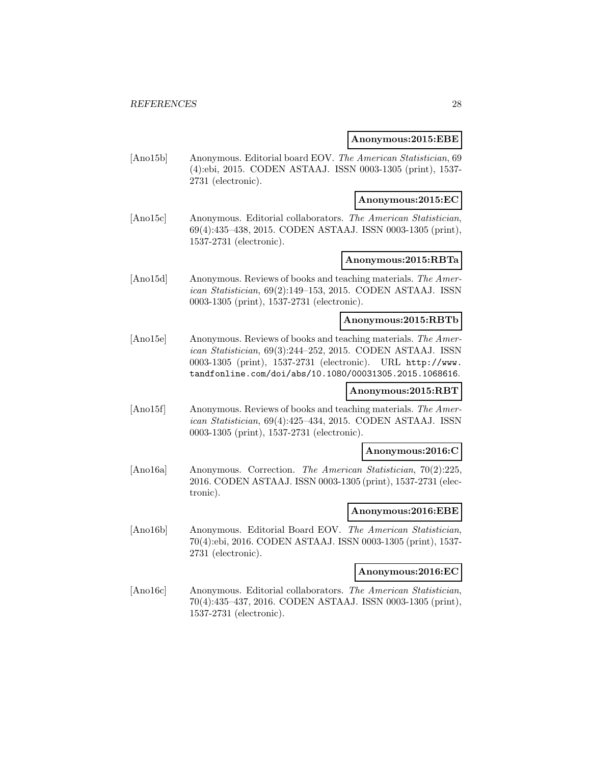**Anonymous:2015:EBE**

[Ano15b] Anonymous. Editorial board EOV. *The American Statistician*, 69 (4):ebi, 2015. CODEN ASTAAJ. ISSN 0003-1305 (print), 1537-2731 (electronic).

**Anonymous:2015:EC**

[Ano15c] Anonymous. Editorial collaborators. *The American Statistician*, 69(4):435–438, 2015. CODEN ASTAAJ. ISSN 0003-1305 (print), 1537-2731 (electronic).

**Anonymous:2015:RBTa**

[Ano15d] Anonymous. Reviews of books and teaching materials. *The American Statistician*, 69(2):149–153, 2015. CODEN ASTAAJ. ISSN 0003-1305 (print), 1537-2731 (electronic).

**Anonymous:2015:RBTb**

[Ano15e] Anonymous. Reviews of books and teaching materials. *The American Statistician*, 69(3):244–252, 2015. CODEN ASTAAJ. ISSN 0003-1305 (print), 1537-2731 (electronic). URL http://www.tandfonline.com/doi/abs/10.1080/00031305.2015.1068616.

**Anonymous:2015:RBT**

[Ano15f] Anonymous. Reviews of books and teaching materials. *The American Statistician*, 69(4):425–434, 2015. CODEN ASTAAJ. ISSN 0003-1305 (print), 1537-2731 (electronic).

**Anonymous:2016:C**

[Ano16a] Anonymous. Correction. *The American Statistician*, 70(2):225, 2016. CODEN ASTAAJ. ISSN 0003-1305 (print), 1537-2731 (electronic).

**Anonymous:2016:EBE**

[Ano16b] Anonymous. Editorial Board EOV. *The American Statistician*, 70(4):ebi, 2016. CODEN ASTAAJ. ISSN 0003-1305 (print), 1537-2731 (electronic).

**Anonymous:2016:EC**

[Ano16c] Anonymous. Editorial collaborators. *The American Statistician*, 70(4):435–437, 2016. CODEN ASTAAJ. ISSN 0003-1305 (print), 1537-2731 (electronic).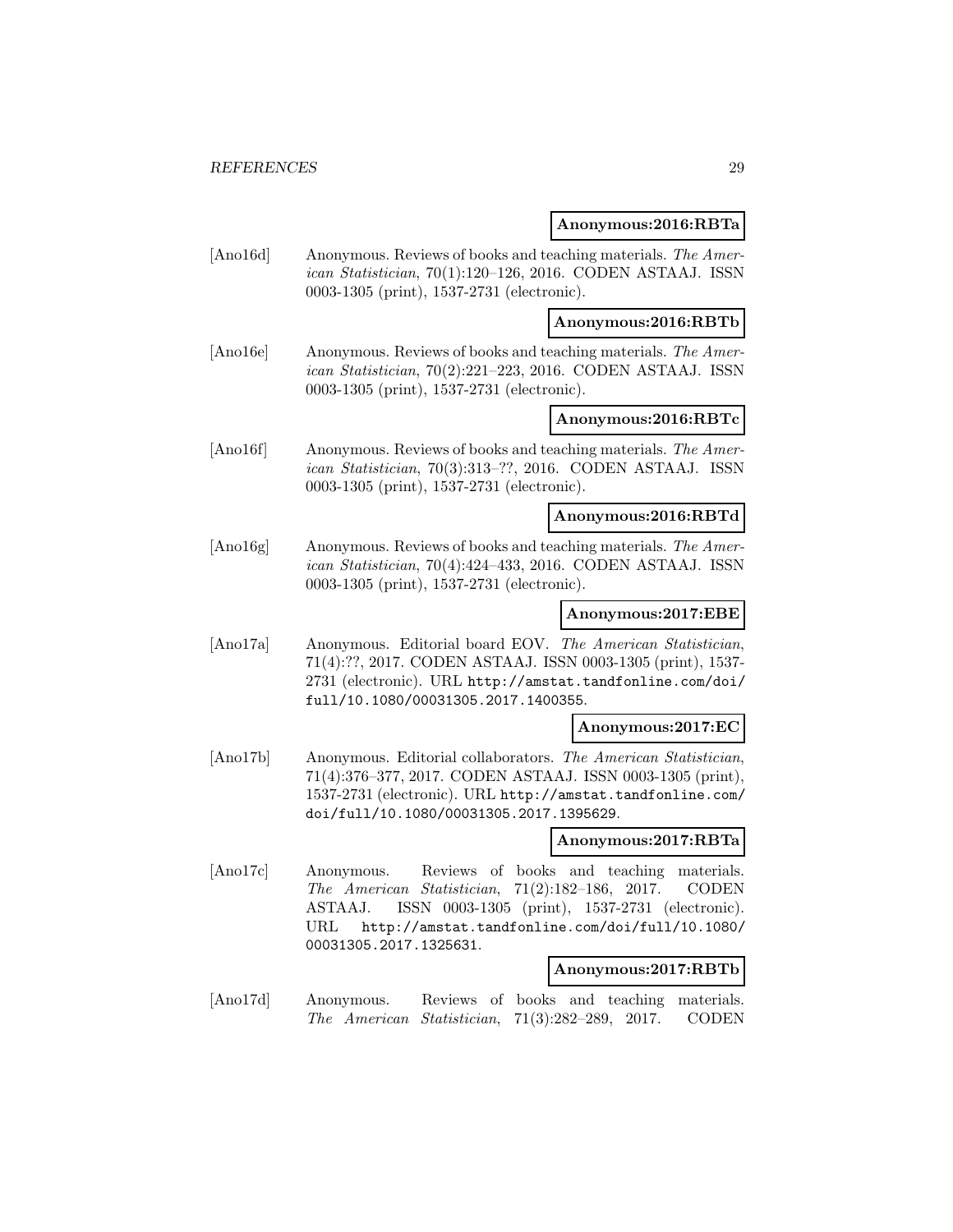**Anonymous:2016:RBTa**

[Ano16d] Anonymous. Reviews of books and teaching materials. *The American Statistician*, 70(1):120–126, 2016. CODEN ASTAAJ. ISSN 0003-1305 (print), 1537-2731 (electronic).

**Anonymous:2016:RBTb**

[Ano16e] Anonymous. Reviews of books and teaching materials. *The American Statistician*, 70(2):221–223, 2016. CODEN ASTAAJ. ISSN 0003-1305 (print), 1537-2731 (electronic).

**Anonymous:2016:RBTc**

[Ano16f] Anonymous. Reviews of books and teaching materials. *The American Statistician*, 70(3):313–??, 2016. CODEN ASTAAJ. ISSN 0003-1305 (print), 1537-2731 (electronic).

**Anonymous:2016:RBTd**

[Ano16g] Anonymous. Reviews of books and teaching materials. *The American Statistician*, 70(4):424–433, 2016. CODEN ASTAAJ. ISSN 0003-1305 (print), 1537-2731 (electronic).

**Anonymous:2017:EBE**

[Ano17a] Anonymous. Editorial board EOV. *The American Statistician*, 71(4):??, 2017. CODEN ASTAAJ. ISSN 0003-1305 (print), 1537-2731 (electronic). URL `http://amstat.tandfonline.com/doi/full/10.1080/00031305.2017.1400355`.

**Anonymous:2017:EC**

[Ano17b] Anonymous. Editorial collaborators. *The American Statistician*, 71(4):376–377, 2017. CODEN ASTAAJ. ISSN 0003-1305 (print), 1537-2731 (electronic). URL `http://amstat.tandfonline.com/doi/full/10.1080/00031305.2017.1395629`.

**Anonymous:2017:RBTa**

[Ano17c] Anonymous. Reviews of books and teaching materials. *The American Statistician*, 71(2):182–186, 2017. CODEN ASTAAJ. ISSN 0003-1305 (print), 1537-2731 (electronic). URL `http://amstat.tandfonline.com/doi/full/10.1080/00031305.2017.1325631`.

**Anonymous:2017:RBTb**

[Ano17d] Anonymous. Reviews of books and teaching materials. *The American Statistician*, 71(3):282–289, 2017. CODEN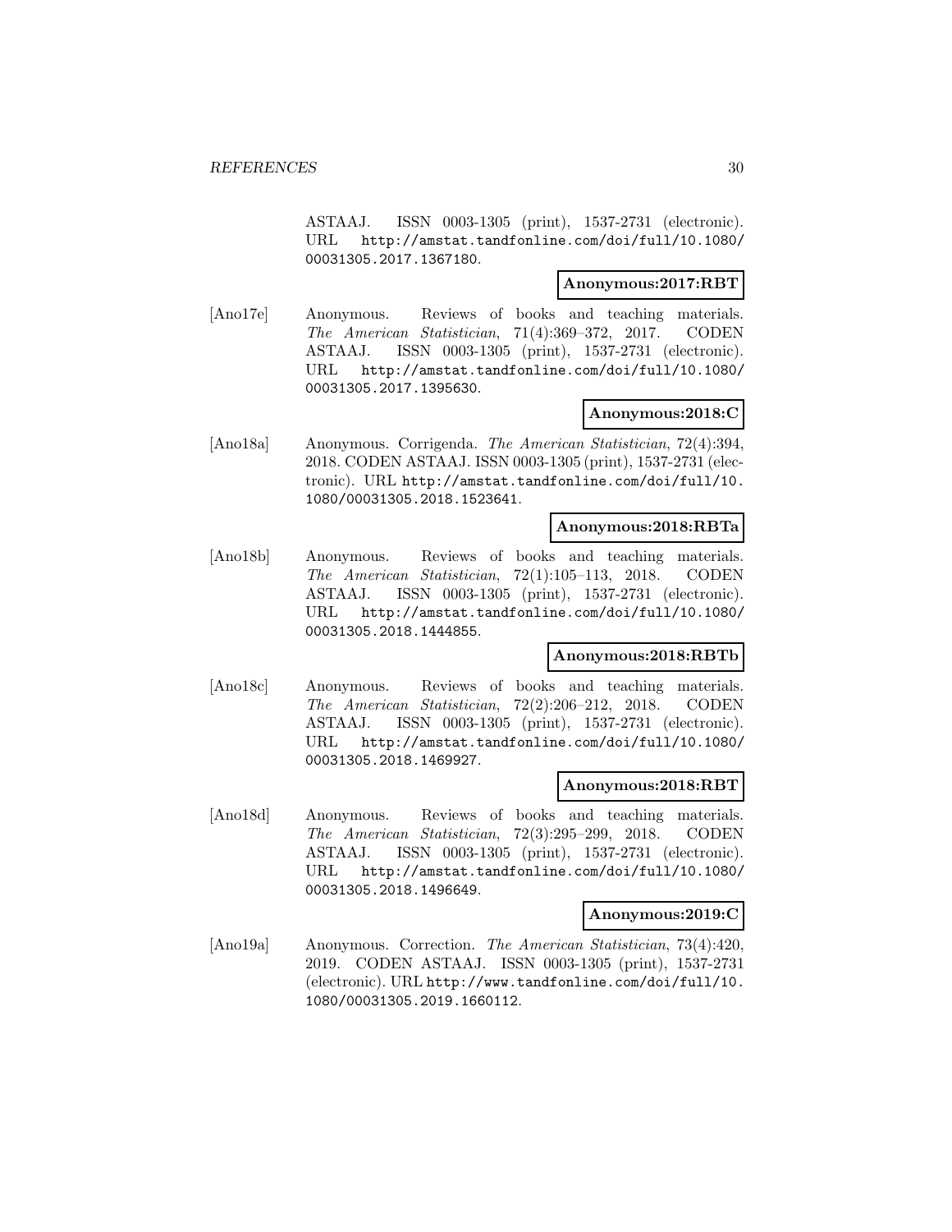ASTAAJ. ISSN 0003-1305 (print), 1537-2731 (electronic). URL http://amstat.tandfonline.com/doi/full/10.1080/00031305.2017.1367180.

**Anonymous:2017:RBT**

[Ano17e] Anonymous. Reviews of books and teaching materials. *The American Statistician*, 71(4):369–372, 2017. CODEN ASTAAJ. ISSN 0003-1305 (print), 1537-2731 (electronic). URL http://amstat.tandfonline.com/doi/full/10.1080/00031305.2017.1395630.

**Anonymous:2018:C**

[Ano18a] Anonymous. Corrigenda. *The American Statistician*, 72(4):394, 2018. CODEN ASTAAJ. ISSN 0003-1305 (print), 1537-2731 (electronic). URL http://amstat.tandfonline.com/doi/full/10.1080/00031305.2018.1523641.

**Anonymous:2018:RBTa**

[Ano18b] Anonymous. Reviews of books and teaching materials. *The American Statistician*, 72(1):105–113, 2018. CODEN ASTAAJ. ISSN 0003-1305 (print), 1537-2731 (electronic). URL http://amstat.tandfonline.com/doi/full/10.1080/00031305.2018.1444855.

**Anonymous:2018:RBTb**

[Ano18c] Anonymous. Reviews of books and teaching materials. *The American Statistician*, 72(2):206–212, 2018. CODEN ASTAAJ. ISSN 0003-1305 (print), 1537-2731 (electronic). URL http://amstat.tandfonline.com/doi/full/10.1080/00031305.2018.1469927.

**Anonymous:2018:RBT**

[Ano18d] Anonymous. Reviews of books and teaching materials. *The American Statistician*, 72(3):295–299, 2018. CODEN ASTAAJ. ISSN 0003-1305 (print), 1537-2731 (electronic). URL http://amstat.tandfonline.com/doi/full/10.1080/00031305.2018.1496649.

**Anonymous:2019:C**

[Ano19a] Anonymous. Correction. *The American Statistician*, 73(4):420, 2019. CODEN ASTAAJ. ISSN 0003-1305 (print), 1537-2731 (electronic). URL http://www.tandfonline.com/doi/full/10.1080/00031305.2019.1660112.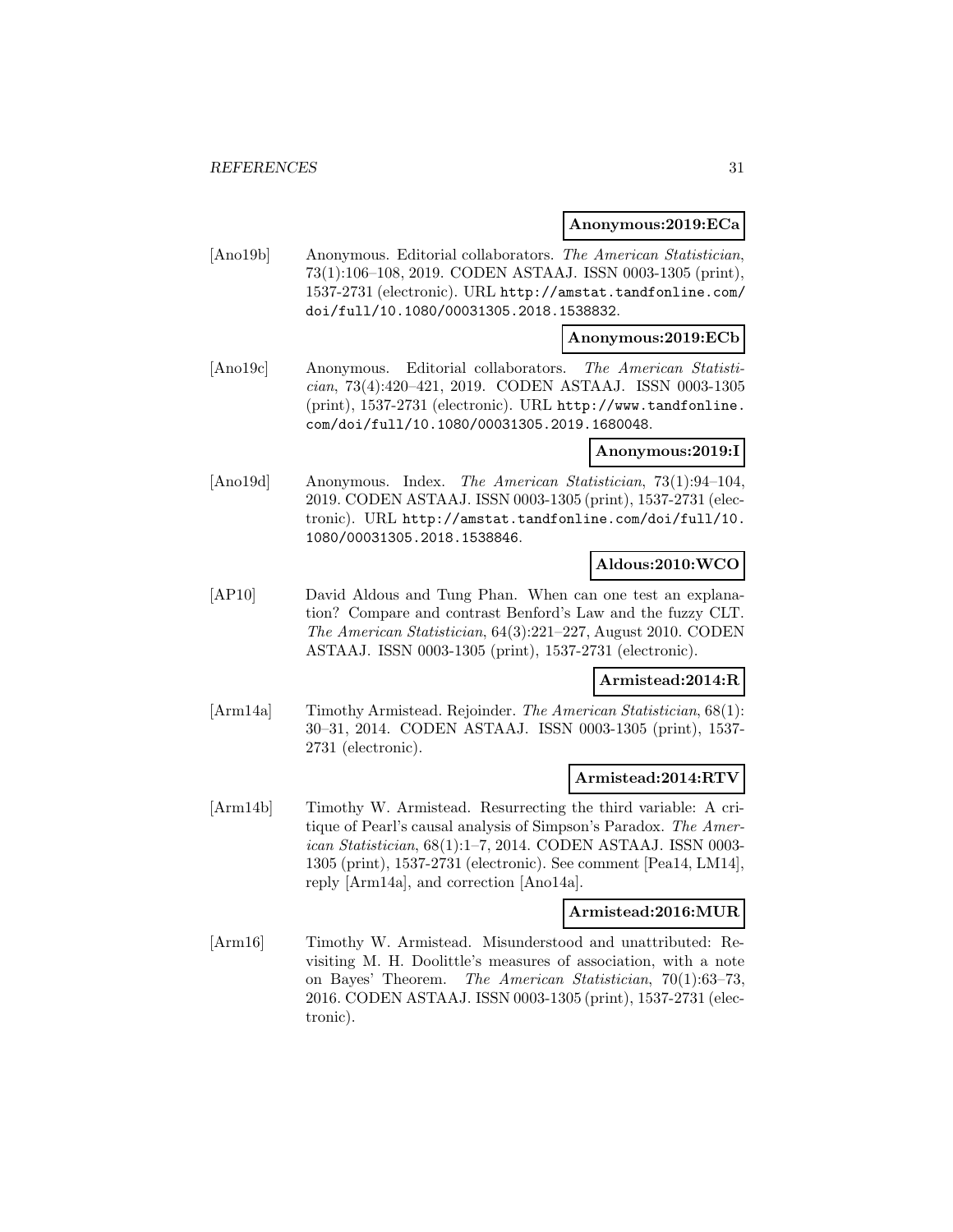**Anonymous:2019:ECa**

[Ano19b] Anonymous. Editorial collaborators. *The American Statistician*, 73(1):106–108, 2019. CODEN ASTAAJ. ISSN 0003-1305 (print), 1537-2731 (electronic). URL http://amstat.tandfonline.com/doi/full/10.1080/00031305.2018.1538832.

**Anonymous:2019:ECb**

[Ano19c] Anonymous. Editorial collaborators. *The American Statistician*, 73(4):420–421, 2019. CODEN ASTAAJ. ISSN 0003-1305 (print), 1537-2731 (electronic). URL http://www.tandfonline.com/doi/full/10.1080/00031305.2019.1680048.

**Anonymous:2019:I**

[Ano19d] Anonymous. Index. *The American Statistician*, 73(1):94–104, 2019. CODEN ASTAAJ. ISSN 0003-1305 (print), 1537-2731 (electronic). URL http://amstat.tandfonline.com/doi/full/10.1080/00031305.2018.1538846.

**Aldous:2010:WCO**

[AP10] David Aldous and Tung Phan. When can one test an explanation? Compare and contrast Benford's Law and the fuzzy CLT. *The American Statistician*, 64(3):221–227, August 2010. CODEN ASTAAJ. ISSN 0003-1305 (print), 1537-2731 (electronic).

**Armistead:2014:R**

[Arm14a] Timothy Armistead. Rejoinder. *The American Statistician*, 68(1): 30–31, 2014. CODEN ASTAAJ. ISSN 0003-1305 (print), 1537-2731 (electronic).

**Armistead:2014:RTV**

[Arm14b] Timothy W. Armistead. Resurrecting the third variable: A critique of Pearl's causal analysis of Simpson's Paradox. *The American Statistician*, 68(1):1–7, 2014. CODEN ASTAAJ. ISSN 0003-1305 (print), 1537-2731 (electronic). See comment [Pea14, LM14], reply [Arm14a], and correction [Ano14a].

**Armistead:2016:MUR**

[Arm16] Timothy W. Armistead. Misunderstood and unattributed: Revisiting M. H. Doolittle's measures of association, with a note on Bayes' Theorem. *The American Statistician*, 70(1):63–73, 2016. CODEN ASTAAJ. ISSN 0003-1305 (print), 1537-2731 (electronic).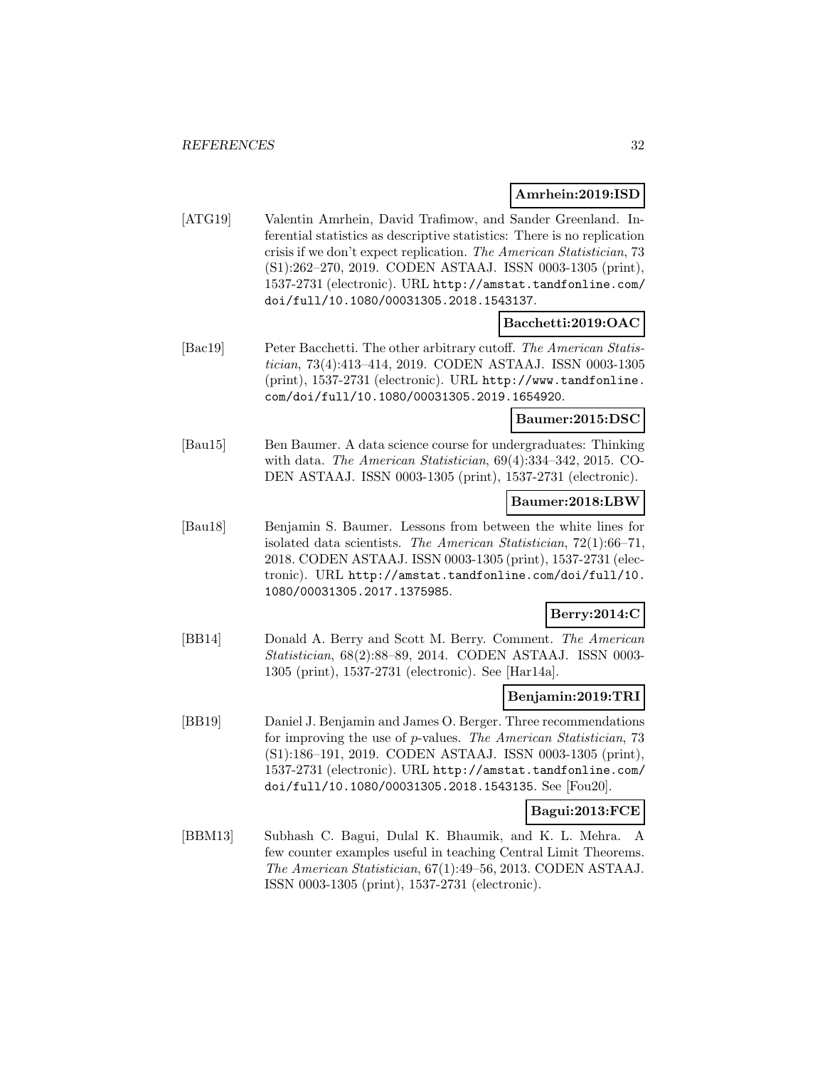**Amrhein:2019:ISD**

[ATG19] Valentin Amrhein, David Trafimow, and Sander Greenland. Inferential statistics as descriptive statistics: There is no replication crisis if we don't expect replication. *The American Statistician*, 73 (S1):262–270, 2019. CODEN ASTAAJ. ISSN 0003-1305 (print), 1537-2731 (electronic). URL `http://amstat.tandfonline.com/doi/full/10.1080/00031305.2018.1543137`.

**Bacchetti:2019:OAC**

[Bac19] Peter Bacchetti. The other arbitrary cutoff. *The American Statistician*, 73(4):413–414, 2019. CODEN ASTAAJ. ISSN 0003-1305 (print), 1537-2731 (electronic). URL `http://www.tandfonline.com/doi/full/10.1080/00031305.2019.1654920`.

**Baumer:2015:DSC**

[Bau15] Ben Baumer. A data science course for undergraduates: Thinking with data. *The American Statistician*, 69(4):334–342, 2015. CODEN ASTAAJ. ISSN 0003-1305 (print), 1537-2731 (electronic).

**Baumer:2018:LBW**

[Bau18] Benjamin S. Baumer. Lessons from between the white lines for isolated data scientists. *The American Statistician*, 72(1):66–71, 2018. CODEN ASTAAJ. ISSN 0003-1305 (print), 1537-2731 (electronic). URL `http://amstat.tandfonline.com/doi/full/10.1080/00031305.2017.1375985`.

**Berry:2014:C**

[BB14] Donald A. Berry and Scott M. Berry. Comment. *The American Statistician*, 68(2):88–89, 2014. CODEN ASTAAJ. ISSN 0003-1305 (print), 1537-2731 (electronic). See [Har14a].

**Benjamin:2019:TRI**

[BB19] Daniel J. Benjamin and James O. Berger. Three recommendations for improving the use of $p$-values. *The American Statistician*, 73 (S1):186–191, 2019. CODEN ASTAAJ. ISSN 0003-1305 (print), 1537-2731 (electronic). URL `http://amstat.tandfonline.com/doi/full/10.1080/00031305.2018.1543135`. See [Fou20].

**Bagui:2013:FCE**

[BBM13] Subhash C. Bagui, Dulal K. Bhaumik, and K. L. Mehra. A few counter examples useful in teaching Central Limit Theorems. *The American Statistician*, 67(1):49–56, 2013. CODEN ASTAAJ. ISSN 0003-1305 (print), 1537-2731 (electronic).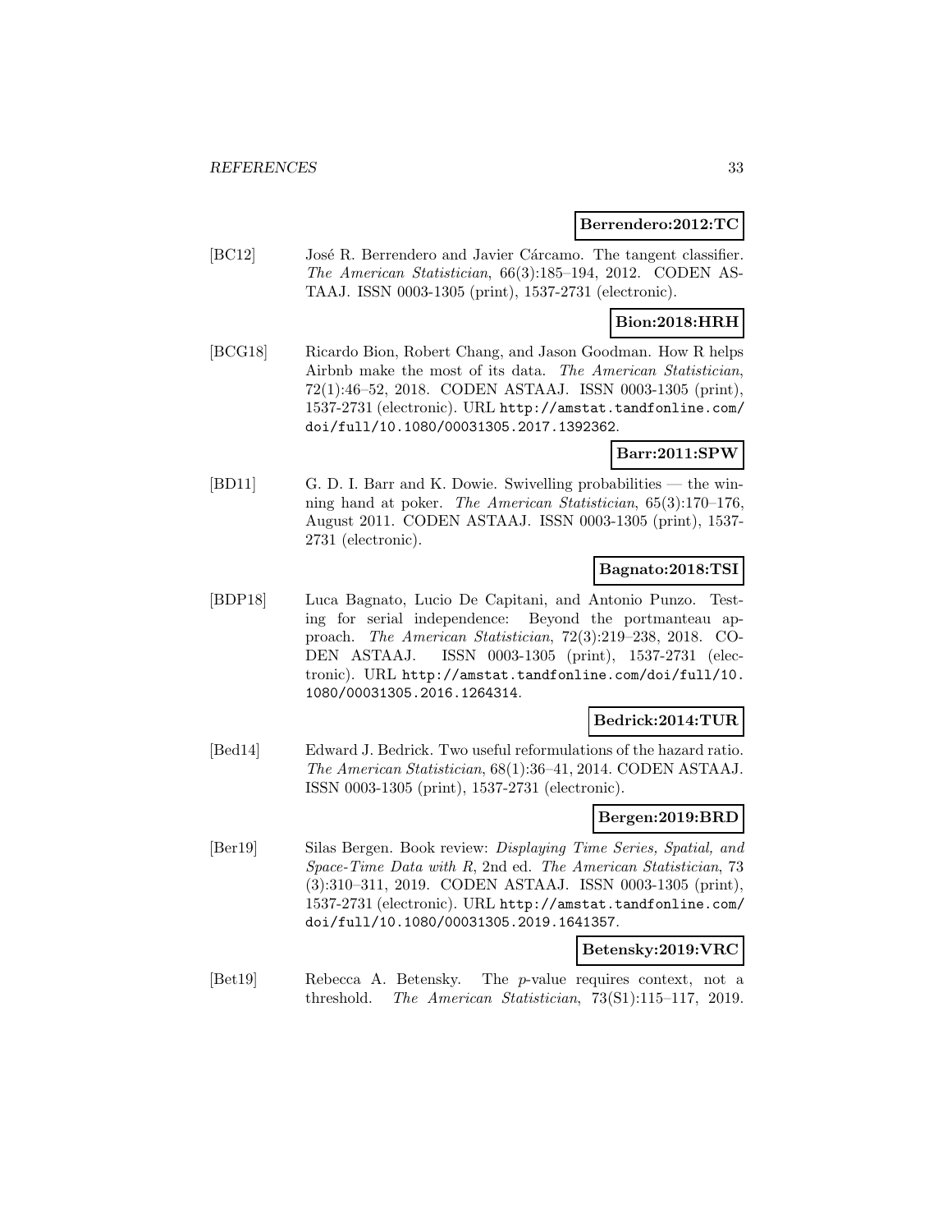**Berrendero:2012:TC**

[BC12] José R. Berrendero and Javier Cárcamo. The tangent classifier. *The American Statistician*, 66(3):185–194, 2012. CODEN ASTAAJ. ISSN 0003-1305 (print), 1537-2731 (electronic).

**Bion:2018:HRH**

[BCG18] Ricardo Bion, Robert Chang, and Jason Goodman. How R helps Airbnb make the most of its data. *The American Statistician*, 72(1):46–52, 2018. CODEN ASTAAJ. ISSN 0003-1305 (print), 1537-2731 (electronic). URL `http://amstat.tandfonline.com/doi/full/10.1080/00031305.2017.1392362`.

**Barr:2011:SPW**

[BD11] G. D. I. Barr and K. Dowie. Swivelling probabilities — the winning hand at poker. *The American Statistician*, 65(3):170–176, August 2011. CODEN ASTAAJ. ISSN 0003-1305 (print), 1537-2731 (electronic).

**Bagnato:2018:TSI**

[BDP18] Luca Bagnato, Lucio De Capitani, and Antonio Punzo. Testing for serial independence: Beyond the portmanteau approach. *The American Statistician*, 72(3):219–238, 2018. CODEN ASTAAJ. ISSN 0003-1305 (print), 1537-2731 (electronic). URL `http://amstat.tandfonline.com/doi/full/10.1080/00031305.2016.1264314`.

**Bedrick:2014:TUR**

[Bed14] Edward J. Bedrick. Two useful reformulations of the hazard ratio. *The American Statistician*, 68(1):36–41, 2014. CODEN ASTAAJ. ISSN 0003-1305 (print), 1537-2731 (electronic).

**Bergen:2019:BRD**

[Ber19] Silas Bergen. Book review: *Displaying Time Series, Spatial, and Space-Time Data with R*, 2nd ed. *The American Statistician*, 73 (3):310–311, 2019. CODEN ASTAAJ. ISSN 0003-1305 (print), 1537-2731 (electronic). URL `http://amstat.tandfonline.com/doi/full/10.1080/00031305.2019.1641357`.

**Betensky:2019:VRC**

[Bet19] Rebecca A. Betensky. The $p$-value requires context, not a threshold. *The American Statistician*, 73(S1):115–117, 2019.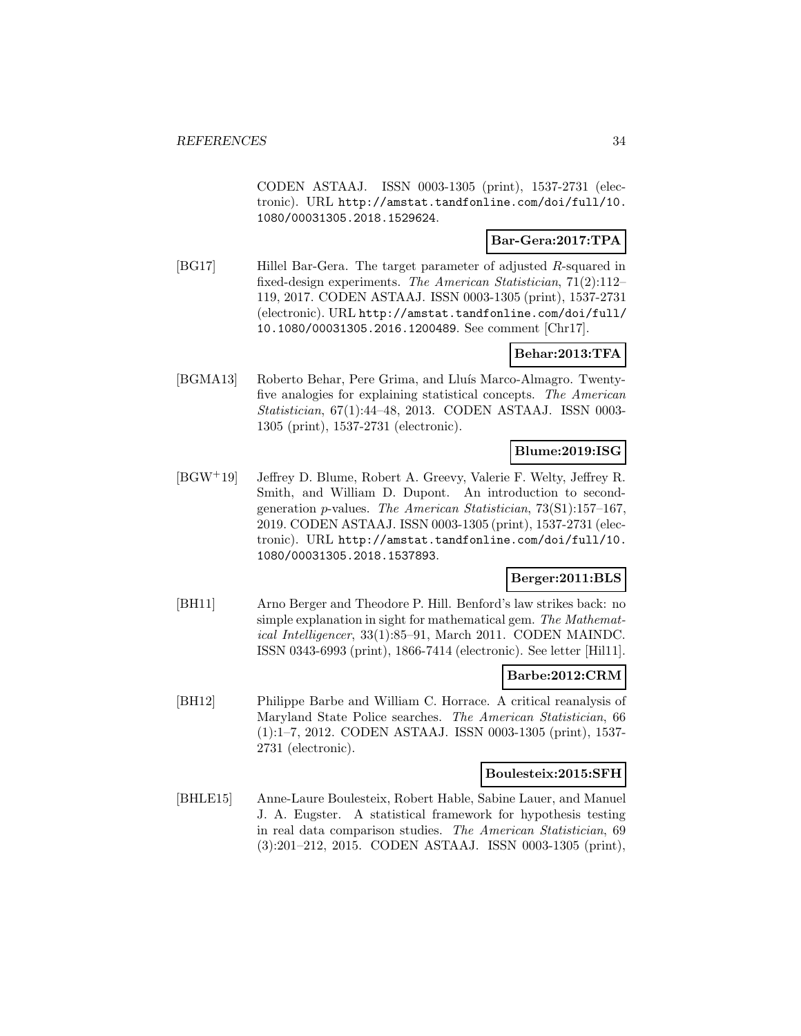CODEN ASTAAJ. ISSN 0003-1305 (print), 1537-2731 (electronic). URL http://amstat.tandfonline.com/doi/full/10.1080/00031305.2018.1529624.

**Bar-Gera:2017:TPA**

[BG17] Hillel Bar-Gera. The target parameter of adjusted $R$-squared in fixed-design experiments. *The American Statistician*, 71(2):112–119, 2017. CODEN ASTAAJ. ISSN 0003-1305 (print), 1537-2731 (electronic). URL http://amstat.tandfonline.com/doi/full/10.1080/00031305.2016.1200489. See comment [Chr17].

**Behar:2013:TFA**

[BGMA13] Roberto Behar, Pere Grima, and Lluís Marco-Almagro. Twenty-five analogies for explaining statistical concepts. *The American Statistician*, 67(1):44–48, 2013. CODEN ASTAAJ. ISSN 0003-1305 (print), 1537-2731 (electronic).

**Blume:2019:ISG**

[BGW+19] Jeffrey D. Blume, Robert A. Greevy, Valerie F. Welty, Jeffrey R. Smith, and William D. Dupont. An introduction to second-generation $p$-values. *The American Statistician*, 73(S1):157–167, 2019. CODEN ASTAAJ. ISSN 0003-1305 (print), 1537-2731 (electronic). URL http://amstat.tandfonline.com/doi/full/10.1080/00031305.2018.1537893.

**Berger:2011:BLS**

[BH11] Arno Berger and Theodore P. Hill. Benford's law strikes back: no simple explanation in sight for mathematical gem. *The Mathematical Intelligencer*, 33(1):85–91, March 2011. CODEN MAINDC. ISSN 0343-6993 (print), 1866-7414 (electronic). See letter [Hil11].

**Barbe:2012:CRM**

[BH12] Philippe Barbe and William C. Horrace. A critical reanalysis of Maryland State Police searches. *The American Statistician*, 66 (1):1–7, 2012. CODEN ASTAAJ. ISSN 0003-1305 (print), 1537-2731 (electronic).

**Boulesteix:2015:SFH**

[BHLE15] Anne-Laure Boulesteix, Robert Hable, Sabine Lauer, and Manuel J. A. Eugster. A statistical framework for hypothesis testing in real data comparison studies. *The American Statistician*, 69 (3):201–212, 2015. CODEN ASTAAJ. ISSN 0003-1305 (print),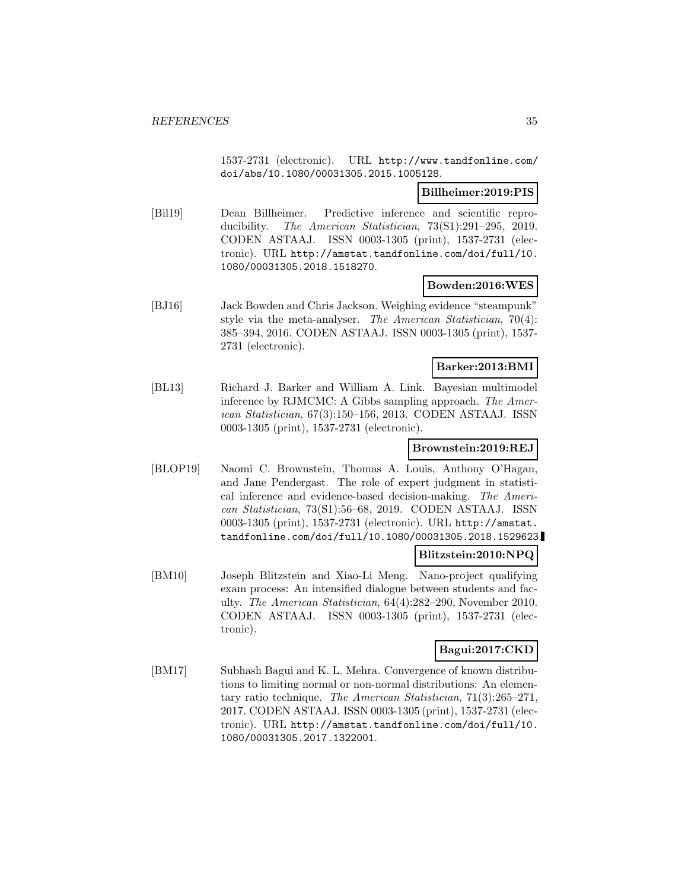1537-2731 (electronic). URL http://www.tandfonline.com/doi/abs/10.1080/00031305.2015.1005128.

**Billheimer:2019:PIS**

[Bil19] Dean Billheimer. Predictive inference and scientific reproducibility. *The American Statistician*, 73(S1):291–295, 2019. CODEN ASTAAJ. ISSN 0003-1305 (print), 1537-2731 (electronic). URL http://amstat.tandfonline.com/doi/full/10.1080/00031305.2018.1518270.

**Bowden:2016:WES**

[BJ16] Jack Bowden and Chris Jackson. Weighing evidence "steampunk" style via the meta-analyser. *The American Statistician*, 70(4): 385–394, 2016. CODEN ASTAAJ. ISSN 0003-1305 (print), 1537-2731 (electronic).

**Barker:2013:BMI**

[BL13] Richard J. Barker and William A. Link. Bayesian multimodel inference by RJMCMC: A Gibbs sampling approach. *The American Statistician*, 67(3):150–156, 2013. CODEN ASTAAJ. ISSN 0003-1305 (print), 1537-2731 (electronic).

**Brownstein:2019:REJ**

[BLOP19] Naomi C. Brownstein, Thomas A. Louis, Anthony O'Hagan, and Jane Pendergast. The role of expert judgment in statistical inference and evidence-based decision-making. *The American Statistician*, 73(S1):56–68, 2019. CODEN ASTAAJ. ISSN 0003-1305 (print), 1537-2731 (electronic). URL http://amstat.tandfonline.com/doi/full/10.1080/00031305.2018.1529623.

**Blitzstein:2010:NPQ**

[BM10] Joseph Blitzstein and Xiao-Li Meng. Nano-project qualifying exam process: An intensified dialogue between students and faculty. *The American Statistician*, 64(4):282–290, November 2010. CODEN ASTAAJ. ISSN 0003-1305 (print), 1537-2731 (electronic).

**Bagui:2017:CKD**

[BM17] Subhash Bagui and K. L. Mehra. Convergence of known distributions to limiting normal or non-normal distributions: An elementary ratio technique. *The American Statistician*, 71(3):265–271, 2017. CODEN ASTAAJ. ISSN 0003-1305 (print), 1537-2731 (electronic). URL http://amstat.tandfonline.com/doi/full/10.1080/00031305.2017.1322001.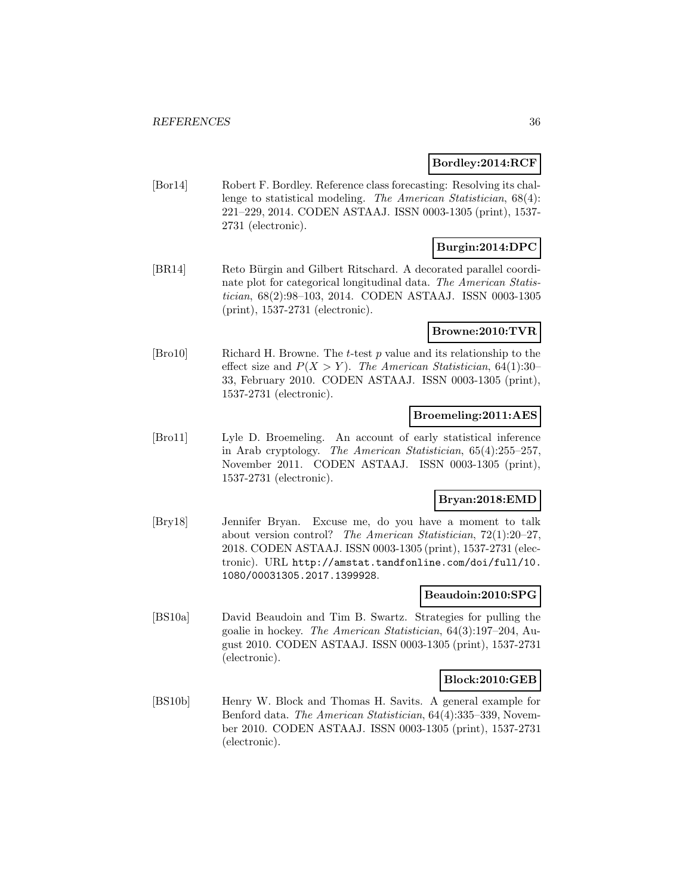**Bordley:2014:RCF**

[Bor14] Robert F. Bordley. Reference class forecasting: Resolving its challenge to statistical modeling. *The American Statistician*, 68(4): 221–229, 2014. CODEN ASTAAJ. ISSN 0003-1305 (print), 1537-2731 (electronic).

**Burgin:2014:DPC**

[BR14] Reto Bürgin and Gilbert Ritschard. A decorated parallel coordinate plot for categorical longitudinal data. *The American Statistician*, 68(2):98–103, 2014. CODEN ASTAAJ. ISSN 0003-1305 (print), 1537-2731 (electronic).

**Browne:2010:TVR**

[Bro10] Richard H. Browne. The $t$-test $p$ value and its relationship to the effect size and $P(X > Y)$. *The American Statistician*, 64(1):30–33, February 2010. CODEN ASTAAJ. ISSN 0003-1305 (print), 1537-2731 (electronic).

**Broemeling:2011:AES**

[Bro11] Lyle D. Broemeling. An account of early statistical inference in Arab cryptology. *The American Statistician*, 65(4):255–257, November 2011. CODEN ASTAAJ. ISSN 0003-1305 (print), 1537-2731 (electronic).

**Bryan:2018:EMD**

[Bry18] Jennifer Bryan. Excuse me, do you have a moment to talk about version control? *The American Statistician*, 72(1):20–27, 2018. CODEN ASTAAJ. ISSN 0003-1305 (print), 1537-2731 (electronic). URL `http://amstat.tandfonline.com/doi/full/10.1080/00031305.2017.1399928`.

**Beaudoin:2010:SPG**

[BS10a] David Beaudoin and Tim B. Swartz. Strategies for pulling the goalie in hockey. *The American Statistician*, 64(3):197–204, August 2010. CODEN ASTAAJ. ISSN 0003-1305 (print), 1537-2731 (electronic).

**Block:2010:GEB**

[BS10b] Henry W. Block and Thomas H. Savits. A general example for Benford data. *The American Statistician*, 64(4):335–339, November 2010. CODEN ASTAAJ. ISSN 0003-1305 (print), 1537-2731 (electronic).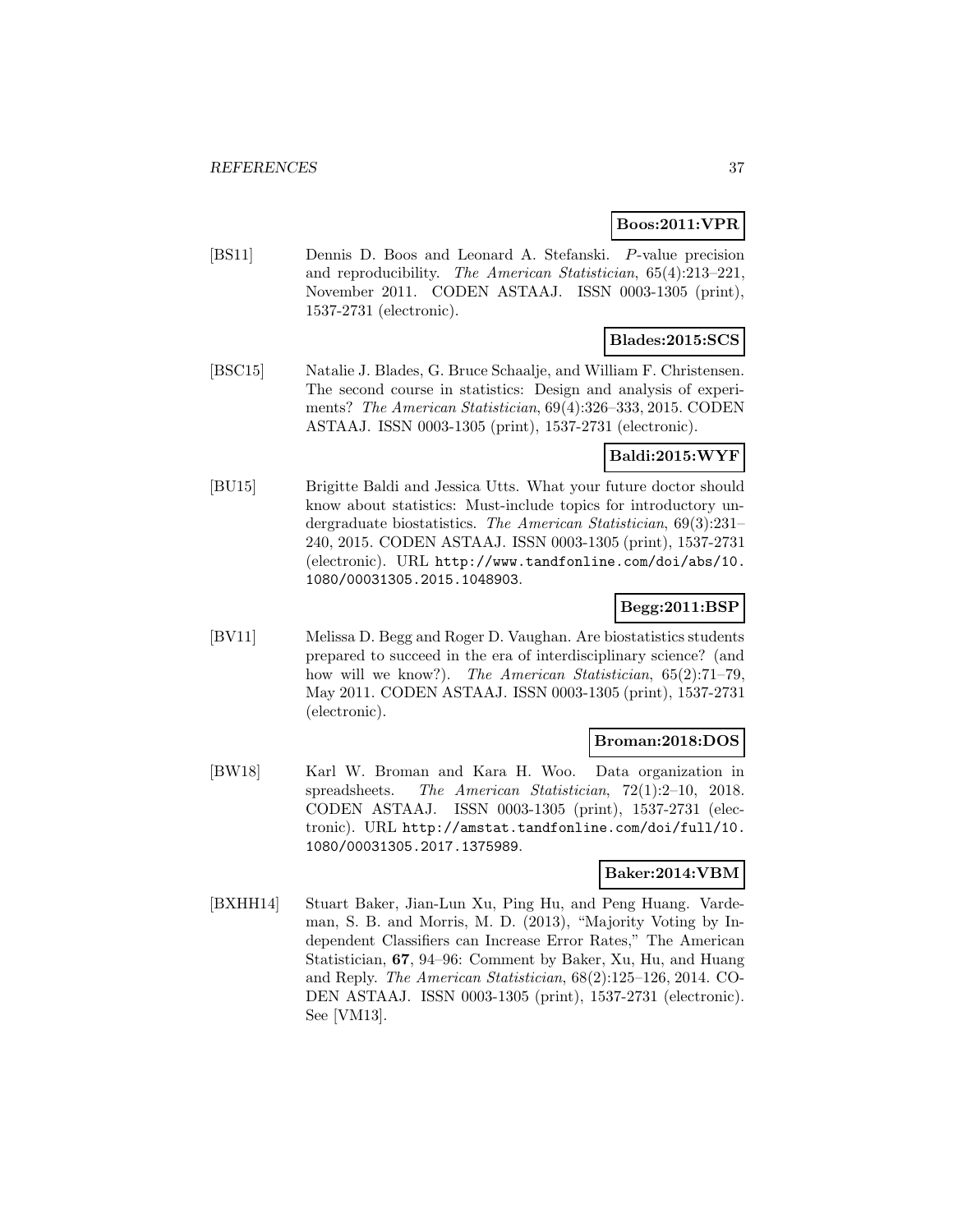**Boos:2011:VPR**

[BS11] Dennis D. Boos and Leonard A. Stefanski. *P*-value precision and reproducibility. *The American Statistician*, 65(4):213–221, November 2011. CODEN ASTAAJ. ISSN 0003-1305 (print), 1537-2731 (electronic).

**Blades:2015:SCS**

[BSC15] Natalie J. Blades, G. Bruce Schaalje, and William F. Christensen. The second course in statistics: Design and analysis of experiments? *The American Statistician*, 69(4):326–333, 2015. CODEN ASTAAJ. ISSN 0003-1305 (print), 1537-2731 (electronic).

**Baldi:2015:WYF**

[BU15] Brigitte Baldi and Jessica Utts. What your future doctor should know about statistics: Must-include topics for introductory undergraduate biostatistics. *The American Statistician*, 69(3):231–240, 2015. CODEN ASTAAJ. ISSN 0003-1305 (print), 1537-2731 (electronic). URL `http://www.tandfonline.com/doi/abs/10.1080/00031305.2015.1048903`.

**Begg:2011:BSP**

[BV11] Melissa D. Begg and Roger D. Vaughan. Are biostatistics students prepared to succeed in the era of interdisciplinary science? (and how will we know?). *The American Statistician*, 65(2):71–79, May 2011. CODEN ASTAAJ. ISSN 0003-1305 (print), 1537-2731 (electronic).

**Broman:2018:DOS**

[BW18] Karl W. Broman and Kara H. Woo. Data organization in spreadsheets. *The American Statistician*, 72(1):2–10, 2018. CODEN ASTAAJ. ISSN 0003-1305 (print), 1537-2731 (electronic). URL `http://amstat.tandfonline.com/doi/full/10.1080/00031305.2017.1375989`.

**Baker:2014:VBM**

[BXHH14] Stuart Baker, Jian-Lun Xu, Ping Hu, and Peng Huang. Vardeman, S. B. and Morris, M. D. (2013), "Majority Voting by Independent Classifiers can Increase Error Rates," The American Statistician, **67**, 94–96: Comment by Baker, Xu, Hu, and Huang and Reply. *The American Statistician*, 68(2):125–126, 2014. CODEN ASTAAJ. ISSN 0003-1305 (print), 1537-2731 (electronic). See [VM13].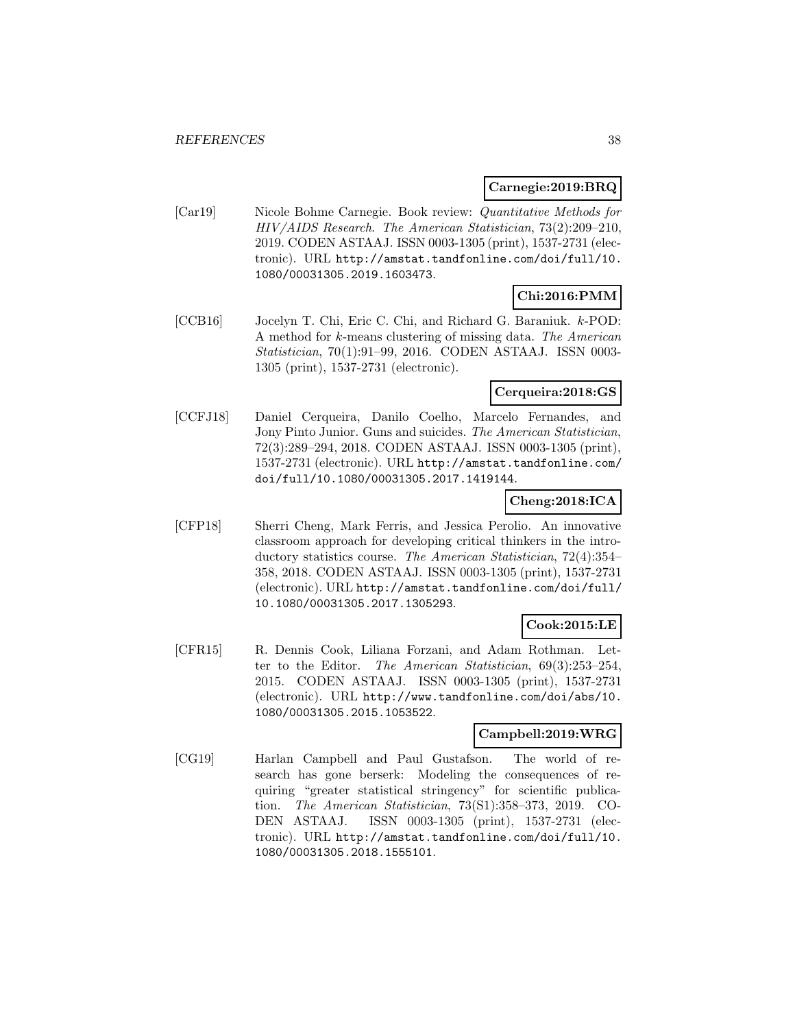**Carnegie:2019:BRQ**

[Car19] Nicole Bohme Carnegie. Book review: *Quantitative Methods for HIV/AIDS Research*. *The American Statistician*, 73(2):209–210, 2019. CODEN ASTAAJ. ISSN 0003-1305 (print), 1537-2731 (electronic). URL http://amstat.tandfonline.com/doi/full/10.1080/00031305.2019.1603473.

**Chi:2016:PMM**

[CCB16] Jocelyn T. Chi, Eric C. Chi, and Richard G. Baraniuk. $k$-POD: A method for $k$-means clustering of missing data. *The American Statistician*, 70(1):91–99, 2016. CODEN ASTAAJ. ISSN 0003-1305 (print), 1537-2731 (electronic).

**Cerqueira:2018:GS**

[CCFJ18] Daniel Cerqueira, Danilo Coelho, Marcelo Fernandes, and Jony Pinto Junior. Guns and suicides. *The American Statistician*, 72(3):289–294, 2018. CODEN ASTAAJ. ISSN 0003-1305 (print), 1537-2731 (electronic). URL http://amstat.tandfonline.com/doi/full/10.1080/00031305.2017.1419144.

**Cheng:2018:ICA**

[CFP18] Sherri Cheng, Mark Ferris, and Jessica Perolio. An innovative classroom approach for developing critical thinkers in the introductory statistics course. *The American Statistician*, 72(4):354–358, 2018. CODEN ASTAAJ. ISSN 0003-1305 (print), 1537-2731 (electronic). URL http://amstat.tandfonline.com/doi/full/10.1080/00031305.2017.1305293.

**Cook:2015:LE**

[CFR15] R. Dennis Cook, Liliana Forzani, and Adam Rothman. Letter to the Editor. *The American Statistician*, 69(3):253–254, 2015. CODEN ASTAAJ. ISSN 0003-1305 (print), 1537-2731 (electronic). URL http://www.tandfonline.com/doi/abs/10.1080/00031305.2015.1053522.

**Campbell:2019:WRG**

[CG19] Harlan Campbell and Paul Gustafson. The world of research has gone berserk: Modeling the consequences of requiring "greater statistical stringency" for scientific publication. *The American Statistician*, 73(S1):358–373, 2019. CODEN ASTAAJ. ISSN 0003-1305 (print), 1537-2731 (electronic). URL http://amstat.tandfonline.com/doi/full/10.1080/00031305.2018.1555101.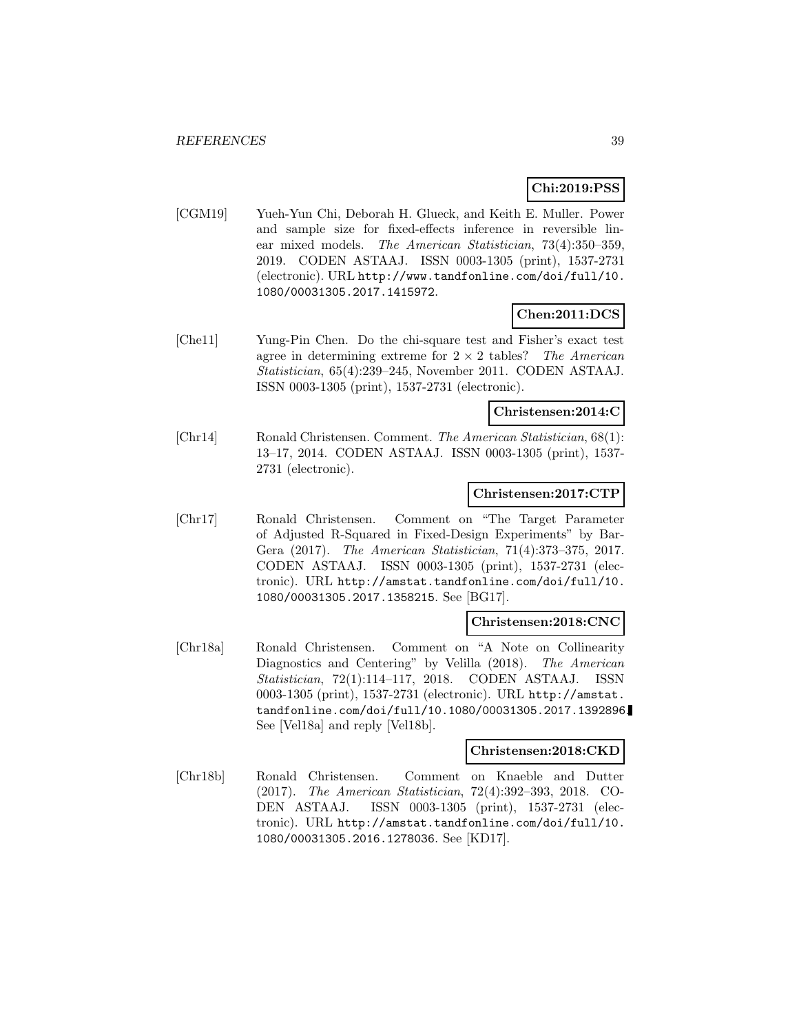**Chi:2019:PSS**

[CGM19] Yueh-Yun Chi, Deborah H. Glueck, and Keith E. Muller. Power and sample size for fixed-effects inference in reversible linear mixed models. *The American Statistician*, 73(4):350–359, 2019. CODEN ASTAAJ. ISSN 0003-1305 (print), 1537-2731 (electronic). URL http://www.tandfonline.com/doi/full/10.1080/00031305.2017.1415972.

**Chen:2011:DCS**

[Che11] Yung-Pin Chen. Do the chi-square test and Fisher's exact test agree in determining extreme for $2 \times 2$ tables? *The American Statistician*, 65(4):239–245, November 2011. CODEN ASTAAJ. ISSN 0003-1305 (print), 1537-2731 (electronic).

**Christensen:2014:C**

[Chr14] Ronald Christensen. Comment. *The American Statistician*, 68(1): 13–17, 2014. CODEN ASTAAJ. ISSN 0003-1305 (print), 1537-2731 (electronic).

**Christensen:2017:CTP**

[Chr17] Ronald Christensen. Comment on "The Target Parameter of Adjusted R-Squared in Fixed-Design Experiments" by Bar-Gera (2017). *The American Statistician*, 71(4):373–375, 2017. CODEN ASTAAJ. ISSN 0003-1305 (print), 1537-2731 (electronic). URL http://amstat.tandfonline.com/doi/full/10.1080/00031305.2017.1358215. See [BG17].

**Christensen:2018:CNC**

[Chr18a] Ronald Christensen. Comment on "A Note on Collinearity Diagnostics and Centering" by Velilla (2018). *The American Statistician*, 72(1):114–117, 2018. CODEN ASTAAJ. ISSN 0003-1305 (print), 1537-2731 (electronic). URL http://amstat.tandfonline.com/doi/full/10.1080/00031305.2017.1392896. See [Vel18a] and reply [Vel18b].

**Christensen:2018:CKD**

[Chr18b] Ronald Christensen. Comment on Knaeble and Dutter (2017). *The American Statistician*, 72(4):392–393, 2018. CODEN ASTAAJ. ISSN 0003-1305 (print), 1537-2731 (electronic). URL http://amstat.tandfonline.com/doi/full/10.1080/00031305.2016.1278036. See [KD17].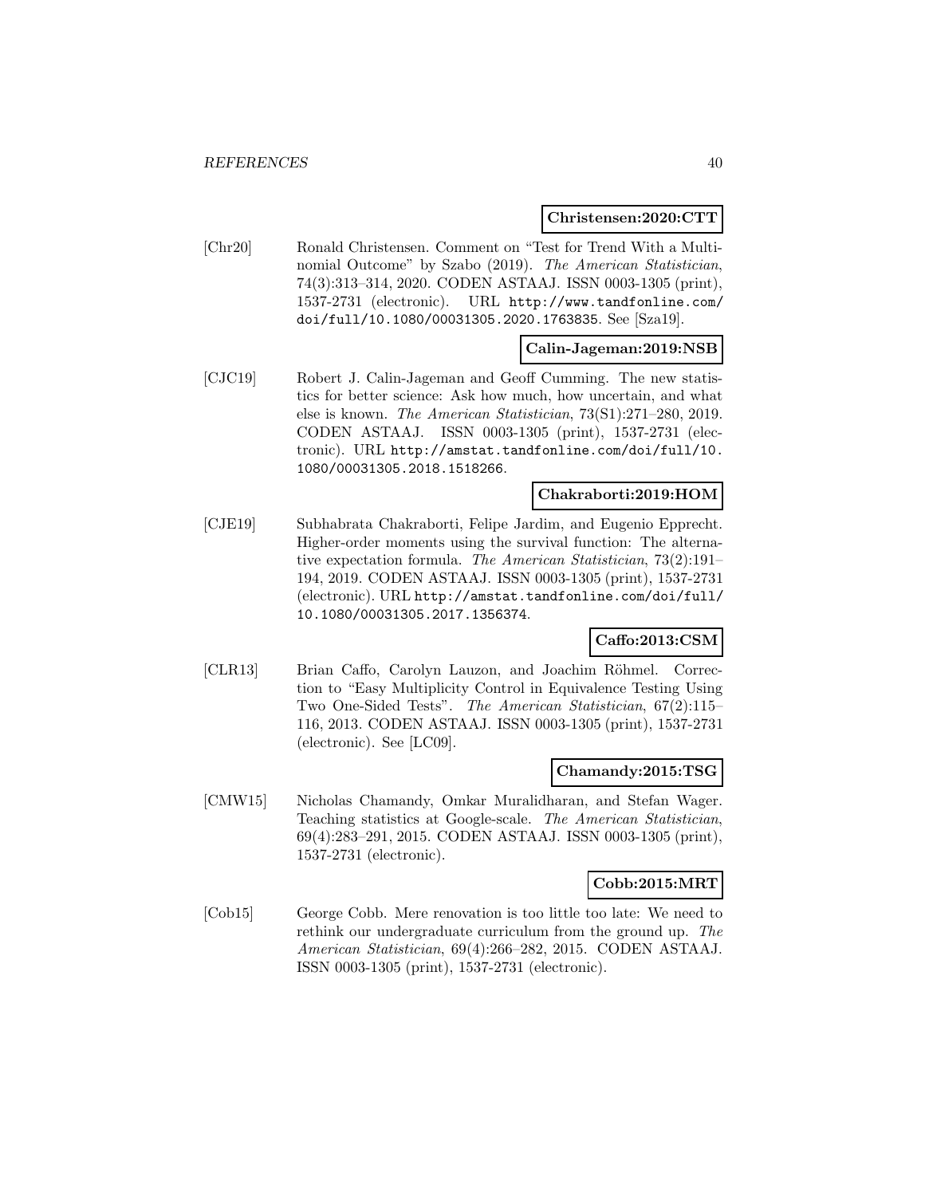**Christensen:2020:CTT**

[Chr20] Ronald Christensen. Comment on “Test for Trend With a Multinomial Outcome” by Szabo (2019). *The American Statistician*, 74(3):313–314, 2020. CODEN ASTAAJ. ISSN 0003-1305 (print), 1537-2731 (electronic). URL `http://www.tandfonline.com/doi/full/10.1080/00031305.2020.1763835`. See [Sza19].

**Calin-Jageman:2019:NSB**

[CJC19] Robert J. Calin-Jageman and Geoff Cumming. The new statistics for better science: Ask how much, how uncertain, and what else is known. *The American Statistician*, 73(S1):271–280, 2019. CODEN ASTAAJ. ISSN 0003-1305 (print), 1537-2731 (electronic). URL `http://amstat.tandfonline.com/doi/full/10.1080/00031305.2018.1518266`.

**Chakraborti:2019:HOM**

[CJE19] Subhabrata Chakraborti, Felipe Jardim, and Eugenio Epprecht. Higher-order moments using the survival function: The alternative expectation formula. *The American Statistician*, 73(2):191–194, 2019. CODEN ASTAAJ. ISSN 0003-1305 (print), 1537-2731 (electronic). URL `http://amstat.tandfonline.com/doi/full/10.1080/00031305.2017.1356374`.

**Caffo:2013:CSM**

[CLR13] Brian Caffo, Carolyn Lauzon, and Joachim Röhmel. Correction to “Easy Multiplicity Control in Equivalence Testing Using Two One-Sided Tests”. *The American Statistician*, 67(2):115–116, 2013. CODEN ASTAAJ. ISSN 0003-1305 (print), 1537-2731 (electronic). See [LC09].

**Chamandy:2015:TSG**

[CMW15] Nicholas Chamandy, Omkar Muralidharan, and Stefan Wager. Teaching statistics at Google-scale. *The American Statistician*, 69(4):283–291, 2015. CODEN ASTAAJ. ISSN 0003-1305 (print), 1537-2731 (electronic).

**Cobb:2015:MRT**

[Cob15] George Cobb. Mere renovation is too little too late: We need to rethink our undergraduate curriculum from the ground up. *The American Statistician*, 69(4):266–282, 2015. CODEN ASTAAJ. ISSN 0003-1305 (print), 1537-2731 (electronic).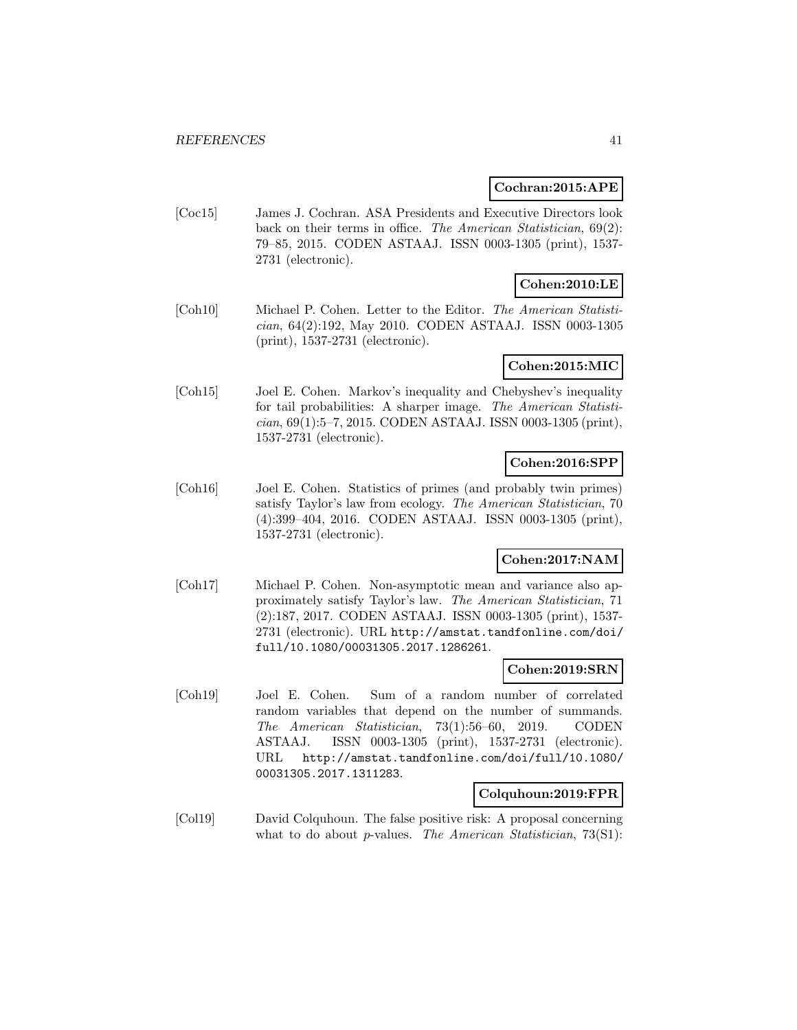**Cochran:2015:APE**

[Coc15] James J. Cochran. ASA Presidents and Executive Directors look back on their terms in office. *The American Statistician*, 69(2): 79–85, 2015. CODEN ASTAAJ. ISSN 0003-1305 (print), 1537-2731 (electronic).

**Cohen:2010:LE**

[Coh10] Michael P. Cohen. Letter to the Editor. *The American Statistician*, 64(2):192, May 2010. CODEN ASTAAJ. ISSN 0003-1305 (print), 1537-2731 (electronic).

**Cohen:2015:MIC**

[Coh15] Joel E. Cohen. Markov's inequality and Chebyshev's inequality for tail probabilities: A sharper image. *The American Statistician*, 69(1):5–7, 2015. CODEN ASTAAJ. ISSN 0003-1305 (print), 1537-2731 (electronic).

**Cohen:2016:SPP**

[Coh16] Joel E. Cohen. Statistics of primes (and probably twin primes) satisfy Taylor's law from ecology. *The American Statistician*, 70 (4):399–404, 2016. CODEN ASTAAJ. ISSN 0003-1305 (print), 1537-2731 (electronic).

**Cohen:2017:NAM**

[Coh17] Michael P. Cohen. Non-asymptotic mean and variance also approximately satisfy Taylor's law. *The American Statistician*, 71 (2):187, 2017. CODEN ASTAAJ. ISSN 0003-1305 (print), 1537-2731 (electronic). URL http://amstat.tandfonline.com/doi/full/10.1080/00031305.2017.1286261.

**Cohen:2019:SRN**

[Coh19] Joel E. Cohen. Sum of a random number of correlated random variables that depend on the number of summands. *The American Statistician*, 73(1):56–60, 2019. CODEN ASTAAJ. ISSN 0003-1305 (print), 1537-2731 (electronic). URL http://amstat.tandfonline.com/doi/full/10.1080/00031305.2017.1311283.

**Colquhoun:2019:FPR**

[Col19] David Colquhoun. The false positive risk: A proposal concerning what to do about *p*-values. *The American Statistician*, 73(S1):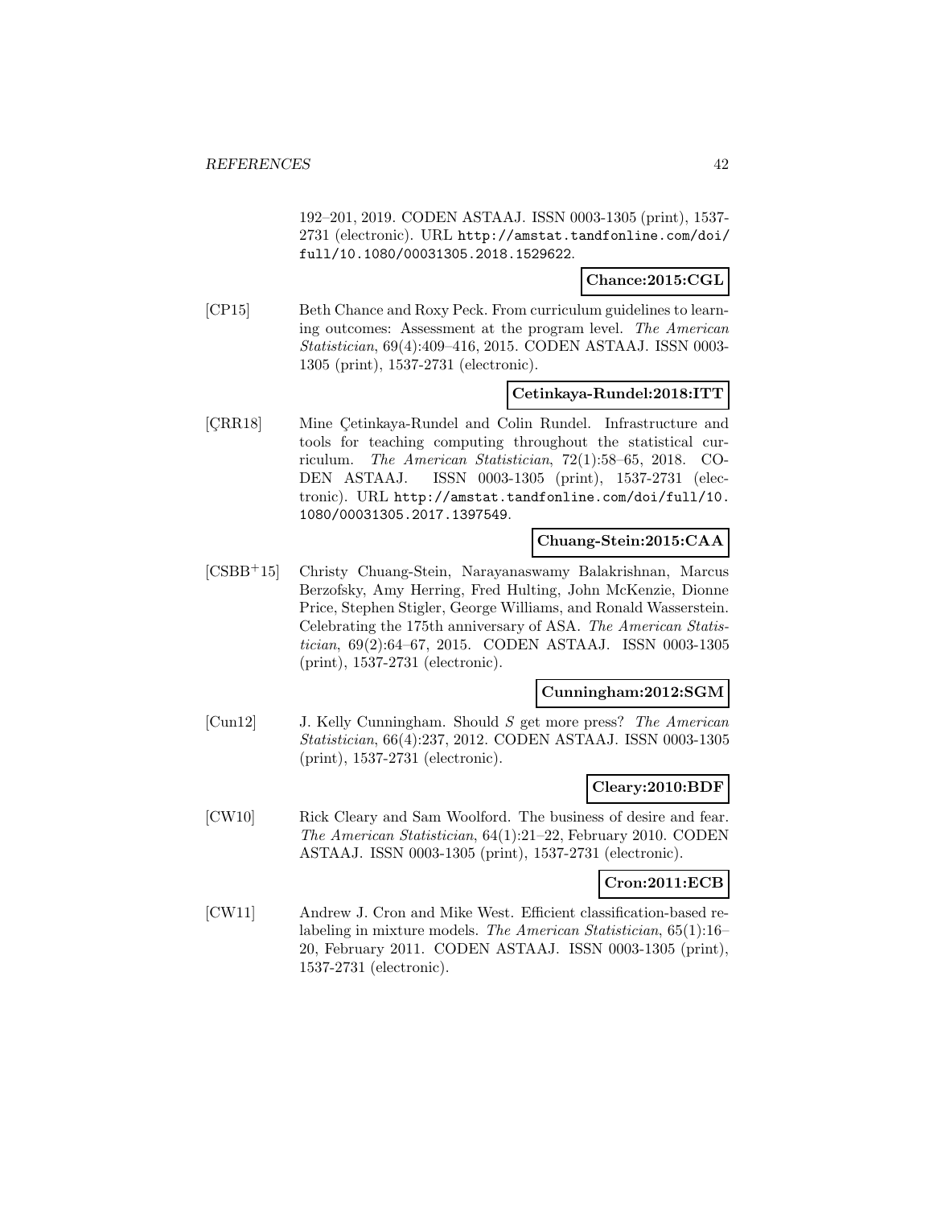192–201, 2019. CODEN ASTAAJ. ISSN 0003-1305 (print), 1537-2731 (electronic). URL http://amstat.tandfonline.com/doi/full/10.1080/00031305.2018.1529622.

**Chance:2015:CGL**

[CP15] Beth Chance and Roxy Peck. From curriculum guidelines to learning outcomes: Assessment at the program level. *The American Statistician*, 69(4):409–416, 2015. CODEN ASTAAJ. ISSN 0003-1305 (print), 1537-2731 (electronic).

**Cetinkaya-Rundel:2018:ITT**

[ÇRR18] Mine Çetinkaya-Rundel and Colin Rundel. Infrastructure and tools for teaching computing throughout the statistical curriculum. *The American Statistician*, 72(1):58–65, 2018. CODEN ASTAAJ. ISSN 0003-1305 (print), 1537-2731 (electronic). URL http://amstat.tandfonline.com/doi/full/10.1080/00031305.2017.1397549.

**Chuang-Stein:2015:CAA**

[CSBB+15] Christy Chuang-Stein, Narayanaswamy Balakrishnan, Marcus Berzofsky, Amy Herring, Fred Hulting, John McKenzie, Dionne Price, Stephen Stigler, George Williams, and Ronald Wasserstein. Celebrating the 175th anniversary of ASA. *The American Statistician*, 69(2):64–67, 2015. CODEN ASTAAJ. ISSN 0003-1305 (print), 1537-2731 (electronic).

**Cunningham:2012:SGM**

[Cun12] J. Kelly Cunningham. Should *S* get more press? *The American Statistician*, 66(4):237, 2012. CODEN ASTAAJ. ISSN 0003-1305 (print), 1537-2731 (electronic).

**Cleary:2010:BDF**

[CW10] Rick Cleary and Sam Woolford. The business of desire and fear. *The American Statistician*, 64(1):21–22, February 2010. CODEN ASTAAJ. ISSN 0003-1305 (print), 1537-2731 (electronic).

**Cron:2011:ECB**

[CW11] Andrew J. Cron and Mike West. Efficient classification-based relabeling in mixture models. *The American Statistician*, 65(1):16–20, February 2011. CODEN ASTAAJ. ISSN 0003-1305 (print), 1537-2731 (electronic).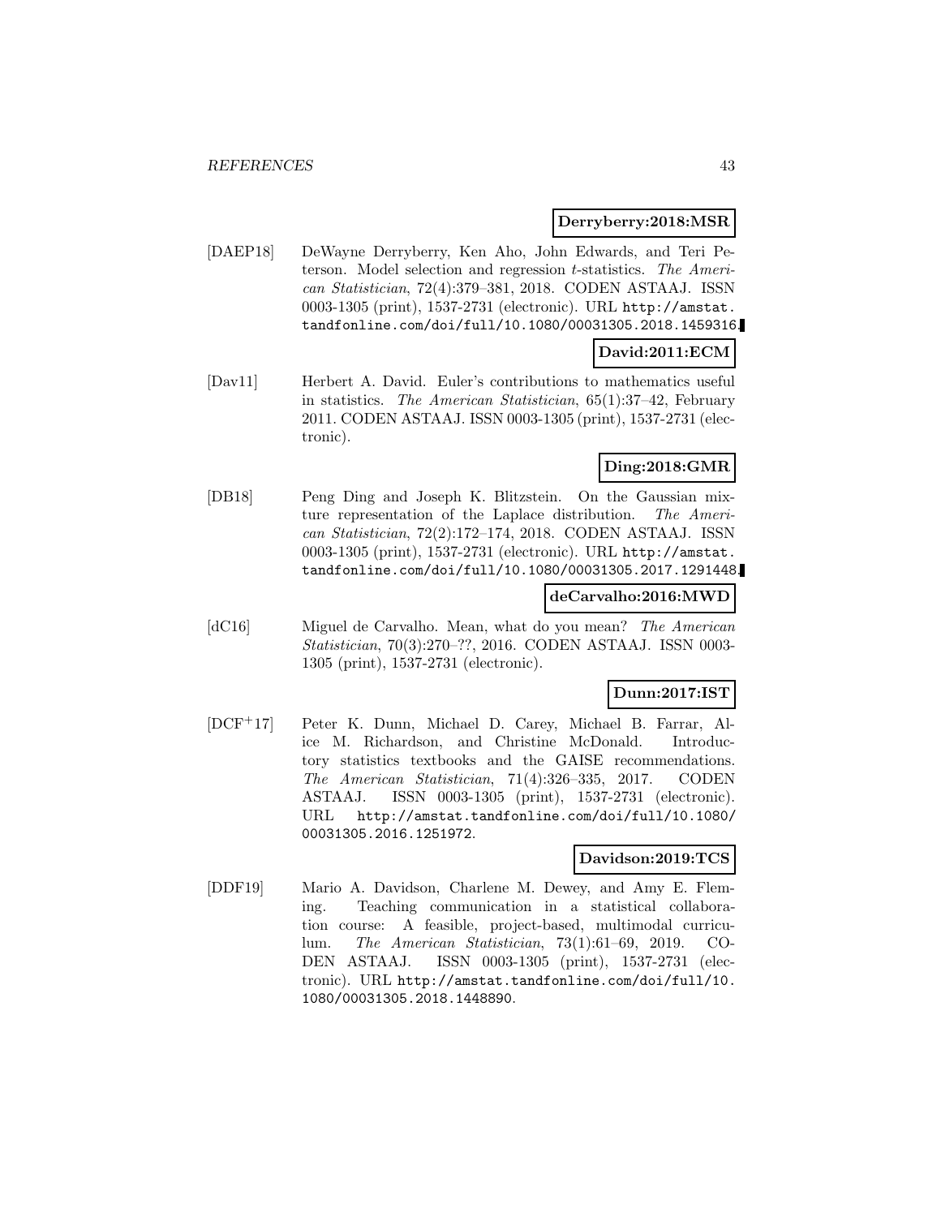**Derryberry:2018:MSR**

[DAEP18] DeWayne Derryberry, Ken Aho, John Edwards, and Teri Peterson. Model selection and regression $t$-statistics. *The American Statistician*, 72(4):379–381, 2018. CODEN ASTAAJ. ISSN 0003-1305 (print), 1537-2731 (electronic). URL `http://amstat.tandfonline.com/doi/full/10.1080/00031305.2018.1459316`.

**David:2011:ECM**

[Dav11] Herbert A. David. Euler's contributions to mathematics useful in statistics. *The American Statistician*, 65(1):37–42, February 2011. CODEN ASTAAJ. ISSN 0003-1305 (print), 1537-2731 (electronic).

**Ding:2018:GMR**

[DB18] Peng Ding and Joseph K. Blitzstein. On the Gaussian mixture representation of the Laplace distribution. *The American Statistician*, 72(2):172–174, 2018. CODEN ASTAAJ. ISSN 0003-1305 (print), 1537-2731 (electronic). URL `http://amstat.tandfonline.com/doi/full/10.1080/00031305.2017.1291448`.

**deCarvalho:2016:MWD**

[dC16] Miguel de Carvalho. Mean, what do you mean? *The American Statistician*, 70(3):270–??, 2016. CODEN ASTAAJ. ISSN 0003-1305 (print), 1537-2731 (electronic).

**Dunn:2017:IST**

[DCF+17] Peter K. Dunn, Michael D. Carey, Michael B. Farrar, Alice M. Richardson, and Christine McDonald. Introductory statistics textbooks and the GAISE recommendations. *The American Statistician*, 71(4):326–335, 2017. CODEN ASTAAJ. ISSN 0003-1305 (print), 1537-2731 (electronic). URL `http://amstat.tandfonline.com/doi/full/10.1080/00031305.2016.1251972`.

**Davidson:2019:TCS**

[DDF19] Mario A. Davidson, Charlene M. Dewey, and Amy E. Fleming. Teaching communication in a statistical collaboration course: A feasible, project-based, multimodal curriculum. *The American Statistician*, 73(1):61–69, 2019. CODEN ASTAAJ. ISSN 0003-1305 (print), 1537-2731 (electronic). URL `http://amstat.tandfonline.com/doi/full/10.1080/00031305.2018.1448890`.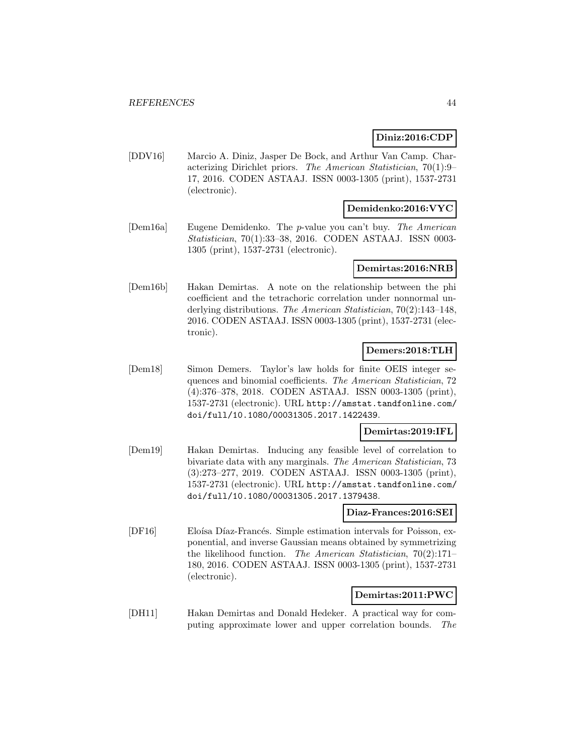**Diniz:2016:CDP**

[DDV16] Marcio A. Diniz, Jasper De Bock, and Arthur Van Camp. Characterizing Dirichlet priors. *The American Statistician*, 70(1):9–17, 2016. CODEN ASTAAJ. ISSN 0003-1305 (print), 1537-2731 (electronic).

**Demidenko:2016:VYC**

[Dem16a] Eugene Demidenko. The *p*-value you can't buy. *The American Statistician*, 70(1):33–38, 2016. CODEN ASTAAJ. ISSN 0003-1305 (print), 1537-2731 (electronic).

**Demirtas:2016:NRB**

[Dem16b] Hakan Demirtas. A note on the relationship between the phi coefficient and the tetrachoric correlation under nonnormal underlying distributions. *The American Statistician*, 70(2):143–148, 2016. CODEN ASTAAJ. ISSN 0003-1305 (print), 1537-2731 (electronic).

**Demers:2018:TLH**

[Dem18] Simon Demers. Taylor's law holds for finite OEIS integer sequences and binomial coefficients. *The American Statistician*, 72 (4):376–378, 2018. CODEN ASTAAJ. ISSN 0003-1305 (print), 1537-2731 (electronic). URL `http://amstat.tandfonline.com/doi/full/10.1080/00031305.2017.1422439`.

**Demirtas:2019:IFL**

[Dem19] Hakan Demirtas. Inducing any feasible level of correlation to bivariate data with any marginals. *The American Statistician*, 73 (3):273–277, 2019. CODEN ASTAAJ. ISSN 0003-1305 (print), 1537-2731 (electronic). URL `http://amstat.tandfonline.com/doi/full/10.1080/00031305.2017.1379438`.

**Diaz-Frances:2016:SEI**

[DF16] Eloísa Díaz-Francés. Simple estimation intervals for Poisson, exponential, and inverse Gaussian means obtained by symmetrizing the likelihood function. *The American Statistician*, 70(2):171–180, 2016. CODEN ASTAAJ. ISSN 0003-1305 (print), 1537-2731 (electronic).

**Demirtas:2011:PWC**

[DH11] Hakan Demirtas and Donald Hedeker. A practical way for computing approximate lower and upper correlation bounds. *The*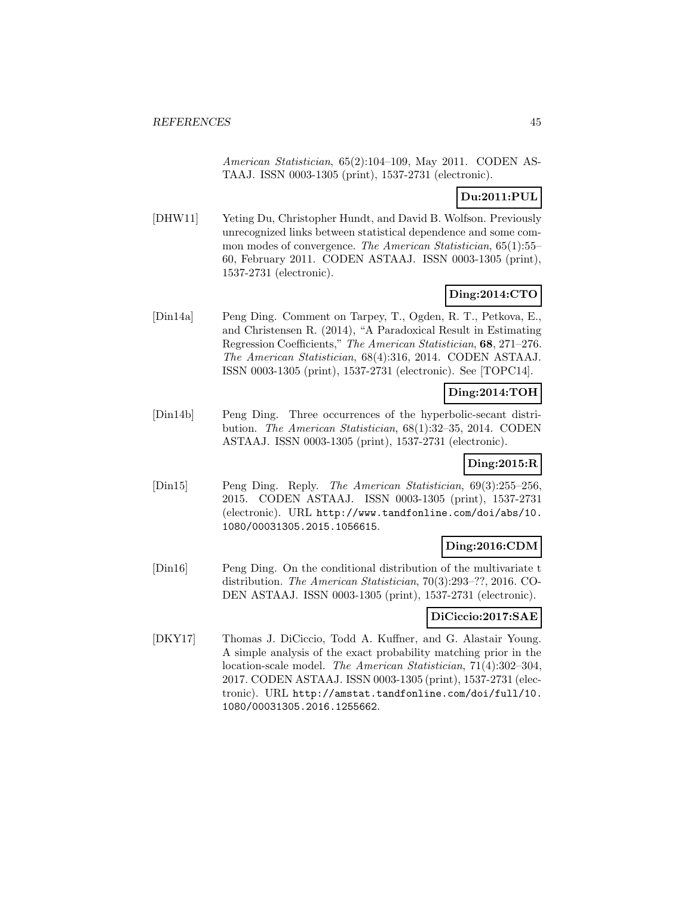*American Statistician*, 65(2):104–109, May 2011. CODEN ASTAAJ. ISSN 0003-1305 (print), 1537-2731 (electronic).

**Du:2011:PUL**

[DHW11] Yeting Du, Christopher Hundt, and David B. Wolfson. Previously unrecognized links between statistical dependence and some common modes of convergence. *The American Statistician*, 65(1):55–60, February 2011. CODEN ASTAAJ. ISSN 0003-1305 (print), 1537-2731 (electronic).

**Ding:2014:CTO**

[Din14a] Peng Ding. Comment on Tarpey, T., Ogden, R. T., Petkova, E., and Christensen R. (2014), "A Paradoxical Result in Estimating Regression Coefficients," The American Statistician, **68**, 271–276. *The American Statistician*, 68(4):316, 2014. CODEN ASTAAJ. ISSN 0003-1305 (print), 1537-2731 (electronic). See [TOPC14].

**Ding:2014:TOH**

[Din14b] Peng Ding. Three occurrences of the hyperbolic-secant distribution. *The American Statistician*, 68(1):32–35, 2014. CODEN ASTAAJ. ISSN 0003-1305 (print), 1537-2731 (electronic).

**Ding:2015:R**

[Din15] Peng Ding. Reply. *The American Statistician*, 69(3):255–256, 2015. CODEN ASTAAJ. ISSN 0003-1305 (print), 1537-2731 (electronic). URL `http://www.tandfonline.com/doi/abs/10.1080/00031305.2015.1056615`.

**Ding:2016:CDM**

[Din16] Peng Ding. On the conditional distribution of the multivariate t distribution. *The American Statistician*, 70(3):293–??, 2016. CODEN ASTAAJ. ISSN 0003-1305 (print), 1537-2731 (electronic).

**DiCiccio:2017:SAE**

[DKY17] Thomas J. DiCiccio, Todd A. Kuffner, and G. Alastair Young. A simple analysis of the exact probability matching prior in the location-scale model. *The American Statistician*, 71(4):302–304, 2017. CODEN ASTAAJ. ISSN 0003-1305 (print), 1537-2731 (electronic). URL `http://amstat.tandfonline.com/doi/full/10.1080/00031305.2016.1255662`.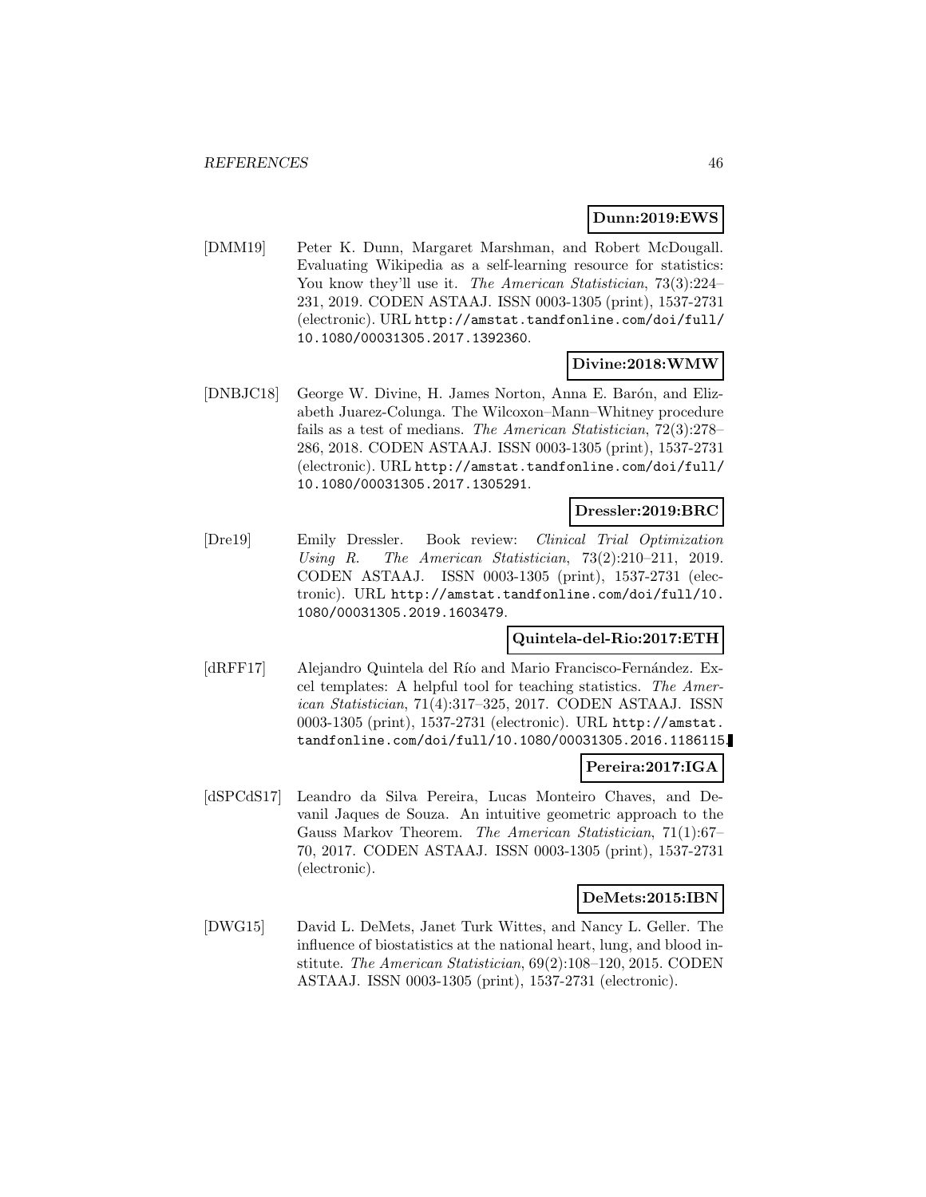**Dunn:2019:EWS**

[DMM19] Peter K. Dunn, Margaret Marshman, and Robert McDougall. Evaluating Wikipedia as a self-learning resource for statistics: You know they'll use it. *The American Statistician*, 73(3):224–231, 2019. CODEN ASTAAJ. ISSN 0003-1305 (print), 1537-2731 (electronic). URL http://amstat.tandfonline.com/doi/full/10.1080/00031305.2017.1392360.

**Divine:2018:WMW**

[DNBJC18] George W. Divine, H. James Norton, Anna E. Barón, and Elizabeth Juarez-Colunga. The Wilcoxon–Mann–Whitney procedure fails as a test of medians. *The American Statistician*, 72(3):278–286, 2018. CODEN ASTAAJ. ISSN 0003-1305 (print), 1537-2731 (electronic). URL http://amstat.tandfonline.com/doi/full/10.1080/00031305.2017.1305291.

**Dressler:2019:BRC**

[Dre19] Emily Dressler. Book review: *Clinical Trial Optimization Using R*. *The American Statistician*, 73(2):210–211, 2019. CODEN ASTAAJ. ISSN 0003-1305 (print), 1537-2731 (electronic). URL http://amstat.tandfonline.com/doi/full/10.1080/00031305.2019.1603479.

**Quintela-del-Rio:2017:ETH**

[dRFF17] Alejandro Quintela del Río and Mario Francisco-Fernández. Excel templates: A helpful tool for teaching statistics. *The American Statistician*, 71(4):317–325, 2017. CODEN ASTAAJ. ISSN 0003-1305 (print), 1537-2731 (electronic). URL http://amstat.tandfonline.com/doi/full/10.1080/00031305.2016.1186115.

**Pereira:2017:IGA**

[dSPCdS17] Leandro da Silva Pereira, Lucas Monteiro Chaves, and Devanil Jaques de Souza. An intuitive geometric approach to the Gauss Markov Theorem. *The American Statistician*, 71(1):67–70, 2017. CODEN ASTAAJ. ISSN 0003-1305 (print), 1537-2731 (electronic).

**DeMets:2015:IBN**

[DWG15] David L. DeMets, Janet Turk Wittes, and Nancy L. Geller. The influence of biostatistics at the national heart, lung, and blood institute. *The American Statistician*, 69(2):108–120, 2015. CODEN ASTAAJ. ISSN 0003-1305 (print), 1537-2731 (electronic).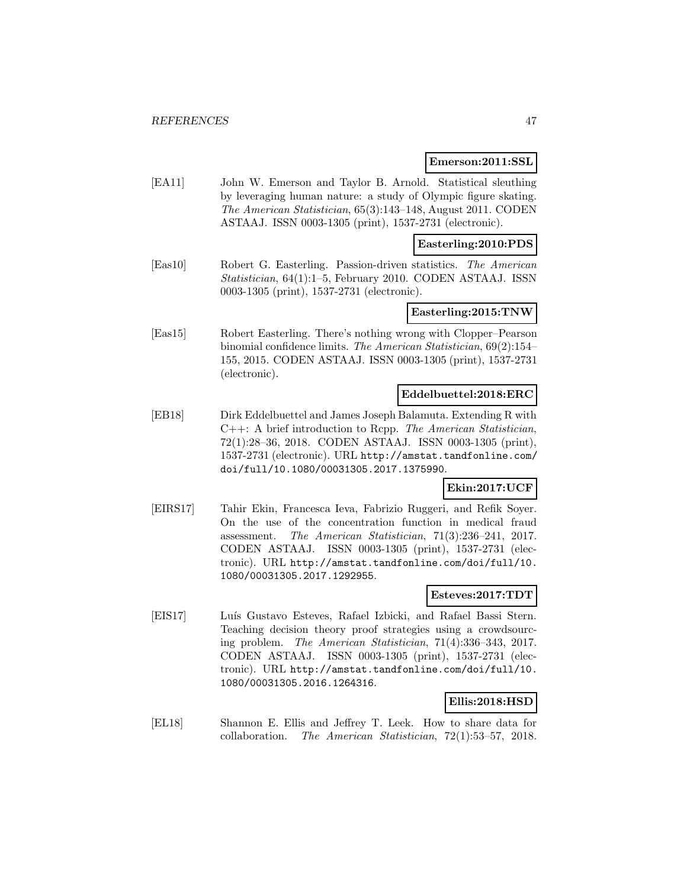**Emerson:2011:SSL**

[EA11] John W. Emerson and Taylor B. Arnold. Statistical sleuthing by leveraging human nature: a study of Olympic figure skating. *The American Statistician*, 65(3):143–148, August 2011. CODEN ASTAAJ. ISSN 0003-1305 (print), 1537-2731 (electronic).

**Easterling:2010:PDS**

[Eas10] Robert G. Easterling. Passion-driven statistics. *The American Statistician*, 64(1):1–5, February 2010. CODEN ASTAAJ. ISSN 0003-1305 (print), 1537-2731 (electronic).

**Easterling:2015:TNW**

[Eas15] Robert Easterling. There's nothing wrong with Clopper–Pearson binomial confidence limits. *The American Statistician*, 69(2):154–155, 2015. CODEN ASTAAJ. ISSN 0003-1305 (print), 1537-2731 (electronic).

**Eddelbuettel:2018:ERC**

[EB18] Dirk Eddelbuettel and James Joseph Balamuta. Extending R with C++: A brief introduction to Rcpp. *The American Statistician*, 72(1):28–36, 2018. CODEN ASTAAJ. ISSN 0003-1305 (print), 1537-2731 (electronic). URL http://amstat.tandfonline.com/doi/full/10.1080/00031305.2017.1375990.

**Ekin:2017:UCF**

[EIRS17] Tahir Ekin, Francesca Ieva, Fabrizio Ruggeri, and Refik Soyer. On the use of the concentration function in medical fraud assessment. *The American Statistician*, 71(3):236–241, 2017. CODEN ASTAAJ. ISSN 0003-1305 (print), 1537-2731 (electronic). URL http://amstat.tandfonline.com/doi/full/10.1080/00031305.2017.1292955.

**Esteves:2017:TDT**

[EIS17] Luís Gustavo Esteves, Rafael Izbicki, and Rafael Bassi Stern. Teaching decision theory proof strategies using a crowdsourcing problem. *The American Statistician*, 71(4):336–343, 2017. CODEN ASTAAJ. ISSN 0003-1305 (print), 1537-2731 (electronic). URL http://amstat.tandfonline.com/doi/full/10.1080/00031305.2016.1264316.

**Ellis:2018:HSD**

[EL18] Shannon E. Ellis and Jeffrey T. Leek. How to share data for collaboration. *The American Statistician*, 72(1):53–57, 2018.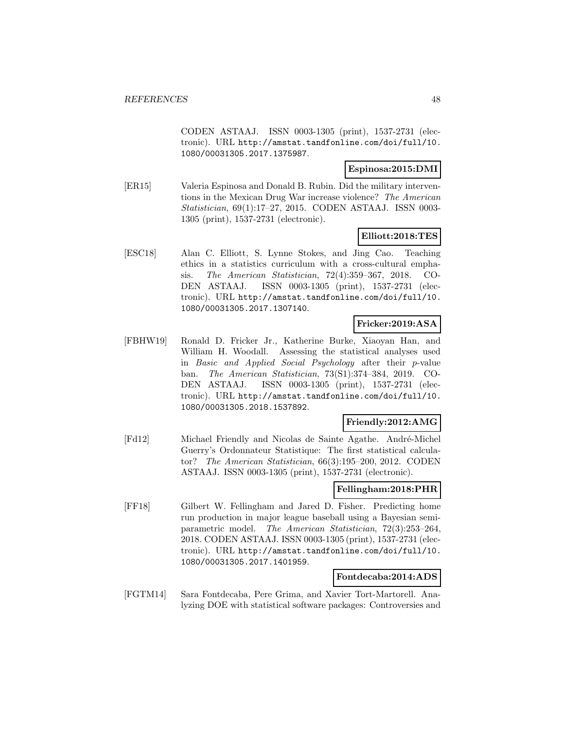CODEN ASTAAJ. ISSN 0003-1305 (print), 1537-2731 (electronic). URL http://amstat.tandfonline.com/doi/full/10.1080/00031305.2017.1375987.

**Espinosa:2015:DMI**

[ER15] Valeria Espinosa and Donald B. Rubin. Did the military interventions in the Mexican Drug War increase violence? *The American Statistician*, 69(1):17–27, 2015. CODEN ASTAAJ. ISSN 0003-1305 (print), 1537-2731 (electronic).

**Elliott:2018:TES**

[ESC18] Alan C. Elliott, S. Lynne Stokes, and Jing Cao. Teaching ethics in a statistics curriculum with a cross-cultural emphasis. *The American Statistician*, 72(4):359–367, 2018. CODEN ASTAAJ. ISSN 0003-1305 (print), 1537-2731 (electronic). URL http://amstat.tandfonline.com/doi/full/10.1080/00031305.2017.1307140.

**Fricker:2019:ASA**

[FBHW19] Ronald D. Fricker Jr., Katherine Burke, Xiaoyan Han, and William H. Woodall. Assessing the statistical analyses used in *Basic and Applied Social Psychology* after their *p*-value ban. *The American Statistician*, 73(S1):374–384, 2019. CODEN ASTAAJ. ISSN 0003-1305 (print), 1537-2731 (electronic). URL http://amstat.tandfonline.com/doi/full/10.1080/00031305.2018.1537892.

**Friendly:2012:AMG**

[Fd12] Michael Friendly and Nicolas de Sainte Agathe. André-Michel Guerry's Ordonnateur Statistique: The first statistical calculator? *The American Statistician*, 66(3):195–200, 2012. CODEN ASTAAJ. ISSN 0003-1305 (print), 1537-2731 (electronic).

**Fellingham:2018:PHR**

[FF18] Gilbert W. Fellingham and Jared D. Fisher. Predicting home run production in major league baseball using a Bayesian semiparametric model. *The American Statistician*, 72(3):253–264, 2018. CODEN ASTAAJ. ISSN 0003-1305 (print), 1537-2731 (electronic). URL http://amstat.tandfonline.com/doi/full/10.1080/00031305.2017.1401959.

**Fontdecaba:2014:ADS**

[FGTM14] Sara Fontdecaba, Pere Grima, and Xavier Tort-Martorell. Analyzing DOE with statistical software packages: Controversies and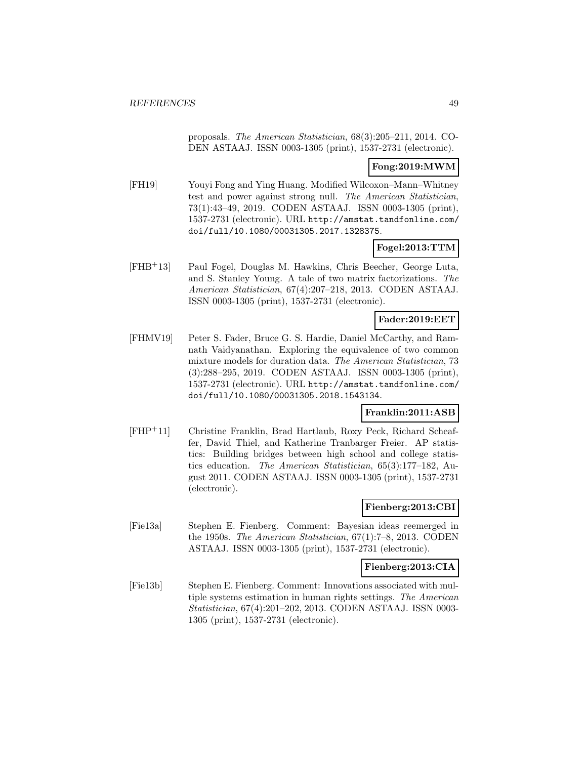proposals. *The American Statistician*, 68(3):205–211, 2014. CODEN ASTAAJ. ISSN 0003-1305 (print), 1537-2731 (electronic).

**Fong:2019:MWM**

[FH19] Youyi Fong and Ying Huang. Modified Wilcoxon–Mann–Whitney test and power against strong null. *The American Statistician*, 73(1):43–49, 2019. CODEN ASTAAJ. ISSN 0003-1305 (print), 1537-2731 (electronic). URL http://amstat.tandfonline.com/doi/full/10.1080/00031305.2017.1328375.

**Fogel:2013:TTM**

[FHB+13] Paul Fogel, Douglas M. Hawkins, Chris Beecher, George Luta, and S. Stanley Young. A tale of two matrix factorizations. *The American Statistician*, 67(4):207–218, 2013. CODEN ASTAAJ. ISSN 0003-1305 (print), 1537-2731 (electronic).

**Fader:2019:EET**

[FHMV19] Peter S. Fader, Bruce G. S. Hardie, Daniel McCarthy, and Ramnath Vaidyanathan. Exploring the equivalence of two common mixture models for duration data. *The American Statistician*, 73 (3):288–295, 2019. CODEN ASTAAJ. ISSN 0003-1305 (print), 1537-2731 (electronic). URL http://amstat.tandfonline.com/doi/full/10.1080/00031305.2018.1543134.

**Franklin:2011:ASB**

[FHP+11] Christine Franklin, Brad Hartlaub, Roxy Peck, Richard Scheaffer, David Thiel, and Katherine Tranbarger Freier. AP statistics: Building bridges between high school and college statistics education. *The American Statistician*, 65(3):177–182, August 2011. CODEN ASTAAJ. ISSN 0003-1305 (print), 1537-2731 (electronic).

**Fienberg:2013:CBI**

[Fie13a] Stephen E. Fienberg. Comment: Bayesian ideas reemerged in the 1950s. *The American Statistician*, 67(1):7–8, 2013. CODEN ASTAAJ. ISSN 0003-1305 (print), 1537-2731 (electronic).

**Fienberg:2013:CIA**

[Fie13b] Stephen E. Fienberg. Comment: Innovations associated with multiple systems estimation in human rights settings. *The American Statistician*, 67(4):201–202, 2013. CODEN ASTAAJ. ISSN 0003-1305 (print), 1537-2731 (electronic).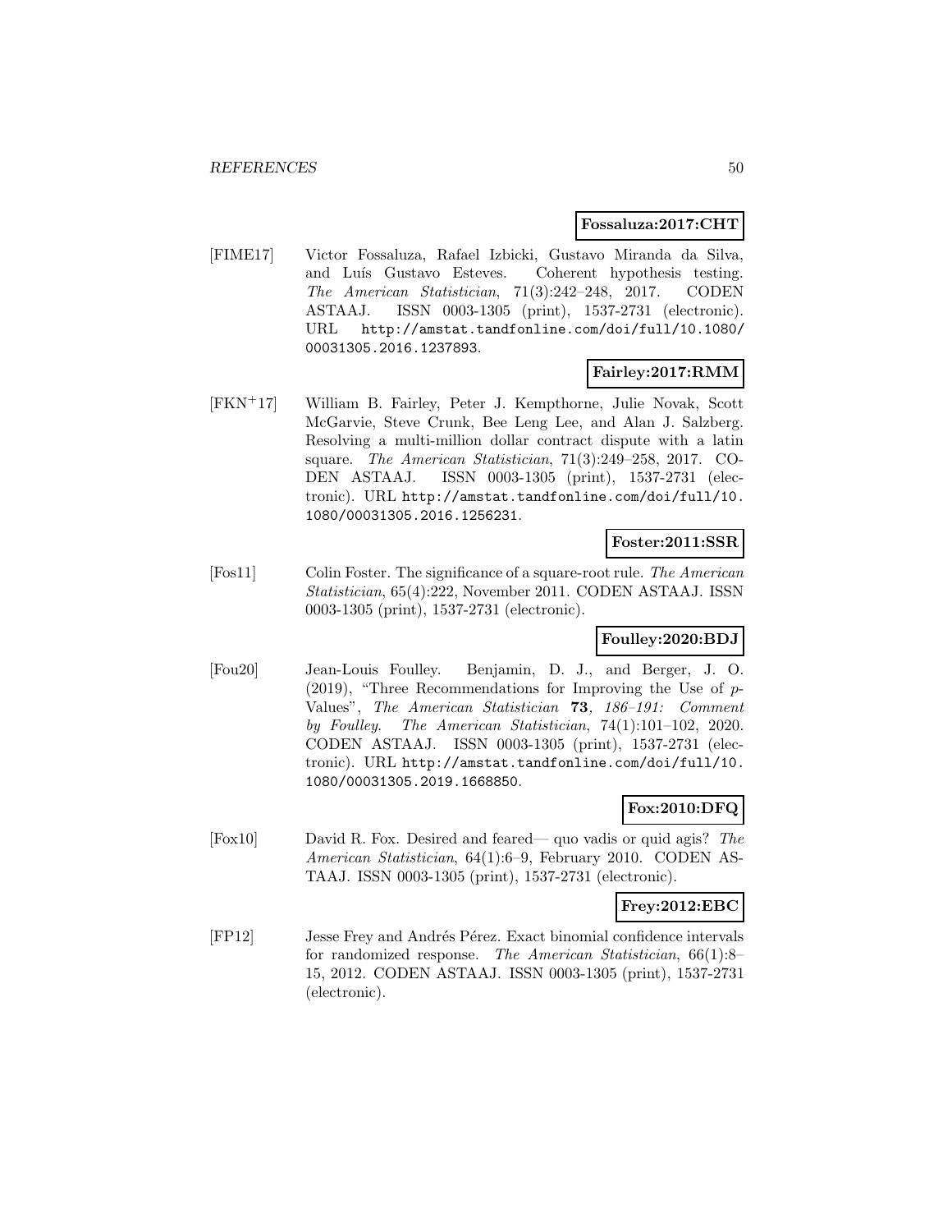**Fossaluza:2017:CHT**

[FIME17] Victor Fossaluza, Rafael Izbicki, Gustavo Miranda da Silva, and Luís Gustavo Esteves. Coherent hypothesis testing. *The American Statistician*, 71(3):242–248, 2017. CODEN ASTAAJ. ISSN 0003-1305 (print), 1537-2731 (electronic). URL http://amstat.tandfonline.com/doi/full/10.1080/00031305.2016.1237893.

**Fairley:2017:RMM**

[FKN+17] William B. Fairley, Peter J. Kempthorne, Julie Novak, Scott McGarvie, Steve Crunk, Bee Leng Lee, and Alan J. Salzberg. Resolving a multi-million dollar contract dispute with a latin square. *The American Statistician*, 71(3):249–258, 2017. CODEN ASTAAJ. ISSN 0003-1305 (print), 1537-2731 (electronic). URL http://amstat.tandfonline.com/doi/full/10.1080/00031305.2016.1256231.

**Foster:2011:SSR**

[Fos11] Colin Foster. The significance of a square-root rule. *The American Statistician*, 65(4):222, November 2011. CODEN ASTAAJ. ISSN 0003-1305 (print), 1537-2731 (electronic).

**Foulley:2020:BDJ**

[Fou20] Jean-Louis Foulley. Benjamin, D. J., and Berger, J. O. (2019), "Three Recommendations for Improving the Use of $p$-Values", *The American Statistician* **73***, 186–191: Comment by Foulley*. *The American Statistician*, 74(1):101–102, 2020. CODEN ASTAAJ. ISSN 0003-1305 (print), 1537-2731 (electronic). URL http://amstat.tandfonline.com/doi/full/10.1080/00031305.2019.1668850.

**Fox:2010:DFQ**

[Fox10] David R. Fox. Desired and feared— quo vadis or quid agis? *The American Statistician*, 64(1):6–9, February 2010. CODEN ASTAAJ. ISSN 0003-1305 (print), 1537-2731 (electronic).

**Frey:2012:EBC**

[FP12] Jesse Frey and Andrés Pérez. Exact binomial confidence intervals for randomized response. *The American Statistician*, 66(1):8–15, 2012. CODEN ASTAAJ. ISSN 0003-1305 (print), 1537-2731 (electronic).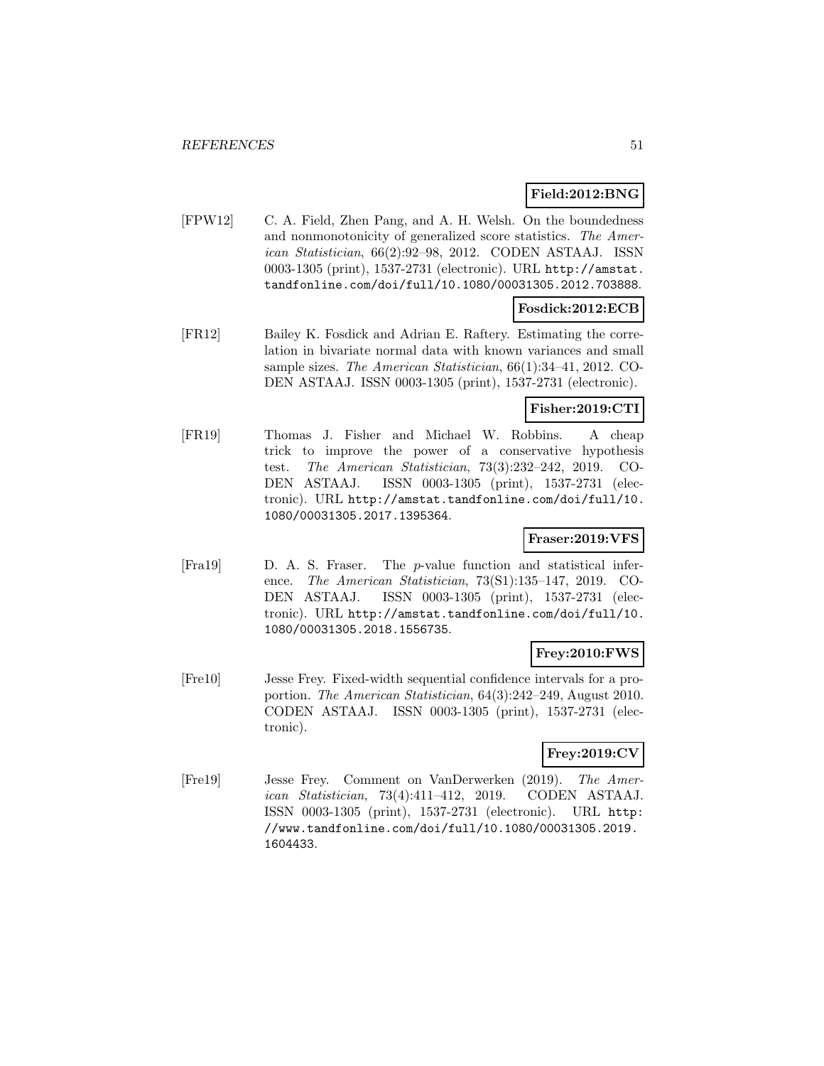**Field:2012:BNG**

[FPW12] C. A. Field, Zhen Pang, and A. H. Welsh. On the boundedness and nonmonotonicity of generalized score statistics. *The American Statistician*, 66(2):92–98, 2012. CODEN ASTAAJ. ISSN 0003-1305 (print), 1537-2731 (electronic). URL http://amstat.tandfonline.com/doi/full/10.1080/00031305.2012.703888.

**Fosdick:2012:ECB**

[FR12] Bailey K. Fosdick and Adrian E. Raftery. Estimating the correlation in bivariate normal data with known variances and small sample sizes. *The American Statistician*, 66(1):34–41, 2012. CODEN ASTAAJ. ISSN 0003-1305 (print), 1537-2731 (electronic).

**Fisher:2019:CTI**

[FR19] Thomas J. Fisher and Michael W. Robbins. A cheap trick to improve the power of a conservative hypothesis test. *The American Statistician*, 73(3):232–242, 2019. CODEN ASTAAJ. ISSN 0003-1305 (print), 1537-2731 (electronic). URL http://amstat.tandfonline.com/doi/full/10.1080/00031305.2017.1395364.

**Fraser:2019:VFS**

[Fra19] D. A. S. Fraser. The $p$-value function and statistical inference. *The American Statistician*, 73(S1):135–147, 2019. CODEN ASTAAJ. ISSN 0003-1305 (print), 1537-2731 (electronic). URL http://amstat.tandfonline.com/doi/full/10.1080/00031305.2018.1556735.

**Frey:2010:FWS**

[Fre10] Jesse Frey. Fixed-width sequential confidence intervals for a proportion. *The American Statistician*, 64(3):242–249, August 2010. CODEN ASTAAJ. ISSN 0003-1305 (print), 1537-2731 (electronic).

**Frey:2019:CV**

[Fre19] Jesse Frey. Comment on VanDerwerken (2019). *The American Statistician*, 73(4):411–412, 2019. CODEN ASTAAJ. ISSN 0003-1305 (print), 1537-2731 (electronic). URL http://www.tandfonline.com/doi/full/10.1080/00031305.2019.1604433.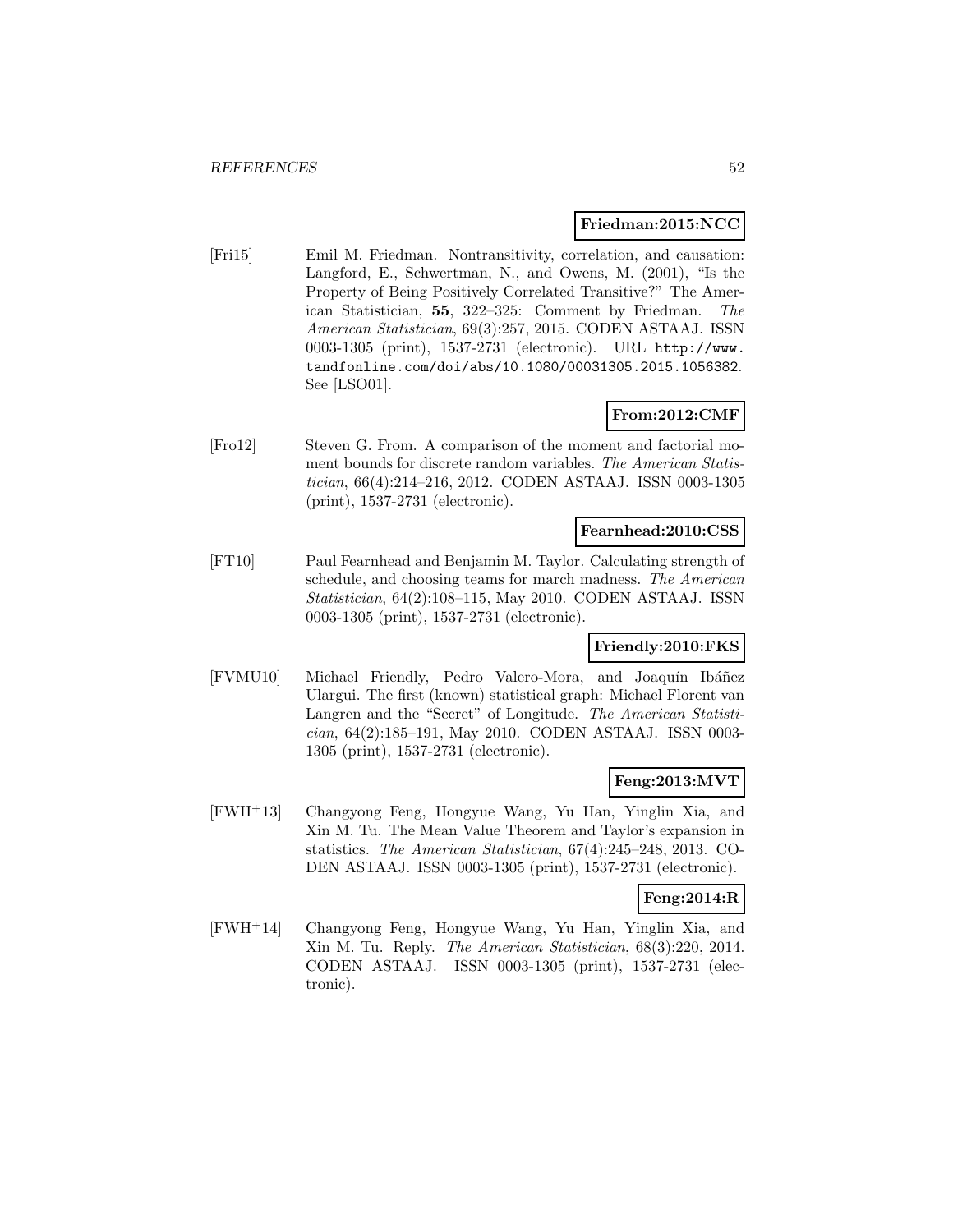**Friedman:2015:NCC**

[Fri15] Emil M. Friedman. Nontransitivity, correlation, and causation: Langford, E., Schwertman, N., and Owens, M. (2001), "Is the Property of Being Positively Correlated Transitive?" The American Statistician, **55**, 322–325: Comment by Friedman. *The American Statistician*, 69(3):257, 2015. CODEN ASTAAJ. ISSN 0003-1305 (print), 1537-2731 (electronic). URL `http://www.tandfonline.com/doi/abs/10.1080/00031305.2015.1056382`. See [LSO01].

**From:2012:CMF**

[Fro12] Steven G. From. A comparison of the moment and factorial moment bounds for discrete random variables. *The American Statistician*, 66(4):214–216, 2012. CODEN ASTAAJ. ISSN 0003-1305 (print), 1537-2731 (electronic).

**Fearnhead:2010:CSS**

[FT10] Paul Fearnhead and Benjamin M. Taylor. Calculating strength of schedule, and choosing teams for march madness. *The American Statistician*, 64(2):108–115, May 2010. CODEN ASTAAJ. ISSN 0003-1305 (print), 1537-2731 (electronic).

**Friendly:2010:FKS**

[FVMU10] Michael Friendly, Pedro Valero-Mora, and Joaquín Ibáñez Ulargui. The first (known) statistical graph: Michael Florent van Langren and the "Secret" of Longitude. *The American Statistician*, 64(2):185–191, May 2010. CODEN ASTAAJ. ISSN 0003-1305 (print), 1537-2731 (electronic).

**Feng:2013:MVT**

[FWH+13] Changyong Feng, Hongyue Wang, Yu Han, Yinglin Xia, and Xin M. Tu. The Mean Value Theorem and Taylor's expansion in statistics. *The American Statistician*, 67(4):245–248, 2013. CODEN ASTAAJ. ISSN 0003-1305 (print), 1537-2731 (electronic).

**Feng:2014:R**

[FWH+14] Changyong Feng, Hongyue Wang, Yu Han, Yinglin Xia, and Xin M. Tu. Reply. *The American Statistician*, 68(3):220, 2014. CODEN ASTAAJ. ISSN 0003-1305 (print), 1537-2731 (electronic).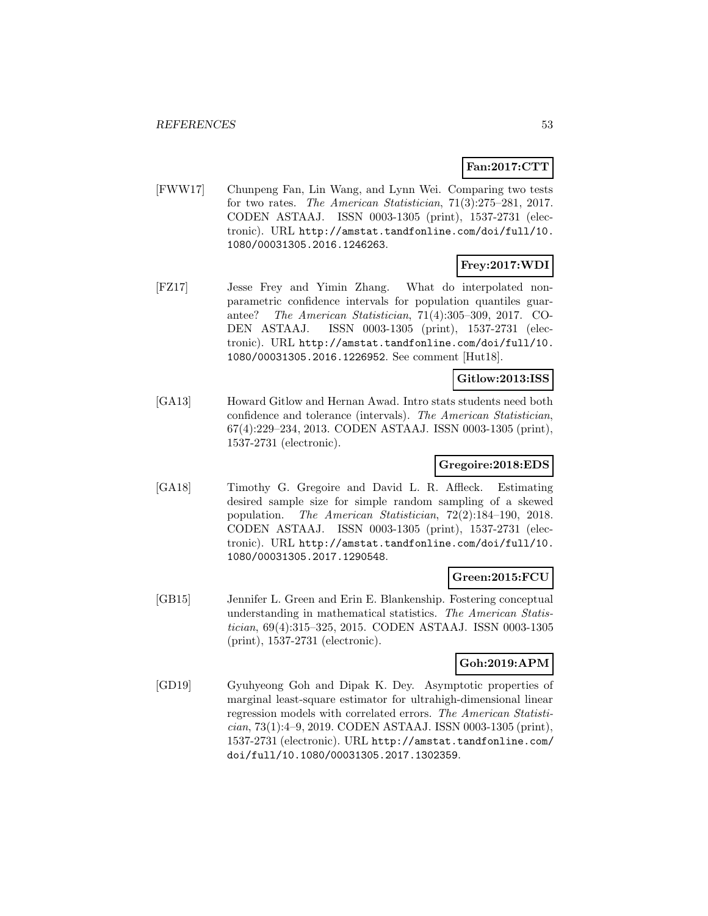**Fan:2017:CTT**

[FWW17] Chunpeng Fan, Lin Wang, and Lynn Wei. Comparing two tests for two rates. *The American Statistician*, 71(3):275–281, 2017. CODEN ASTAAJ. ISSN 0003-1305 (print), 1537-2731 (electronic). URL http://amstat.tandfonline.com/doi/full/10.1080/00031305.2016.1246263.

**Frey:2017:WDI**

[FZ17] Jesse Frey and Yimin Zhang. What do interpolated nonparametric confidence intervals for population quantiles guarantee? *The American Statistician*, 71(4):305–309, 2017. CODEN ASTAAJ. ISSN 0003-1305 (print), 1537-2731 (electronic). URL http://amstat.tandfonline.com/doi/full/10.1080/00031305.2016.1226952. See comment [Hut18].

**Gitlow:2013:ISS**

[GA13] Howard Gitlow and Hernan Awad. Intro stats students need both confidence and tolerance (intervals). *The American Statistician*, 67(4):229–234, 2013. CODEN ASTAAJ. ISSN 0003-1305 (print), 1537-2731 (electronic).

**Gregoire:2018:EDS**

[GA18] Timothy G. Gregoire and David L. R. Affleck. Estimating desired sample size for simple random sampling of a skewed population. *The American Statistician*, 72(2):184–190, 2018. CODEN ASTAAJ. ISSN 0003-1305 (print), 1537-2731 (electronic). URL http://amstat.tandfonline.com/doi/full/10.1080/00031305.2017.1290548.

**Green:2015:FCU**

[GB15] Jennifer L. Green and Erin E. Blankenship. Fostering conceptual understanding in mathematical statistics. *The American Statistician*, 69(4):315–325, 2015. CODEN ASTAAJ. ISSN 0003-1305 (print), 1537-2731 (electronic).

**Goh:2019:APM**

[GD19] Gyuhyeong Goh and Dipak K. Dey. Asymptotic properties of marginal least-square estimator for ultrahigh-dimensional linear regression models with correlated errors. *The American Statistician*, 73(1):4–9, 2019. CODEN ASTAAJ. ISSN 0003-1305 (print), 1537-2731 (electronic). URL http://amstat.tandfonline.com/doi/full/10.1080/00031305.2017.1302359.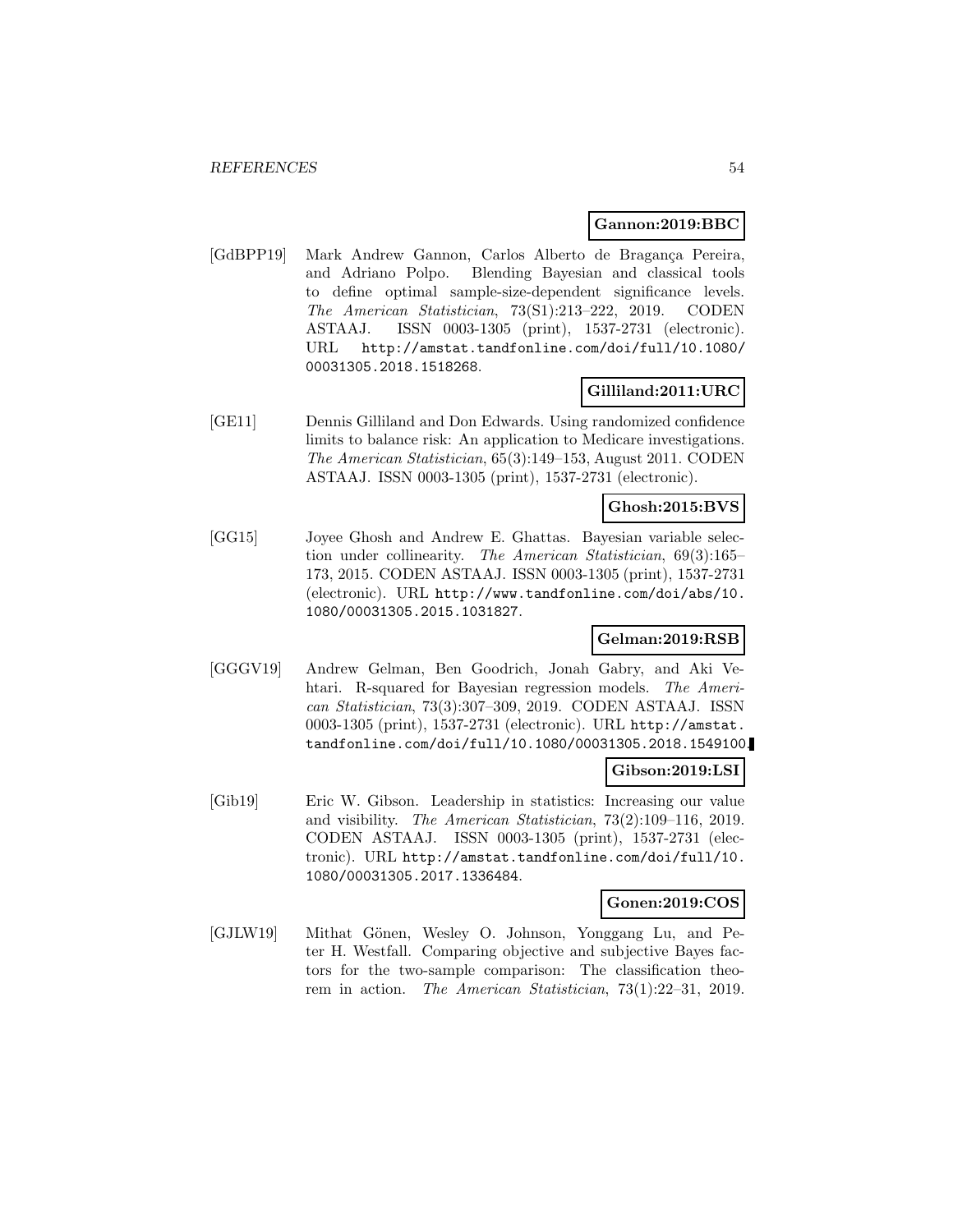**Gannon:2019:BBC**

[GdBPP19] Mark Andrew Gannon, Carlos Alberto de Bragança Pereira, and Adriano Polpo. Blending Bayesian and classical tools to define optimal sample-size-dependent significance levels. *The American Statistician*, 73(S1):213–222, 2019. CODEN ASTAAJ. ISSN 0003-1305 (print), 1537-2731 (electronic). URL http://amstat.tandfonline.com/doi/full/10.1080/00031305.2018.1518268.

**Gilliland:2011:URC**

[GE11] Dennis Gilliland and Don Edwards. Using randomized confidence limits to balance risk: An application to Medicare investigations. *The American Statistician*, 65(3):149–153, August 2011. CODEN ASTAAJ. ISSN 0003-1305 (print), 1537-2731 (electronic).

**Ghosh:2015:BVS**

[GG15] Joyee Ghosh and Andrew E. Ghattas. Bayesian variable selection under collinearity. *The American Statistician*, 69(3):165–173, 2015. CODEN ASTAAJ. ISSN 0003-1305 (print), 1537-2731 (electronic). URL http://www.tandfonline.com/doi/abs/10.1080/00031305.2015.1031827.

**Gelman:2019:RSB**

[GGGV19] Andrew Gelman, Ben Goodrich, Jonah Gabry, and Aki Vehtari. R-squared for Bayesian regression models. *The American Statistician*, 73(3):307–309, 2019. CODEN ASTAAJ. ISSN 0003-1305 (print), 1537-2731 (electronic). URL http://amstat.tandfonline.com/doi/full/10.1080/00031305.2018.1549100.

**Gibson:2019:LSI**

[Gib19] Eric W. Gibson. Leadership in statistics: Increasing our value and visibility. *The American Statistician*, 73(2):109–116, 2019. CODEN ASTAAJ. ISSN 0003-1305 (print), 1537-2731 (electronic). URL http://amstat.tandfonline.com/doi/full/10.1080/00031305.2017.1336484.

**Gonen:2019:COS**

[GJLW19] Mithat Gönen, Wesley O. Johnson, Yonggang Lu, and Peter H. Westfall. Comparing objective and subjective Bayes factors for the two-sample comparison: The classification theorem in action. *The American Statistician*, 73(1):22–31, 2019.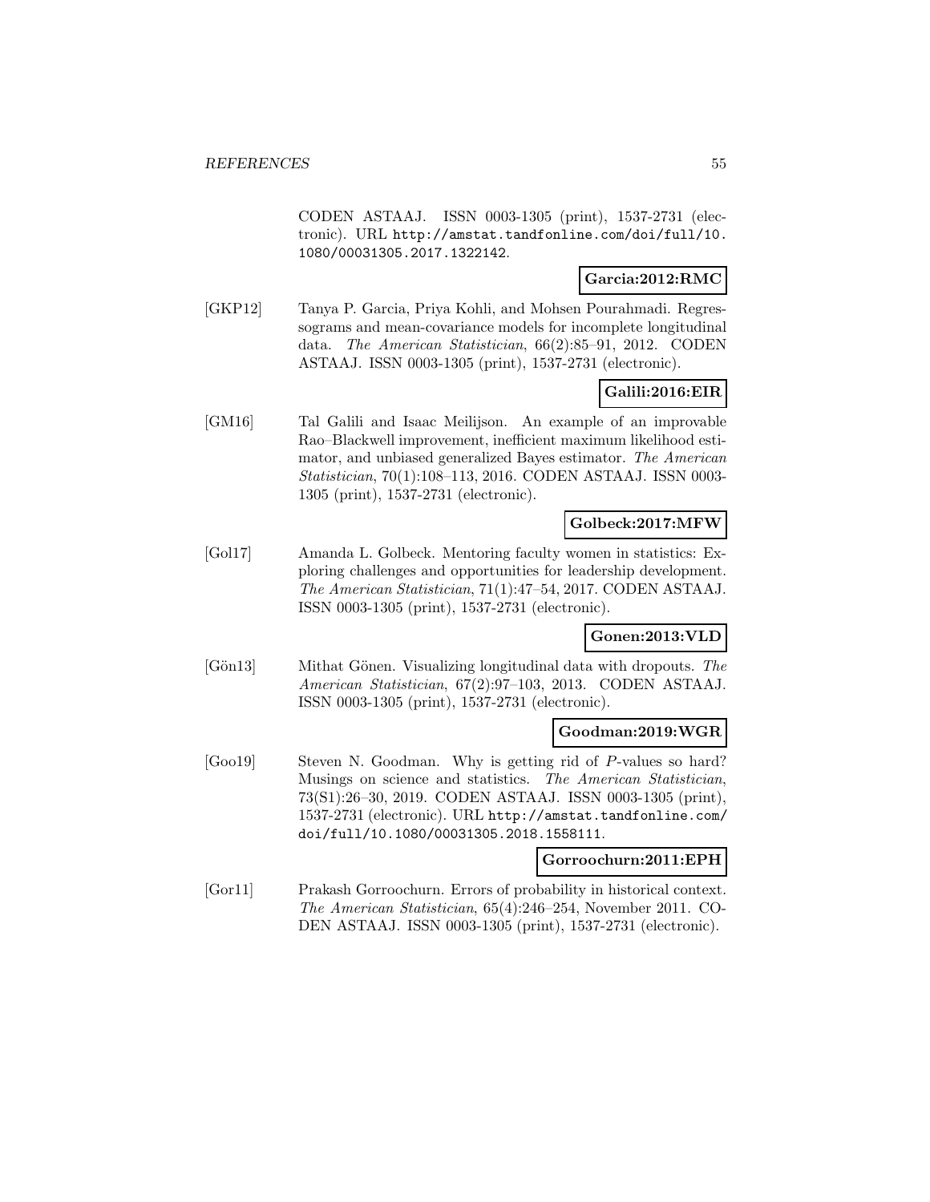CODEN ASTAAJ. ISSN 0003-1305 (print), 1537-2731 (electronic). URL http://amstat.tandfonline.com/doi/full/10.1080/00031305.2017.1322142.

**Garcia:2012:RMC**

[GKP12] Tanya P. Garcia, Priya Kohli, and Mohsen Pourahmadi. Regressograms and mean-covariance models for incomplete longitudinal data. *The American Statistician*, 66(2):85–91, 2012. CODEN ASTAAJ. ISSN 0003-1305 (print), 1537-2731 (electronic).

**Galili:2016:EIR**

[GM16] Tal Galili and Isaac Meilijson. An example of an improvable Rao–Blackwell improvement, inefficient maximum likelihood estimator, and unbiased generalized Bayes estimator. *The American Statistician*, 70(1):108–113, 2016. CODEN ASTAAJ. ISSN 0003-1305 (print), 1537-2731 (electronic).

**Golbeck:2017:MFW**

[Gol17] Amanda L. Golbeck. Mentoring faculty women in statistics: Exploring challenges and opportunities for leadership development. *The American Statistician*, 71(1):47–54, 2017. CODEN ASTAAJ. ISSN 0003-1305 (print), 1537-2731 (electronic).

**Gonen:2013:VLD**

[Gön13] Mithat Gönen. Visualizing longitudinal data with dropouts. *The American Statistician*, 67(2):97–103, 2013. CODEN ASTAAJ. ISSN 0003-1305 (print), 1537-2731 (electronic).

**Goodman:2019:WGR**

[Goo19] Steven N. Goodman. Why is getting rid of $P$-values so hard? Musings on science and statistics. *The American Statistician*, 73(S1):26–30, 2019. CODEN ASTAAJ. ISSN 0003-1305 (print), 1537-2731 (electronic). URL http://amstat.tandfonline.com/doi/full/10.1080/00031305.2018.1558111.

**Gorroochurn:2011:EPH**

[Gor11] Prakash Gorroochurn. Errors of probability in historical context. *The American Statistician*, 65(4):246–254, November 2011. CODEN ASTAAJ. ISSN 0003-1305 (print), 1537-2731 (electronic).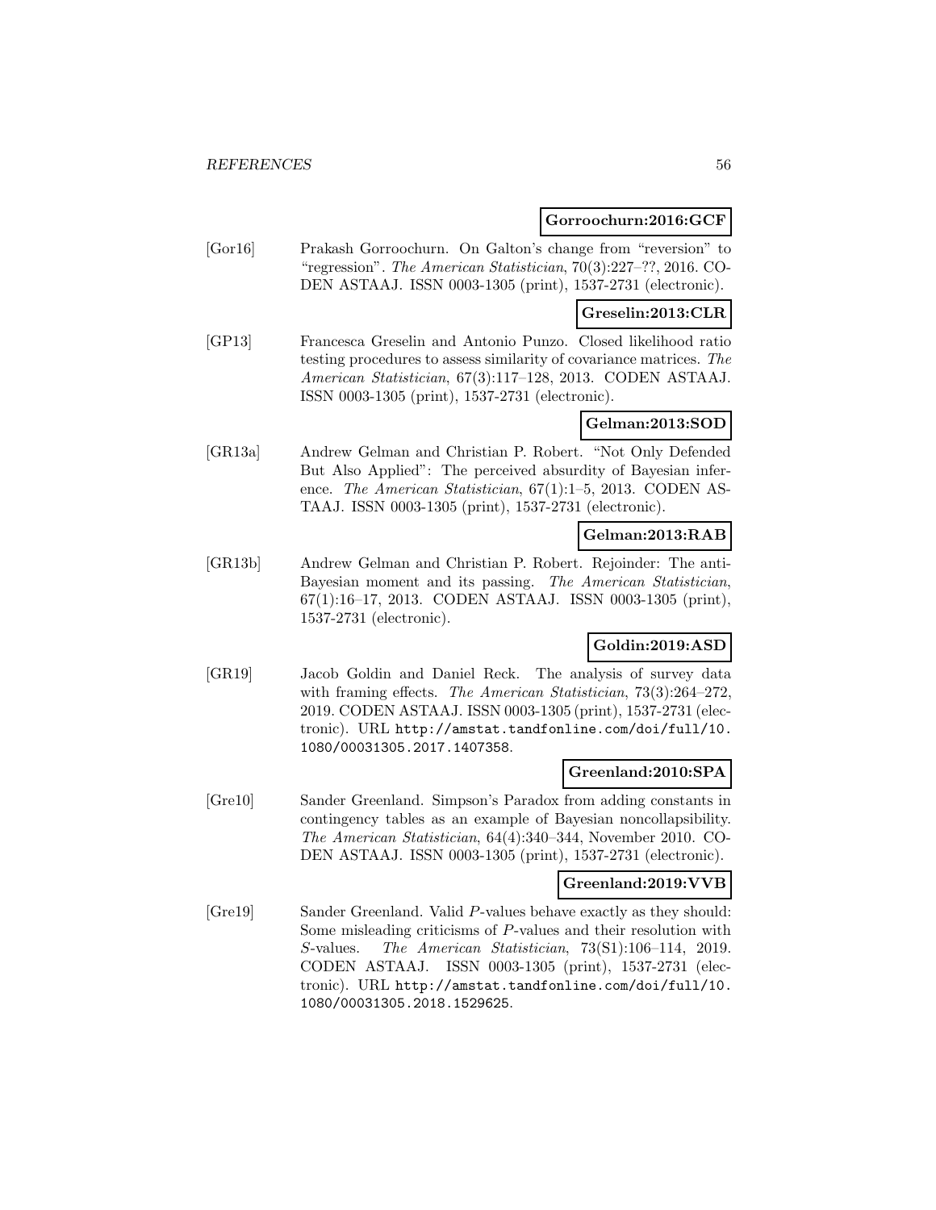**Gorroochurn:2016:GCF**

[Gor16] Prakash Gorroochurn. On Galton's change from "reversion" to "regression". *The American Statistician*, 70(3):227–??, 2016. CODEN ASTAAJ. ISSN 0003-1305 (print), 1537-2731 (electronic).

**Greselin:2013:CLR**

[GP13] Francesca Greselin and Antonio Punzo. Closed likelihood ratio testing procedures to assess similarity of covariance matrices. *The American Statistician*, 67(3):117–128, 2013. CODEN ASTAAJ. ISSN 0003-1305 (print), 1537-2731 (electronic).

**Gelman:2013:SOD**

[GR13a] Andrew Gelman and Christian P. Robert. "Not Only Defended But Also Applied": The perceived absurdity of Bayesian inference. *The American Statistician*, 67(1):1–5, 2013. CODEN ASTAAJ. ISSN 0003-1305 (print), 1537-2731 (electronic).

**Gelman:2013:RAB**

[GR13b] Andrew Gelman and Christian P. Robert. Rejoinder: The anti-Bayesian moment and its passing. *The American Statistician*, 67(1):16–17, 2013. CODEN ASTAAJ. ISSN 0003-1305 (print), 1537-2731 (electronic).

**Goldin:2019:ASD**

[GR19] Jacob Goldin and Daniel Reck. The analysis of survey data with framing effects. *The American Statistician*, 73(3):264–272, 2019. CODEN ASTAAJ. ISSN 0003-1305 (print), 1537-2731 (electronic). URL http://amstat.tandfonline.com/doi/full/10.1080/00031305.2017.1407358.

**Greenland:2010:SPA**

[Gre10] Sander Greenland. Simpson's Paradox from adding constants in contingency tables as an example of Bayesian noncollapsibility. *The American Statistician*, 64(4):340–344, November 2010. CODEN ASTAAJ. ISSN 0003-1305 (print), 1537-2731 (electronic).

**Greenland:2019:VVB**

[Gre19] Sander Greenland. Valid $P$-values behave exactly as they should: Some misleading criticisms of $P$-values and their resolution with $S$-values. *The American Statistician*, 73(S1):106–114, 2019. CODEN ASTAAJ. ISSN 0003-1305 (print), 1537-2731 (electronic). URL http://amstat.tandfonline.com/doi/full/10.1080/00031305.2018.1529625.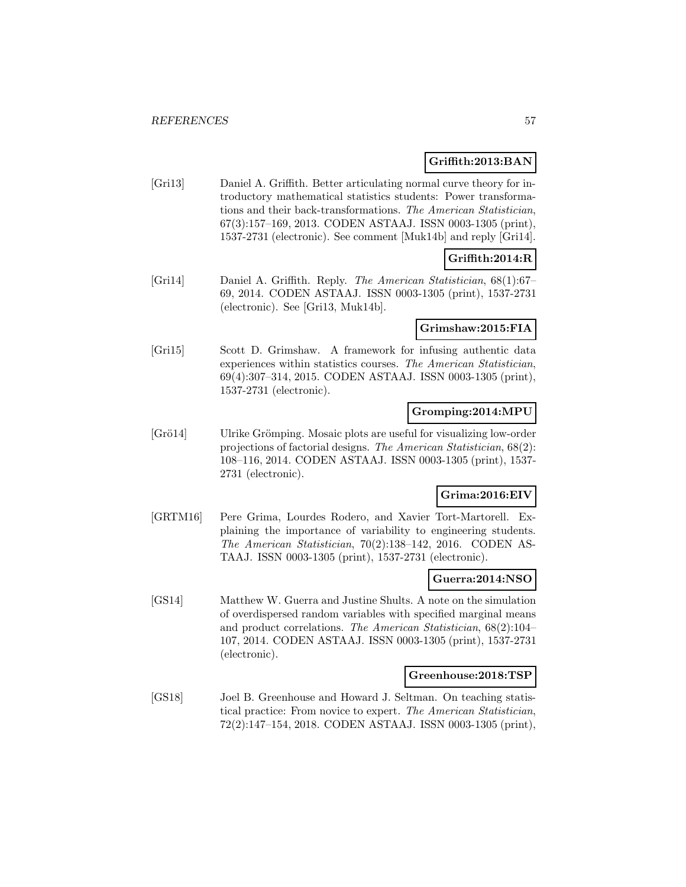**Griffith:2013:BAN**

[Gri13] Daniel A. Griffith. Better articulating normal curve theory for introductory mathematical statistics students: Power transformations and their back-transformations. *The American Statistician*, 67(3):157–169, 2013. CODEN ASTAAJ. ISSN 0003-1305 (print), 1537-2731 (electronic). See comment [Muk14b] and reply [Gri14].

**Griffith:2014:R**

[Gri14] Daniel A. Griffith. Reply. *The American Statistician*, 68(1):67–69, 2014. CODEN ASTAAJ. ISSN 0003-1305 (print), 1537-2731 (electronic). See [Gri13, Muk14b].

**Grimshaw:2015:FIA**

[Gri15] Scott D. Grimshaw. A framework for infusing authentic data experiences within statistics courses. *The American Statistician*, 69(4):307–314, 2015. CODEN ASTAAJ. ISSN 0003-1305 (print), 1537-2731 (electronic).

**Gromping:2014:MPU**

[Grö14] Ulrike Grömping. Mosaic plots are useful for visualizing low-order projections of factorial designs. *The American Statistician*, 68(2):108–116, 2014. CODEN ASTAAJ. ISSN 0003-1305 (print), 1537-2731 (electronic).

**Grima:2016:EIV**

[GRTM16] Pere Grima, Lourdes Rodero, and Xavier Tort-Martorell. Explaining the importance of variability to engineering students. *The American Statistician*, 70(2):138–142, 2016. CODEN ASTAAJ. ISSN 0003-1305 (print), 1537-2731 (electronic).

**Guerra:2014:NSO**

[GS14] Matthew W. Guerra and Justine Shults. A note on the simulation of overdispersed random variables with specified marginal means and product correlations. *The American Statistician*, 68(2):104–107, 2014. CODEN ASTAAJ. ISSN 0003-1305 (print), 1537-2731 (electronic).

**Greenhouse:2018:TSP**

[GS18] Joel B. Greenhouse and Howard J. Seltman. On teaching statistical practice: From novice to expert. *The American Statistician*, 72(2):147–154, 2018. CODEN ASTAAJ. ISSN 0003-1305 (print),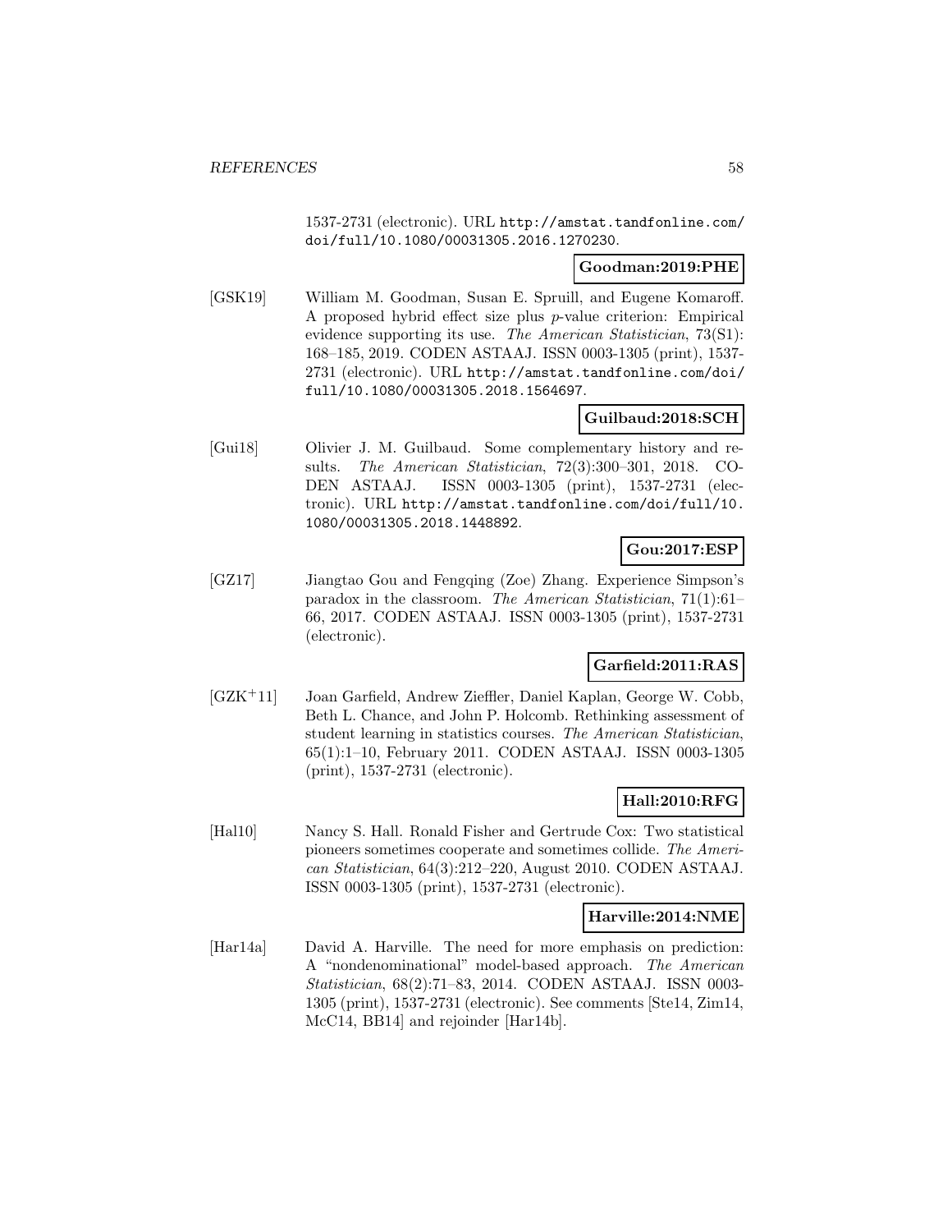1537-2731 (electronic). URL http://amstat.tandfonline.com/doi/full/10.1080/00031305.2016.1270230.

**Goodman:2019:PHE**

[GSK19] William M. Goodman, Susan E. Spruill, and Eugene Komaroff. A proposed hybrid effect size plus $p$-value criterion: Empirical evidence supporting its use. *The American Statistician*, 73(S1): 168–185, 2019. CODEN ASTAAJ. ISSN 0003-1305 (print), 1537-2731 (electronic). URL http://amstat.tandfonline.com/doi/full/10.1080/00031305.2018.1564697.

**Guilbaud:2018:SCH**

[Gui18] Olivier J. M. Guilbaud. Some complementary history and results. *The American Statistician*, 72(3):300–301, 2018. CODEN ASTAAJ. ISSN 0003-1305 (print), 1537-2731 (electronic). URL http://amstat.tandfonline.com/doi/full/10.1080/00031305.2018.1448892.

**Gou:2017:ESP**

[GZ17] Jiangtao Gou and Fengqing (Zoe) Zhang. Experience Simpson's paradox in the classroom. *The American Statistician*, 71(1):61–66, 2017. CODEN ASTAAJ. ISSN 0003-1305 (print), 1537-2731 (electronic).

**Garfield:2011:RAS**

[GZK+11] Joan Garfield, Andrew Zieffler, Daniel Kaplan, George W. Cobb, Beth L. Chance, and John P. Holcomb. Rethinking assessment of student learning in statistics courses. *The American Statistician*, 65(1):1–10, February 2011. CODEN ASTAAJ. ISSN 0003-1305 (print), 1537-2731 (electronic).

**Hall:2010:RFG**

[Hal10] Nancy S. Hall. Ronald Fisher and Gertrude Cox: Two statistical pioneers sometimes cooperate and sometimes collide. *The American Statistician*, 64(3):212–220, August 2010. CODEN ASTAAJ. ISSN 0003-1305 (print), 1537-2731 (electronic).

**Harville:2014:NME**

[Har14a] David A. Harville. The need for more emphasis on prediction: A "nondenominational" model-based approach. *The American Statistician*, 68(2):71–83, 2014. CODEN ASTAAJ. ISSN 0003-1305 (print), 1537-2731 (electronic). See comments [Ste14, Zim14, McC14, BB14] and rejoinder [Har14b].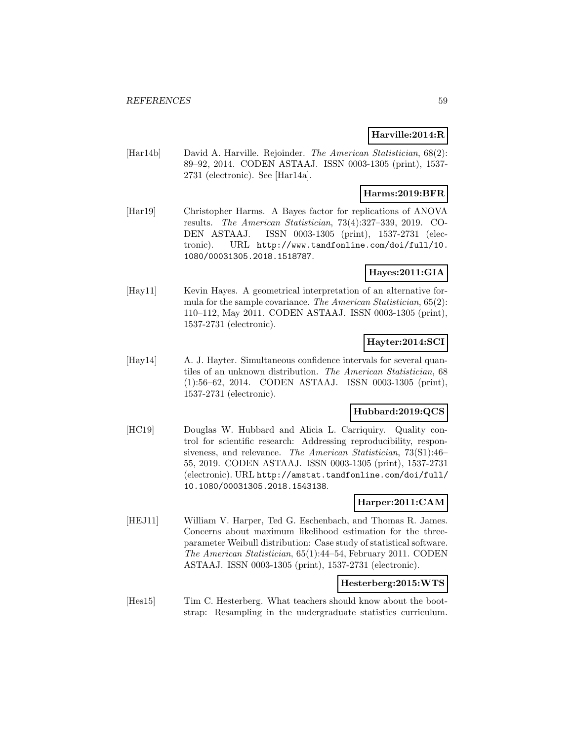**Harville:2014:R**

[Har14b] David A. Harville. Rejoinder. *The American Statistician*, 68(2): 89–92, 2014. CODEN ASTAAJ. ISSN 0003-1305 (print), 1537-2731 (electronic). See [Har14a].

**Harms:2019:BFR**

[Har19] Christopher Harms. A Bayes factor for replications of ANOVA results. *The American Statistician*, 73(4):327–339, 2019. CODEN ASTAAJ. ISSN 0003-1305 (print), 1537-2731 (electronic). URL http://www.tandfonline.com/doi/full/10.1080/00031305.2018.1518787.

**Hayes:2011:GIA**

[Hay11] Kevin Hayes. A geometrical interpretation of an alternative formula for the sample covariance. *The American Statistician*, 65(2): 110–112, May 2011. CODEN ASTAAJ. ISSN 0003-1305 (print), 1537-2731 (electronic).

**Hayter:2014:SCI**

[Hay14] A. J. Hayter. Simultaneous confidence intervals for several quantiles of an unknown distribution. *The American Statistician*, 68 (1):56–62, 2014. CODEN ASTAAJ. ISSN 0003-1305 (print), 1537-2731 (electronic).

**Hubbard:2019:QCS**

[HC19] Douglas W. Hubbard and Alicia L. Carriquiry. Quality control for scientific research: Addressing reproducibility, responsiveness, and relevance. *The American Statistician*, 73(S1):46–55, 2019. CODEN ASTAAJ. ISSN 0003-1305 (print), 1537-2731 (electronic). URL http://amstat.tandfonline.com/doi/full/10.1080/00031305.2018.1543138.

**Harper:2011:CAM**

[HEJ11] William V. Harper, Ted G. Eschenbach, and Thomas R. James. Concerns about maximum likelihood estimation for the three-parameter Weibull distribution: Case study of statistical software. *The American Statistician*, 65(1):44–54, February 2011. CODEN ASTAAJ. ISSN 0003-1305 (print), 1537-2731 (electronic).

**Hesterberg:2015:WTS**

[Hes15] Tim C. Hesterberg. What teachers should know about the bootstrap: Resampling in the undergraduate statistics curriculum.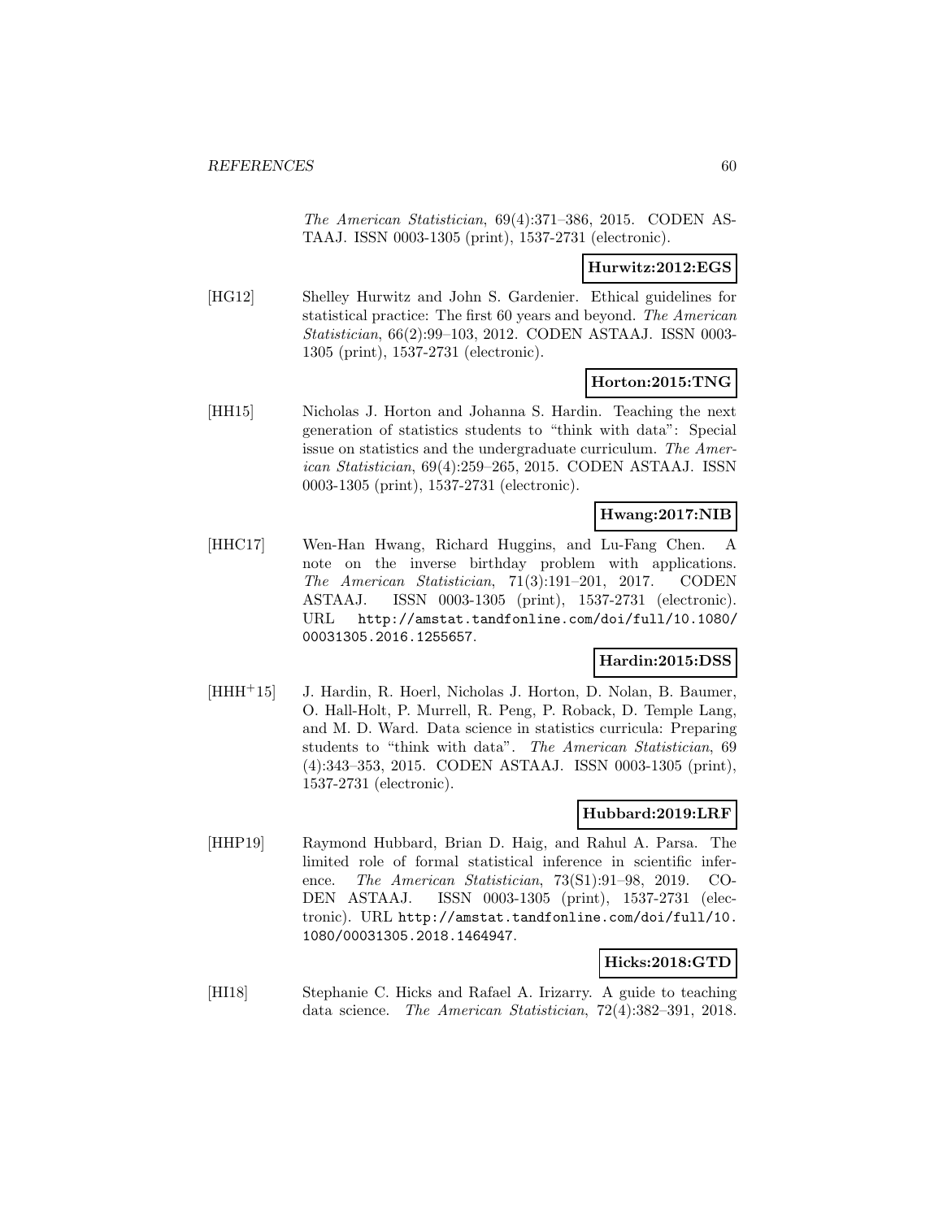*The American Statistician*, 69(4):371–386, 2015. CODEN ASTAAJ. ISSN 0003-1305 (print), 1537-2731 (electronic).

**Hurwitz:2012:EGS**

[HG12] Shelley Hurwitz and John S. Gardenier. Ethical guidelines for statistical practice: The first 60 years and beyond. *The American Statistician*, 66(2):99–103, 2012. CODEN ASTAAJ. ISSN 0003-1305 (print), 1537-2731 (electronic).

**Horton:2015:TNG**

[HH15] Nicholas J. Horton and Johanna S. Hardin. Teaching the next generation of statistics students to "think with data": Special issue on statistics and the undergraduate curriculum. *The American Statistician*, 69(4):259–265, 2015. CODEN ASTAAJ. ISSN 0003-1305 (print), 1537-2731 (electronic).

**Hwang:2017:NIB**

[HHC17] Wen-Han Hwang, Richard Huggins, and Lu-Fang Chen. A note on the inverse birthday problem with applications. *The American Statistician*, 71(3):191–201, 2017. CODEN ASTAAJ. ISSN 0003-1305 (print), 1537-2731 (electronic). URL `http://amstat.tandfonline.com/doi/full/10.1080/00031305.2016.1255657`.

**Hardin:2015:DSS**

[HHH+15] J. Hardin, R. Hoerl, Nicholas J. Horton, D. Nolan, B. Baumer, O. Hall-Holt, P. Murrell, R. Peng, P. Roback, D. Temple Lang, and M. D. Ward. Data science in statistics curricula: Preparing students to "think with data". *The American Statistician*, 69 (4):343–353, 2015. CODEN ASTAAJ. ISSN 0003-1305 (print), 1537-2731 (electronic).

**Hubbard:2019:LRF**

[HHP19] Raymond Hubbard, Brian D. Haig, and Rahul A. Parsa. The limited role of formal statistical inference in scientific inference. *The American Statistician*, 73(S1):91–98, 2019. CODEN ASTAAJ. ISSN 0003-1305 (print), 1537-2731 (electronic). URL `http://amstat.tandfonline.com/doi/full/10.1080/00031305.2018.1464947`.

**Hicks:2018:GTD**

[HI18] Stephanie C. Hicks and Rafael A. Irizarry. A guide to teaching data science. *The American Statistician*, 72(4):382–391, 2018.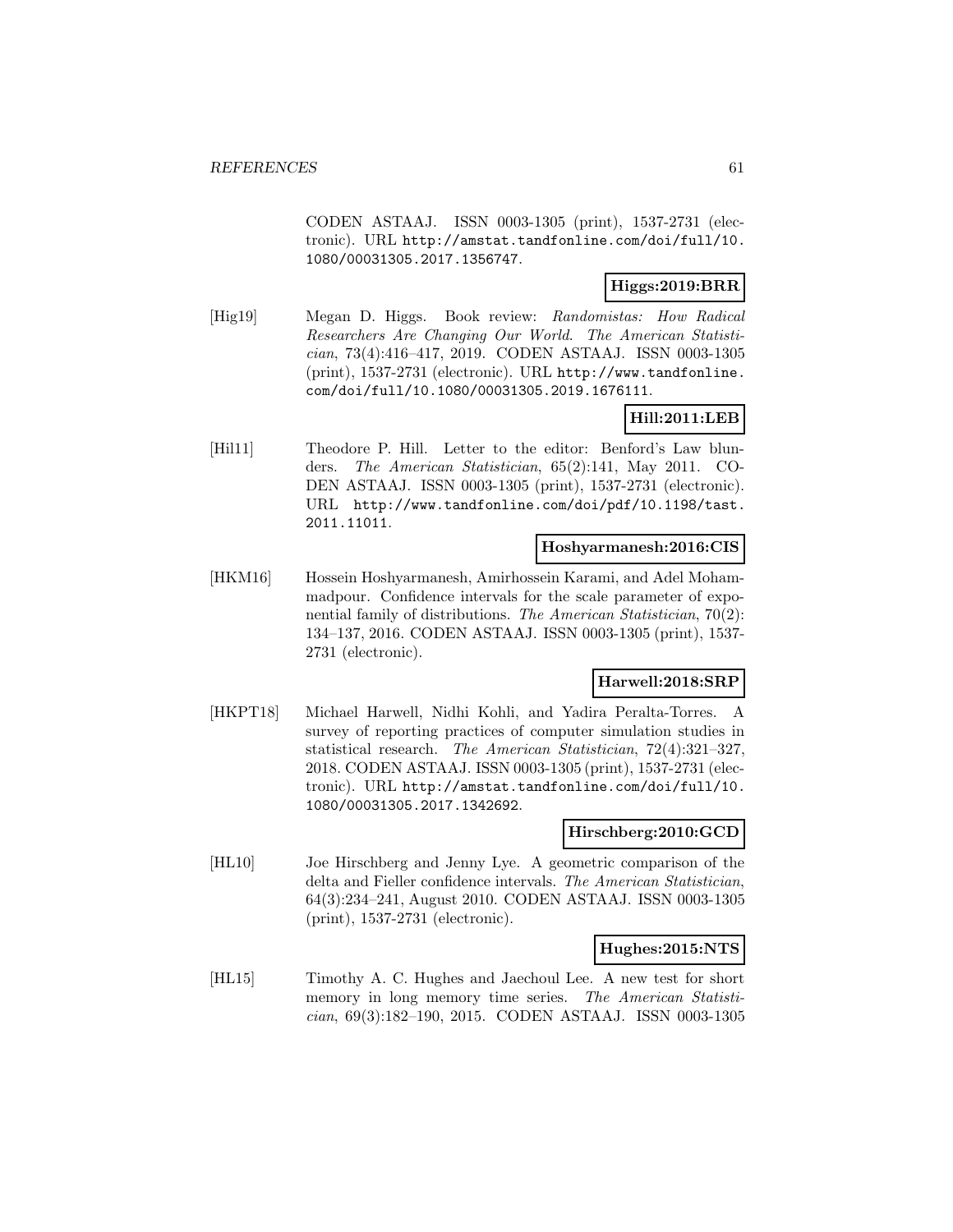CODEN ASTAAJ. ISSN 0003-1305 (print), 1537-2731 (electronic). URL http://amstat.tandfonline.com/doi/full/10.1080/00031305.2017.1356747.

**Higgs:2019:BRR**

[Hig19] Megan D. Higgs. Book review: *Randomistas: How Radical Researchers Are Changing Our World*. *The American Statistician*, 73(4):416–417, 2019. CODEN ASTAAJ. ISSN 0003-1305 (print), 1537-2731 (electronic). URL http://www.tandfonline.com/doi/full/10.1080/00031305.2019.1676111.

**Hill:2011:LEB**

[Hil11] Theodore P. Hill. Letter to the editor: Benford's Law blunders. *The American Statistician*, 65(2):141, May 2011. CODEN ASTAAJ. ISSN 0003-1305 (print), 1537-2731 (electronic). URL http://www.tandfonline.com/doi/pdf/10.1198/tast.2011.11011.

**Hoshyarmanesh:2016:CIS**

[HKM16] Hossein Hoshyarmanesh, Amirhossein Karami, and Adel Mohammadpour. Confidence intervals for the scale parameter of exponential family of distributions. *The American Statistician*, 70(2):134–137, 2016. CODEN ASTAAJ. ISSN 0003-1305 (print), 1537-2731 (electronic).

**Harwell:2018:SRP**

[HKPT18] Michael Harwell, Nidhi Kohli, and Yadira Peralta-Torres. A survey of reporting practices of computer simulation studies in statistical research. *The American Statistician*, 72(4):321–327, 2018. CODEN ASTAAJ. ISSN 0003-1305 (print), 1537-2731 (electronic). URL http://amstat.tandfonline.com/doi/full/10.1080/00031305.2017.1342692.

**Hirschberg:2010:GCD**

[HL10] Joe Hirschberg and Jenny Lye. A geometric comparison of the delta and Fieller confidence intervals. *The American Statistician*, 64(3):234–241, August 2010. CODEN ASTAAJ. ISSN 0003-1305 (print), 1537-2731 (electronic).

**Hughes:2015:NTS**

[HL15] Timothy A. C. Hughes and Jaechoul Lee. A new test for short memory in long memory time series. *The American Statistician*, 69(3):182–190, 2015. CODEN ASTAAJ. ISSN 0003-1305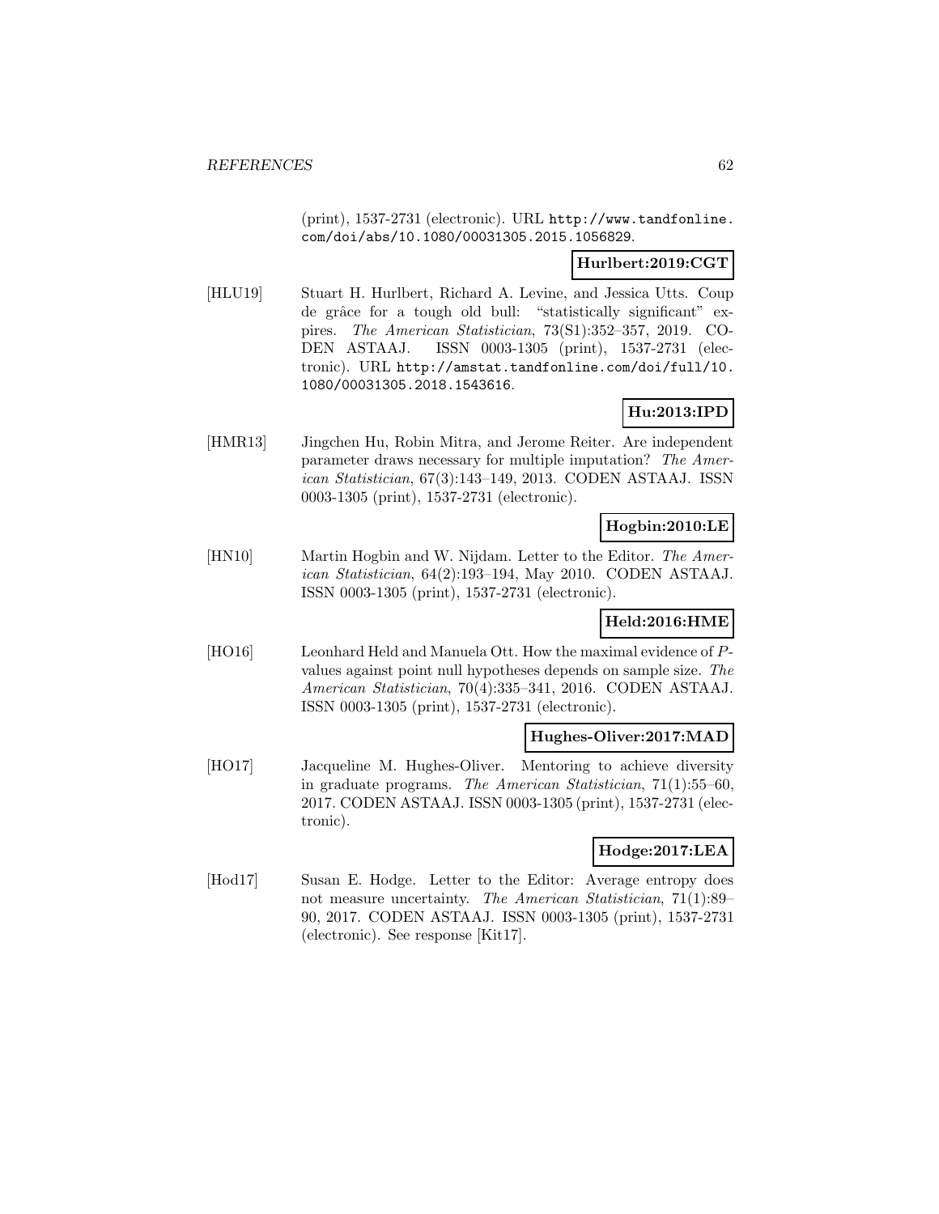(print), 1537-2731 (electronic). URL http://www.tandfonline.com/doi/abs/10.1080/00031305.2015.1056829.

**Hurlbert:2019:CGT**

[HLU19] Stuart H. Hurlbert, Richard A. Levine, and Jessica Utts. Coup de grâce for a tough old bull: "statistically significant" expires. *The American Statistician*, 73(S1):352–357, 2019. CODEN ASTAAJ. ISSN 0003-1305 (print), 1537-2731 (electronic). URL http://amstat.tandfonline.com/doi/full/10.1080/00031305.2018.1543616.

**Hu:2013:IPD**

[HMR13] Jingchen Hu, Robin Mitra, and Jerome Reiter. Are independent parameter draws necessary for multiple imputation? *The American Statistician*, 67(3):143–149, 2013. CODEN ASTAAJ. ISSN 0003-1305 (print), 1537-2731 (electronic).

**Hogbin:2010:LE**

[HN10] Martin Hogbin and W. Nijdam. Letter to the Editor. *The American Statistician*, 64(2):193–194, May 2010. CODEN ASTAAJ. ISSN 0003-1305 (print), 1537-2731 (electronic).

**Held:2016:HME**

[HO16] Leonhard Held and Manuela Ott. How the maximal evidence of $P$-values against point null hypotheses depends on sample size. *The American Statistician*, 70(4):335–341, 2016. CODEN ASTAAJ. ISSN 0003-1305 (print), 1537-2731 (electronic).

**Hughes-Oliver:2017:MAD**

[HO17] Jacqueline M. Hughes-Oliver. Mentoring to achieve diversity in graduate programs. *The American Statistician*, 71(1):55–60, 2017. CODEN ASTAAJ. ISSN 0003-1305 (print), 1537-2731 (electronic).

**Hodge:2017:LEA**

[Hod17] Susan E. Hodge. Letter to the Editor: Average entropy does not measure uncertainty. *The American Statistician*, 71(1):89–90, 2017. CODEN ASTAAJ. ISSN 0003-1305 (print), 1537-2731 (electronic). See response [Kit17].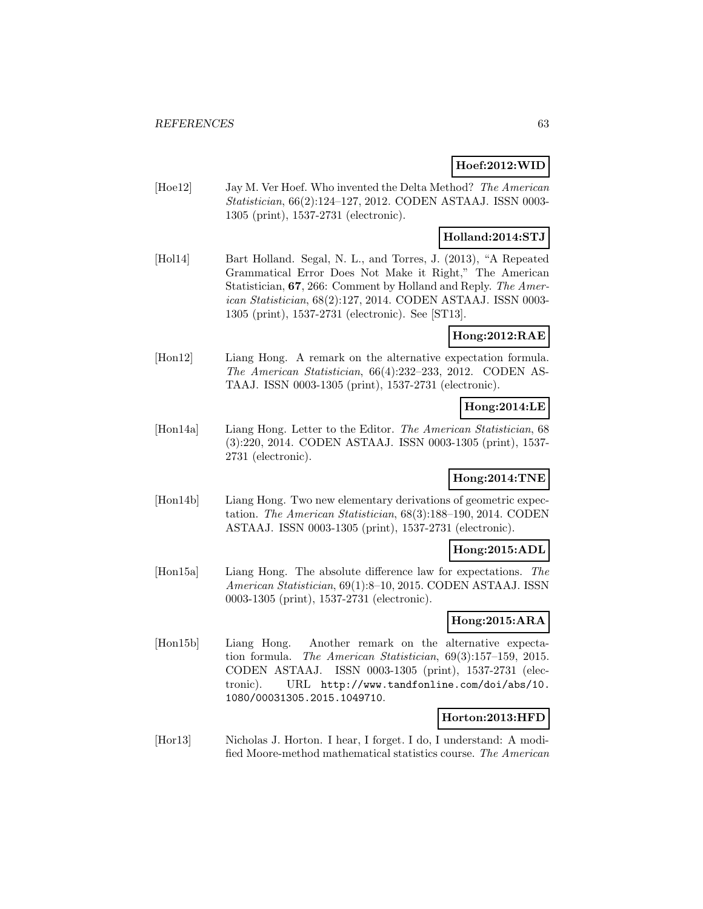**Hoef:2012:WID**

[Hoe12] Jay M. Ver Hoef. Who invented the Delta Method? *The American Statistician*, 66(2):124–127, 2012. CODEN ASTAAJ. ISSN 0003-1305 (print), 1537-2731 (electronic).

**Holland:2014:STJ**

[Hol14] Bart Holland. Segal, N. L., and Torres, J. (2013), "A Repeated Grammatical Error Does Not Make it Right," The American Statistician, **67**, 266: Comment by Holland and Reply. *The American Statistician*, 68(2):127, 2014. CODEN ASTAAJ. ISSN 0003-1305 (print), 1537-2731 (electronic). See [ST13].

**Hong:2012:RAE**

[Hon12] Liang Hong. A remark on the alternative expectation formula. *The American Statistician*, 66(4):232–233, 2012. CODEN ASTAAJ. ISSN 0003-1305 (print), 1537-2731 (electronic).

**Hong:2014:LE**

[Hon14a] Liang Hong. Letter to the Editor. *The American Statistician*, 68 (3):220, 2014. CODEN ASTAAJ. ISSN 0003-1305 (print), 1537-2731 (electronic).

**Hong:2014:TNE**

[Hon14b] Liang Hong. Two new elementary derivations of geometric expectation. *The American Statistician*, 68(3):188–190, 2014. CODEN ASTAAJ. ISSN 0003-1305 (print), 1537-2731 (electronic).

**Hong:2015:ADL**

[Hon15a] Liang Hong. The absolute difference law for expectations. *The American Statistician*, 69(1):8–10, 2015. CODEN ASTAAJ. ISSN 0003-1305 (print), 1537-2731 (electronic).

**Hong:2015:ARA**

[Hon15b] Liang Hong. Another remark on the alternative expectation formula. *The American Statistician*, 69(3):157–159, 2015. CODEN ASTAAJ. ISSN 0003-1305 (print), 1537-2731 (electronic). URL http://www.tandfonline.com/doi/abs/10.1080/00031305.2015.1049710.

**Horton:2013:HFD**

[Hor13] Nicholas J. Horton. I hear, I forget. I do, I understand: A modified Moore-method mathematical statistics course. *The American*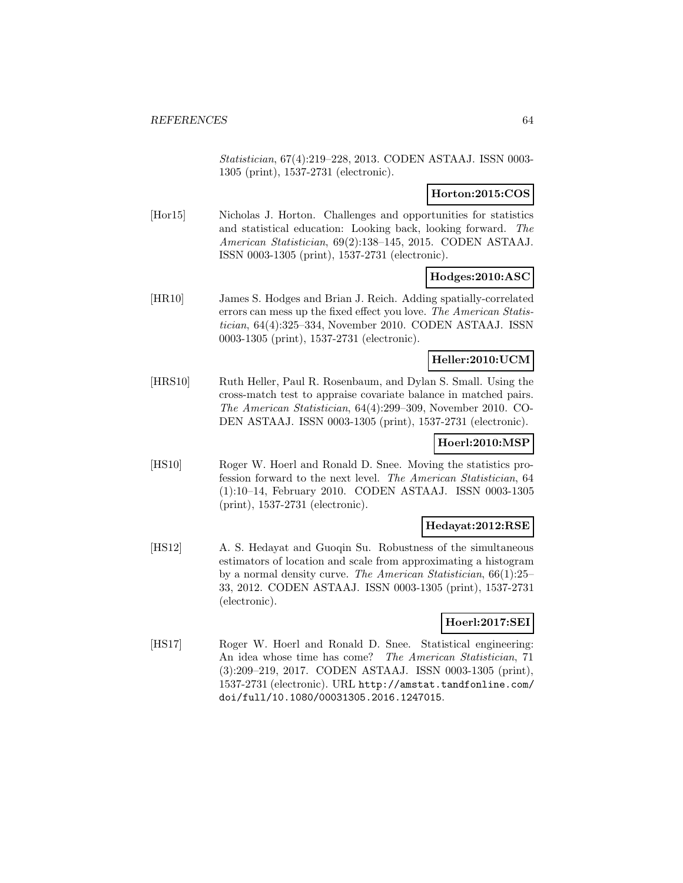*Statistician*, 67(4):219–228, 2013. CODEN ASTAAJ. ISSN 0003-1305 (print), 1537-2731 (electronic).

**Horton:2015:COS**

[Hor15] Nicholas J. Horton. Challenges and opportunities for statistics and statistical education: Looking back, looking forward. *The American Statistician*, 69(2):138–145, 2015. CODEN ASTAAJ. ISSN 0003-1305 (print), 1537-2731 (electronic).

**Hodges:2010:ASC**

[HR10] James S. Hodges and Brian J. Reich. Adding spatially-correlated errors can mess up the fixed effect you love. *The American Statistician*, 64(4):325–334, November 2010. CODEN ASTAAJ. ISSN 0003-1305 (print), 1537-2731 (electronic).

**Heller:2010:UCM**

[HRS10] Ruth Heller, Paul R. Rosenbaum, and Dylan S. Small. Using the cross-match test to appraise covariate balance in matched pairs. *The American Statistician*, 64(4):299–309, November 2010. CODEN ASTAAJ. ISSN 0003-1305 (print), 1537-2731 (electronic).

**Hoerl:2010:MSP**

[HS10] Roger W. Hoerl and Ronald D. Snee. Moving the statistics profession forward to the next level. *The American Statistician*, 64 (1):10–14, February 2010. CODEN ASTAAJ. ISSN 0003-1305 (print), 1537-2731 (electronic).

**Hedayat:2012:RSE**

[HS12] A. S. Hedayat and Guoqin Su. Robustness of the simultaneous estimators of location and scale from approximating a histogram by a normal density curve. *The American Statistician*, 66(1):25–33, 2012. CODEN ASTAAJ. ISSN 0003-1305 (print), 1537-2731 (electronic).

**Hoerl:2017:SEI**

[HS17] Roger W. Hoerl and Ronald D. Snee. Statistical engineering: An idea whose time has come? *The American Statistician*, 71 (3):209–219, 2017. CODEN ASTAAJ. ISSN 0003-1305 (print), 1537-2731 (electronic). URL http://amstat.tandfonline.com/doi/full/10.1080/00031305.2016.1247015.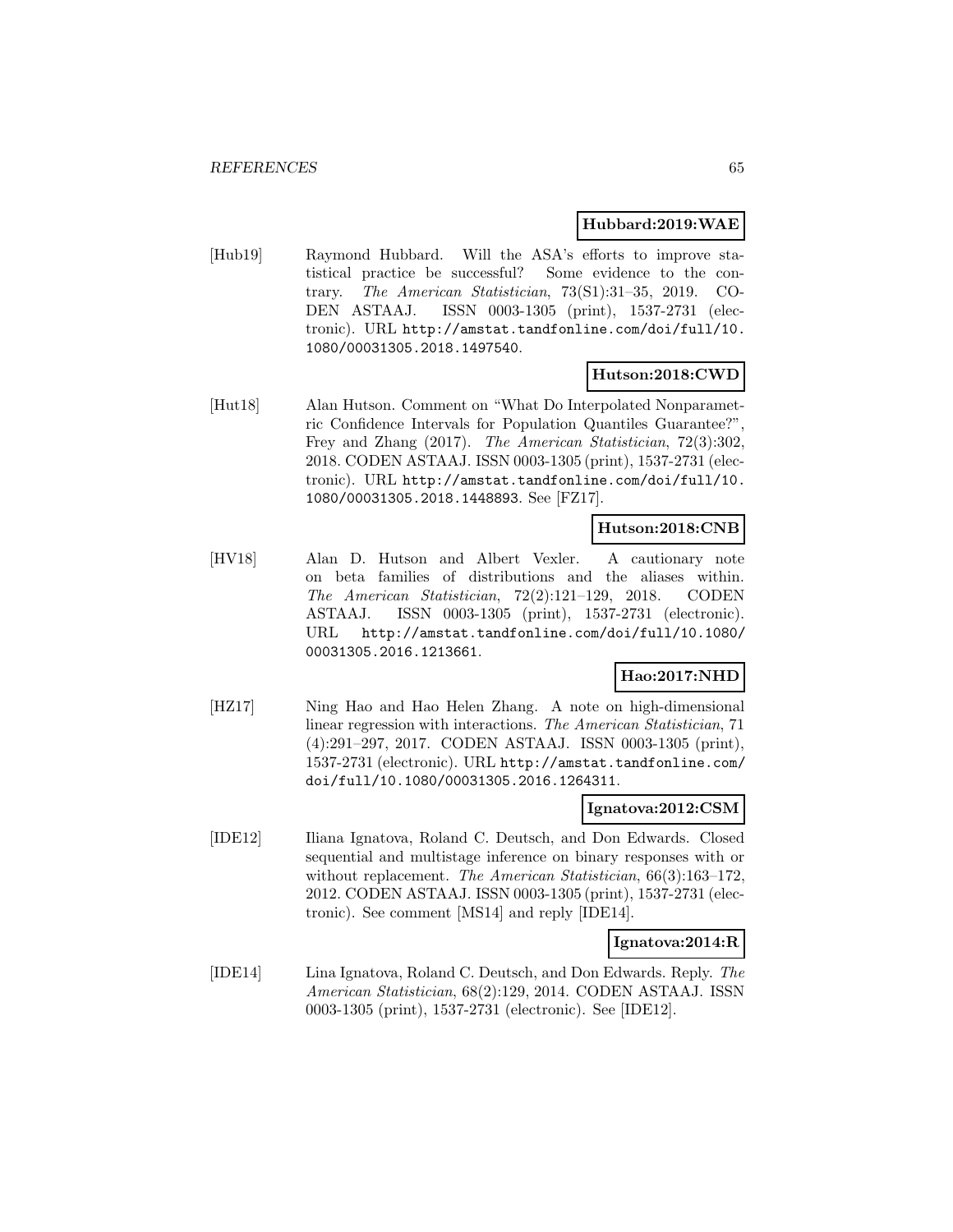**Hubbard:2019:WAE**

[Hub19] Raymond Hubbard. Will the ASA's efforts to improve statistical practice be successful? Some evidence to the contrary. *The American Statistician*, 73(S1):31–35, 2019. CODEN ASTAAJ. ISSN 0003-1305 (print), 1537-2731 (electronic). URL http://amstat.tandfonline.com/doi/full/10.1080/00031305.2018.1497540.

**Hutson:2018:CWD**

[Hut18] Alan Hutson. Comment on "What Do Interpolated Nonparametric Confidence Intervals for Population Quantiles Guarantee?", Frey and Zhang (2017). *The American Statistician*, 72(3):302, 2018. CODEN ASTAAJ. ISSN 0003-1305 (print), 1537-2731 (electronic). URL http://amstat.tandfonline.com/doi/full/10.1080/00031305.2018.1448893. See [FZ17].

**Hutson:2018:CNB**

[HV18] Alan D. Hutson and Albert Vexler. A cautionary note on beta families of distributions and the aliases within. *The American Statistician*, 72(2):121–129, 2018. CODEN ASTAAJ. ISSN 0003-1305 (print), 1537-2731 (electronic). URL http://amstat.tandfonline.com/doi/full/10.1080/00031305.2016.1213661.

**Hao:2017:NHD**

[HZ17] Ning Hao and Hao Helen Zhang. A note on high-dimensional linear regression with interactions. *The American Statistician*, 71 (4):291–297, 2017. CODEN ASTAAJ. ISSN 0003-1305 (print), 1537-2731 (electronic). URL http://amstat.tandfonline.com/doi/full/10.1080/00031305.2016.1264311.

**Ignatova:2012:CSM**

[IDE12] Iliana Ignatova, Roland C. Deutsch, and Don Edwards. Closed sequential and multistage inference on binary responses with or without replacement. *The American Statistician*, 66(3):163–172, 2012. CODEN ASTAAJ. ISSN 0003-1305 (print), 1537-2731 (electronic). See comment [MS14] and reply [IDE14].

**Ignatova:2014:R**

[IDE14] Lina Ignatova, Roland C. Deutsch, and Don Edwards. Reply. *The American Statistician*, 68(2):129, 2014. CODEN ASTAAJ. ISSN 0003-1305 (print), 1537-2731 (electronic). See [IDE12].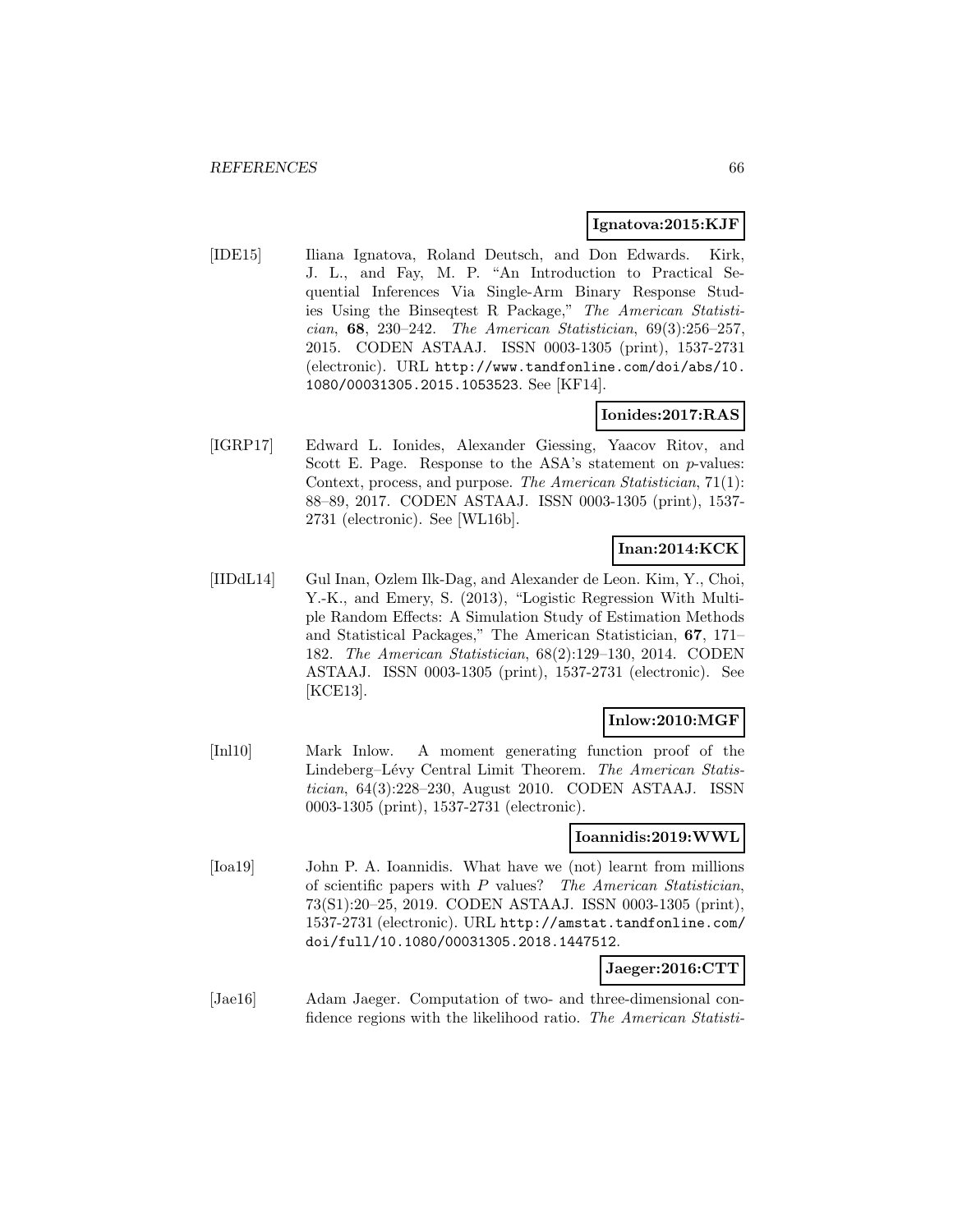**Ignatova:2015:KJF**

[IDE15] Iliana Ignatova, Roland Deutsch, and Don Edwards. Kirk, J. L., and Fay, M. P. "An Introduction to Practical Sequential Inferences Via Single-Arm Binary Response Studies Using the Binseqtest R Package," *The American Statistician*, **68**, 230–242. *The American Statistician*, 69(3):256–257, 2015. CODEN ASTAAJ. ISSN 0003-1305 (print), 1537-2731 (electronic). URL http://www.tandfonline.com/doi/abs/10.1080/00031305.2015.1053523. See [KF14].

**Ionides:2017:RAS**

[IGRP17] Edward L. Ionides, Alexander Giessing, Yaacov Ritov, and Scott E. Page. Response to the ASA's statement on *p*-values: Context, process, and purpose. *The American Statistician*, 71(1): 88–89, 2017. CODEN ASTAAJ. ISSN 0003-1305 (print), 1537-2731 (electronic). See [WL16b].

**Inan:2014:KCK**

[IIDdL14] Gul Inan, Ozlem Ilk-Dag, and Alexander de Leon. Kim, Y., Choi, Y.-K., and Emery, S. (2013), "Logistic Regression With Multiple Random Effects: A Simulation Study of Estimation Methods and Statistical Packages," The American Statistician, **67**, 171–182. *The American Statistician*, 68(2):129–130, 2014. CODEN ASTAAJ. ISSN 0003-1305 (print), 1537-2731 (electronic). See [KCE13].

**Inlow:2010:MGF**

[Inl10] Mark Inlow. A moment generating function proof of the Lindeberg–Lévy Central Limit Theorem. *The American Statistician*, 64(3):228–230, August 2010. CODEN ASTAAJ. ISSN 0003-1305 (print), 1537-2731 (electronic).

**Ioannidis:2019:WWL**

[Ioa19] John P. A. Ioannidis. What have we (not) learnt from millions of scientific papers with *P* values? *The American Statistician*, 73(S1):20–25, 2019. CODEN ASTAAJ. ISSN 0003-1305 (print), 1537-2731 (electronic). URL http://amstat.tandfonline.com/doi/full/10.1080/00031305.2018.1447512.

**Jaeger:2016:CTT**

[Jae16] Adam Jaeger. Computation of two- and three-dimensional confidence regions with the likelihood ratio. *The American Statisti-*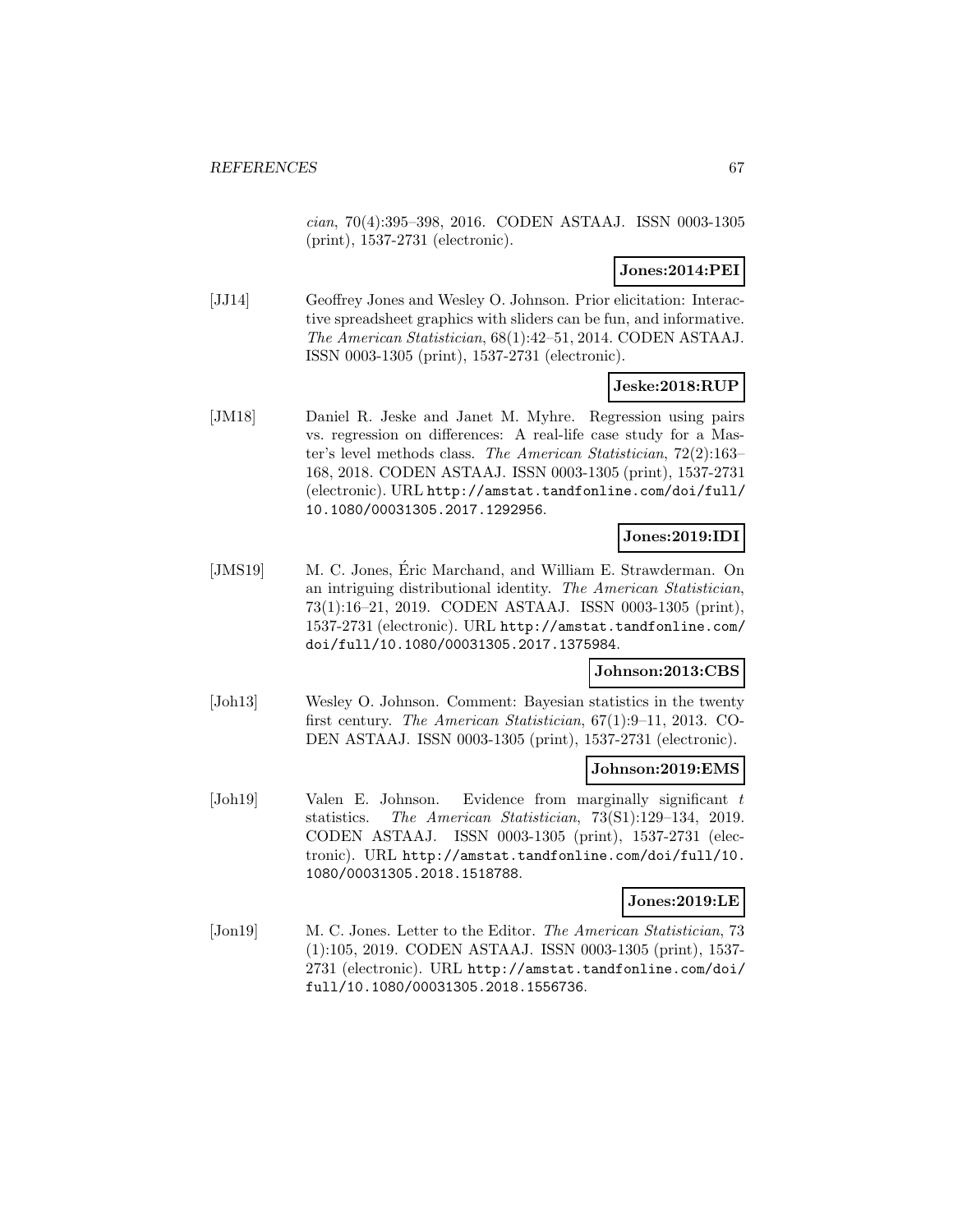*cian*, 70(4):395–398, 2016. CODEN ASTAAJ. ISSN 0003-1305 (print), 1537-2731 (electronic).

**Jones:2014:PEI**

[JJ14] Geoffrey Jones and Wesley O. Johnson. Prior elicitation: Interactive spreadsheet graphics with sliders can be fun, and informative. *The American Statistician*, 68(1):42–51, 2014. CODEN ASTAAJ. ISSN 0003-1305 (print), 1537-2731 (electronic).

**Jeske:2018:RUP**

[JM18] Daniel R. Jeske and Janet M. Myhre. Regression using pairs vs. regression on differences: A real-life case study for a Master's level methods class. *The American Statistician*, 72(2):163–168, 2018. CODEN ASTAAJ. ISSN 0003-1305 (print), 1537-2731 (electronic). URL `http://amstat.tandfonline.com/doi/full/10.1080/00031305.2017.1292956`.

**Jones:2019:IDI**

[JMS19] M. C. Jones, Éric Marchand, and William E. Strawderman. On an intriguing distributional identity. *The American Statistician*, 73(1):16–21, 2019. CODEN ASTAAJ. ISSN 0003-1305 (print), 1537-2731 (electronic). URL `http://amstat.tandfonline.com/doi/full/10.1080/00031305.2017.1375984`.

**Johnson:2013:CBS**

[Joh13] Wesley O. Johnson. Comment: Bayesian statistics in the twenty first century. *The American Statistician*, 67(1):9–11, 2013. CODEN ASTAAJ. ISSN 0003-1305 (print), 1537-2731 (electronic).

**Johnson:2019:EMS**

[Joh19] Valen E. Johnson. Evidence from marginally significant $t$ statistics. *The American Statistician*, 73(S1):129–134, 2019. CODEN ASTAAJ. ISSN 0003-1305 (print), 1537-2731 (electronic). URL `http://amstat.tandfonline.com/doi/full/10.1080/00031305.2018.1518788`.

**Jones:2019:LE**

[Jon19] M. C. Jones. Letter to the Editor. *The American Statistician*, 73(1):105, 2019. CODEN ASTAAJ. ISSN 0003-1305 (print), 1537-2731 (electronic). URL `http://amstat.tandfonline.com/doi/full/10.1080/00031305.2018.1556736`.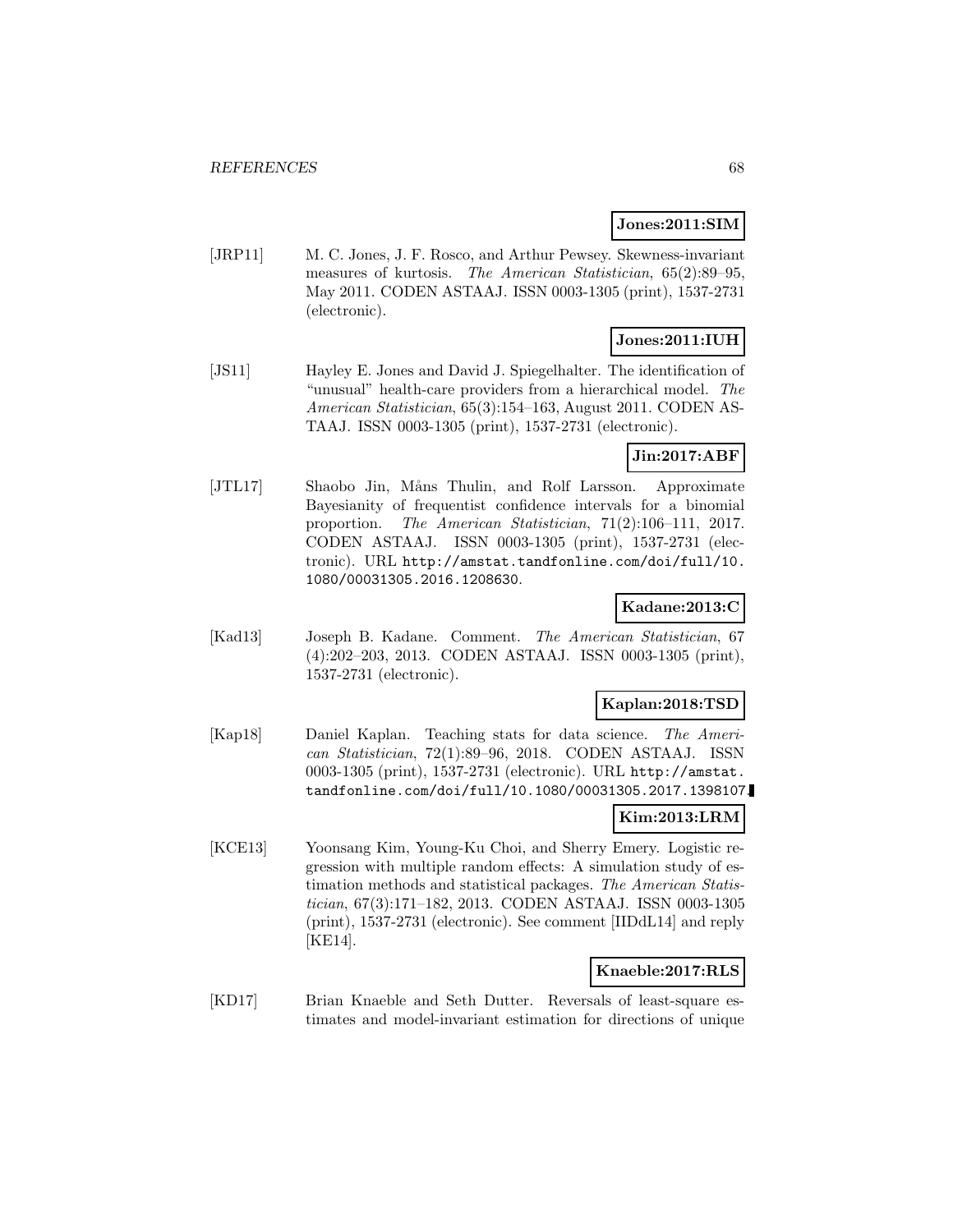**Jones:2011:SIM**

[JRP11] M. C. Jones, J. F. Rosco, and Arthur Pewsey. Skewness-invariant measures of kurtosis. *The American Statistician*, 65(2):89–95, May 2011. CODEN ASTAAJ. ISSN 0003-1305 (print), 1537-2731 (electronic).

**Jones:2011:IUH**

[JS11] Hayley E. Jones and David J. Spiegelhalter. The identification of "unusual" health-care providers from a hierarchical model. *The American Statistician*, 65(3):154–163, August 2011. CODEN ASTAAJ. ISSN 0003-1305 (print), 1537-2731 (electronic).

**Jin:2017:ABF**

[JTL17] Shaobo Jin, Måns Thulin, and Rolf Larsson. Approximate Bayesianity of frequentist confidence intervals for a binomial proportion. *The American Statistician*, 71(2):106–111, 2017. CODEN ASTAAJ. ISSN 0003-1305 (print), 1537-2731 (electronic). URL http://amstat.tandfonline.com/doi/full/10.1080/00031305.2016.1208630.

**Kadane:2013:C**

[Kad13] Joseph B. Kadane. Comment. *The American Statistician*, 67 (4):202–203, 2013. CODEN ASTAAJ. ISSN 0003-1305 (print), 1537-2731 (electronic).

**Kaplan:2018:TSD**

[Kap18] Daniel Kaplan. Teaching stats for data science. *The American Statistician*, 72(1):89–96, 2018. CODEN ASTAAJ. ISSN 0003-1305 (print), 1537-2731 (electronic). URL http://amstat.tandfonline.com/doi/full/10.1080/00031305.2017.1398107.

**Kim:2013:LRM**

[KCE13] Yoonsang Kim, Young-Ku Choi, and Sherry Emery. Logistic regression with multiple random effects: A simulation study of estimation methods and statistical packages. *The American Statistician*, 67(3):171–182, 2013. CODEN ASTAAJ. ISSN 0003-1305 (print), 1537-2731 (electronic). See comment [IIDdL14] and reply [KE14].

**Knaeble:2017:RLS**

[KD17] Brian Knaeble and Seth Dutter. Reversals of least-square estimates and model-invariant estimation for directions of unique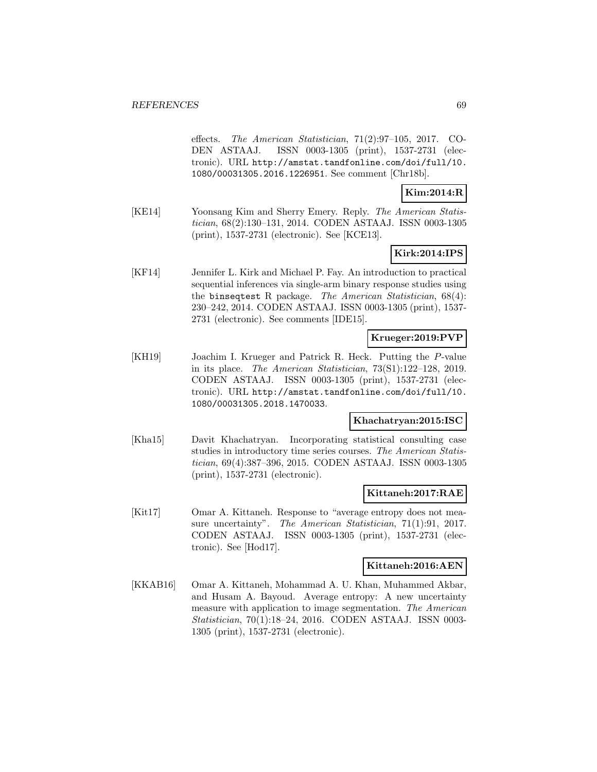effects. *The American Statistician*, 71(2):97–105, 2017. CODEN ASTAAJ. ISSN 0003-1305 (print), 1537-2731 (electronic). URL http://amstat.tandfonline.com/doi/full/10.1080/00031305.2016.1226951. See comment [Chr18b].

**Kim:2014:R**

[KE14] Yoonsang Kim and Sherry Emery. Reply. *The American Statistician*, 68(2):130–131, 2014. CODEN ASTAAJ. ISSN 0003-1305 (print), 1537-2731 (electronic). See [KCE13].

**Kirk:2014:IPS**

[KF14] Jennifer L. Kirk and Michael P. Fay. An introduction to practical sequential inferences via single-arm binary response studies using the `binseqtest` R package. *The American Statistician*, 68(4): 230–242, 2014. CODEN ASTAAJ. ISSN 0003-1305 (print), 1537-2731 (electronic). See comments [IDE15].

**Krueger:2019:PVP**

[KH19] Joachim I. Krueger and Patrick R. Heck. Putting the $P$-value in its place. *The American Statistician*, 73(S1):122–128, 2019. CODEN ASTAAJ. ISSN 0003-1305 (print), 1537-2731 (electronic). URL http://amstat.tandfonline.com/doi/full/10.1080/00031305.2018.1470033.

**Khachatryan:2015:ISC**

[Kha15] Davit Khachatryan. Incorporating statistical consulting case studies in introductory time series courses. *The American Statistician*, 69(4):387–396, 2015. CODEN ASTAAJ. ISSN 0003-1305 (print), 1537-2731 (electronic).

**Kittaneh:2017:RAE**

[Kit17] Omar A. Kittaneh. Response to "average entropy does not measure uncertainty". *The American Statistician*, 71(1):91, 2017. CODEN ASTAAJ. ISSN 0003-1305 (print), 1537-2731 (electronic). See [Hod17].

**Kittaneh:2016:AEN**

[KKAB16] Omar A. Kittaneh, Mohammad A. U. Khan, Muhammed Akbar, and Husam A. Bayoud. Average entropy: A new uncertainty measure with application to image segmentation. *The American Statistician*, 70(1):18–24, 2016. CODEN ASTAAJ. ISSN 0003-1305 (print), 1537-2731 (electronic).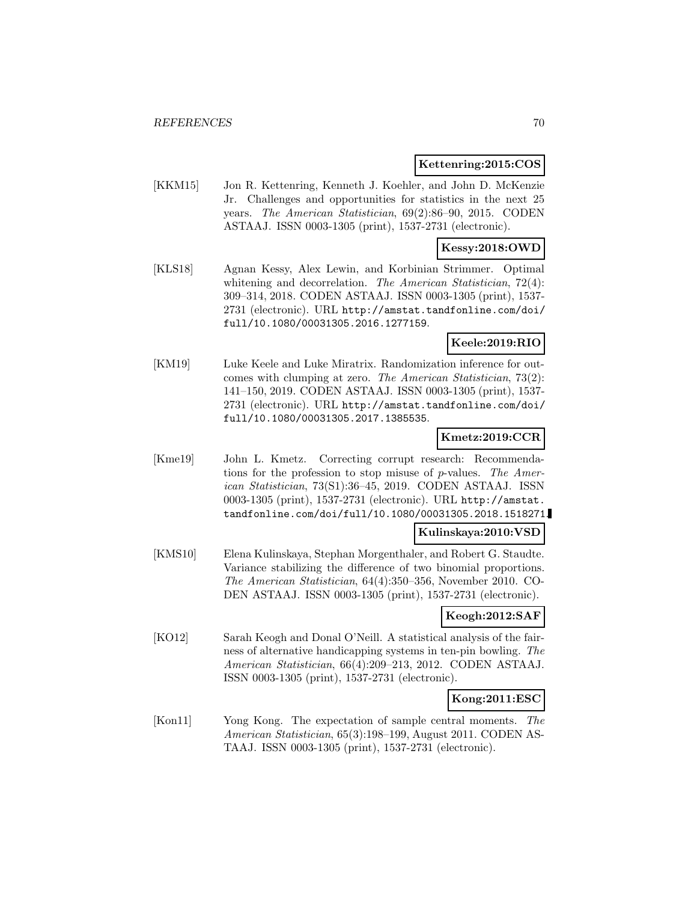**Kettenring:2015:COS**

[KKM15] Jon R. Kettenring, Kenneth J. Koehler, and John D. McKenzie Jr. Challenges and opportunities for statistics in the next 25 years. *The American Statistician*, 69(2):86–90, 2015. CODEN ASTAAJ. ISSN 0003-1305 (print), 1537-2731 (electronic).

**Kessy:2018:OWD**

[KLS18] Agnan Kessy, Alex Lewin, and Korbinian Strimmer. Optimal whitening and decorrelation. *The American Statistician*, 72(4): 309–314, 2018. CODEN ASTAAJ. ISSN 0003-1305 (print), 1537-2731 (electronic). URL `http://amstat.tandfonline.com/doi/full/10.1080/00031305.2016.1277159`.

**Keele:2019:RIO**

[KM19] Luke Keele and Luke Miratrix. Randomization inference for outcomes with clumping at zero. *The American Statistician*, 73(2): 141–150, 2019. CODEN ASTAAJ. ISSN 0003-1305 (print), 1537-2731 (electronic). URL `http://amstat.tandfonline.com/doi/full/10.1080/00031305.2017.1385535`.

**Kmetz:2019:CCR**

[Kme19] John L. Kmetz. Correcting corrupt research: Recommendations for the profession to stop misuse of $p$-values. *The American Statistician*, 73(S1):36–45, 2019. CODEN ASTAAJ. ISSN 0003-1305 (print), 1537-2731 (electronic). URL `http://amstat.tandfonline.com/doi/full/10.1080/00031305.2018.1518271`.

**Kulinskaya:2010:VSD**

[KMS10] Elena Kulinskaya, Stephan Morgenthaler, and Robert G. Staudte. Variance stabilizing the difference of two binomial proportions. *The American Statistician*, 64(4):350–356, November 2010. CODEN ASTAAJ. ISSN 0003-1305 (print), 1537-2731 (electronic).

**Keogh:2012:SAF**

[KO12] Sarah Keogh and Donal O'Neill. A statistical analysis of the fairness of alternative handicapping systems in ten-pin bowling. *The American Statistician*, 66(4):209–213, 2012. CODEN ASTAAJ. ISSN 0003-1305 (print), 1537-2731 (electronic).

**Kong:2011:ESC**

[Kon11] Yong Kong. The expectation of sample central moments. *The American Statistician*, 65(3):198–199, August 2011. CODEN ASTAAJ. ISSN 0003-1305 (print), 1537-2731 (electronic).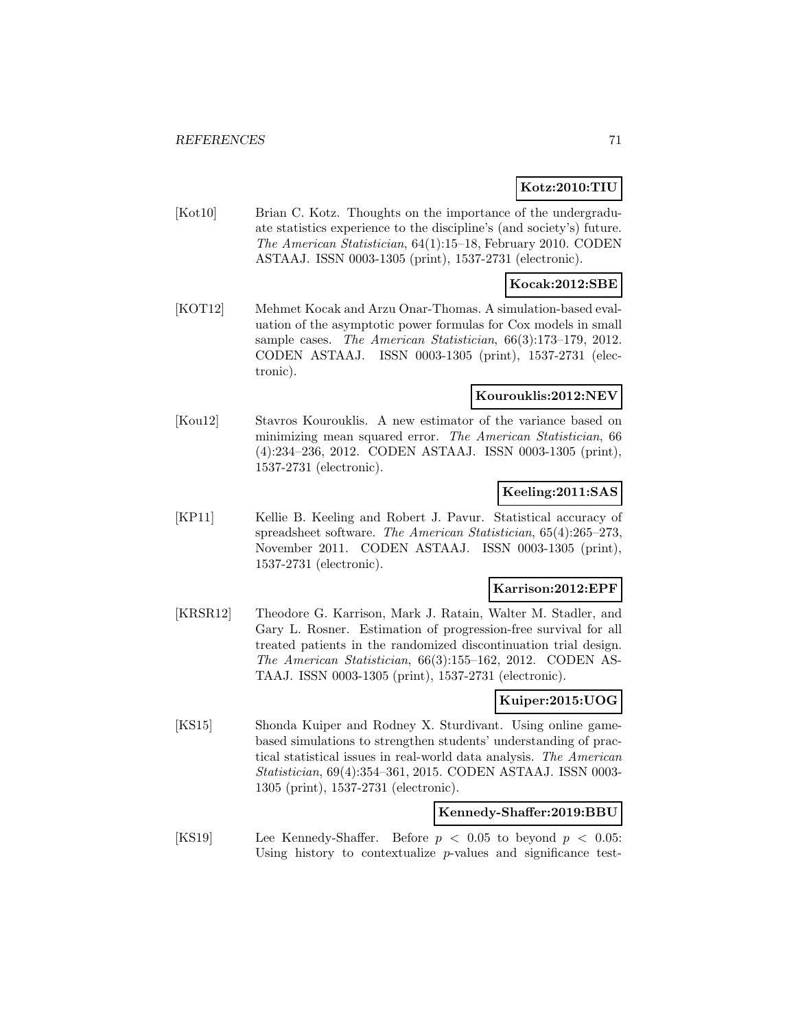**Kotz:2010:TIU**

[Kot10] Brian C. Kotz. Thoughts on the importance of the undergraduate statistics experience to the discipline's (and society's) future. *The American Statistician*, 64(1):15–18, February 2010. CODEN ASTAAJ. ISSN 0003-1305 (print), 1537-2731 (electronic).

**Kocak:2012:SBE**

[KOT12] Mehmet Kocak and Arzu Onar-Thomas. A simulation-based evaluation of the asymptotic power formulas for Cox models in small sample cases. *The American Statistician*, 66(3):173–179, 2012. CODEN ASTAAJ. ISSN 0003-1305 (print), 1537-2731 (electronic).

**Kourouklis:2012:NEV**

[Kou12] Stavros Kourouklis. A new estimator of the variance based on minimizing mean squared error. *The American Statistician*, 66 (4):234–236, 2012. CODEN ASTAAJ. ISSN 0003-1305 (print), 1537-2731 (electronic).

**Keeling:2011:SAS**

[KP11] Kellie B. Keeling and Robert J. Pavur. Statistical accuracy of spreadsheet software. *The American Statistician*, 65(4):265–273, November 2011. CODEN ASTAAJ. ISSN 0003-1305 (print), 1537-2731 (electronic).

**Karrison:2012:EPF**

[KRSR12] Theodore G. Karrison, Mark J. Ratain, Walter M. Stadler, and Gary L. Rosner. Estimation of progression-free survival for all treated patients in the randomized discontinuation trial design. *The American Statistician*, 66(3):155–162, 2012. CODEN ASTAAJ. ISSN 0003-1305 (print), 1537-2731 (electronic).

**Kuiper:2015:UOG**

[KS15] Shonda Kuiper and Rodney X. Sturdivant. Using online game-based simulations to strengthen students' understanding of practical statistical issues in real-world data analysis. *The American Statistician*, 69(4):354–361, 2015. CODEN ASTAAJ. ISSN 0003-1305 (print), 1537-2731 (electronic).

**Kennedy-Shaffer:2019:BBU**

[KS19] Lee Kennedy-Shaffer. Before $p < 0.05$ to beyond $p < 0.05$: Using history to contextualize $p$-values and significance test-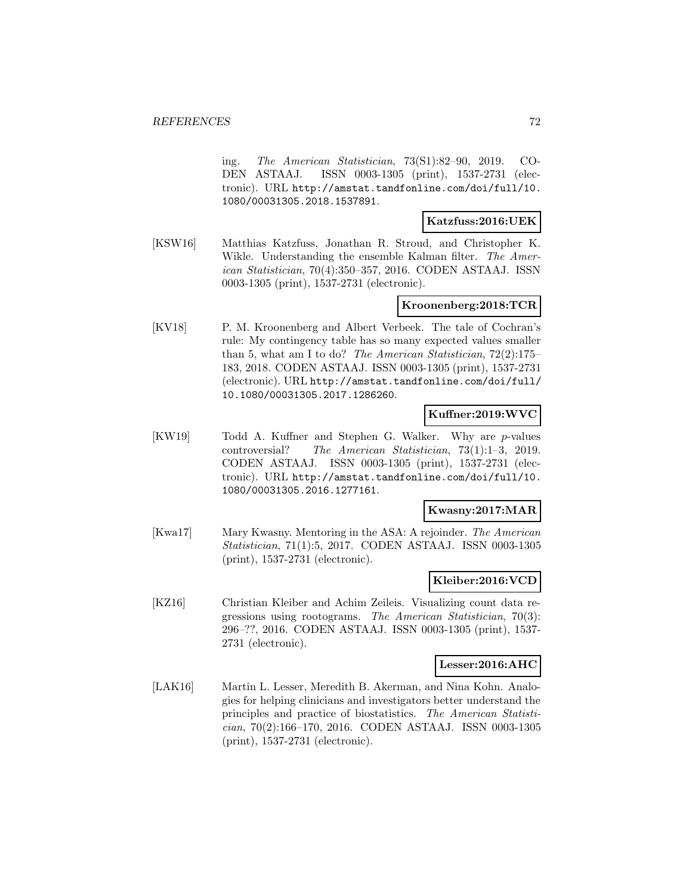ing. *The American Statistician*, 73(S1):82–90, 2019. CODEN ASTAAJ. ISSN 0003-1305 (print), 1537-2731 (electronic). URL http://amstat.tandfonline.com/doi/full/10.1080/00031305.2018.1537891.

**Katzfuss:2016:UEK**

[KSW16] Matthias Katzfuss, Jonathan R. Stroud, and Christopher K. Wikle. Understanding the ensemble Kalman filter. *The American Statistician*, 70(4):350–357, 2016. CODEN ASTAAJ. ISSN 0003-1305 (print), 1537-2731 (electronic).

**Kroonenberg:2018:TCR**

[KV18] P. M. Kroonenberg and Albert Verbeek. The tale of Cochran's rule: My contingency table has so many expected values smaller than 5, what am I to do? *The American Statistician*, 72(2):175–183, 2018. CODEN ASTAAJ. ISSN 0003-1305 (print), 1537-2731 (electronic). URL http://amstat.tandfonline.com/doi/full/10.1080/00031305.2017.1286260.

**Kuffner:2019:WVC**

[KW19] Todd A. Kuffner and Stephen G. Walker. Why are *p*-values controversial? *The American Statistician*, 73(1):1–3, 2019. CODEN ASTAAJ. ISSN 0003-1305 (print), 1537-2731 (electronic). URL http://amstat.tandfonline.com/doi/full/10.1080/00031305.2016.1277161.

**Kwasny:2017:MAR**

[Kwa17] Mary Kwasny. Mentoring in the ASA: A rejoinder. *The American Statistician*, 71(1):5, 2017. CODEN ASTAAJ. ISSN 0003-1305 (print), 1537-2731 (electronic).

**Kleiber:2016:VCD**

[KZ16] Christian Kleiber and Achim Zeileis. Visualizing count data regressions using rootograms. *The American Statistician*, 70(3): 296–??, 2016. CODEN ASTAAJ. ISSN 0003-1305 (print), 1537-2731 (electronic).

**Lesser:2016:AHC**

[LAK16] Martin L. Lesser, Meredith B. Akerman, and Nina Kohn. Analogies for helping clinicians and investigators better understand the principles and practice of biostatistics. *The American Statistician*, 70(2):166–170, 2016. CODEN ASTAAJ. ISSN 0003-1305 (print), 1537-2731 (electronic).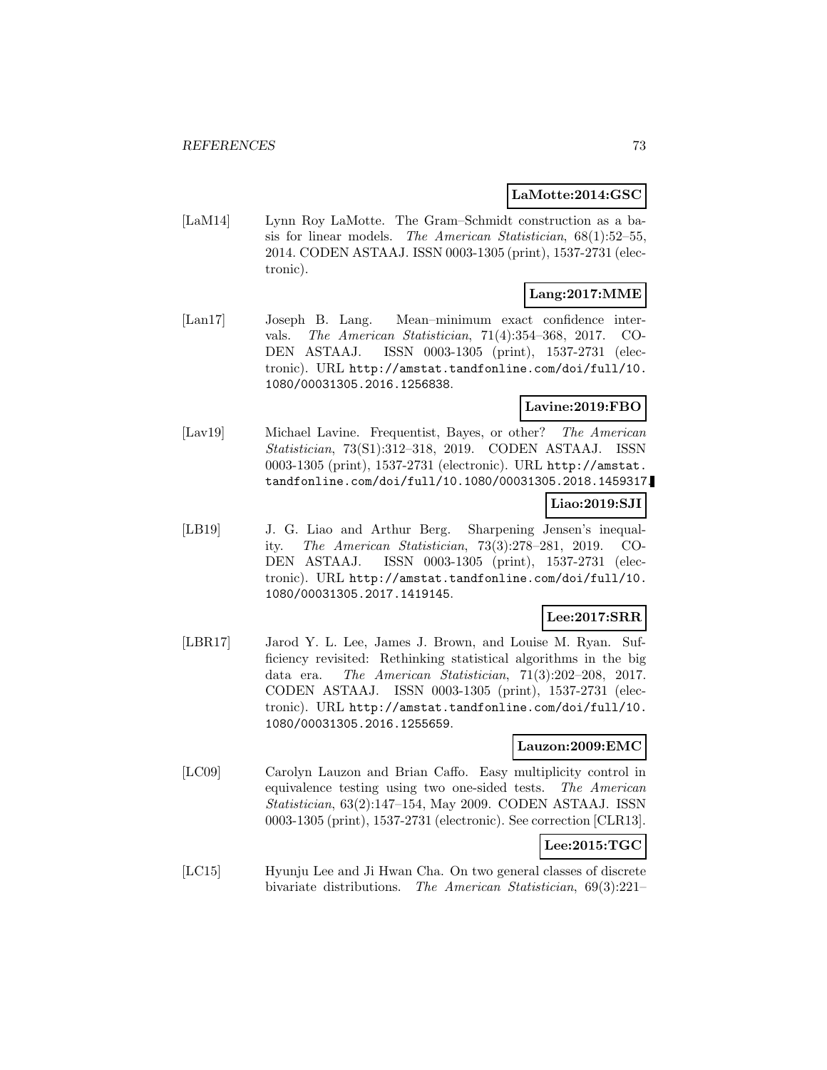**LaMotte:2014:GSC**

[LaM14] Lynn Roy LaMotte. The Gram–Schmidt construction as a basis for linear models. *The American Statistician*, 68(1):52–55, 2014. CODEN ASTAAJ. ISSN 0003-1305 (print), 1537-2731 (electronic).

**Lang:2017:MME**

[Lan17] Joseph B. Lang. Mean–minimum exact confidence intervals. *The American Statistician*, 71(4):354–368, 2017. CODEN ASTAAJ. ISSN 0003-1305 (print), 1537-2731 (electronic). URL http://amstat.tandfonline.com/doi/full/10.1080/00031305.2016.1256838.

**Lavine:2019:FBO**

[Lav19] Michael Lavine. Frequentist, Bayes, or other? *The American Statistician*, 73(S1):312–318, 2019. CODEN ASTAAJ. ISSN 0003-1305 (print), 1537-2731 (electronic). URL http://amstat.tandfonline.com/doi/full/10.1080/00031305.2018.1459317.

**Liao:2019:SJI**

[LB19] J. G. Liao and Arthur Berg. Sharpening Jensen's inequality. *The American Statistician*, 73(3):278–281, 2019. CODEN ASTAAJ. ISSN 0003-1305 (print), 1537-2731 (electronic). URL http://amstat.tandfonline.com/doi/full/10.1080/00031305.2017.1419145.

**Lee:2017:SRR**

[LBR17] Jarod Y. L. Lee, James J. Brown, and Louise M. Ryan. Sufficiency revisited: Rethinking statistical algorithms in the big data era. *The American Statistician*, 71(3):202–208, 2017. CODEN ASTAAJ. ISSN 0003-1305 (print), 1537-2731 (electronic). URL http://amstat.tandfonline.com/doi/full/10.1080/00031305.2016.1255659.

**Lauzon:2009:EMC**

[LC09] Carolyn Lauzon and Brian Caffo. Easy multiplicity control in equivalence testing using two one-sided tests. *The American Statistician*, 63(2):147–154, May 2009. CODEN ASTAAJ. ISSN 0003-1305 (print), 1537-2731 (electronic). See correction [CLR13].

**Lee:2015:TGC**

[LC15] Hyunju Lee and Ji Hwan Cha. On two general classes of discrete bivariate distributions. *The American Statistician*, 69(3):221–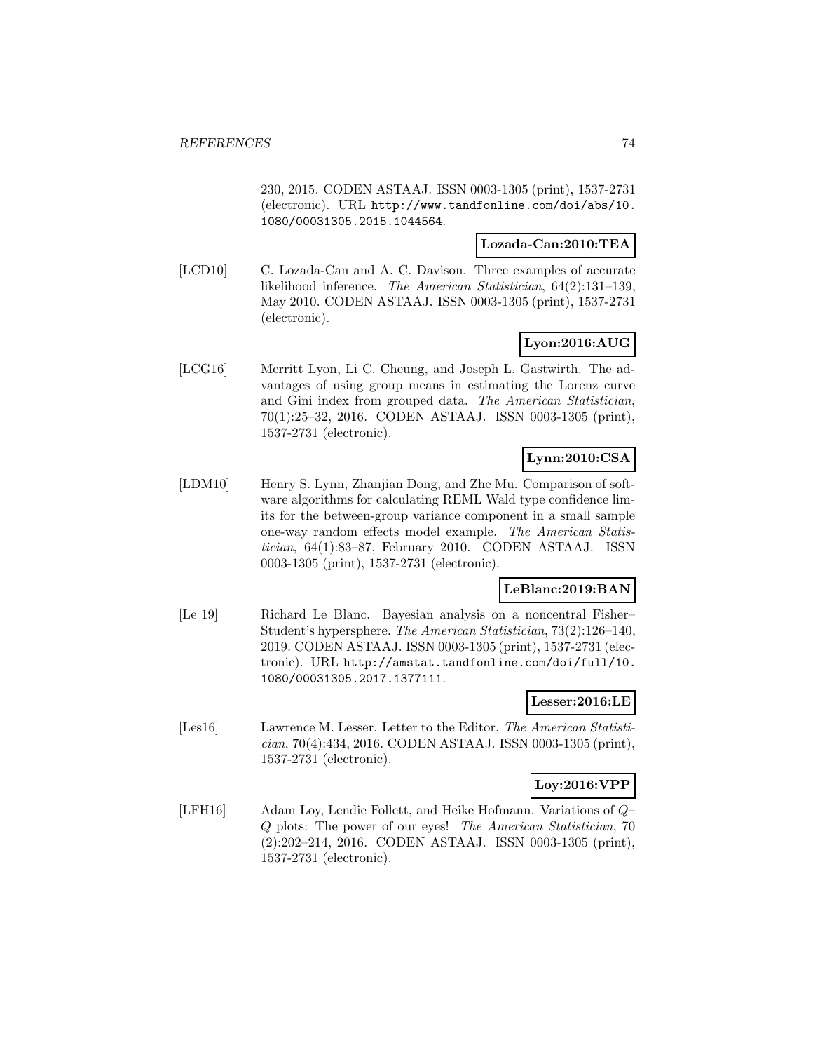230, 2015. CODEN ASTAAJ. ISSN 0003-1305 (print), 1537-2731 (electronic). URL http://www.tandfonline.com/doi/abs/10.1080/00031305.2015.1044564.

**Lozada-Can:2010:TEA**

[LCD10] C. Lozada-Can and A. C. Davison. Three examples of accurate likelihood inference. *The American Statistician*, 64(2):131–139, May 2010. CODEN ASTAAJ. ISSN 0003-1305 (print), 1537-2731 (electronic).

**Lyon:2016:AUG**

[LCG16] Merritt Lyon, Li C. Cheung, and Joseph L. Gastwirth. The advantages of using group means in estimating the Lorenz curve and Gini index from grouped data. *The American Statistician*, 70(1):25–32, 2016. CODEN ASTAAJ. ISSN 0003-1305 (print), 1537-2731 (electronic).

**Lynn:2010:CSA**

[LDM10] Henry S. Lynn, Zhanjian Dong, and Zhe Mu. Comparison of software algorithms for calculating REML Wald type confidence limits for the between-group variance component in a small sample one-way random effects model example. *The American Statistician*, 64(1):83–87, February 2010. CODEN ASTAAJ. ISSN 0003-1305 (print), 1537-2731 (electronic).

**LeBlanc:2019:BAN**

[Le 19] Richard Le Blanc. Bayesian analysis on a noncentral Fisher–Student's hypersphere. *The American Statistician*, 73(2):126–140, 2019. CODEN ASTAAJ. ISSN 0003-1305 (print), 1537-2731 (electronic). URL http://amstat.tandfonline.com/doi/full/10.1080/00031305.2017.1377111.

**Lesser:2016:LE**

[Les16] Lawrence M. Lesser. Letter to the Editor. *The American Statistician*, 70(4):434, 2016. CODEN ASTAAJ. ISSN 0003-1305 (print), 1537-2731 (electronic).

**Loy:2016:VPP**

[LFH16] Adam Loy, Lendie Follett, and Heike Hofmann. Variations of *Q*–*Q* plots: The power of our eyes! *The American Statistician*, 70 (2):202–214, 2016. CODEN ASTAAJ. ISSN 0003-1305 (print), 1537-2731 (electronic).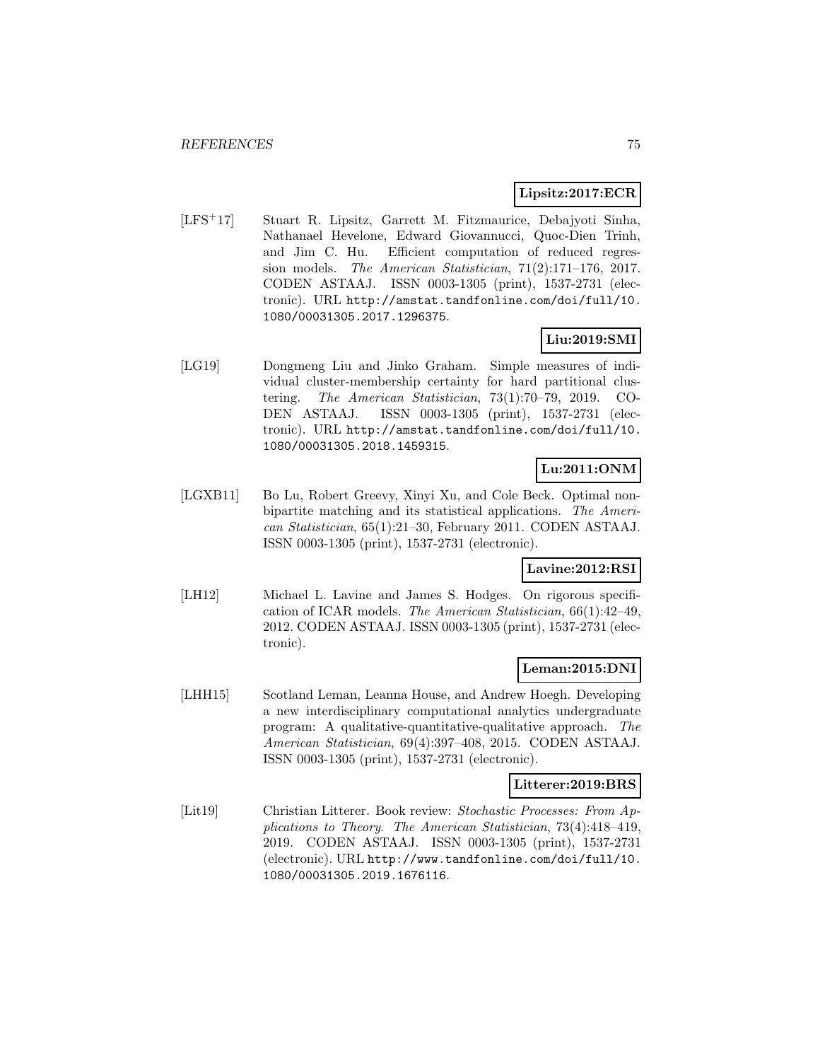**Lipsitz:2017:ECR**

[LFS+17] Stuart R. Lipsitz, Garrett M. Fitzmaurice, Debajyoti Sinha, Nathanael Hevelone, Edward Giovannucci, Quoc-Dien Trinh, and Jim C. Hu. Efficient computation of reduced regression models. *The American Statistician*, 71(2):171–176, 2017. CODEN ASTAAJ. ISSN 0003-1305 (print), 1537-2731 (electronic). URL http://amstat.tandfonline.com/doi/full/10.1080/00031305.2017.1296375.

**Liu:2019:SMI**

[LG19] Dongmeng Liu and Jinko Graham. Simple measures of individual cluster-membership certainty for hard partitional clustering. *The American Statistician*, 73(1):70–79, 2019. CODEN ASTAAJ. ISSN 0003-1305 (print), 1537-2731 (electronic). URL http://amstat.tandfonline.com/doi/full/10.1080/00031305.2018.1459315.

**Lu:2011:ONM**

[LGXB11] Bo Lu, Robert Greevy, Xinyi Xu, and Cole Beck. Optimal nonbipartite matching and its statistical applications. *The American Statistician*, 65(1):21–30, February 2011. CODEN ASTAAJ. ISSN 0003-1305 (print), 1537-2731 (electronic).

**Lavine:2012:RSI**

[LH12] Michael L. Lavine and James S. Hodges. On rigorous specification of ICAR models. *The American Statistician*, 66(1):42–49, 2012. CODEN ASTAAJ. ISSN 0003-1305 (print), 1537-2731 (electronic).

**Leman:2015:DNI**

[LHH15] Scotland Leman, Leanna House, and Andrew Hoegh. Developing a new interdisciplinary computational analytics undergraduate program: A qualitative-quantitative-qualitative approach. *The American Statistician*, 69(4):397–408, 2015. CODEN ASTAAJ. ISSN 0003-1305 (print), 1537-2731 (electronic).

**Litterer:2019:BRS**

[Lit19] Christian Litterer. Book review: *Stochastic Processes: From Applications to Theory*. *The American Statistician*, 73(4):418–419, 2019. CODEN ASTAAJ. ISSN 0003-1305 (print), 1537-2731 (electronic). URL http://www.tandfonline.com/doi/full/10.1080/00031305.2019.1676116.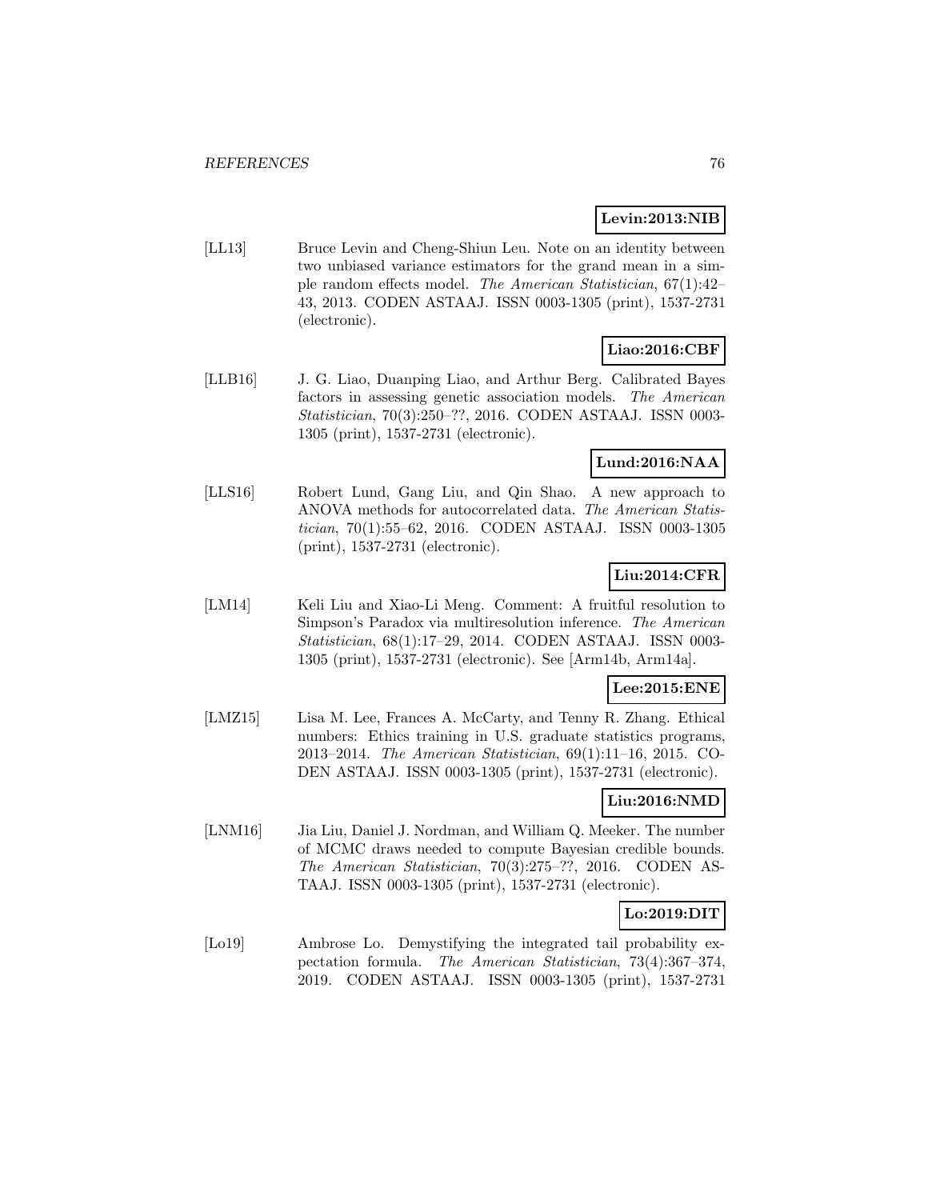**Levin:2013:NIB**

[LL13] Bruce Levin and Cheng-Shiun Leu. Note on an identity between two unbiased variance estimators for the grand mean in a simple random effects model. *The American Statistician*, 67(1):42–43, 2013. CODEN ASTAAJ. ISSN 0003-1305 (print), 1537-2731 (electronic).

**Liao:2016:CBF**

[LLB16] J. G. Liao, Duanping Liao, and Arthur Berg. Calibrated Bayes factors in assessing genetic association models. *The American Statistician*, 70(3):250–??, 2016. CODEN ASTAAJ. ISSN 0003-1305 (print), 1537-2731 (electronic).

**Lund:2016:NAA**

[LLS16] Robert Lund, Gang Liu, and Qin Shao. A new approach to ANOVA methods for autocorrelated data. *The American Statistician*, 70(1):55–62, 2016. CODEN ASTAAJ. ISSN 0003-1305 (print), 1537-2731 (electronic).

**Liu:2014:CFR**

[LM14] Keli Liu and Xiao-Li Meng. Comment: A fruitful resolution to Simpson's Paradox via multiresolution inference. *The American Statistician*, 68(1):17–29, 2014. CODEN ASTAAJ. ISSN 0003-1305 (print), 1537-2731 (electronic). See [Arm14b, Arm14a].

**Lee:2015:ENE**

[LMZ15] Lisa M. Lee, Frances A. McCarty, and Tenny R. Zhang. Ethical numbers: Ethics training in U.S. graduate statistics programs, 2013–2014. *The American Statistician*, 69(1):11–16, 2015. CODEN ASTAAJ. ISSN 0003-1305 (print), 1537-2731 (electronic).

**Liu:2016:NMD**

[LNM16] Jia Liu, Daniel J. Nordman, and William Q. Meeker. The number of MCMC draws needed to compute Bayesian credible bounds. *The American Statistician*, 70(3):275–??, 2016. CODEN ASTAAJ. ISSN 0003-1305 (print), 1537-2731 (electronic).

**Lo:2019:DIT**

[Lo19] Ambrose Lo. Demystifying the integrated tail probability expectation formula. *The American Statistician*, 73(4):367–374, 2019. CODEN ASTAAJ. ISSN 0003-1305 (print), 1537-2731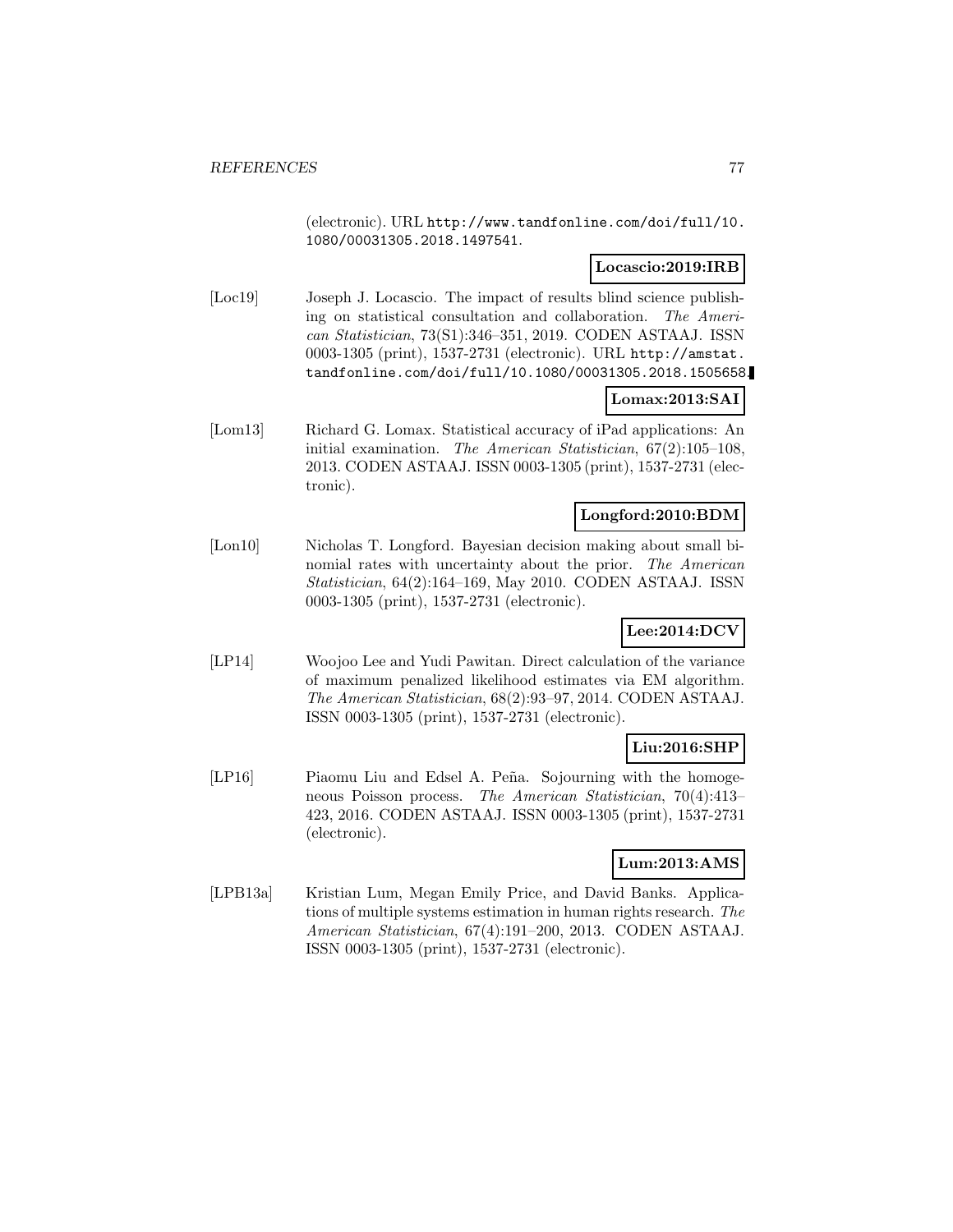(electronic). URL http://www.tandfonline.com/doi/full/10.1080/00031305.2018.1497541.

**Locascio:2019:IRB**

[Loc19] Joseph J. Locascio. The impact of results blind science publishing on statistical consultation and collaboration. *The American Statistician*, 73(S1):346–351, 2019. CODEN ASTAAJ. ISSN 0003-1305 (print), 1537-2731 (electronic). URL http://amstat.tandfonline.com/doi/full/10.1080/00031305.2018.1505658.

**Lomax:2013:SAI**

[Lom13] Richard G. Lomax. Statistical accuracy of iPad applications: An initial examination. *The American Statistician*, 67(2):105–108, 2013. CODEN ASTAAJ. ISSN 0003-1305 (print), 1537-2731 (electronic).

**Longford:2010:BDM**

[Lon10] Nicholas T. Longford. Bayesian decision making about small binomial rates with uncertainty about the prior. *The American Statistician*, 64(2):164–169, May 2010. CODEN ASTAAJ. ISSN 0003-1305 (print), 1537-2731 (electronic).

**Lee:2014:DCV**

[LP14] Woojoo Lee and Yudi Pawitan. Direct calculation of the variance of maximum penalized likelihood estimates via EM algorithm. *The American Statistician*, 68(2):93–97, 2014. CODEN ASTAAJ. ISSN 0003-1305 (print), 1537-2731 (electronic).

**Liu:2016:SHP**

[LP16] Piaomu Liu and Edsel A. Peña. Sojourning with the homogeneous Poisson process. *The American Statistician*, 70(4):413–423, 2016. CODEN ASTAAJ. ISSN 0003-1305 (print), 1537-2731 (electronic).

**Lum:2013:AMS**

[LPB13a] Kristian Lum, Megan Emily Price, and David Banks. Applications of multiple systems estimation in human rights research. *The American Statistician*, 67(4):191–200, 2013. CODEN ASTAAJ. ISSN 0003-1305 (print), 1537-2731 (electronic).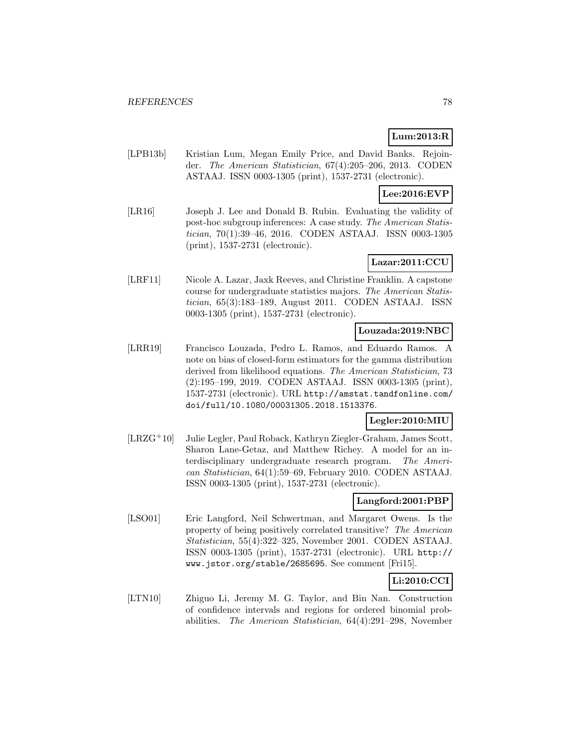**Lum:2013:R**

[LPB13b] Kristian Lum, Megan Emily Price, and David Banks. Rejoinder. *The American Statistician*, 67(4):205–206, 2013. CODEN ASTAAJ. ISSN 0003-1305 (print), 1537-2731 (electronic).

**Lee:2016:EVP**

[LR16] Joseph J. Lee and Donald B. Rubin. Evaluating the validity of post-hoc subgroup inferences: A case study. *The American Statistician*, 70(1):39–46, 2016. CODEN ASTAAJ. ISSN 0003-1305 (print), 1537-2731 (electronic).

**Lazar:2011:CCU**

[LRF11] Nicole A. Lazar, Jaxk Reeves, and Christine Franklin. A capstone course for undergraduate statistics majors. *The American Statistician*, 65(3):183–189, August 2011. CODEN ASTAAJ. ISSN 0003-1305 (print), 1537-2731 (electronic).

**Louzada:2019:NBC**

[LRR19] Francisco Louzada, Pedro L. Ramos, and Eduardo Ramos. A note on bias of closed-form estimators for the gamma distribution derived from likelihood equations. *The American Statistician*, 73 (2):195–199, 2019. CODEN ASTAAJ. ISSN 0003-1305 (print), 1537-2731 (electronic). URL `http://amstat.tandfonline.com/doi/full/10.1080/00031305.2018.1513376`.

**Legler:2010:MIU**

[LRZG+10] Julie Legler, Paul Roback, Kathryn Ziegler-Graham, James Scott, Sharon Lane-Getaz, and Matthew Richey. A model for an interdisciplinary undergraduate research program. *The American Statistician*, 64(1):59–69, February 2010. CODEN ASTAAJ. ISSN 0003-1305 (print), 1537-2731 (electronic).

**Langford:2001:PBP**

[LSO01] Eric Langford, Neil Schwertman, and Margaret Owens. Is the property of being positively correlated transitive? *The American Statistician*, 55(4):322–325, November 2001. CODEN ASTAAJ. ISSN 0003-1305 (print), 1537-2731 (electronic). URL `http://www.jstor.org/stable/2685695`. See comment [Fri15].

**Li:2010:CCI**

[LTN10] Zhiguo Li, Jeremy M. G. Taylor, and Bin Nan. Construction of confidence intervals and regions for ordered binomial probabilities. *The American Statistician*, 64(4):291–298, November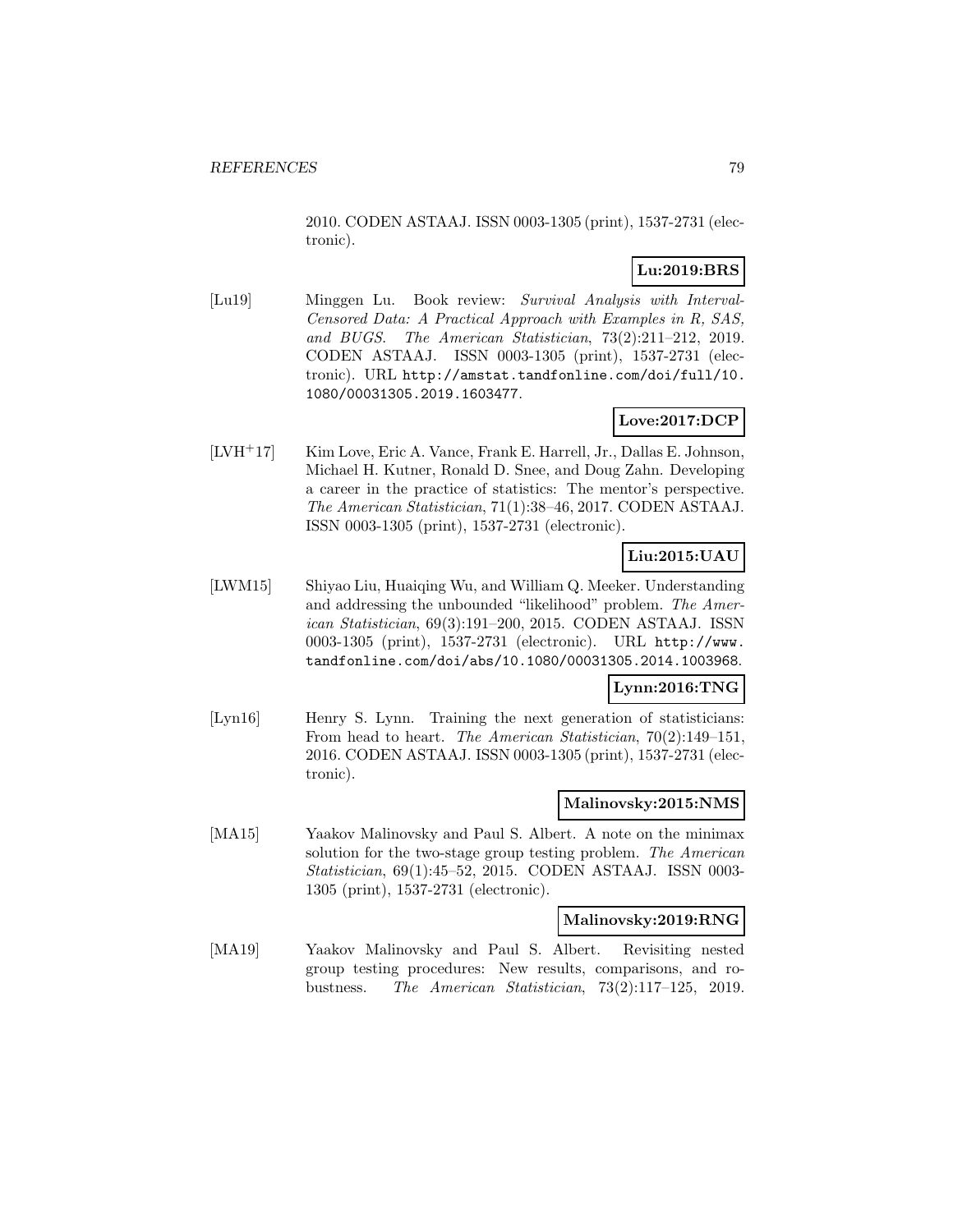2010. CODEN ASTAAJ. ISSN 0003-1305 (print), 1537-2731 (electronic).

**Lu:2019:BRS**

[Lu19] Minggen Lu. Book review: *Survival Analysis with Interval-Censored Data: A Practical Approach with Examples in R, SAS, and BUGS*. *The American Statistician*, 73(2):211–212, 2019. CODEN ASTAAJ. ISSN 0003-1305 (print), 1537-2731 (electronic). URL http://amstat.tandfonline.com/doi/full/10.1080/00031305.2019.1603477.

**Love:2017:DCP**

[LVH+17] Kim Love, Eric A. Vance, Frank E. Harrell, Jr., Dallas E. Johnson, Michael H. Kutner, Ronald D. Snee, and Doug Zahn. Developing a career in the practice of statistics: The mentor's perspective. *The American Statistician*, 71(1):38–46, 2017. CODEN ASTAAJ. ISSN 0003-1305 (print), 1537-2731 (electronic).

**Liu:2015:UAU**

[LWM15] Shiyao Liu, Huaiqing Wu, and William Q. Meeker. Understanding and addressing the unbounded "likelihood" problem. *The American Statistician*, 69(3):191–200, 2015. CODEN ASTAAJ. ISSN 0003-1305 (print), 1537-2731 (electronic). URL http://www.tandfonline.com/doi/abs/10.1080/00031305.2014.1003968.

**Lynn:2016:TNG**

[Lyn16] Henry S. Lynn. Training the next generation of statisticians: From head to heart. *The American Statistician*, 70(2):149–151, 2016. CODEN ASTAAJ. ISSN 0003-1305 (print), 1537-2731 (electronic).

**Malinovsky:2015:NMS**

[MA15] Yaakov Malinovsky and Paul S. Albert. A note on the minimax solution for the two-stage group testing problem. *The American Statistician*, 69(1):45–52, 2015. CODEN ASTAAJ. ISSN 0003-1305 (print), 1537-2731 (electronic).

**Malinovsky:2019:RNG**

[MA19] Yaakov Malinovsky and Paul S. Albert. Revisiting nested group testing procedures: New results, comparisons, and robustness. *The American Statistician*, 73(2):117–125, 2019.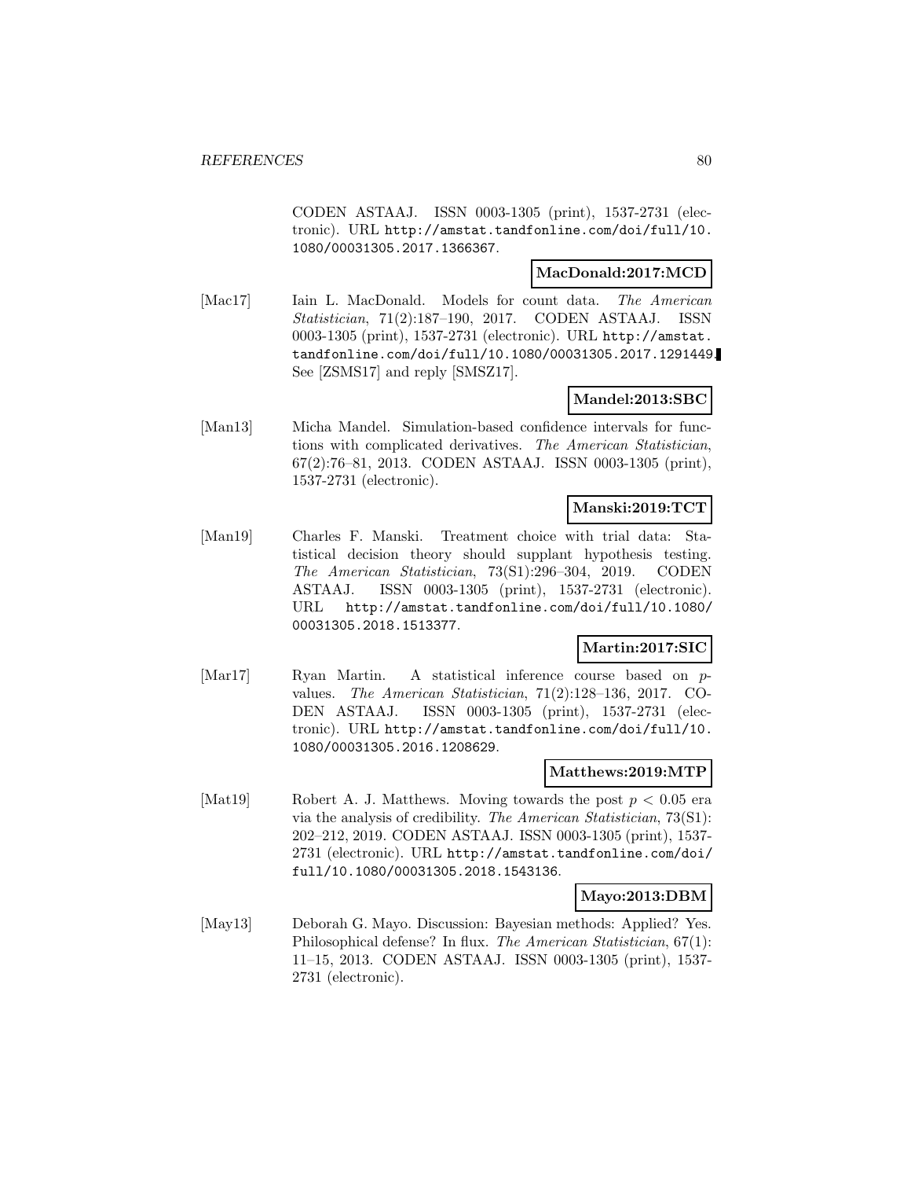CODEN ASTAAJ. ISSN 0003-1305 (print), 1537-2731 (electronic). URL http://amstat.tandfonline.com/doi/full/10.1080/00031305.2017.1366367.

**MacDonald:2017:MCD**

[Mac17] Iain L. MacDonald. Models for count data. *The American Statistician*, 71(2):187–190, 2017. CODEN ASTAAJ. ISSN 0003-1305 (print), 1537-2731 (electronic). URL http://amstat.tandfonline.com/doi/full/10.1080/00031305.2017.1291449. See [ZSMS17] and reply [SMSZ17].

**Mandel:2013:SBC**

[Man13] Micha Mandel. Simulation-based confidence intervals for functions with complicated derivatives. *The American Statistician*, 67(2):76–81, 2013. CODEN ASTAAJ. ISSN 0003-1305 (print), 1537-2731 (electronic).

**Manski:2019:TCT**

[Man19] Charles F. Manski. Treatment choice with trial data: Statistical decision theory should supplant hypothesis testing. *The American Statistician*, 73(S1):296–304, 2019. CODEN ASTAAJ. ISSN 0003-1305 (print), 1537-2731 (electronic). URL http://amstat.tandfonline.com/doi/full/10.1080/00031305.2018.1513377.

**Martin:2017:SIC**

[Mar17] Ryan Martin. A statistical inference course based on $p$-values. *The American Statistician*, 71(2):128–136, 2017. CODEN ASTAAJ. ISSN 0003-1305 (print), 1537-2731 (electronic). URL http://amstat.tandfonline.com/doi/full/10.1080/00031305.2016.1208629.

**Matthews:2019:MTP**

[Mat19] Robert A. J. Matthews. Moving towards the post $p < 0.05$ era via the analysis of credibility. *The American Statistician*, 73(S1): 202–212, 2019. CODEN ASTAAJ. ISSN 0003-1305 (print), 1537-2731 (electronic). URL http://amstat.tandfonline.com/doi/full/10.1080/00031305.2018.1543136.

**Mayo:2013:DBM**

[May13] Deborah G. Mayo. Discussion: Bayesian methods: Applied? Yes. Philosophical defense? In flux. *The American Statistician*, 67(1): 11–15, 2013. CODEN ASTAAJ. ISSN 0003-1305 (print), 1537-2731 (electronic).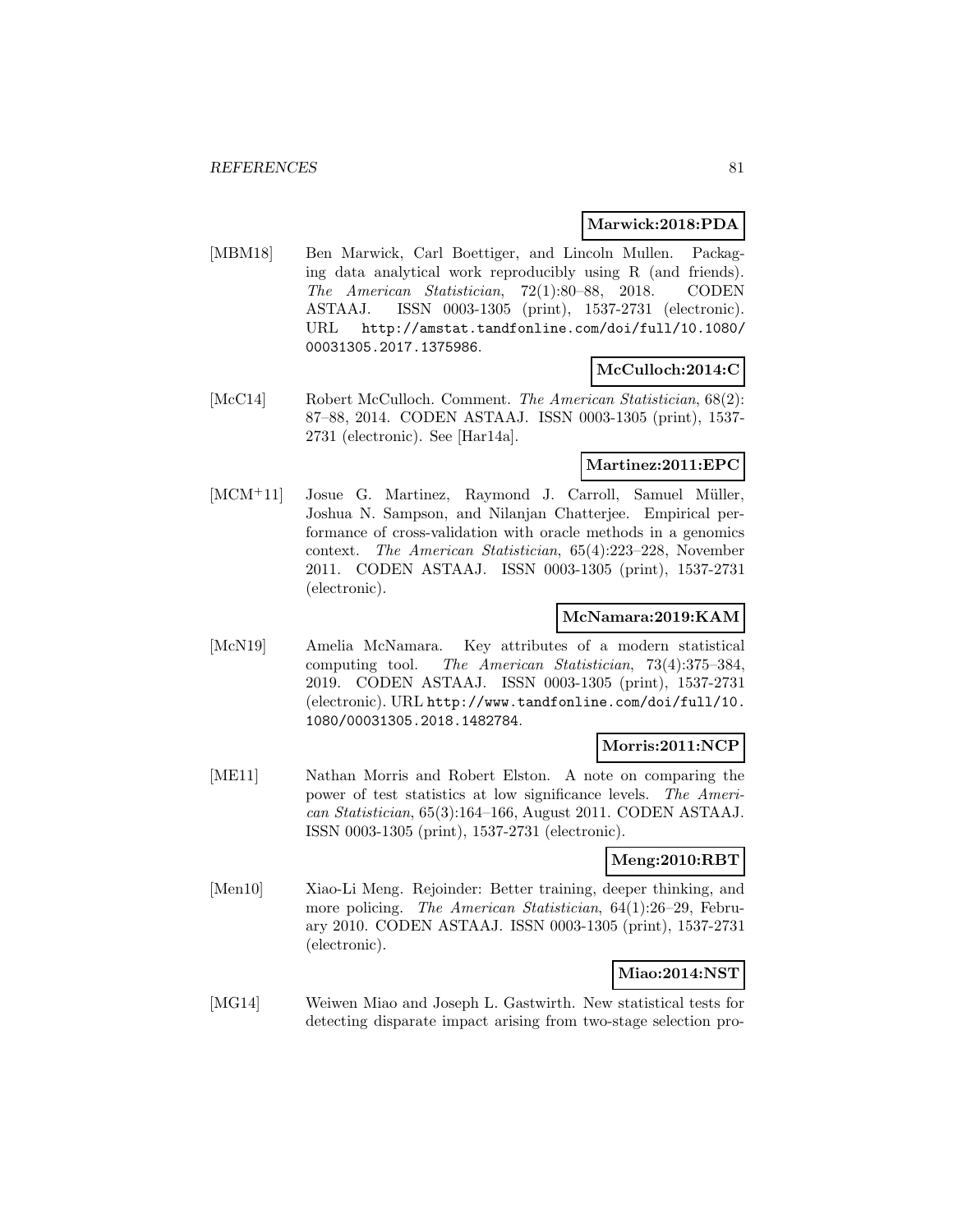**Marwick:2018:PDA**

[MBM18] Ben Marwick, Carl Boettiger, and Lincoln Mullen. Packaging data analytical work reproducibly using R (and friends). *The American Statistician*, 72(1):80–88, 2018. CODEN ASTAAJ. ISSN 0003-1305 (print), 1537-2731 (electronic). URL http://amstat.tandfonline.com/doi/full/10.1080/00031305.2017.1375986.

**McCulloch:2014:C**

[McC14] Robert McCulloch. Comment. *The American Statistician*, 68(2): 87–88, 2014. CODEN ASTAAJ. ISSN 0003-1305 (print), 1537-2731 (electronic). See [Har14a].

**Martinez:2011:EPC**

[MCM+11] Josue G. Martinez, Raymond J. Carroll, Samuel Müller, Joshua N. Sampson, and Nilanjan Chatterjee. Empirical performance of cross-validation with oracle methods in a genomics context. *The American Statistician*, 65(4):223–228, November 2011. CODEN ASTAAJ. ISSN 0003-1305 (print), 1537-2731 (electronic).

**McNamara:2019:KAM**

[McN19] Amelia McNamara. Key attributes of a modern statistical computing tool. *The American Statistician*, 73(4):375–384, 2019. CODEN ASTAAJ. ISSN 0003-1305 (print), 1537-2731 (electronic). URL http://www.tandfonline.com/doi/full/10.1080/00031305.2018.1482784.

**Morris:2011:NCP**

[ME11] Nathan Morris and Robert Elston. A note on comparing the power of test statistics at low significance levels. *The American Statistician*, 65(3):164–166, August 2011. CODEN ASTAAJ. ISSN 0003-1305 (print), 1537-2731 (electronic).

**Meng:2010:RBT**

[Men10] Xiao-Li Meng. Rejoinder: Better training, deeper thinking, and more policing. *The American Statistician*, 64(1):26–29, February 2010. CODEN ASTAAJ. ISSN 0003-1305 (print), 1537-2731 (electronic).

**Miao:2014:NST**

[MG14] Weiwen Miao and Joseph L. Gastwirth. New statistical tests for detecting disparate impact arising from two-stage selection pro-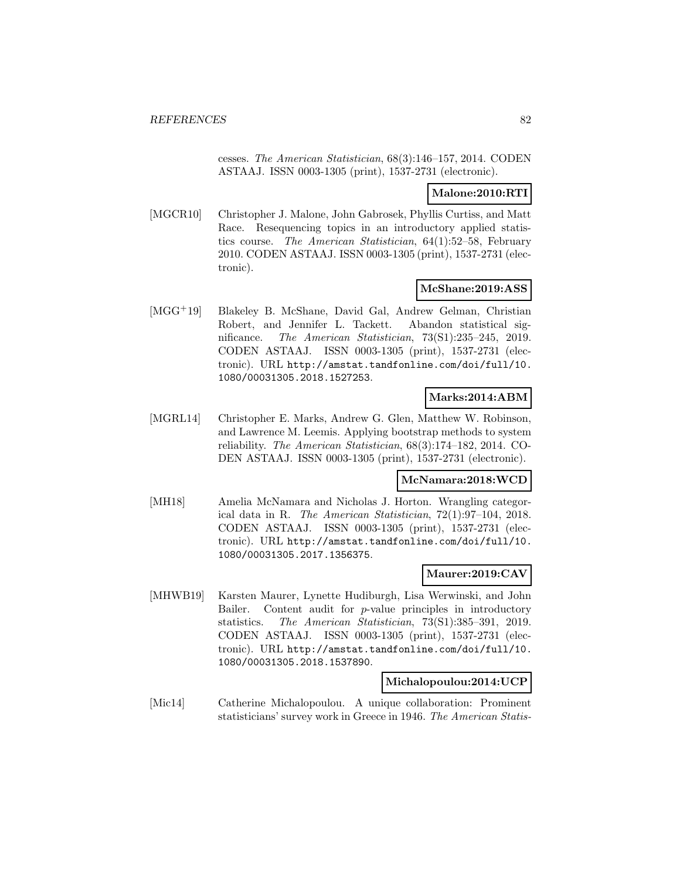cesses. *The American Statistician*, 68(3):146–157, 2014. CODEN ASTAAJ. ISSN 0003-1305 (print), 1537-2731 (electronic).

**Malone:2010:RTI**

[MGCR10] Christopher J. Malone, John Gabrosek, Phyllis Curtiss, and Matt Race. Resequencing topics in an introductory applied statistics course. *The American Statistician*, 64(1):52–58, February 2010. CODEN ASTAAJ. ISSN 0003-1305 (print), 1537-2731 (electronic).

**McShane:2019:ASS**

[MGG+19] Blakeley B. McShane, David Gal, Andrew Gelman, Christian Robert, and Jennifer L. Tackett. Abandon statistical significance. *The American Statistician*, 73(S1):235–245, 2019. CODEN ASTAAJ. ISSN 0003-1305 (print), 1537-2731 (electronic). URL http://amstat.tandfonline.com/doi/full/10.1080/00031305.2018.1527253.

**Marks:2014:ABM**

[MGRL14] Christopher E. Marks, Andrew G. Glen, Matthew W. Robinson, and Lawrence M. Leemis. Applying bootstrap methods to system reliability. *The American Statistician*, 68(3):174–182, 2014. CODEN ASTAAJ. ISSN 0003-1305 (print), 1537-2731 (electronic).

**McNamara:2018:WCD**

[MH18] Amelia McNamara and Nicholas J. Horton. Wrangling categorical data in R. *The American Statistician*, 72(1):97–104, 2018. CODEN ASTAAJ. ISSN 0003-1305 (print), 1537-2731 (electronic). URL http://amstat.tandfonline.com/doi/full/10.1080/00031305.2017.1356375.

**Maurer:2019:CAV**

[MHWB19] Karsten Maurer, Lynette Hudiburgh, Lisa Werwinski, and John Bailer. Content audit for $p$-value principles in introductory statistics. *The American Statistician*, 73(S1):385–391, 2019. CODEN ASTAAJ. ISSN 0003-1305 (print), 1537-2731 (electronic). URL http://amstat.tandfonline.com/doi/full/10.1080/00031305.2018.1537890.

**Michalopoulou:2014:UCP**

[Mic14] Catherine Michalopoulou. A unique collaboration: Prominent statisticians' survey work in Greece in 1946. *The American Statis-*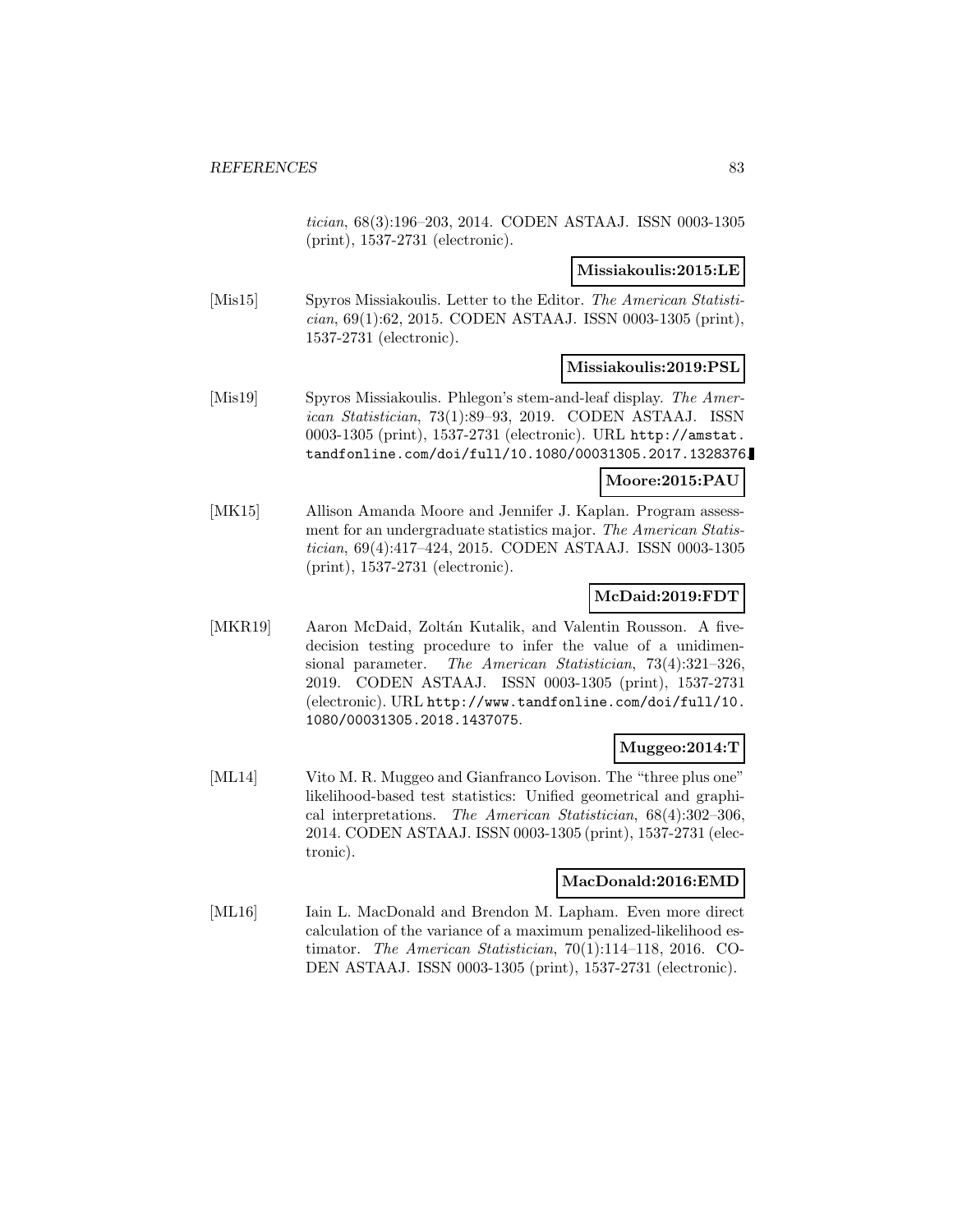*tician*, 68(3):196–203, 2014. CODEN ASTAAJ. ISSN 0003-1305 (print), 1537-2731 (electronic).

**Missiakoulis:2015:LE**

[Mis15] Spyros Missiakoulis. Letter to the Editor. *The American Statistician*, 69(1):62, 2015. CODEN ASTAAJ. ISSN 0003-1305 (print), 1537-2731 (electronic).

**Missiakoulis:2019:PSL**

[Mis19] Spyros Missiakoulis. Phlegon's stem-and-leaf display. *The American Statistician*, 73(1):89–93, 2019. CODEN ASTAAJ. ISSN 0003-1305 (print), 1537-2731 (electronic). URL http://amstat.tandfonline.com/doi/full/10.1080/00031305.2017.1328376.

**Moore:2015:PAU**

[MK15] Allison Amanda Moore and Jennifer J. Kaplan. Program assessment for an undergraduate statistics major. *The American Statistician*, 69(4):417–424, 2015. CODEN ASTAAJ. ISSN 0003-1305 (print), 1537-2731 (electronic).

**McDaid:2019:FDT**

[MKR19] Aaron McDaid, Zoltán Kutalik, and Valentin Rousson. A five-decision testing procedure to infer the value of a unidimensional parameter. *The American Statistician*, 73(4):321–326, 2019. CODEN ASTAAJ. ISSN 0003-1305 (print), 1537-2731 (electronic). URL http://www.tandfonline.com/doi/full/10.1080/00031305.2018.1437075.

**Muggeo:2014:T**

[ML14] Vito M. R. Muggeo and Gianfranco Lovison. The "three plus one" likelihood-based test statistics: Unified geometrical and graphical interpretations. *The American Statistician*, 68(4):302–306, 2014. CODEN ASTAAJ. ISSN 0003-1305 (print), 1537-2731 (electronic).

**MacDonald:2016:EMD**

[ML16] Iain L. MacDonald and Brendon M. Lapham. Even more direct calculation of the variance of a maximum penalized-likelihood estimator. *The American Statistician*, 70(1):114–118, 2016. CODEN ASTAAJ. ISSN 0003-1305 (print), 1537-2731 (electronic).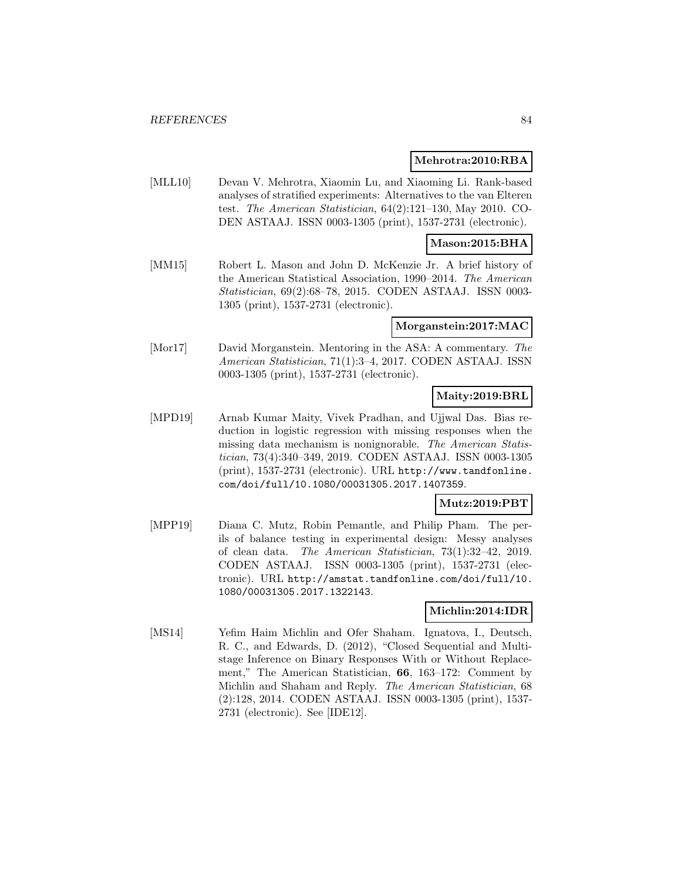**Mehrotra:2010:RBA**

[MLL10] Devan V. Mehrotra, Xiaomin Lu, and Xiaoming Li. Rank-based analyses of stratified experiments: Alternatives to the van Elteren test. *The American Statistician*, 64(2):121–130, May 2010. CODEN ASTAAJ. ISSN 0003-1305 (print), 1537-2731 (electronic).

**Mason:2015:BHA**

[MM15] Robert L. Mason and John D. McKenzie Jr. A brief history of the American Statistical Association, 1990–2014. *The American Statistician*, 69(2):68–78, 2015. CODEN ASTAAJ. ISSN 0003-1305 (print), 1537-2731 (electronic).

**Morganstein:2017:MAC**

[Mor17] David Morganstein. Mentoring in the ASA: A commentary. *The American Statistician*, 71(1):3–4, 2017. CODEN ASTAAJ. ISSN 0003-1305 (print), 1537-2731 (electronic).

**Maity:2019:BRL**

[MPD19] Arnab Kumar Maity, Vivek Pradhan, and Ujjwal Das. Bias reduction in logistic regression with missing responses when the missing data mechanism is nonignorable. *The American Statistician*, 73(4):340–349, 2019. CODEN ASTAAJ. ISSN 0003-1305 (print), 1537-2731 (electronic). URL http://www.tandfonline.com/doi/full/10.1080/00031305.2017.1407359.

**Mutz:2019:PBT**

[MPP19] Diana C. Mutz, Robin Pemantle, and Philip Pham. The perils of balance testing in experimental design: Messy analyses of clean data. *The American Statistician*, 73(1):32–42, 2019. CODEN ASTAAJ. ISSN 0003-1305 (print), 1537-2731 (electronic). URL http://amstat.tandfonline.com/doi/full/10.1080/00031305.2017.1322143.

**Michlin:2014:IDR**

[MS14] Yefim Haim Michlin and Ofer Shaham. Ignatova, I., Deutsch, R. C., and Edwards, D. (2012), "Closed Sequential and Multistage Inference on Binary Responses With or Without Replacement," The American Statistician, **66**, 163–172: Comment by Michlin and Shaham and Reply. *The American Statistician*, 68 (2):128, 2014. CODEN ASTAAJ. ISSN 0003-1305 (print), 1537-2731 (electronic). See [IDE12].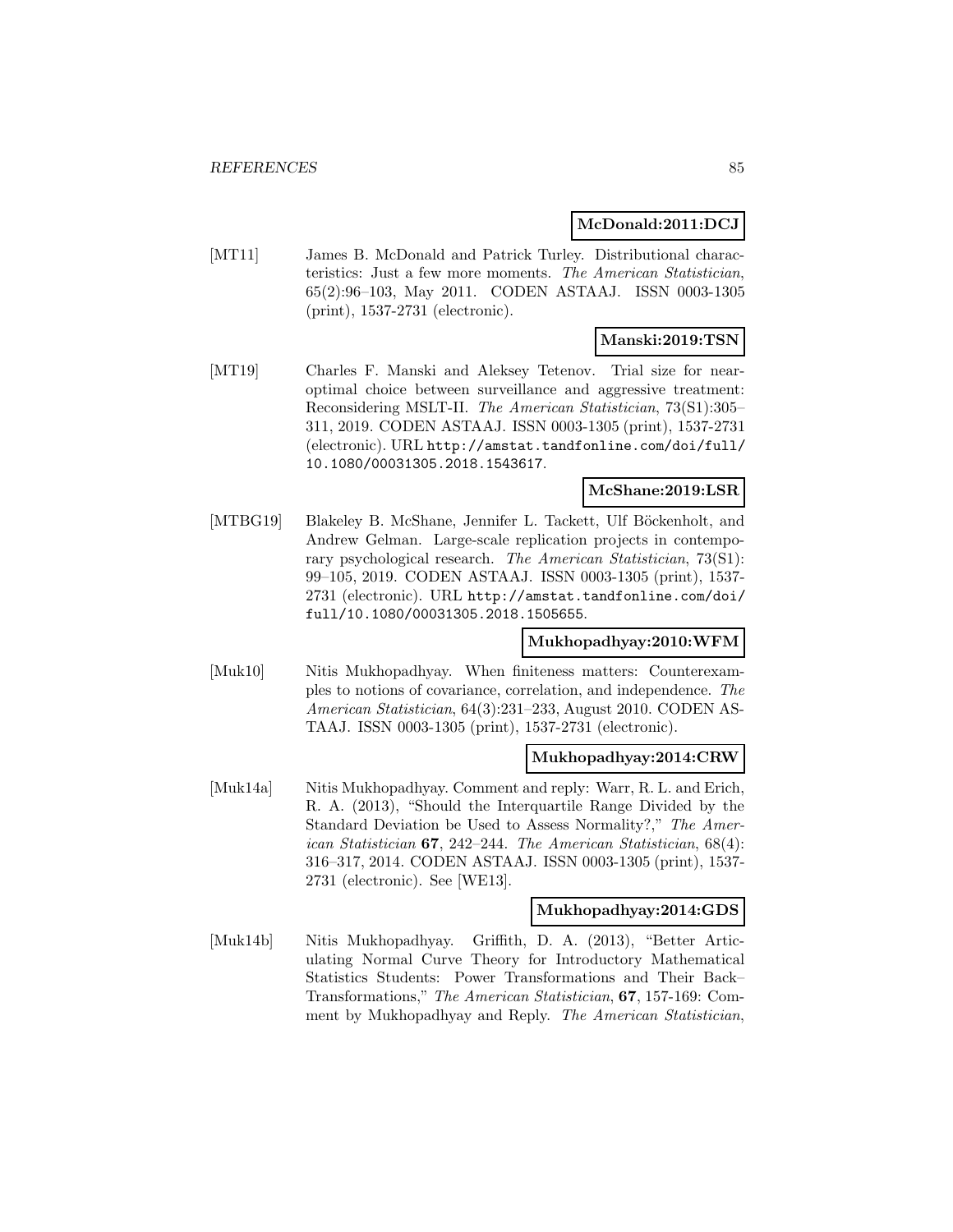**McDonald:2011:DCJ**

[MT11] James B. McDonald and Patrick Turley. Distributional characteristics: Just a few more moments. *The American Statistician*, 65(2):96–103, May 2011. CODEN ASTAAJ. ISSN 0003-1305 (print), 1537-2731 (electronic).

**Manski:2019:TSN**

[MT19] Charles F. Manski and Aleksey Tetenov. Trial size for near-optimal choice between surveillance and aggressive treatment: Reconsidering MSLT-II. *The American Statistician*, 73(S1):305–311, 2019. CODEN ASTAAJ. ISSN 0003-1305 (print), 1537-2731 (electronic). URL `http://amstat.tandfonline.com/doi/full/10.1080/00031305.2018.1543617`.

**McShane:2019:LSR**

[MTBG19] Blakeley B. McShane, Jennifer L. Tackett, Ulf Böckenholt, and Andrew Gelman. Large-scale replication projects in contemporary psychological research. *The American Statistician*, 73(S1): 99–105, 2019. CODEN ASTAAJ. ISSN 0003-1305 (print), 1537-2731 (electronic). URL `http://amstat.tandfonline.com/doi/full/10.1080/00031305.2018.1505655`.

**Mukhopadhyay:2010:WFM**

[Muk10] Nitis Mukhopadhyay. When finiteness matters: Counterexamples to notions of covariance, correlation, and independence. *The American Statistician*, 64(3):231–233, August 2010. CODEN ASTAAJ. ISSN 0003-1305 (print), 1537-2731 (electronic).

**Mukhopadhyay:2014:CRW**

[Muk14a] Nitis Mukhopadhyay. Comment and reply: Warr, R. L. and Erich, R. A. (2013), "Should the Interquartile Range Divided by the Standard Deviation be Used to Assess Normality?," *The American Statistician* **67**, 242–244. *The American Statistician*, 68(4): 316–317, 2014. CODEN ASTAAJ. ISSN 0003-1305 (print), 1537-2731 (electronic). See [WE13].

**Mukhopadhyay:2014:GDS**

[Muk14b] Nitis Mukhopadhyay. Griffith, D. A. (2013), "Better Articulating Normal Curve Theory for Introductory Mathematical Statistics Students: Power Transformations and Their Back–Transformations," *The American Statistician*, **67**, 157-169: Comment by Mukhopadhyay and Reply. *The American Statistician*,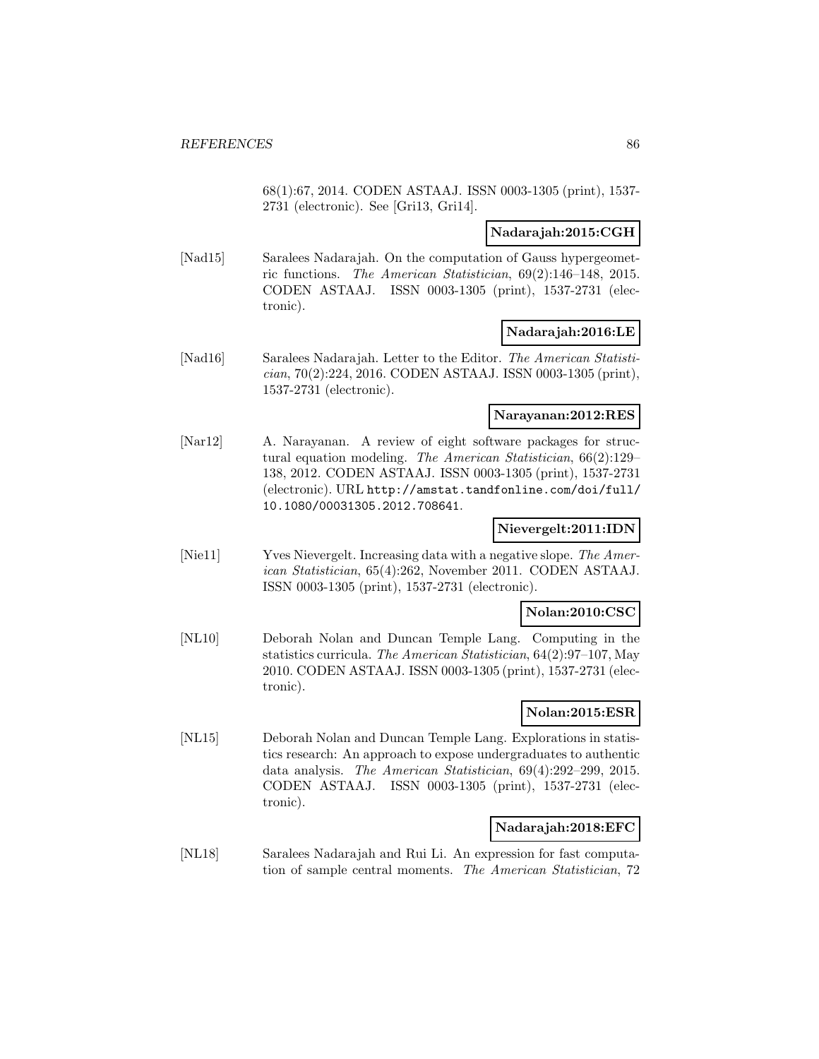68(1):67, 2014. CODEN ASTAAJ. ISSN 0003-1305 (print), 1537-2731 (electronic). See [Gri13, Gri14].

**Nadarajah:2015:CGH**

[Nad15] Saralees Nadarajah. On the computation of Gauss hypergeometric functions. *The American Statistician*, 69(2):146–148, 2015. CODEN ASTAAJ. ISSN 0003-1305 (print), 1537-2731 (electronic).

**Nadarajah:2016:LE**

[Nad16] Saralees Nadarajah. Letter to the Editor. *The American Statistician*, 70(2):224, 2016. CODEN ASTAAJ. ISSN 0003-1305 (print), 1537-2731 (electronic).

**Narayanan:2012:RES**

[Nar12] A. Narayanan. A review of eight software packages for structural equation modeling. *The American Statistician*, 66(2):129–138, 2012. CODEN ASTAAJ. ISSN 0003-1305 (print), 1537-2731 (electronic). URL `http://amstat.tandfonline.com/doi/full/10.1080/00031305.2012.708641`.

**Nievergelt:2011:IDN**

[Nie11] Yves Nievergelt. Increasing data with a negative slope. *The American Statistician*, 65(4):262, November 2011. CODEN ASTAAJ. ISSN 0003-1305 (print), 1537-2731 (electronic).

**Nolan:2010:CSC**

[NL10] Deborah Nolan and Duncan Temple Lang. Computing in the statistics curricula. *The American Statistician*, 64(2):97–107, May 2010. CODEN ASTAAJ. ISSN 0003-1305 (print), 1537-2731 (electronic).

**Nolan:2015:ESR**

[NL15] Deborah Nolan and Duncan Temple Lang. Explorations in statistics research: An approach to expose undergraduates to authentic data analysis. *The American Statistician*, 69(4):292–299, 2015. CODEN ASTAAJ. ISSN 0003-1305 (print), 1537-2731 (electronic).

**Nadarajah:2018:EFC**

[NL18] Saralees Nadarajah and Rui Li. An expression for fast computation of sample central moments. *The American Statistician*, 72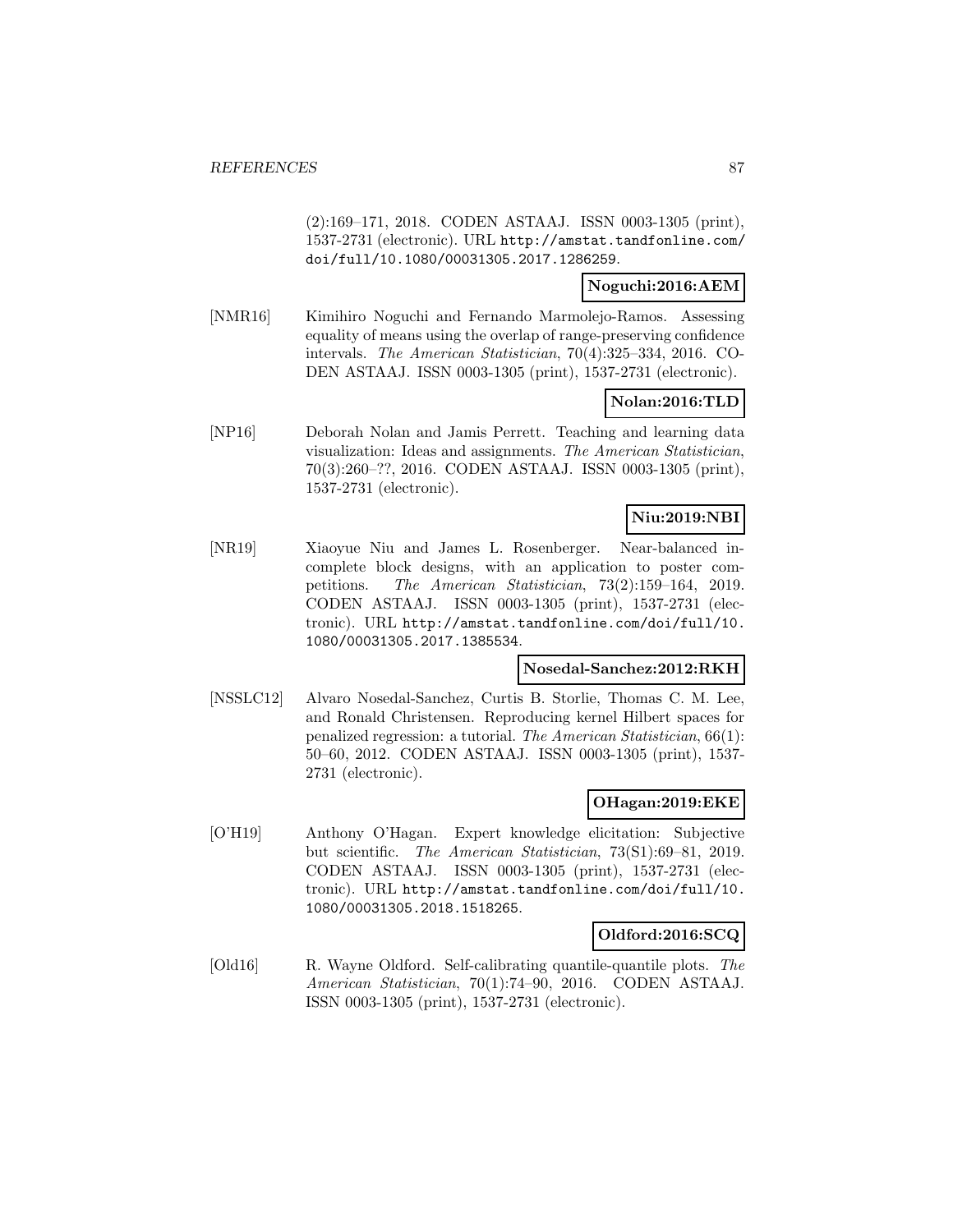(2):169–171, 2018. CODEN ASTAAJ. ISSN 0003-1305 (print), 1537-2731 (electronic). URL http://amstat.tandfonline.com/doi/full/10.1080/00031305.2017.1286259.

**Noguchi:2016:AEM**

[NMR16] Kimihiro Noguchi and Fernando Marmolejo-Ramos. Assessing equality of means using the overlap of range-preserving confidence intervals. *The American Statistician*, 70(4):325–334, 2016. CODEN ASTAAJ. ISSN 0003-1305 (print), 1537-2731 (electronic).

**Nolan:2016:TLD**

[NP16] Deborah Nolan and Jamis Perrett. Teaching and learning data visualization: Ideas and assignments. *The American Statistician*, 70(3):260–??, 2016. CODEN ASTAAJ. ISSN 0003-1305 (print), 1537-2731 (electronic).

**Niu:2019:NBI**

[NR19] Xiaoyue Niu and James L. Rosenberger. Near-balanced incomplete block designs, with an application to poster competitions. *The American Statistician*, 73(2):159–164, 2019. CODEN ASTAAJ. ISSN 0003-1305 (print), 1537-2731 (electronic). URL http://amstat.tandfonline.com/doi/full/10.1080/00031305.2017.1385534.

**Nosedal-Sanchez:2012:RKH**

[NSSLC12] Alvaro Nosedal-Sanchez, Curtis B. Storlie, Thomas C. M. Lee, and Ronald Christensen. Reproducing kernel Hilbert spaces for penalized regression: a tutorial. *The American Statistician*, 66(1): 50–60, 2012. CODEN ASTAAJ. ISSN 0003-1305 (print), 1537-2731 (electronic).

**OHagan:2019:EKE**

[O'H19] Anthony O'Hagan. Expert knowledge elicitation: Subjective but scientific. *The American Statistician*, 73(S1):69–81, 2019. CODEN ASTAAJ. ISSN 0003-1305 (print), 1537-2731 (electronic). URL http://amstat.tandfonline.com/doi/full/10.1080/00031305.2018.1518265.

**Oldford:2016:SCQ**

[Old16] R. Wayne Oldford. Self-calibrating quantile-quantile plots. *The American Statistician*, 70(1):74–90, 2016. CODEN ASTAAJ. ISSN 0003-1305 (print), 1537-2731 (electronic).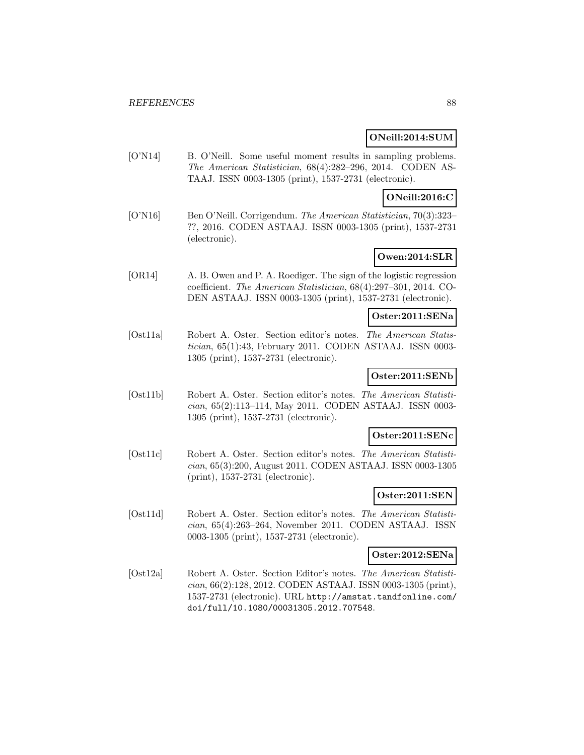**ONeill:2014:SUM**

[O'N14] B. O'Neill. Some useful moment results in sampling problems. *The American Statistician*, 68(4):282–296, 2014. CODEN ASTAAJ. ISSN 0003-1305 (print), 1537-2731 (electronic).

**ONeill:2016:C**

[O'N16] Ben O'Neill. Corrigendum. *The American Statistician*, 70(3):323–??, 2016. CODEN ASTAAJ. ISSN 0003-1305 (print), 1537-2731 (electronic).

**Owen:2014:SLR**

[OR14] A. B. Owen and P. A. Roediger. The sign of the logistic regression coefficient. *The American Statistician*, 68(4):297–301, 2014. CODEN ASTAAJ. ISSN 0003-1305 (print), 1537-2731 (electronic).

**Oster:2011:SENa**

[Ost11a] Robert A. Oster. Section editor's notes. *The American Statistician*, 65(1):43, February 2011. CODEN ASTAAJ. ISSN 0003-1305 (print), 1537-2731 (electronic).

**Oster:2011:SENb**

[Ost11b] Robert A. Oster. Section editor's notes. *The American Statistician*, 65(2):113–114, May 2011. CODEN ASTAAJ. ISSN 0003-1305 (print), 1537-2731 (electronic).

**Oster:2011:SENc**

[Ost11c] Robert A. Oster. Section editor's notes. *The American Statistician*, 65(3):200, August 2011. CODEN ASTAAJ. ISSN 0003-1305 (print), 1537-2731 (electronic).

**Oster:2011:SEN**

[Ost11d] Robert A. Oster. Section editor's notes. *The American Statistician*, 65(4):263–264, November 2011. CODEN ASTAAJ. ISSN 0003-1305 (print), 1537-2731 (electronic).

**Oster:2012:SENa**

[Ost12a] Robert A. Oster. Section Editor's notes. *The American Statistician*, 66(2):128, 2012. CODEN ASTAAJ. ISSN 0003-1305 (print), 1537-2731 (electronic). URL http://amstat.tandfonline.com/doi/full/10.1080/00031305.2012.707548.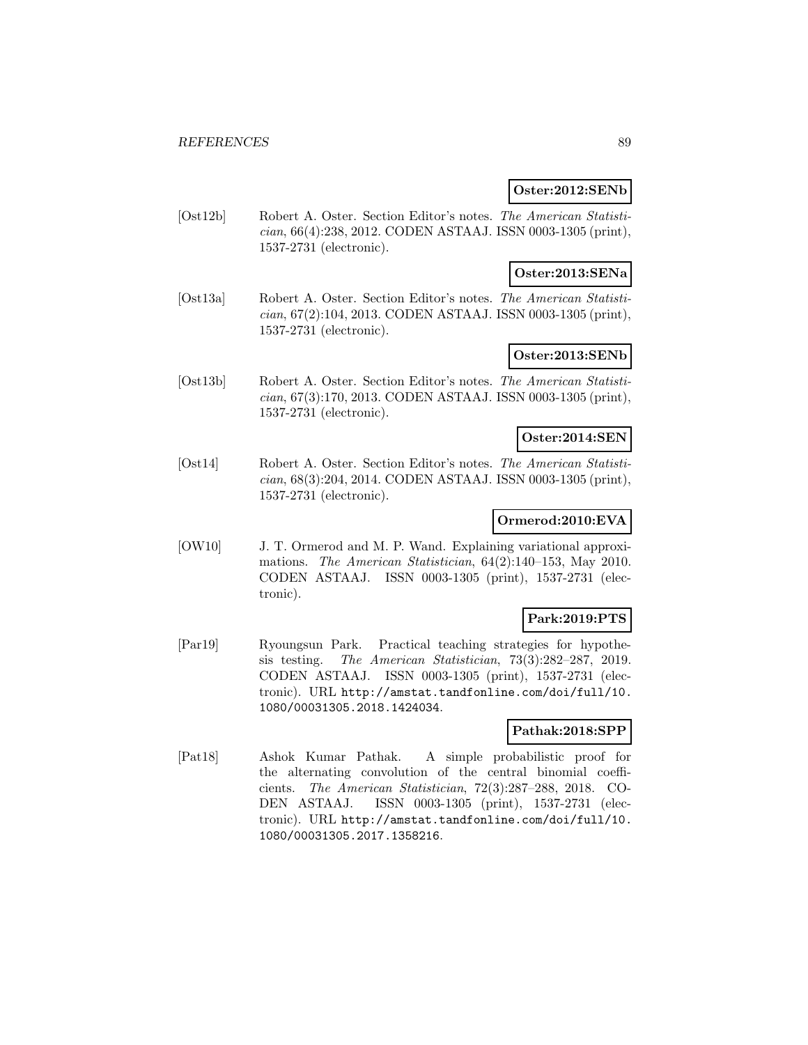**Oster:2012:SENb**

[Ost12b] Robert A. Oster. Section Editor's notes. *The American Statistician*, 66(4):238, 2012. CODEN ASTAAJ. ISSN 0003-1305 (print), 1537-2731 (electronic).

**Oster:2013:SENa**

[Ost13a] Robert A. Oster. Section Editor's notes. *The American Statistician*, 67(2):104, 2013. CODEN ASTAAJ. ISSN 0003-1305 (print), 1537-2731 (electronic).

**Oster:2013:SENb**

[Ost13b] Robert A. Oster. Section Editor's notes. *The American Statistician*, 67(3):170, 2013. CODEN ASTAAJ. ISSN 0003-1305 (print), 1537-2731 (electronic).

**Oster:2014:SEN**

[Ost14] Robert A. Oster. Section Editor's notes. *The American Statistician*, 68(3):204, 2014. CODEN ASTAAJ. ISSN 0003-1305 (print), 1537-2731 (electronic).

**Ormerod:2010:EVA**

[OW10] J. T. Ormerod and M. P. Wand. Explaining variational approximations. *The American Statistician*, 64(2):140–153, May 2010. CODEN ASTAAJ. ISSN 0003-1305 (print), 1537-2731 (electronic).

**Park:2019:PTS**

[Par19] Ryoungsun Park. Practical teaching strategies for hypothesis testing. *The American Statistician*, 73(3):282–287, 2019. CODEN ASTAAJ. ISSN 0003-1305 (print), 1537-2731 (electronic). URL http://amstat.tandfonline.com/doi/full/10.1080/00031305.2018.1424034.

**Pathak:2018:SPP**

[Pat18] Ashok Kumar Pathak. A simple probabilistic proof for the alternating convolution of the central binomial coefficients. *The American Statistician*, 72(3):287–288, 2018. CODEN ASTAAJ. ISSN 0003-1305 (print), 1537-2731 (electronic). URL http://amstat.tandfonline.com/doi/full/10.1080/00031305.2017.1358216.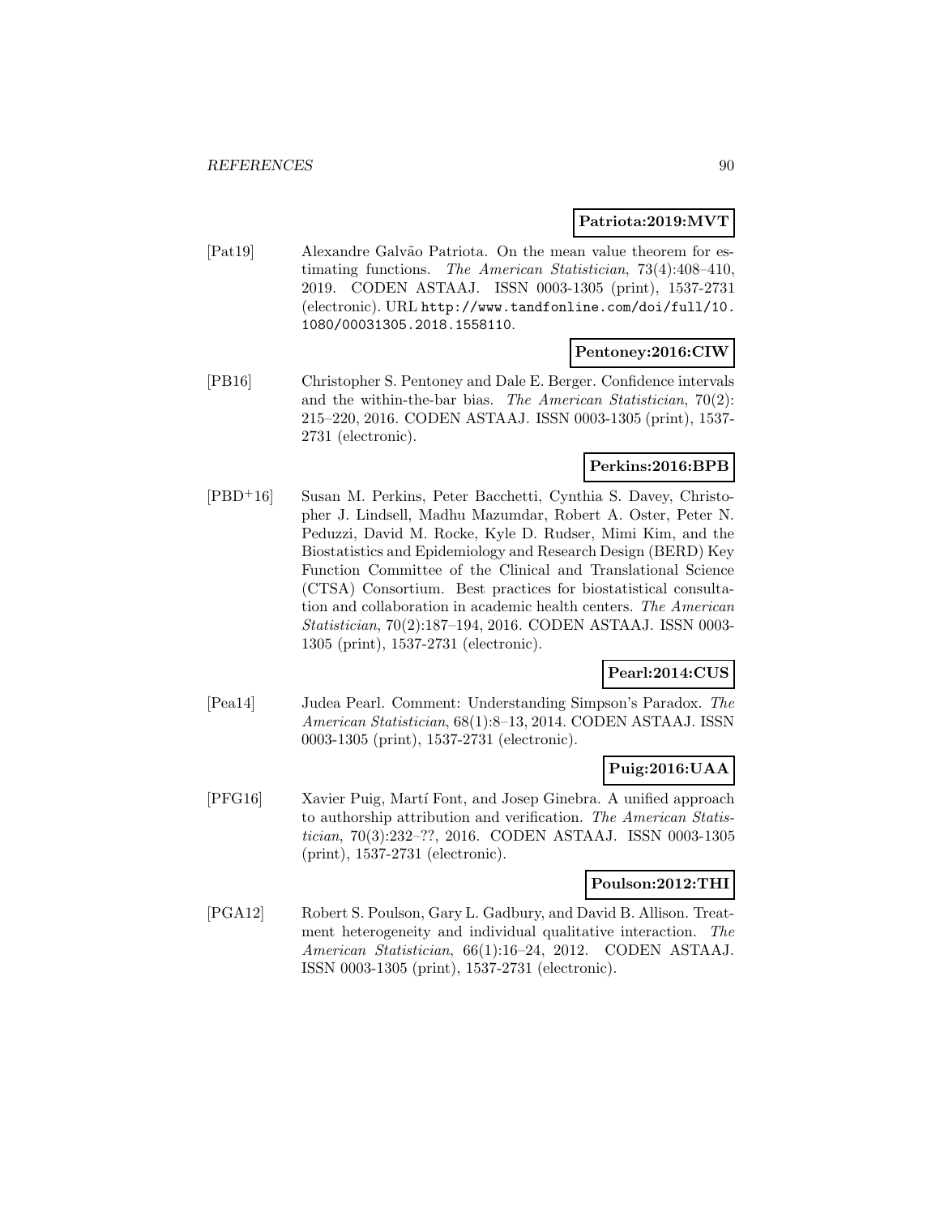**Patriota:2019:MVT**

[Pat19] Alexandre Galvão Patriota. On the mean value theorem for estimating functions. *The American Statistician*, 73(4):408–410, 2019. CODEN ASTAAJ. ISSN 0003-1305 (print), 1537-2731 (electronic). URL http://www.tandfonline.com/doi/full/10.1080/00031305.2018.1558110.

**Pentoney:2016:CIW**

[PB16] Christopher S. Pentoney and Dale E. Berger. Confidence intervals and the within-the-bar bias. *The American Statistician*, 70(2): 215–220, 2016. CODEN ASTAAJ. ISSN 0003-1305 (print), 1537-2731 (electronic).

**Perkins:2016:BPB**

[PBD+16] Susan M. Perkins, Peter Bacchetti, Cynthia S. Davey, Christopher J. Lindsell, Madhu Mazumdar, Robert A. Oster, Peter N. Peduzzi, David M. Rocke, Kyle D. Rudser, Mimi Kim, and the Biostatistics and Epidemiology and Research Design (BERD) Key Function Committee of the Clinical and Translational Science (CTSA) Consortium. Best practices for biostatistical consultation and collaboration in academic health centers. *The American Statistician*, 70(2):187–194, 2016. CODEN ASTAAJ. ISSN 0003-1305 (print), 1537-2731 (electronic).

**Pearl:2014:CUS**

[Pea14] Judea Pearl. Comment: Understanding Simpson's Paradox. *The American Statistician*, 68(1):8–13, 2014. CODEN ASTAAJ. ISSN 0003-1305 (print), 1537-2731 (electronic).

**Puig:2016:UAA**

[PFG16] Xavier Puig, Martí Font, and Josep Ginebra. A unified approach to authorship attribution and verification. *The American Statistician*, 70(3):232–??, 2016. CODEN ASTAAJ. ISSN 0003-1305 (print), 1537-2731 (electronic).

**Poulson:2012:THI**

[PGA12] Robert S. Poulson, Gary L. Gadbury, and David B. Allison. Treatment heterogeneity and individual qualitative interaction. *The American Statistician*, 66(1):16–24, 2012. CODEN ASTAAJ. ISSN 0003-1305 (print), 1537-2731 (electronic).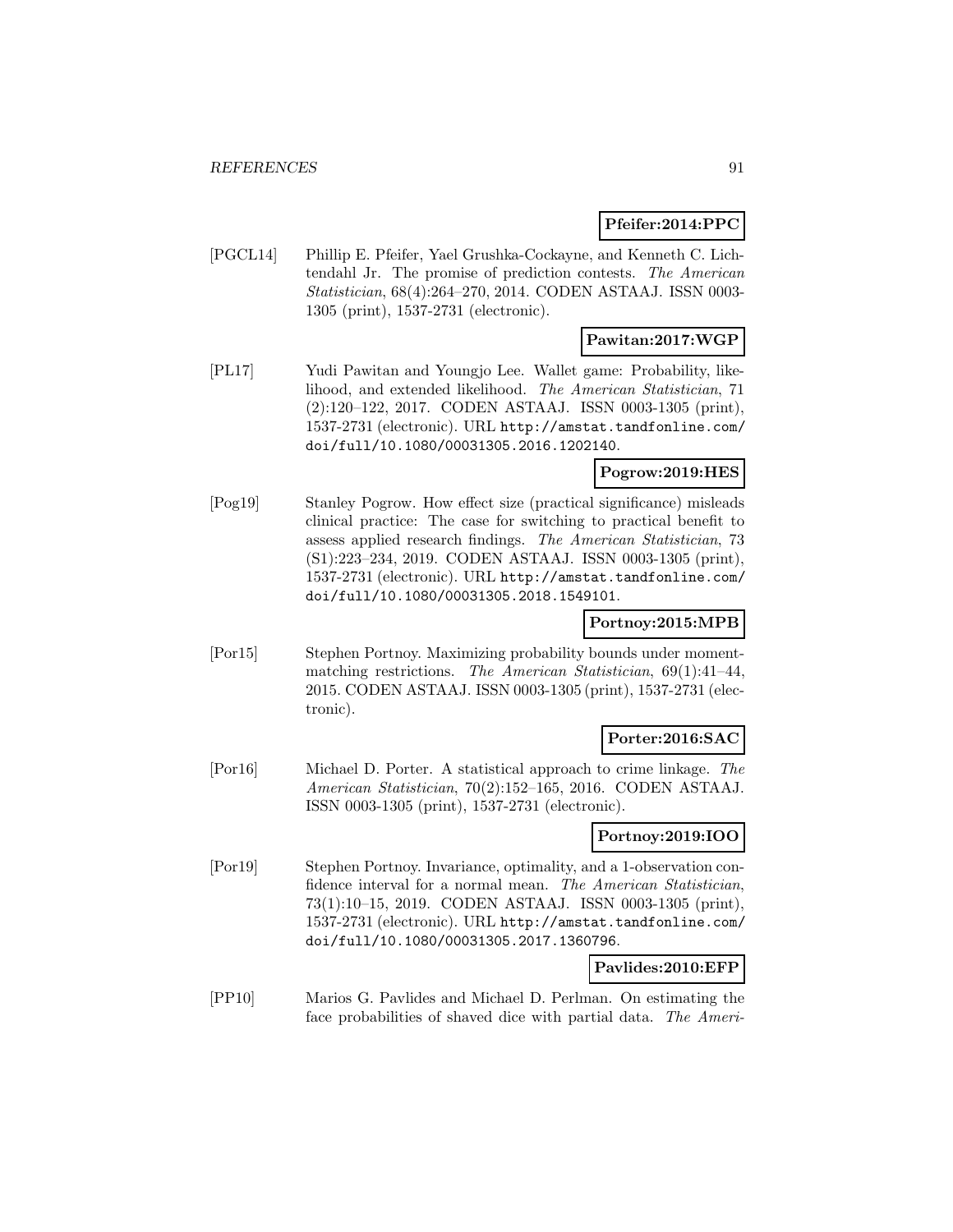**Pfeifer:2014:PPC**

[PGCL14] Phillip E. Pfeifer, Yael Grushka-Cockayne, and Kenneth C. Lichtendahl Jr. The promise of prediction contests. *The American Statistician*, 68(4):264–270, 2014. CODEN ASTAAJ. ISSN 0003-1305 (print), 1537-2731 (electronic).

**Pawitan:2017:WGP**

[PL17] Yudi Pawitan and Youngjo Lee. Wallet game: Probability, likelihood, and extended likelihood. *The American Statistician*, 71 (2):120–122, 2017. CODEN ASTAAJ. ISSN 0003-1305 (print), 1537-2731 (electronic). URL `http://amstat.tandfonline.com/doi/full/10.1080/00031305.2016.1202140`.

**Pogrow:2019:HES**

[Pog19] Stanley Pogrow. How effect size (practical significance) misleads clinical practice: The case for switching to practical benefit to assess applied research findings. *The American Statistician*, 73 (S1):223–234, 2019. CODEN ASTAAJ. ISSN 0003-1305 (print), 1537-2731 (electronic). URL `http://amstat.tandfonline.com/doi/full/10.1080/00031305.2018.1549101`.

**Portnoy:2015:MPB**

[Por15] Stephen Portnoy. Maximizing probability bounds under moment-matching restrictions. *The American Statistician*, 69(1):41–44, 2015. CODEN ASTAAJ. ISSN 0003-1305 (print), 1537-2731 (electronic).

**Porter:2016:SAC**

[Por16] Michael D. Porter. A statistical approach to crime linkage. *The American Statistician*, 70(2):152–165, 2016. CODEN ASTAAJ. ISSN 0003-1305 (print), 1537-2731 (electronic).

**Portnoy:2019:IOO**

[Por19] Stephen Portnoy. Invariance, optimality, and a 1-observation confidence interval for a normal mean. *The American Statistician*, 73(1):10–15, 2019. CODEN ASTAAJ. ISSN 0003-1305 (print), 1537-2731 (electronic). URL `http://amstat.tandfonline.com/doi/full/10.1080/00031305.2017.1360796`.

**Pavlides:2010:EFP**

[PP10] Marios G. Pavlides and Michael D. Perlman. On estimating the face probabilities of shaved dice with partial data. *The Ameri-*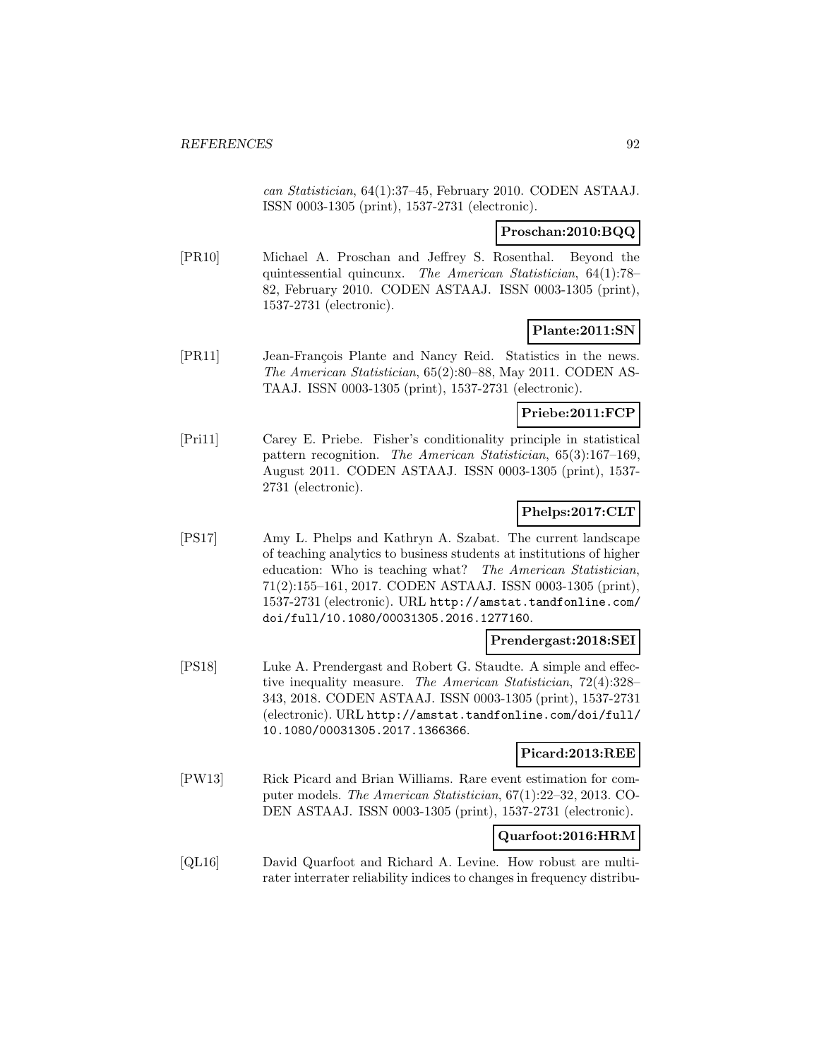*can Statistician*, 64(1):37–45, February 2010. CODEN ASTAAJ. ISSN 0003-1305 (print), 1537-2731 (electronic).

**Proschan:2010:BQQ**

[PR10] Michael A. Proschan and Jeffrey S. Rosenthal. Beyond the quintessential quincunx. *The American Statistician*, 64(1):78–82, February 2010. CODEN ASTAAJ. ISSN 0003-1305 (print), 1537-2731 (electronic).

**Plante:2011:SN**

[PR11] Jean-François Plante and Nancy Reid. Statistics in the news. *The American Statistician*, 65(2):80–88, May 2011. CODEN ASTAAJ. ISSN 0003-1305 (print), 1537-2731 (electronic).

**Priebe:2011:FCP**

[Pri11] Carey E. Priebe. Fisher's conditionality principle in statistical pattern recognition. *The American Statistician*, 65(3):167–169, August 2011. CODEN ASTAAJ. ISSN 0003-1305 (print), 1537-2731 (electronic).

**Phelps:2017:CLT**

[PS17] Amy L. Phelps and Kathryn A. Szabat. The current landscape of teaching analytics to business students at institutions of higher education: Who is teaching what? *The American Statistician*, 71(2):155–161, 2017. CODEN ASTAAJ. ISSN 0003-1305 (print), 1537-2731 (electronic). URL http://amstat.tandfonline.com/doi/full/10.1080/00031305.2016.1277160.

**Prendergast:2018:SEI**

[PS18] Luke A. Prendergast and Robert G. Staudte. A simple and effective inequality measure. *The American Statistician*, 72(4):328–343, 2018. CODEN ASTAAJ. ISSN 0003-1305 (print), 1537-2731 (electronic). URL http://amstat.tandfonline.com/doi/full/10.1080/00031305.2017.1366366.

**Picard:2013:REE**

[PW13] Rick Picard and Brian Williams. Rare event estimation for computer models. *The American Statistician*, 67(1):22–32, 2013. CODEN ASTAAJ. ISSN 0003-1305 (print), 1537-2731 (electronic).

**Quarfoot:2016:HRM**

[QL16] David Quarfoot and Richard A. Levine. How robust are multirater interrater reliability indices to changes in frequency distribu-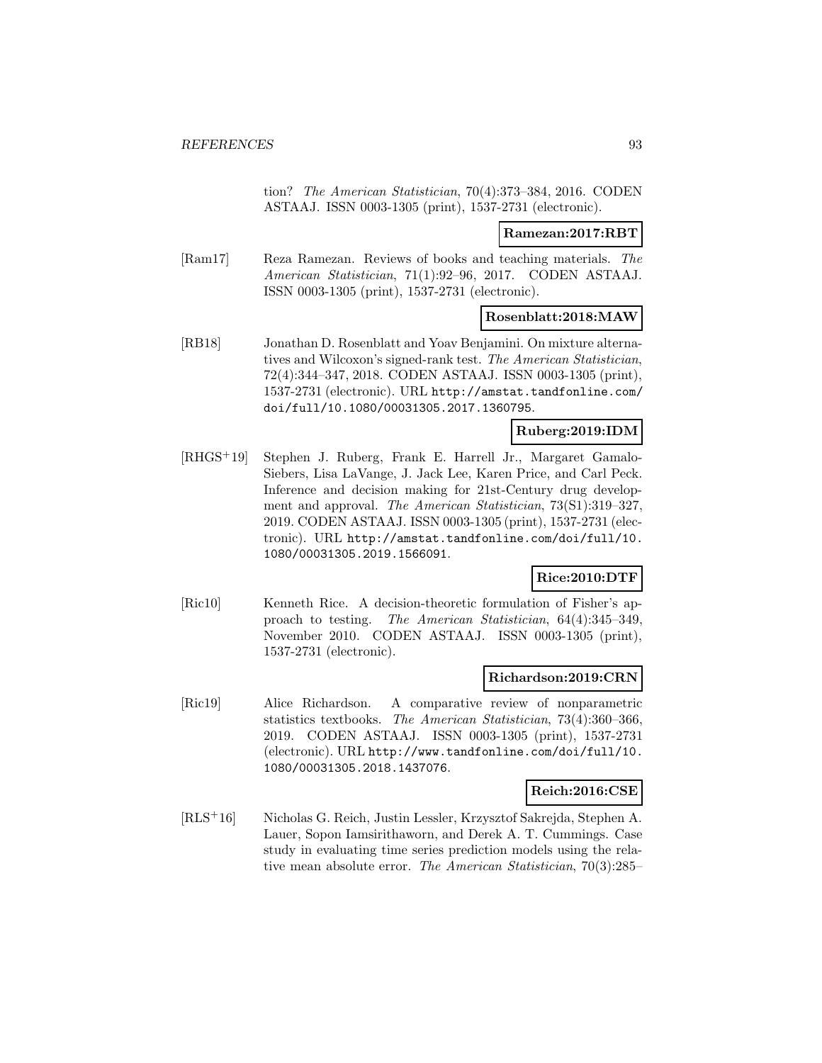tion? *The American Statistician*, 70(4):373–384, 2016. CODEN ASTAAJ. ISSN 0003-1305 (print), 1537-2731 (electronic).

**Ramezan:2017:RBT**

[Ram17] Reza Ramezan. Reviews of books and teaching materials. *The American Statistician*, 71(1):92–96, 2017. CODEN ASTAAJ. ISSN 0003-1305 (print), 1537-2731 (electronic).

**Rosenblatt:2018:MAW**

[RB18] Jonathan D. Rosenblatt and Yoav Benjamini. On mixture alternatives and Wilcoxon's signed-rank test. *The American Statistician*, 72(4):344–347, 2018. CODEN ASTAAJ. ISSN 0003-1305 (print), 1537-2731 (electronic). URL http://amstat.tandfonline.com/doi/full/10.1080/00031305.2017.1360795.

**Ruberg:2019:IDM**

[RHGS+19] Stephen J. Ruberg, Frank E. Harrell Jr., Margaret Gamalo-Siebers, Lisa LaVange, J. Jack Lee, Karen Price, and Carl Peck. Inference and decision making for 21st-Century drug development and approval. *The American Statistician*, 73(S1):319–327, 2019. CODEN ASTAAJ. ISSN 0003-1305 (print), 1537-2731 (electronic). URL http://amstat.tandfonline.com/doi/full/10.1080/00031305.2019.1566091.

**Rice:2010:DTF**

[Ric10] Kenneth Rice. A decision-theoretic formulation of Fisher's approach to testing. *The American Statistician*, 64(4):345–349, November 2010. CODEN ASTAAJ. ISSN 0003-1305 (print), 1537-2731 (electronic).

**Richardson:2019:CRN**

[Ric19] Alice Richardson. A comparative review of nonparametric statistics textbooks. *The American Statistician*, 73(4):360–366, 2019. CODEN ASTAAJ. ISSN 0003-1305 (print), 1537-2731 (electronic). URL http://www.tandfonline.com/doi/full/10.1080/00031305.2018.1437076.

**Reich:2016:CSE**

[RLS+16] Nicholas G. Reich, Justin Lessler, Krzysztof Sakrejda, Stephen A. Lauer, Sopon Iamsirithaworn, and Derek A. T. Cummings. Case study in evaluating time series prediction models using the relative mean absolute error. *The American Statistician*, 70(3):285–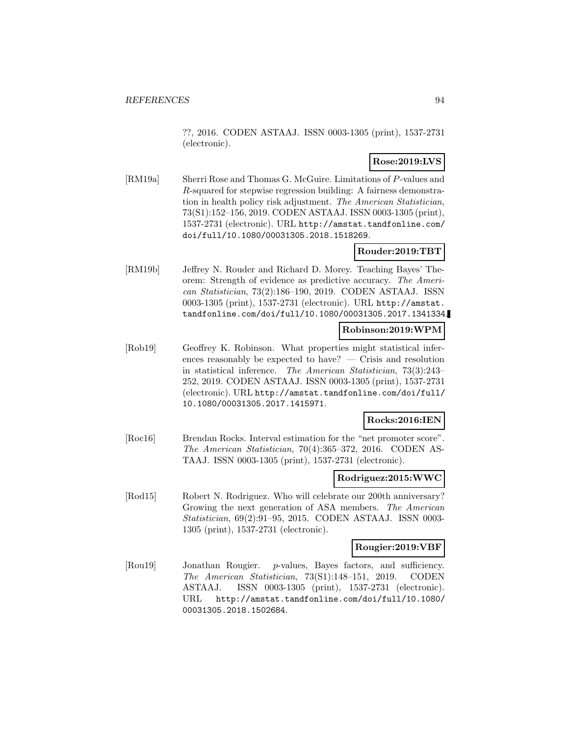??, 2016. CODEN ASTAAJ. ISSN 0003-1305 (print), 1537-2731 (electronic).

**Rose:2019:LVS**

[RM19a] Sherri Rose and Thomas G. McGuire. Limitations of $P$-values and $R$-squared for stepwise regression building: A fairness demonstration in health policy risk adjustment. *The American Statistician*, 73(S1):152–156, 2019. CODEN ASTAAJ. ISSN 0003-1305 (print), 1537-2731 (electronic). URL http://amstat.tandfonline.com/doi/full/10.1080/00031305.2018.1518269.

**Rouder:2019:TBT**

[RM19b] Jeffrey N. Rouder and Richard D. Morey. Teaching Bayes' Theorem: Strength of evidence as predictive accuracy. *The American Statistician*, 73(2):186–190, 2019. CODEN ASTAAJ. ISSN 0003-1305 (print), 1537-2731 (electronic). URL http://amstat.tandfonline.com/doi/full/10.1080/00031305.2017.1341334.

**Robinson:2019:WPM**

[Rob19] Geoffrey K. Robinson. What properties might statistical inferences reasonably be expected to have? — Crisis and resolution in statistical inference. *The American Statistician*, 73(3):243–252, 2019. CODEN ASTAAJ. ISSN 0003-1305 (print), 1537-2731 (electronic). URL http://amstat.tandfonline.com/doi/full/10.1080/00031305.2017.1415971.

**Rocks:2016:IEN**

[Roc16] Brendan Rocks. Interval estimation for the "net promoter score". *The American Statistician*, 70(4):365–372, 2016. CODEN ASTAAJ. ISSN 0003-1305 (print), 1537-2731 (electronic).

**Rodriguez:2015:WWC**

[Rod15] Robert N. Rodriguez. Who will celebrate our 200th anniversary? Growing the next generation of ASA members. *The American Statistician*, 69(2):91–95, 2015. CODEN ASTAAJ. ISSN 0003-1305 (print), 1537-2731 (electronic).

**Rougier:2019:VBF**

[Rou19] Jonathan Rougier. $p$-values, Bayes factors, and sufficiency. *The American Statistician*, 73(S1):148–151, 2019. CODEN ASTAAJ. ISSN 0003-1305 (print), 1537-2731 (electronic). URL http://amstat.tandfonline.com/doi/full/10.1080/00031305.2018.1502684.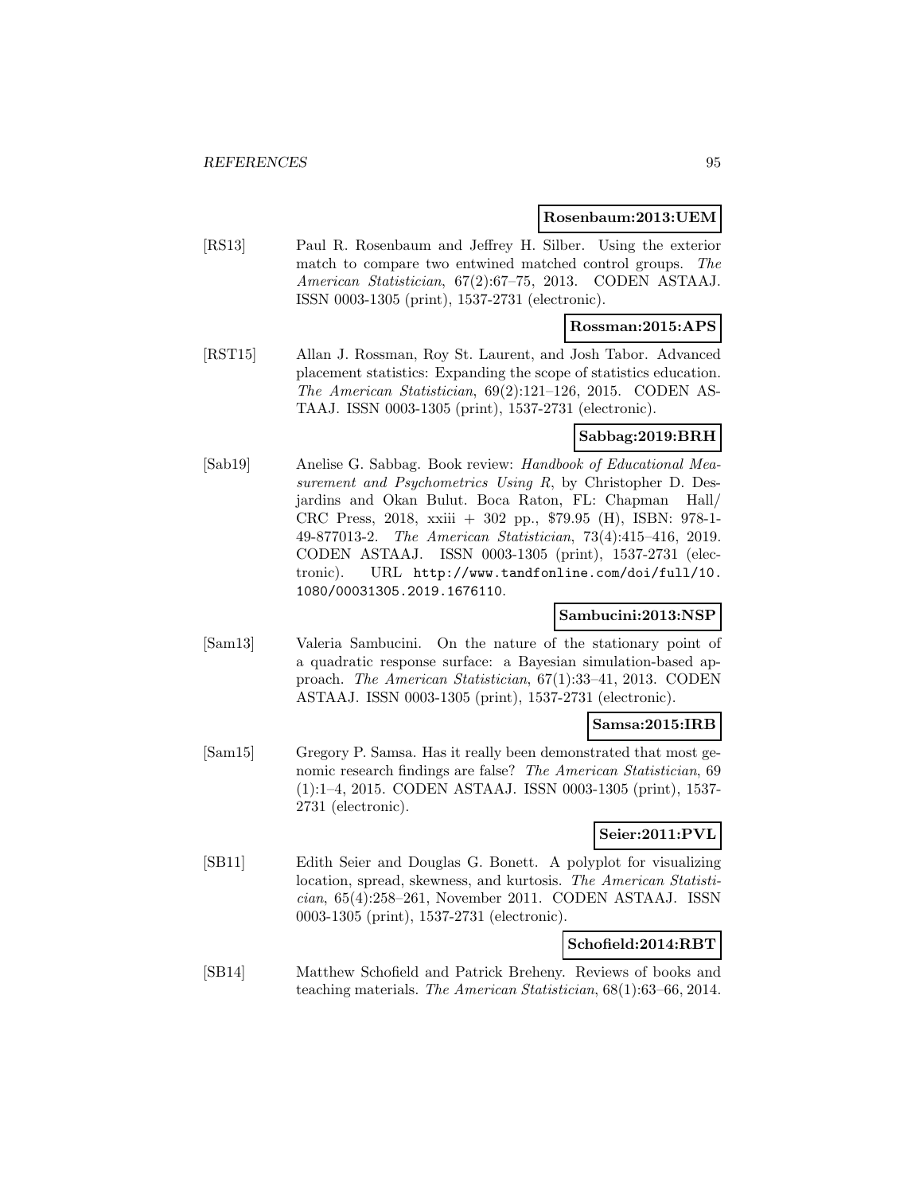**Rosenbaum:2013:UEM**

[RS13] Paul R. Rosenbaum and Jeffrey H. Silber. Using the exterior match to compare two entwined matched control groups. *The American Statistician*, 67(2):67–75, 2013. CODEN ASTAAJ. ISSN 0003-1305 (print), 1537-2731 (electronic).

**Rossman:2015:APS**

[RST15] Allan J. Rossman, Roy St. Laurent, and Josh Tabor. Advanced placement statistics: Expanding the scope of statistics education. *The American Statistician*, 69(2):121–126, 2015. CODEN ASTAAJ. ISSN 0003-1305 (print), 1537-2731 (electronic).

**Sabbag:2019:BRH**

[Sab19] Anelise G. Sabbag. Book review: *Handbook of Educational Measurement and Psychometrics Using R*, by Christopher D. Desjardins and Okan Bulut. Boca Raton, FL: Chapman Hall/ CRC Press, 2018, xxiii + 302 pp., $79.95 (H), ISBN: 978-1-49-877013-2. *The American Statistician*, 73(4):415–416, 2019. CODEN ASTAAJ. ISSN 0003-1305 (print), 1537-2731 (electronic). URL http://www.tandfonline.com/doi/full/10.1080/00031305.2019.1676110.

**Sambucini:2013:NSP**

[Sam13] Valeria Sambucini. On the nature of the stationary point of a quadratic response surface: a Bayesian simulation-based approach. *The American Statistician*, 67(1):33–41, 2013. CODEN ASTAAJ. ISSN 0003-1305 (print), 1537-2731 (electronic).

**Samsa:2015:IRB**

[Sam15] Gregory P. Samsa. Has it really been demonstrated that most genomic research findings are false? *The American Statistician*, 69 (1):1–4, 2015. CODEN ASTAAJ. ISSN 0003-1305 (print), 1537-2731 (electronic).

**Seier:2011:PVL**

[SB11] Edith Seier and Douglas G. Bonett. A polyplot for visualizing location, spread, skewness, and kurtosis. *The American Statistician*, 65(4):258–261, November 2011. CODEN ASTAAJ. ISSN 0003-1305 (print), 1537-2731 (electronic).

**Schofield:2014:RBT**

[SB14] Matthew Schofield and Patrick Breheny. Reviews of books and teaching materials. *The American Statistician*, 68(1):63–66, 2014.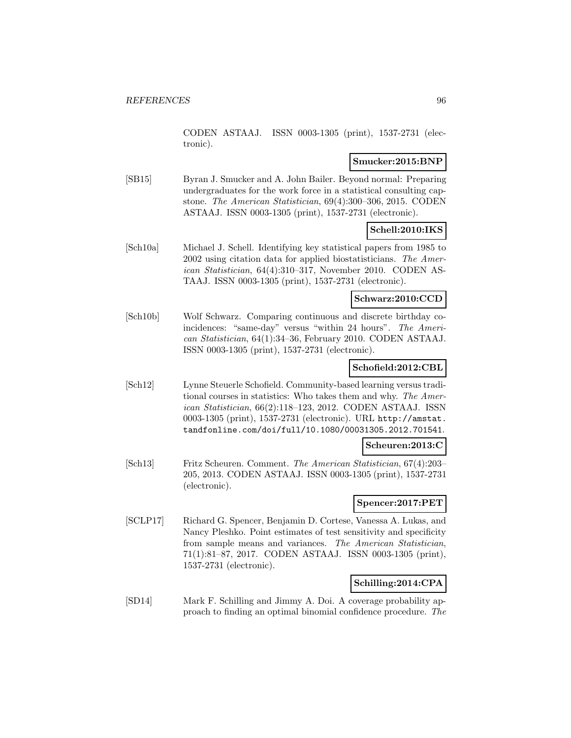CODEN ASTAAJ. ISSN 0003-1305 (print), 1537-2731 (electronic).

**Smucker:2015:BNP**

[SB15] Byran J. Smucker and A. John Bailer. Beyond normal: Preparing undergraduates for the work force in a statistical consulting capstone. *The American Statistician*, 69(4):300–306, 2015. CODEN ASTAAJ. ISSN 0003-1305 (print), 1537-2731 (electronic).

**Schell:2010:IKS**

[Sch10a] Michael J. Schell. Identifying key statistical papers from 1985 to 2002 using citation data for applied biostatisticians. *The American Statistician*, 64(4):310–317, November 2010. CODEN ASTAAJ. ISSN 0003-1305 (print), 1537-2731 (electronic).

**Schwarz:2010:CCD**

[Sch10b] Wolf Schwarz. Comparing continuous and discrete birthday coincidences: "same-day" versus "within 24 hours". *The American Statistician*, 64(1):34–36, February 2010. CODEN ASTAAJ. ISSN 0003-1305 (print), 1537-2731 (electronic).

**Schofield:2012:CBL**

[Sch12] Lynne Steuerle Schofield. Community-based learning versus traditional courses in statistics: Who takes them and why. *The American Statistician*, 66(2):118–123, 2012. CODEN ASTAAJ. ISSN 0003-1305 (print), 1537-2731 (electronic). URL http://amstat.tandfonline.com/doi/full/10.1080/00031305.2012.701541.

**Scheuren:2013:C**

[Sch13] Fritz Scheuren. Comment. *The American Statistician*, 67(4):203–205, 2013. CODEN ASTAAJ. ISSN 0003-1305 (print), 1537-2731 (electronic).

**Spencer:2017:PET**

[SCLP17] Richard G. Spencer, Benjamin D. Cortese, Vanessa A. Lukas, and Nancy Pleshko. Point estimates of test sensitivity and specificity from sample means and variances. *The American Statistician*, 71(1):81–87, 2017. CODEN ASTAAJ. ISSN 0003-1305 (print), 1537-2731 (electronic).

**Schilling:2014:CPA**

[SD14] Mark F. Schilling and Jimmy A. Doi. A coverage probability approach to finding an optimal binomial confidence procedure. *The*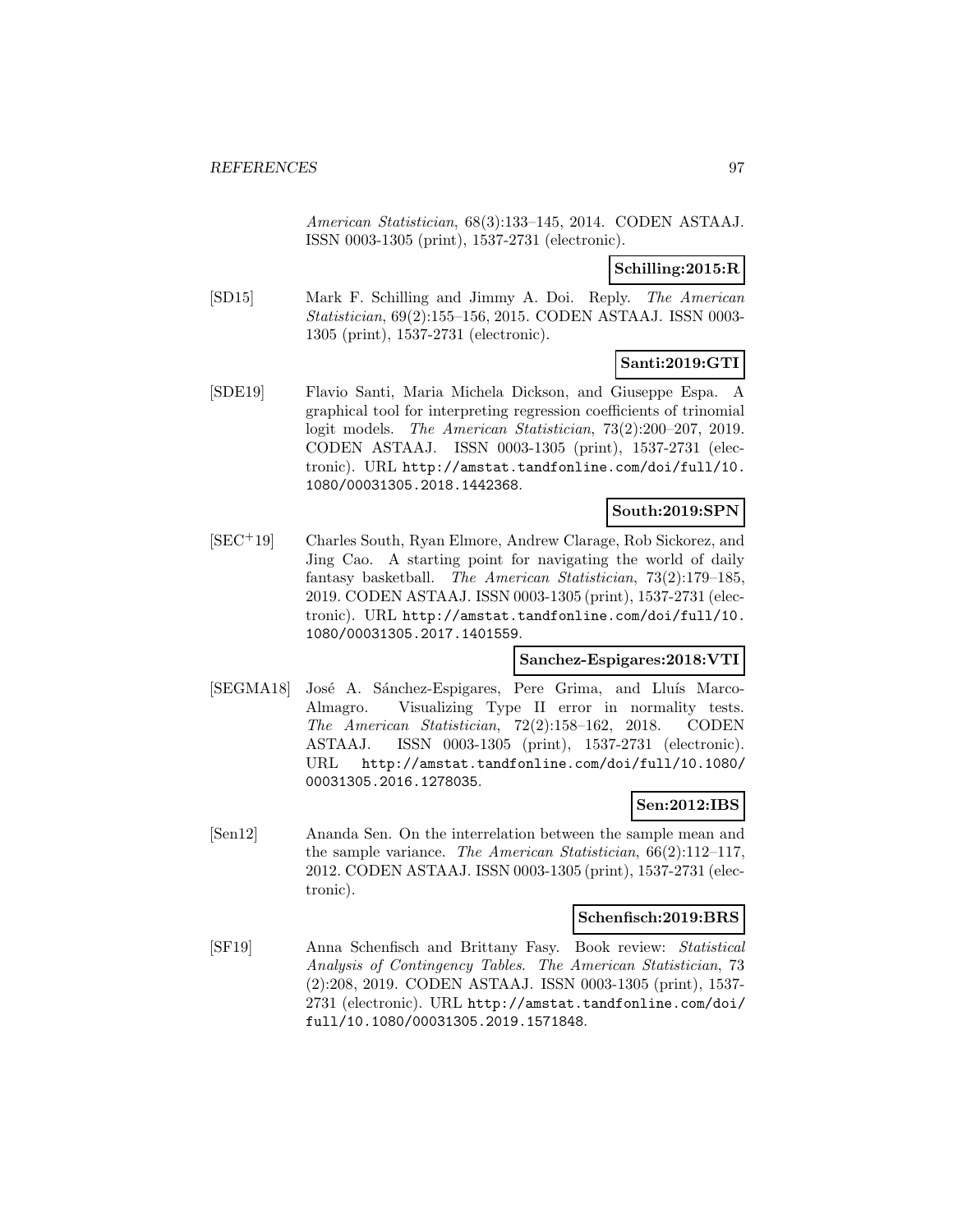*American Statistician*, 68(3):133–145, 2014. CODEN ASTAAJ. ISSN 0003-1305 (print), 1537-2731 (electronic).

**Schilling:2015:R**

[SD15] Mark F. Schilling and Jimmy A. Doi. Reply. *The American Statistician*, 69(2):155–156, 2015. CODEN ASTAAJ. ISSN 0003-1305 (print), 1537-2731 (electronic).

**Santi:2019:GTI**

[SDE19] Flavio Santi, Maria Michela Dickson, and Giuseppe Espa. A graphical tool for interpreting regression coefficients of trinomial logit models. *The American Statistician*, 73(2):200–207, 2019. CODEN ASTAAJ. ISSN 0003-1305 (print), 1537-2731 (electronic). URL http://amstat.tandfonline.com/doi/full/10.1080/00031305.2018.1442368.

**South:2019:SPN**

[SEC+19] Charles South, Ryan Elmore, Andrew Clarage, Rob Sickorez, and Jing Cao. A starting point for navigating the world of daily fantasy basketball. *The American Statistician*, 73(2):179–185, 2019. CODEN ASTAAJ. ISSN 0003-1305 (print), 1537-2731 (electronic). URL http://amstat.tandfonline.com/doi/full/10.1080/00031305.2017.1401559.

**Sanchez-Espigares:2018:VTI**

[SEGMA18] José A. Sánchez-Espigares, Pere Grima, and Lluís Marco-Almagro. Visualizing Type II error in normality tests. *The American Statistician*, 72(2):158–162, 2018. CODEN ASTAAJ. ISSN 0003-1305 (print), 1537-2731 (electronic). URL http://amstat.tandfonline.com/doi/full/10.1080/00031305.2016.1278035.

**Sen:2012:IBS**

[Sen12] Ananda Sen. On the interrelation between the sample mean and the sample variance. *The American Statistician*, 66(2):112–117, 2012. CODEN ASTAAJ. ISSN 0003-1305 (print), 1537-2731 (electronic).

**Schenfisch:2019:BRS**

[SF19] Anna Schenfisch and Brittany Fasy. Book review: *Statistical Analysis of Contingency Tables*. *The American Statistician*, 73 (2):208, 2019. CODEN ASTAAJ. ISSN 0003-1305 (print), 1537-2731 (electronic). URL http://amstat.tandfonline.com/doi/full/10.1080/00031305.2019.1571848.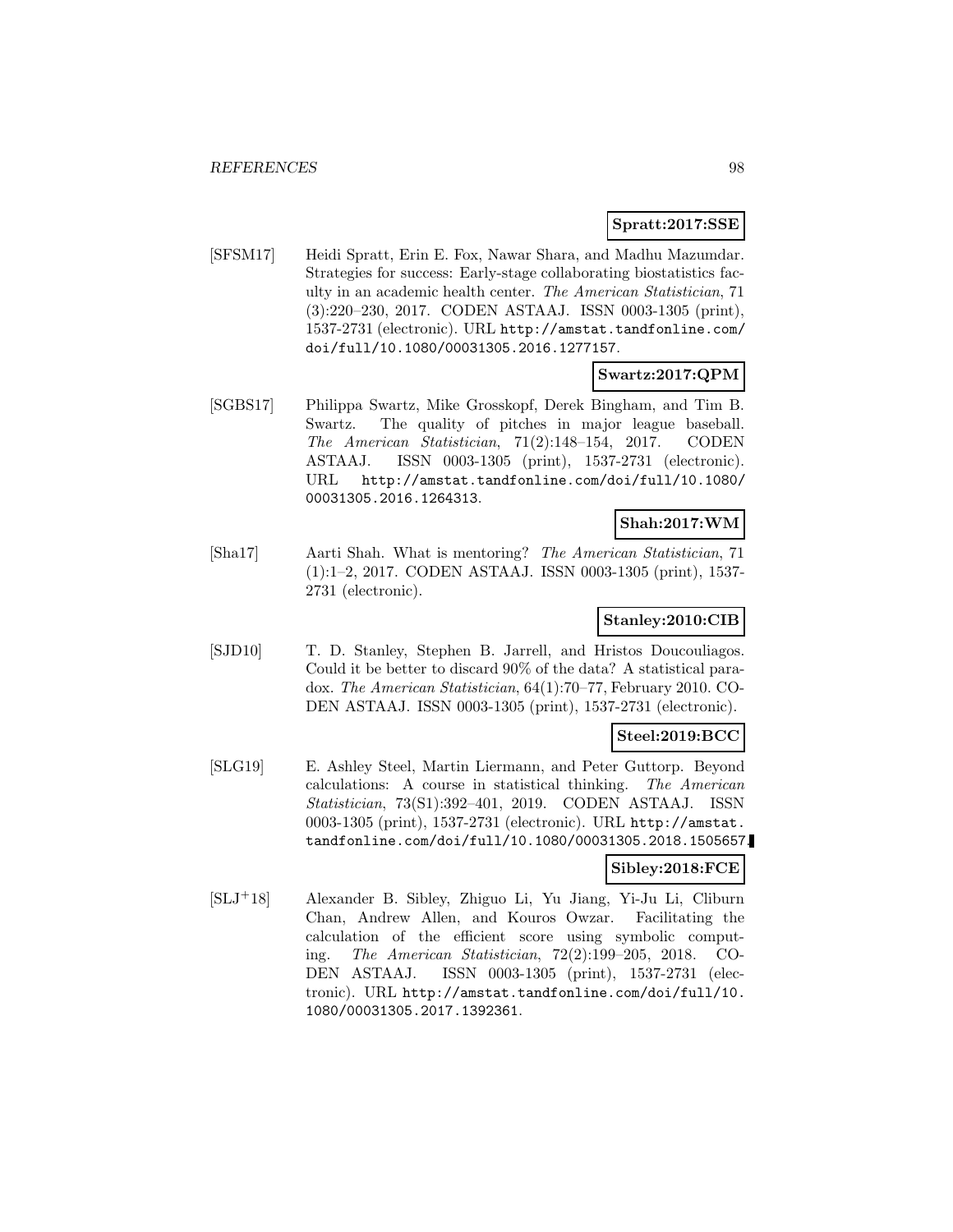**Spratt:2017:SSE**

[SFSM17] Heidi Spratt, Erin E. Fox, Nawar Shara, and Madhu Mazumdar. Strategies for success: Early-stage collaborating biostatistics faculty in an academic health center. *The American Statistician*, 71 (3):220–230, 2017. CODEN ASTAAJ. ISSN 0003-1305 (print), 1537-2731 (electronic). URL http://amstat.tandfonline.com/doi/full/10.1080/00031305.2016.1277157.

**Swartz:2017:QPM**

[SGBS17] Philippa Swartz, Mike Grosskopf, Derek Bingham, and Tim B. Swartz. The quality of pitches in major league baseball. *The American Statistician*, 71(2):148–154, 2017. CODEN ASTAAJ. ISSN 0003-1305 (print), 1537-2731 (electronic). URL http://amstat.tandfonline.com/doi/full/10.1080/00031305.2016.1264313.

**Shah:2017:WM**

[Sha17] Aarti Shah. What is mentoring? *The American Statistician*, 71 (1):1–2, 2017. CODEN ASTAAJ. ISSN 0003-1305 (print), 1537-2731 (electronic).

**Stanley:2010:CIB**

[SJD10] T. D. Stanley, Stephen B. Jarrell, and Hristos Doucouliagos. Could it be better to discard 90% of the data? A statistical paradox. *The American Statistician*, 64(1):70–77, February 2010. CODEN ASTAAJ. ISSN 0003-1305 (print), 1537-2731 (electronic).

**Steel:2019:BCC**

[SLG19] E. Ashley Steel, Martin Liermann, and Peter Guttorp. Beyond calculations: A course in statistical thinking. *The American Statistician*, 73(S1):392–401, 2019. CODEN ASTAAJ. ISSN 0003-1305 (print), 1537-2731 (electronic). URL http://amstat.tandfonline.com/doi/full/10.1080/00031305.2018.1505657.

**Sibley:2018:FCE**

[SLJ+18] Alexander B. Sibley, Zhiguo Li, Yu Jiang, Yi-Ju Li, Cliburn Chan, Andrew Allen, and Kouros Owzar. Facilitating the calculation of the efficient score using symbolic computing. *The American Statistician*, 72(2):199–205, 2018. CODEN ASTAAJ. ISSN 0003-1305 (print), 1537-2731 (electronic). URL http://amstat.tandfonline.com/doi/full/10.1080/00031305.2017.1392361.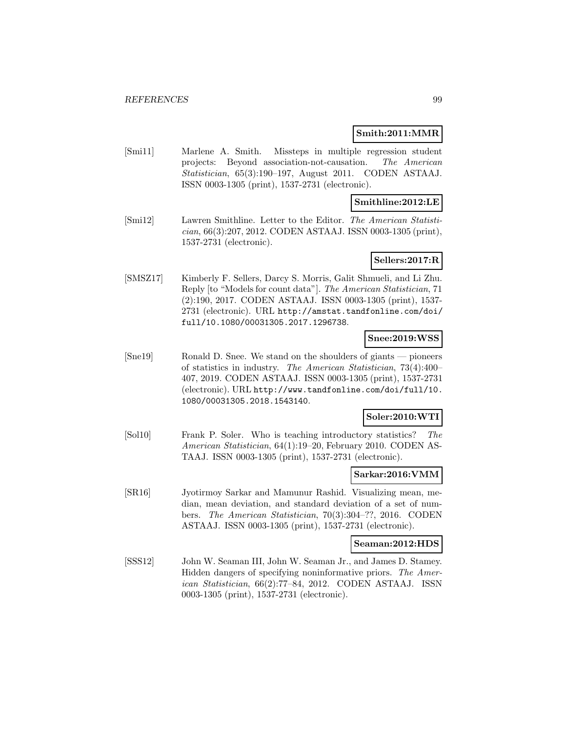**Smith:2011:MMR**

[Smi11] Marlene A. Smith. Missteps in multiple regression student projects: Beyond association-not-causation. *The American Statistician*, 65(3):190–197, August 2011. CODEN ASTAAJ. ISSN 0003-1305 (print), 1537-2731 (electronic).

**Smithline:2012:LE**

[Smi12] Lawren Smithline. Letter to the Editor. *The American Statistician*, 66(3):207, 2012. CODEN ASTAAJ. ISSN 0003-1305 (print), 1537-2731 (electronic).

**Sellers:2017:R**

[SMSZ17] Kimberly F. Sellers, Darcy S. Morris, Galit Shmueli, and Li Zhu. Reply [to "Models for count data"]. *The American Statistician*, 71 (2):190, 2017. CODEN ASTAAJ. ISSN 0003-1305 (print), 1537-2731 (electronic). URL `http://amstat.tandfonline.com/doi/full/10.1080/00031305.2017.1296738`.

**Snee:2019:WSS**

[Sne19] Ronald D. Snee. We stand on the shoulders of giants — pioneers of statistics in industry. *The American Statistician*, 73(4):400–407, 2019. CODEN ASTAAJ. ISSN 0003-1305 (print), 1537-2731 (electronic). URL `http://www.tandfonline.com/doi/full/10.1080/00031305.2018.1543140`.

**Soler:2010:WTI**

[Sol10] Frank P. Soler. Who is teaching introductory statistics? *The American Statistician*, 64(1):19–20, February 2010. CODEN ASTAAJ. ISSN 0003-1305 (print), 1537-2731 (electronic).

**Sarkar:2016:VMM**

[SR16] Jyotirmoy Sarkar and Mamunur Rashid. Visualizing mean, median, mean deviation, and standard deviation of a set of numbers. *The American Statistician*, 70(3):304–??, 2016. CODEN ASTAAJ. ISSN 0003-1305 (print), 1537-2731 (electronic).

**Seaman:2012:HDS**

[SSS12] John W. Seaman III, John W. Seaman Jr., and James D. Stamey. Hidden dangers of specifying noninformative priors. *The American Statistician*, 66(2):77–84, 2012. CODEN ASTAAJ. ISSN 0003-1305 (print), 1537-2731 (electronic).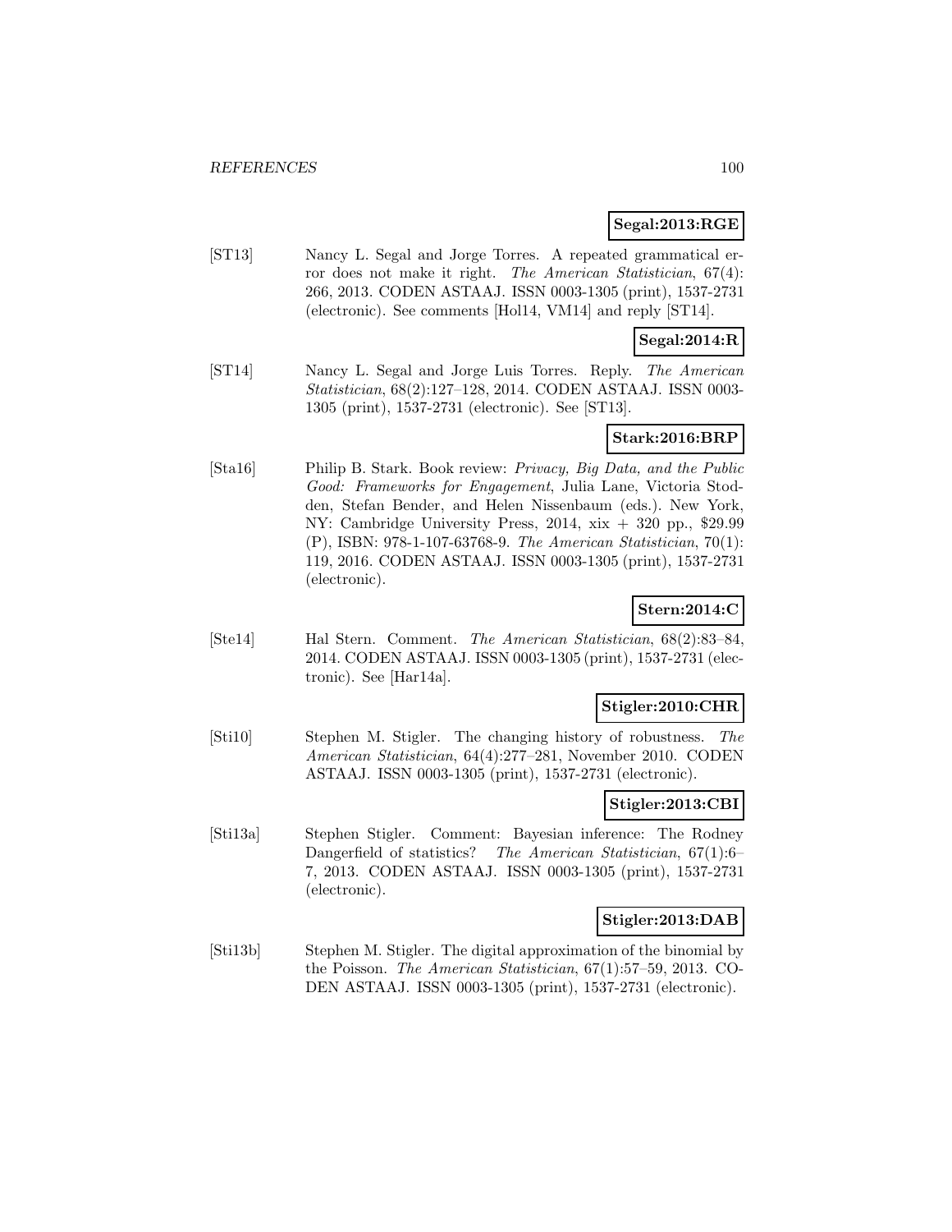**Segal:2013:RGE**

[ST13] Nancy L. Segal and Jorge Torres. A repeated grammatical error does not make it right. *The American Statistician*, 67(4): 266, 2013. CODEN ASTAAJ. ISSN 0003-1305 (print), 1537-2731 (electronic). See comments [Hol14, VM14] and reply [ST14].

**Segal:2014:R**

[ST14] Nancy L. Segal and Jorge Luis Torres. Reply. *The American Statistician*, 68(2):127–128, 2014. CODEN ASTAAJ. ISSN 0003-1305 (print), 1537-2731 (electronic). See [ST13].

**Stark:2016:BRP**

[Sta16] Philip B. Stark. Book review: *Privacy, Big Data, and the Public Good: Frameworks for Engagement*, Julia Lane, Victoria Stodden, Stefan Bender, and Helen Nissenbaum (eds.). New York, NY: Cambridge University Press, 2014, xix + 320 pp., $29.99 (P), ISBN: 978-1-107-63768-9. *The American Statistician*, 70(1): 119, 2016. CODEN ASTAAJ. ISSN 0003-1305 (print), 1537-2731 (electronic).

**Stern:2014:C**

[Ste14] Hal Stern. Comment. *The American Statistician*, 68(2):83–84, 2014. CODEN ASTAAJ. ISSN 0003-1305 (print), 1537-2731 (electronic). See [Har14a].

**Stigler:2010:CHR**

[Sti10] Stephen M. Stigler. The changing history of robustness. *The American Statistician*, 64(4):277–281, November 2010. CODEN ASTAAJ. ISSN 0003-1305 (print), 1537-2731 (electronic).

**Stigler:2013:CBI**

[Sti13a] Stephen Stigler. Comment: Bayesian inference: The Rodney Dangerfield of statistics? *The American Statistician*, 67(1):6–7, 2013. CODEN ASTAAJ. ISSN 0003-1305 (print), 1537-2731 (electronic).

**Stigler:2013:DAB**

[Sti13b] Stephen M. Stigler. The digital approximation of the binomial by the Poisson. *The American Statistician*, 67(1):57–59, 2013. CODEN ASTAAJ. ISSN 0003-1305 (print), 1537-2731 (electronic).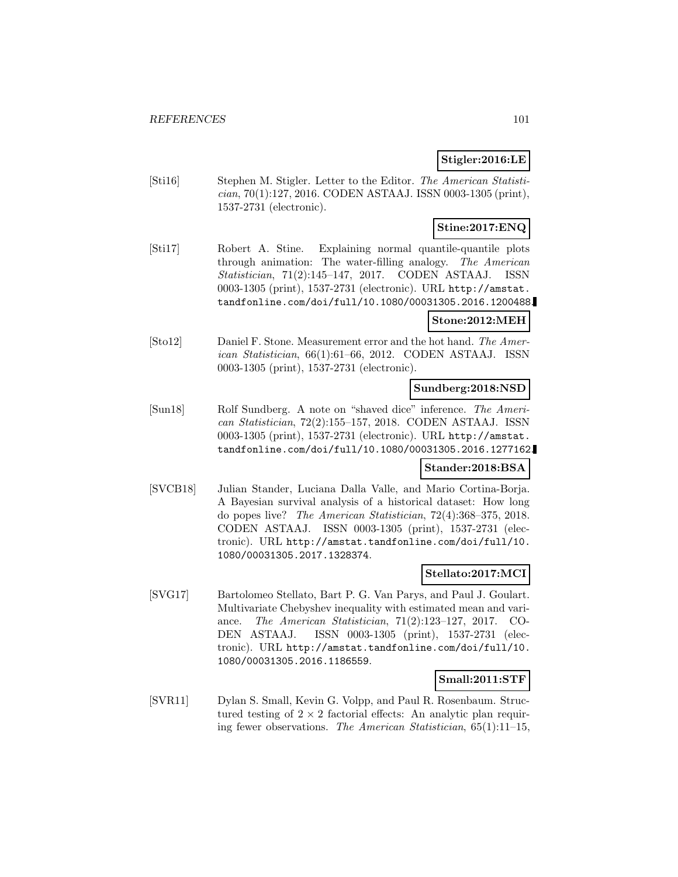**Stigler:2016:LE**

[Sti16] Stephen M. Stigler. Letter to the Editor. *The American Statistician*, 70(1):127, 2016. CODEN ASTAAJ. ISSN 0003-1305 (print), 1537-2731 (electronic).

**Stine:2017:ENQ**

[Sti17] Robert A. Stine. Explaining normal quantile-quantile plots through animation: The water-filling analogy. *The American Statistician*, 71(2):145–147, 2017. CODEN ASTAAJ. ISSN 0003-1305 (print), 1537-2731 (electronic). URL http://amstat.tandfonline.com/doi/full/10.1080/00031305.2016.1200488.

**Stone:2012:MEH**

[Sto12] Daniel F. Stone. Measurement error and the hot hand. *The American Statistician*, 66(1):61–66, 2012. CODEN ASTAAJ. ISSN 0003-1305 (print), 1537-2731 (electronic).

**Sundberg:2018:NSD**

[Sun18] Rolf Sundberg. A note on "shaved dice" inference. *The American Statistician*, 72(2):155–157, 2018. CODEN ASTAAJ. ISSN 0003-1305 (print), 1537-2731 (electronic). URL http://amstat.tandfonline.com/doi/full/10.1080/00031305.2016.1277162.

**Stander:2018:BSA**

[SVCB18] Julian Stander, Luciana Dalla Valle, and Mario Cortina-Borja. A Bayesian survival analysis of a historical dataset: How long do popes live? *The American Statistician*, 72(4):368–375, 2018. CODEN ASTAAJ. ISSN 0003-1305 (print), 1537-2731 (electronic). URL http://amstat.tandfonline.com/doi/full/10.1080/00031305.2017.1328374.

**Stellato:2017:MCI**

[SVG17] Bartolomeo Stellato, Bart P. G. Van Parys, and Paul J. Goulart. Multivariate Chebyshev inequality with estimated mean and variance. *The American Statistician*, 71(2):123–127, 2017. CODEN ASTAAJ. ISSN 0003-1305 (print), 1537-2731 (electronic). URL http://amstat.tandfonline.com/doi/full/10.1080/00031305.2016.1186559.

**Small:2011:STF**

[SVR11] Dylan S. Small, Kevin G. Volpp, and Paul R. Rosenbaum. Structured testing of $2 \times 2$ factorial effects: An analytic plan requiring fewer observations. *The American Statistician*, 65(1):11–15,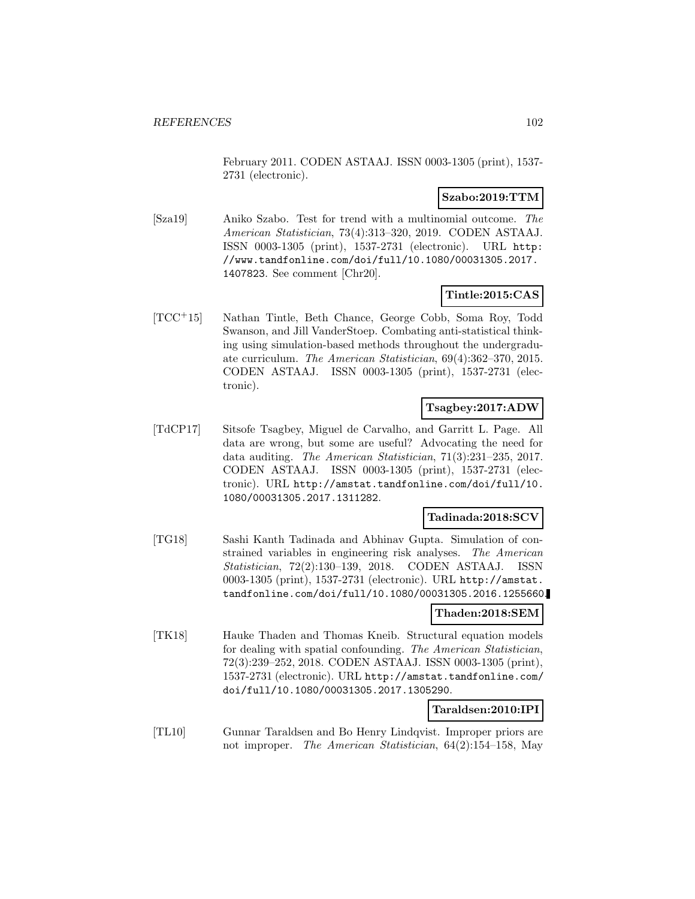February 2011. CODEN ASTAAJ. ISSN 0003-1305 (print), 1537-2731 (electronic).

**Szabo:2019:TTM**

[Sza19] Aniko Szabo. Test for trend with a multinomial outcome. *The American Statistician*, 73(4):313–320, 2019. CODEN ASTAAJ. ISSN 0003-1305 (print), 1537-2731 (electronic). URL http://www.tandfonline.com/doi/full/10.1080/00031305.2017.1407823. See comment [Chr20].

**Tintle:2015:CAS**

[TCC+15] Nathan Tintle, Beth Chance, George Cobb, Soma Roy, Todd Swanson, and Jill VanderStoep. Combating anti-statistical thinking using simulation-based methods throughout the undergraduate curriculum. *The American Statistician*, 69(4):362–370, 2015. CODEN ASTAAJ. ISSN 0003-1305 (print), 1537-2731 (electronic).

**Tsagbey:2017:ADW**

[TdCP17] Sitsofe Tsagbey, Miguel de Carvalho, and Garritt L. Page. All data are wrong, but some are useful? Advocating the need for data auditing. *The American Statistician*, 71(3):231–235, 2017. CODEN ASTAAJ. ISSN 0003-1305 (print), 1537-2731 (electronic). URL http://amstat.tandfonline.com/doi/full/10.1080/00031305.2017.1311282.

**Tadinada:2018:SCV**

[TG18] Sashi Kanth Tadinada and Abhinav Gupta. Simulation of constrained variables in engineering risk analyses. *The American Statistician*, 72(2):130–139, 2018. CODEN ASTAAJ. ISSN 0003-1305 (print), 1537-2731 (electronic). URL http://amstat.tandfonline.com/doi/full/10.1080/00031305.2016.1255660.

**Thaden:2018:SEM**

[TK18] Hauke Thaden and Thomas Kneib. Structural equation models for dealing with spatial confounding. *The American Statistician*, 72(3):239–252, 2018. CODEN ASTAAJ. ISSN 0003-1305 (print), 1537-2731 (electronic). URL http://amstat.tandfonline.com/doi/full/10.1080/00031305.2017.1305290.

**Taraldsen:2010:IPI**

[TL10] Gunnar Taraldsen and Bo Henry Lindqvist. Improper priors are not improper. *The American Statistician*, 64(2):154–158, May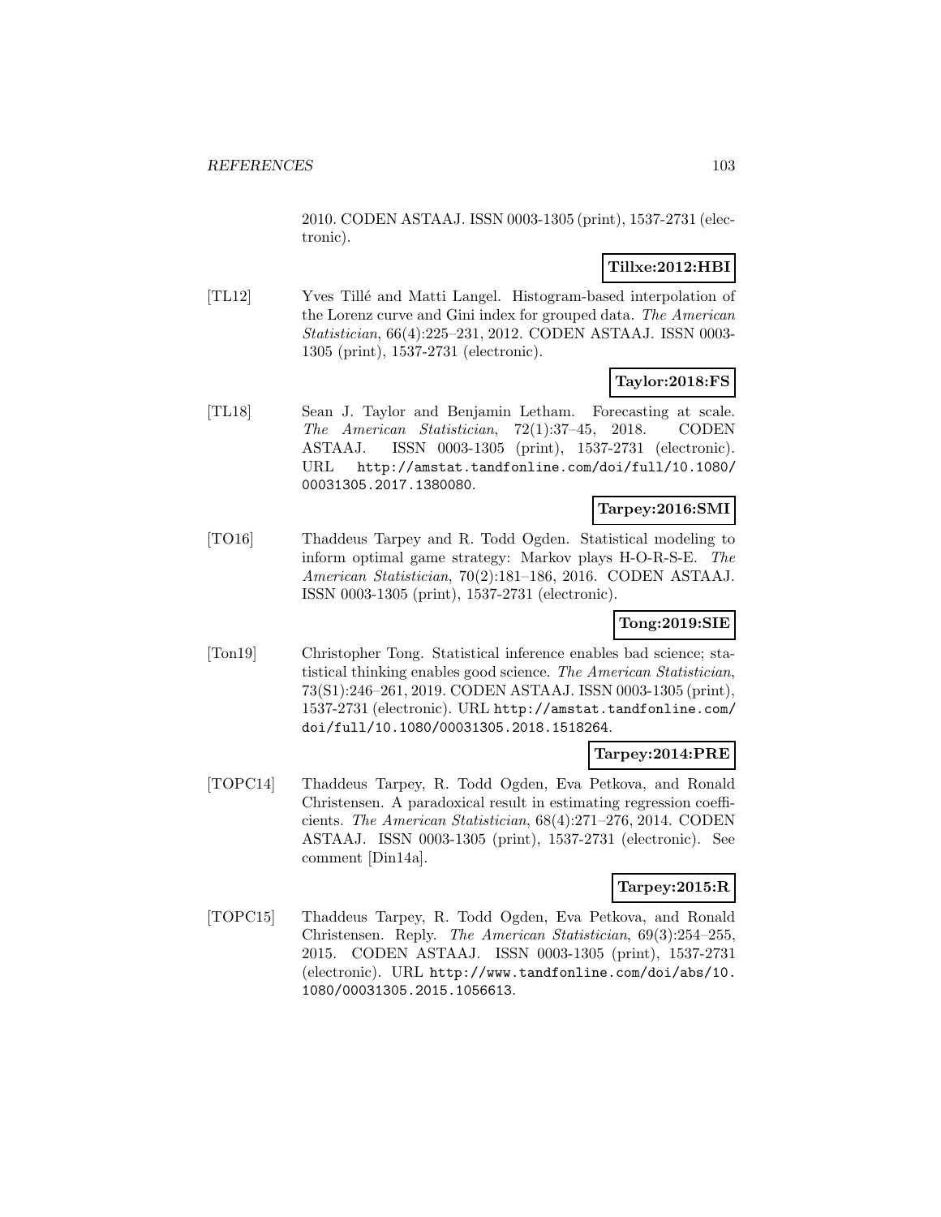2010. CODEN ASTAAJ. ISSN 0003-1305 (print), 1537-2731 (electronic).

**Tillxe:2012:HBI**

[TL12] Yves Tillé and Matti Langel. Histogram-based interpolation of the Lorenz curve and Gini index for grouped data. *The American Statistician*, 66(4):225–231, 2012. CODEN ASTAAJ. ISSN 0003-1305 (print), 1537-2731 (electronic).

**Taylor:2018:FS**

[TL18] Sean J. Taylor and Benjamin Letham. Forecasting at scale. *The American Statistician*, 72(1):37–45, 2018. CODEN ASTAAJ. ISSN 0003-1305 (print), 1537-2731 (electronic). URL `http://amstat.tandfonline.com/doi/full/10.1080/00031305.2017.1380080`.

**Tarpey:2016:SMI**

[TO16] Thaddeus Tarpey and R. Todd Ogden. Statistical modeling to inform optimal game strategy: Markov plays H-O-R-S-E. *The American Statistician*, 70(2):181–186, 2016. CODEN ASTAAJ. ISSN 0003-1305 (print), 1537-2731 (electronic).

**Tong:2019:SIE**

[Ton19] Christopher Tong. Statistical inference enables bad science; statistical thinking enables good science. *The American Statistician*, 73(S1):246–261, 2019. CODEN ASTAAJ. ISSN 0003-1305 (print), 1537-2731 (electronic). URL `http://amstat.tandfonline.com/doi/full/10.1080/00031305.2018.1518264`.

**Tarpey:2014:PRE**

[TOPC14] Thaddeus Tarpey, R. Todd Ogden, Eva Petkova, and Ronald Christensen. A paradoxical result in estimating regression coefficients. *The American Statistician*, 68(4):271–276, 2014. CODEN ASTAAJ. ISSN 0003-1305 (print), 1537-2731 (electronic). See comment [Din14a].

**Tarpey:2015:R**

[TOPC15] Thaddeus Tarpey, R. Todd Ogden, Eva Petkova, and Ronald Christensen. Reply. *The American Statistician*, 69(3):254–255, 2015. CODEN ASTAAJ. ISSN 0003-1305 (print), 1537-2731 (electronic). URL `http://www.tandfonline.com/doi/abs/10.1080/00031305.2015.1056613`.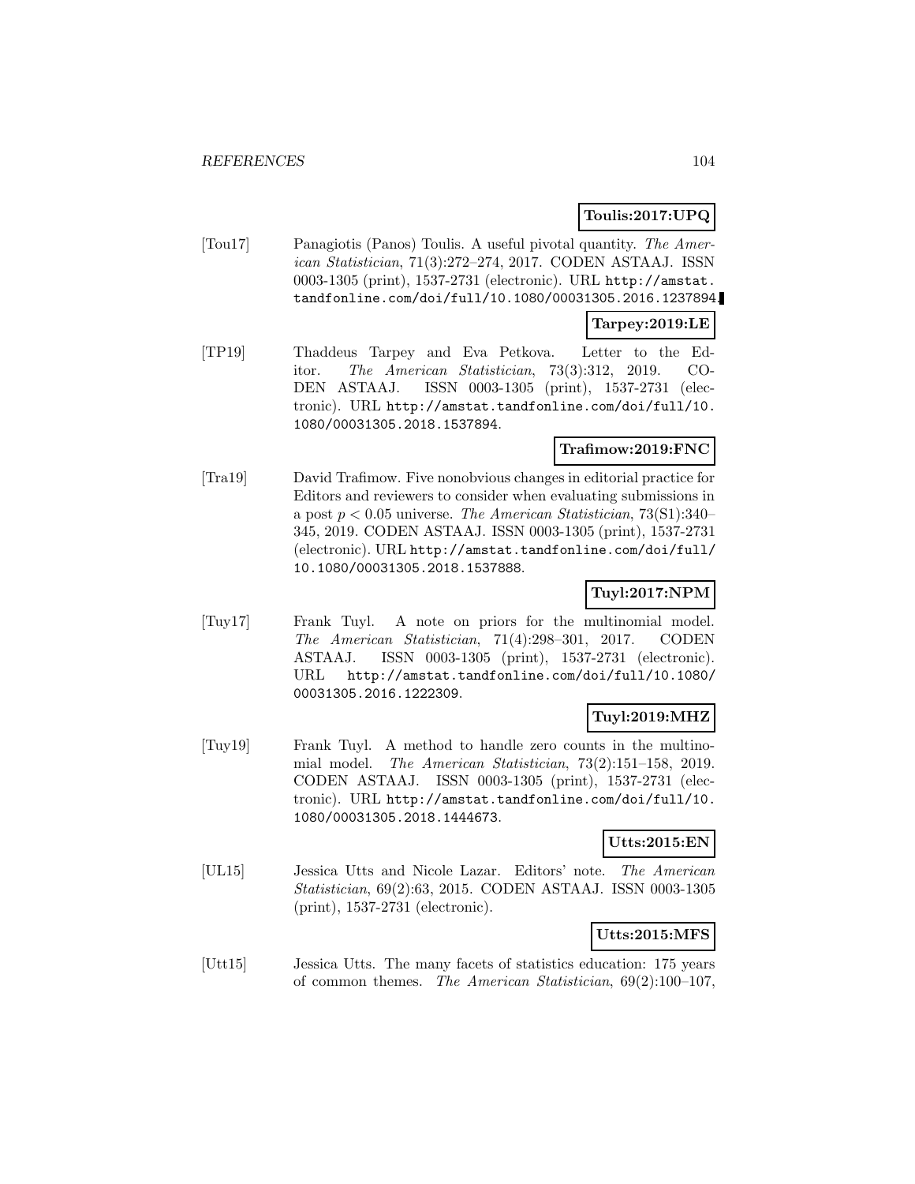**Toulis:2017:UPQ**

[Tou17] Panagiotis (Panos) Toulis. A useful pivotal quantity. *The American Statistician*, 71(3):272–274, 2017. CODEN ASTAAJ. ISSN 0003-1305 (print), 1537-2731 (electronic). URL http://amstat.tandfonline.com/doi/full/10.1080/00031305.2016.1237894.

**Tarpey:2019:LE**

[TP19] Thaddeus Tarpey and Eva Petkova. Letter to the Editor. *The American Statistician*, 73(3):312, 2019. CODEN ASTAAJ. ISSN 0003-1305 (print), 1537-2731 (electronic). URL http://amstat.tandfonline.com/doi/full/10.1080/00031305.2018.1537894.

**Trafimow:2019:FNC**

[Tra19] David Trafimow. Five nonobvious changes in editorial practice for Editors and reviewers to consider when evaluating submissions in a post $p < 0.05$ universe. *The American Statistician*, 73(S1):340–345, 2019. CODEN ASTAAJ. ISSN 0003-1305 (print), 1537-2731 (electronic). URL http://amstat.tandfonline.com/doi/full/10.1080/00031305.2018.1537888.

**Tuyl:2017:NPM**

[Tuy17] Frank Tuyl. A note on priors for the multinomial model. *The American Statistician*, 71(4):298–301, 2017. CODEN ASTAAJ. ISSN 0003-1305 (print), 1537-2731 (electronic). URL http://amstat.tandfonline.com/doi/full/10.1080/00031305.2016.1222309.

**Tuyl:2019:MHZ**

[Tuy19] Frank Tuyl. A method to handle zero counts in the multinomial model. *The American Statistician*, 73(2):151–158, 2019. CODEN ASTAAJ. ISSN 0003-1305 (print), 1537-2731 (electronic). URL http://amstat.tandfonline.com/doi/full/10.1080/00031305.2018.1444673.

**Utts:2015:EN**

[UL15] Jessica Utts and Nicole Lazar. Editors' note. *The American Statistician*, 69(2):63, 2015. CODEN ASTAAJ. ISSN 0003-1305 (print), 1537-2731 (electronic).

**Utts:2015:MFS**

[Utt15] Jessica Utts. The many facets of statistics education: 175 years of common themes. *The American Statistician*, 69(2):100–107,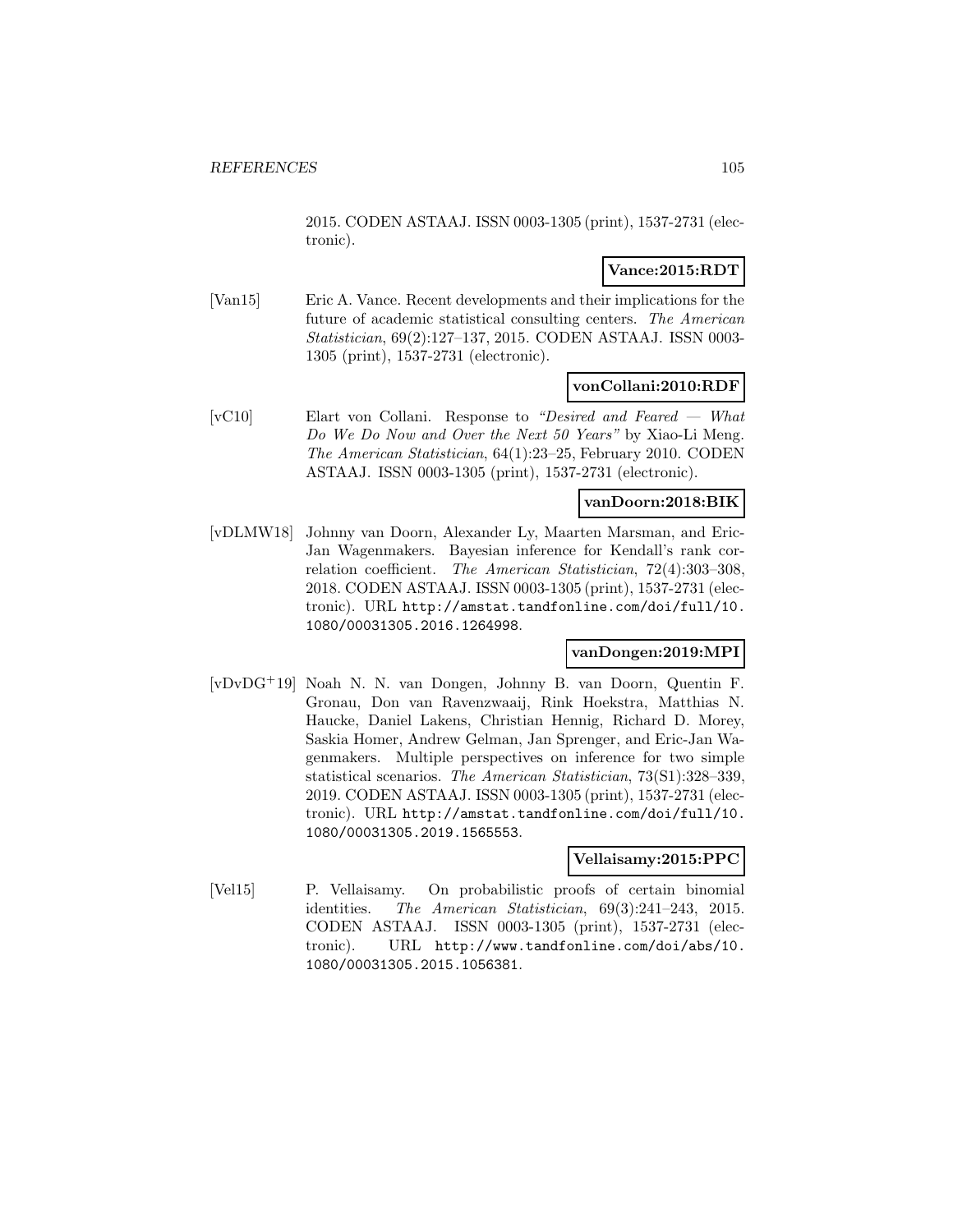2015. CODEN ASTAAJ. ISSN 0003-1305 (print), 1537-2731 (electronic).

**Vance:2015:RDT**

[Van15] Eric A. Vance. Recent developments and their implications for the future of academic statistical consulting centers. *The American Statistician*, 69(2):127–137, 2015. CODEN ASTAAJ. ISSN 0003-1305 (print), 1537-2731 (electronic).

**vonCollani:2010:RDF**

[vC10] Elart von Collani. Response to *"Desired and Feared — What Do We Do Now and Over the Next 50 Years"* by Xiao-Li Meng. *The American Statistician*, 64(1):23–25, February 2010. CODEN ASTAAJ. ISSN 0003-1305 (print), 1537-2731 (electronic).

**vanDoorn:2018:BIK**

[vDLMW18] Johnny van Doorn, Alexander Ly, Maarten Marsman, and Eric-Jan Wagenmakers. Bayesian inference for Kendall's rank correlation coefficient. *The American Statistician*, 72(4):303–308, 2018. CODEN ASTAAJ. ISSN 0003-1305 (print), 1537-2731 (electronic). URL http://amstat.tandfonline.com/doi/full/10.1080/00031305.2016.1264998.

**vanDongen:2019:MPI**

[vDvDG+19] Noah N. N. van Dongen, Johnny B. van Doorn, Quentin F. Gronau, Don van Ravenzwaaij, Rink Hoekstra, Matthias N. Haucke, Daniel Lakens, Christian Hennig, Richard D. Morey, Saskia Homer, Andrew Gelman, Jan Sprenger, and Eric-Jan Wagenmakers. Multiple perspectives on inference for two simple statistical scenarios. *The American Statistician*, 73(S1):328–339, 2019. CODEN ASTAAJ. ISSN 0003-1305 (print), 1537-2731 (electronic). URL http://amstat.tandfonline.com/doi/full/10.1080/00031305.2019.1565553.

**Vellaisamy:2015:PPC**

[Vel15] P. Vellaisamy. On probabilistic proofs of certain binomial identities. *The American Statistician*, 69(3):241–243, 2015. CODEN ASTAAJ. ISSN 0003-1305 (print), 1537-2731 (electronic). URL http://www.tandfonline.com/doi/abs/10.1080/00031305.2015.1056381.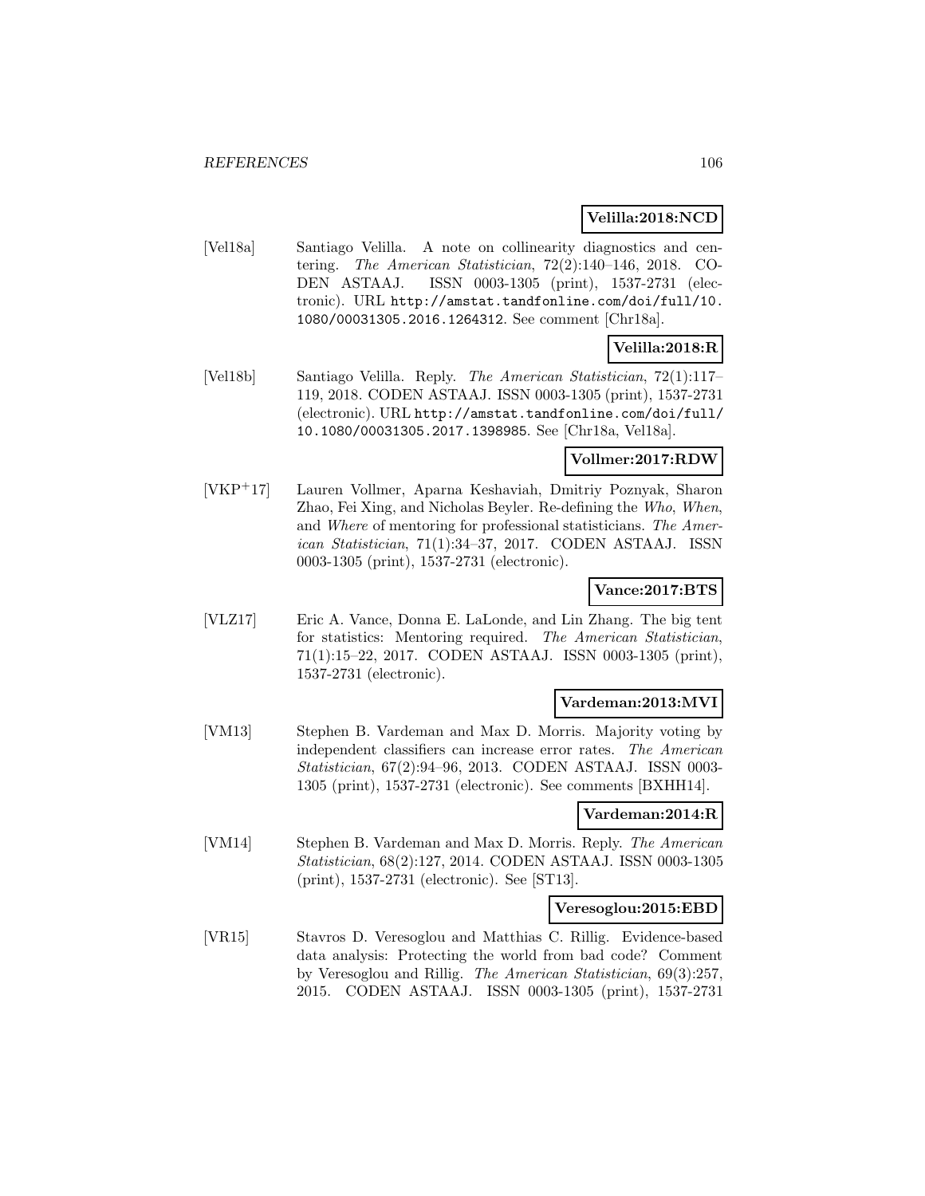**Velilla:2018:NCD**

[Vel18a] Santiago Velilla. A note on collinearity diagnostics and centering. *The American Statistician*, 72(2):140–146, 2018. CODEN ASTAAJ. ISSN 0003-1305 (print), 1537-2731 (electronic). URL http://amstat.tandfonline.com/doi/full/10.1080/00031305.2016.1264312. See comment [Chr18a].

**Velilla:2018:R**

[Vel18b] Santiago Velilla. Reply. *The American Statistician*, 72(1):117–119, 2018. CODEN ASTAAJ. ISSN 0003-1305 (print), 1537-2731 (electronic). URL http://amstat.tandfonline.com/doi/full/10.1080/00031305.2017.1398985. See [Chr18a, Vel18a].

**Vollmer:2017:RDW**

[VKP+17] Lauren Vollmer, Aparna Keshaviah, Dmitriy Poznyak, Sharon Zhao, Fei Xing, and Nicholas Beyler. Re-defining the *Who*, *When*, and *Where* of mentoring for professional statisticians. *The American Statistician*, 71(1):34–37, 2017. CODEN ASTAAJ. ISSN 0003-1305 (print), 1537-2731 (electronic).

**Vance:2017:BTS**

[VLZ17] Eric A. Vance, Donna E. LaLonde, and Lin Zhang. The big tent for statistics: Mentoring required. *The American Statistician*, 71(1):15–22, 2017. CODEN ASTAAJ. ISSN 0003-1305 (print), 1537-2731 (electronic).

**Vardeman:2013:MVI**

[VM13] Stephen B. Vardeman and Max D. Morris. Majority voting by independent classifiers can increase error rates. *The American Statistician*, 67(2):94–96, 2013. CODEN ASTAAJ. ISSN 0003-1305 (print), 1537-2731 (electronic). See comments [BXHH14].

**Vardeman:2014:R**

[VM14] Stephen B. Vardeman and Max D. Morris. Reply. *The American Statistician*, 68(2):127, 2014. CODEN ASTAAJ. ISSN 0003-1305 (print), 1537-2731 (electronic). See [ST13].

**Veresoglou:2015:EBD**

[VR15] Stavros D. Veresoglou and Matthias C. Rillig. Evidence-based data analysis: Protecting the world from bad code? Comment by Veresoglou and Rillig. *The American Statistician*, 69(3):257, 2015. CODEN ASTAAJ. ISSN 0003-1305 (print), 1537-2731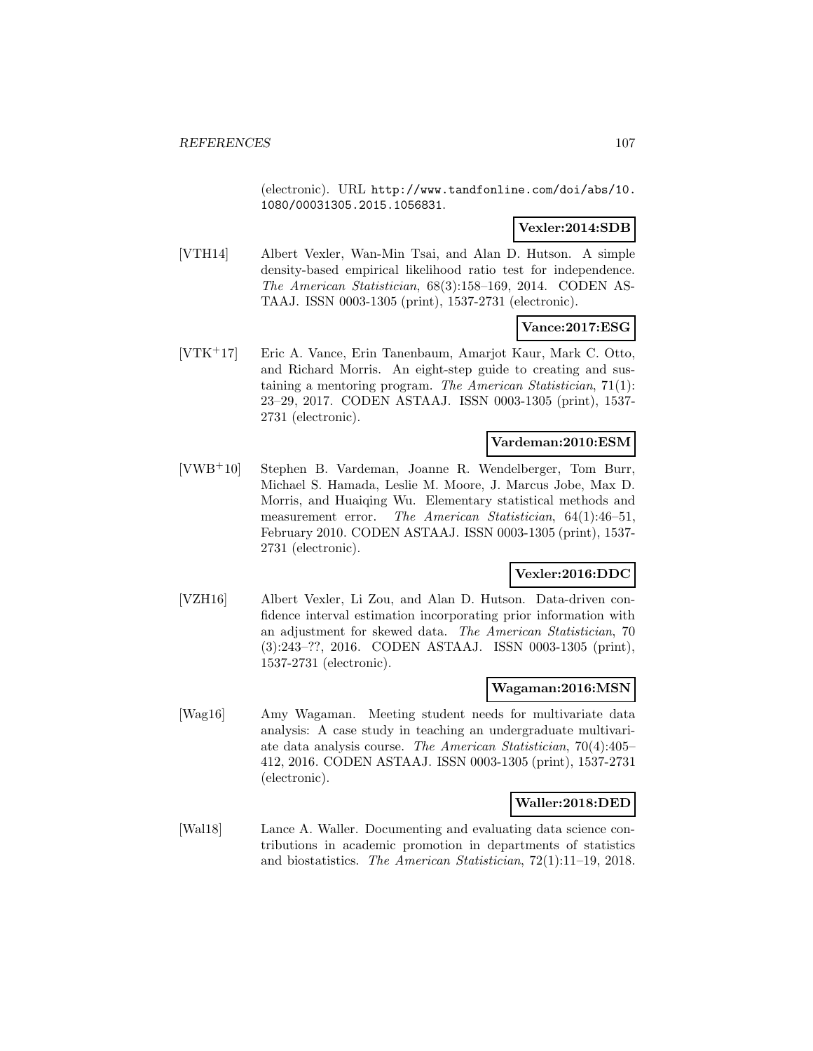(electronic). URL http://www.tandfonline.com/doi/abs/10.1080/00031305.2015.1056831.

**Vexler:2014:SDB**

[VTH14] Albert Vexler, Wan-Min Tsai, and Alan D. Hutson. A simple density-based empirical likelihood ratio test for independence. *The American Statistician*, 68(3):158–169, 2014. CODEN ASTAAJ. ISSN 0003-1305 (print), 1537-2731 (electronic).

**Vance:2017:ESG**

[VTK+17] Eric A. Vance, Erin Tanenbaum, Amarjot Kaur, Mark C. Otto, and Richard Morris. An eight-step guide to creating and sustaining a mentoring program. *The American Statistician*, 71(1): 23–29, 2017. CODEN ASTAAJ. ISSN 0003-1305 (print), 1537-2731 (electronic).

**Vardeman:2010:ESM**

[VWB+10] Stephen B. Vardeman, Joanne R. Wendelberger, Tom Burr, Michael S. Hamada, Leslie M. Moore, J. Marcus Jobe, Max D. Morris, and Huaiqing Wu. Elementary statistical methods and measurement error. *The American Statistician*, 64(1):46–51, February 2010. CODEN ASTAAJ. ISSN 0003-1305 (print), 1537-2731 (electronic).

**Vexler:2016:DDC**

[VZH16] Albert Vexler, Li Zou, and Alan D. Hutson. Data-driven confidence interval estimation incorporating prior information with an adjustment for skewed data. *The American Statistician*, 70 (3):243–??, 2016. CODEN ASTAAJ. ISSN 0003-1305 (print), 1537-2731 (electronic).

**Wagaman:2016:MSN**

[Wag16] Amy Wagaman. Meeting student needs for multivariate data analysis: A case study in teaching an undergraduate multivariate data analysis course. *The American Statistician*, 70(4):405–412, 2016. CODEN ASTAAJ. ISSN 0003-1305 (print), 1537-2731 (electronic).

**Waller:2018:DED**

[Wal18] Lance A. Waller. Documenting and evaluating data science contributions in academic promotion in departments of statistics and biostatistics. *The American Statistician*, 72(1):11–19, 2018.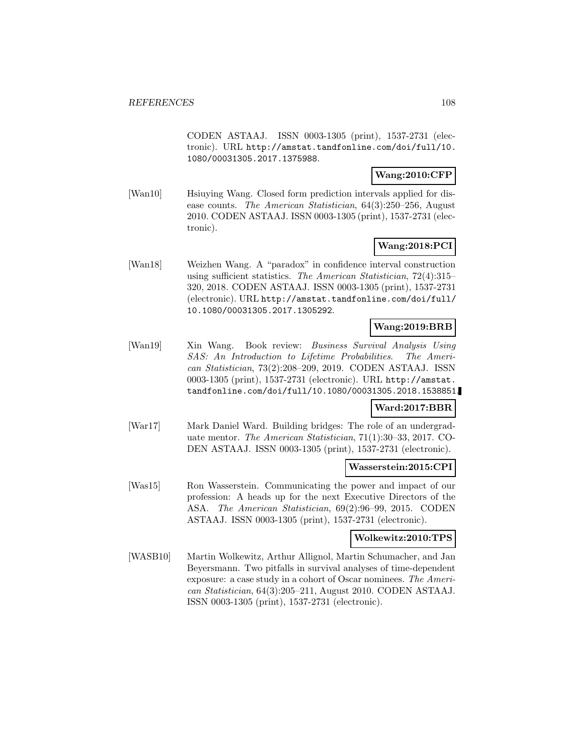CODEN ASTAAJ. ISSN 0003-1305 (print), 1537-2731 (electronic). URL http://amstat.tandfonline.com/doi/full/10.1080/00031305.2017.1375988.

**Wang:2010:CFP**

[Wan10] Hsiuying Wang. Closed form prediction intervals applied for disease counts. *The American Statistician*, 64(3):250–256, August 2010. CODEN ASTAAJ. ISSN 0003-1305 (print), 1537-2731 (electronic).

**Wang:2018:PCI**

[Wan18] Weizhen Wang. A "paradox" in confidence interval construction using sufficient statistics. *The American Statistician*, 72(4):315–320, 2018. CODEN ASTAAJ. ISSN 0003-1305 (print), 1537-2731 (electronic). URL http://amstat.tandfonline.com/doi/full/10.1080/00031305.2017.1305292.

**Wang:2019:BRB**

[Wan19] Xin Wang. Book review: *Business Survival Analysis Using SAS: An Introduction to Lifetime Probabilities*. *The American Statistician*, 73(2):208–209, 2019. CODEN ASTAAJ. ISSN 0003-1305 (print), 1537-2731 (electronic). URL http://amstat.tandfonline.com/doi/full/10.1080/00031305.2018.1538851.

**Ward:2017:BBR**

[War17] Mark Daniel Ward. Building bridges: The role of an undergraduate mentor. *The American Statistician*, 71(1):30–33, 2017. CODEN ASTAAJ. ISSN 0003-1305 (print), 1537-2731 (electronic).

**Wasserstein:2015:CPI**

[Was15] Ron Wasserstein. Communicating the power and impact of our profession: A heads up for the next Executive Directors of the ASA. *The American Statistician*, 69(2):96–99, 2015. CODEN ASTAAJ. ISSN 0003-1305 (print), 1537-2731 (electronic).

**Wolkewitz:2010:TPS**

[WASB10] Martin Wolkewitz, Arthur Allignol, Martin Schumacher, and Jan Beyersmann. Two pitfalls in survival analyses of time-dependent exposure: a case study in a cohort of Oscar nominees. *The American Statistician*, 64(3):205–211, August 2010. CODEN ASTAAJ. ISSN 0003-1305 (print), 1537-2731 (electronic).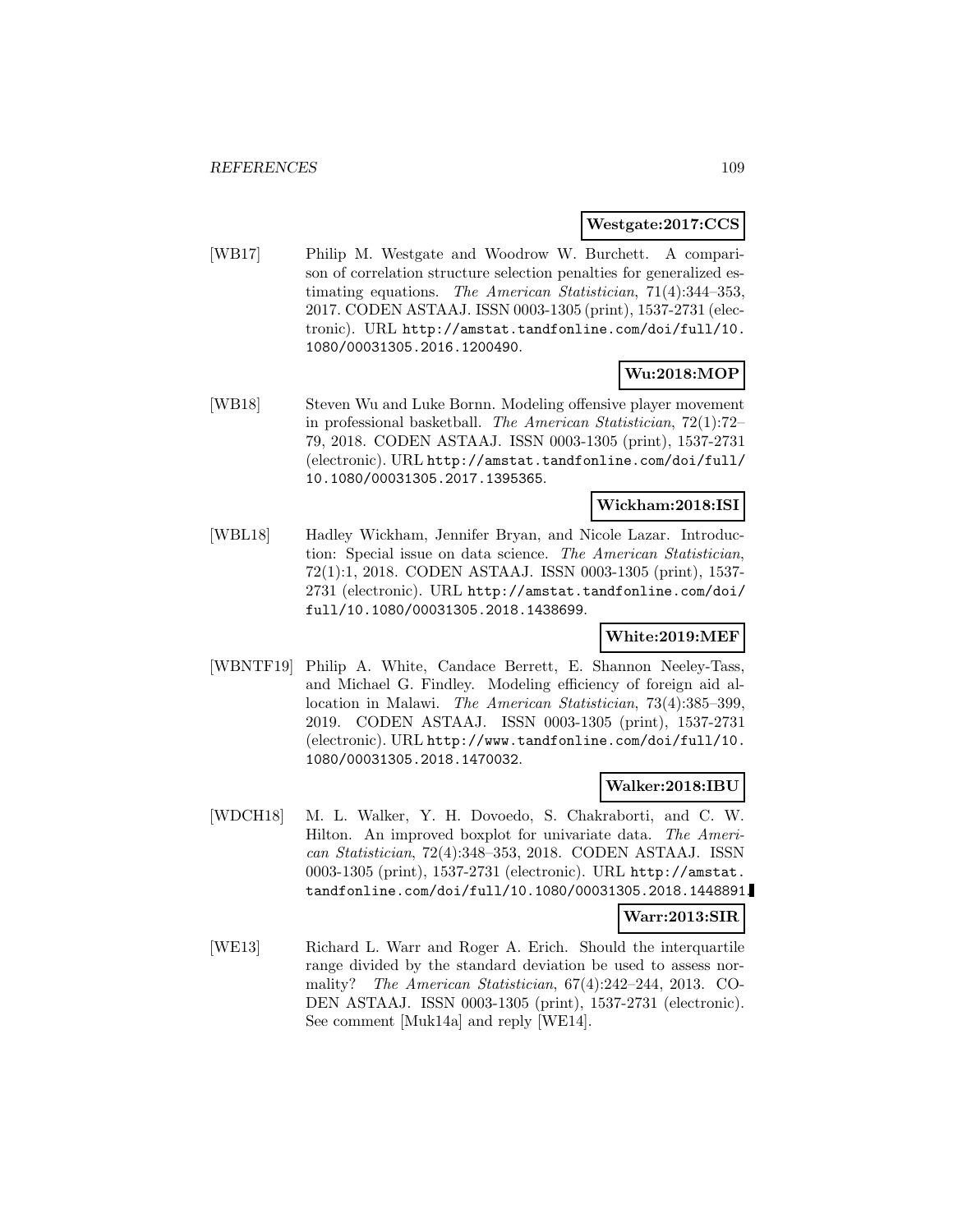**Westgate:2017:CCS**

[WB17] Philip M. Westgate and Woodrow W. Burchett. A comparison of correlation structure selection penalties for generalized estimating equations. *The American Statistician*, 71(4):344–353, 2017. CODEN ASTAAJ. ISSN 0003-1305 (print), 1537-2731 (electronic). URL http://amstat.tandfonline.com/doi/full/10.1080/00031305.2016.1200490.

**Wu:2018:MOP**

[WB18] Steven Wu and Luke Bornn. Modeling offensive player movement in professional basketball. *The American Statistician*, 72(1):72–79, 2018. CODEN ASTAAJ. ISSN 0003-1305 (print), 1537-2731 (electronic). URL http://amstat.tandfonline.com/doi/full/10.1080/00031305.2017.1395365.

**Wickham:2018:ISI**

[WBL18] Hadley Wickham, Jennifer Bryan, and Nicole Lazar. Introduction: Special issue on data science. *The American Statistician*, 72(1):1, 2018. CODEN ASTAAJ. ISSN 0003-1305 (print), 1537-2731 (electronic). URL http://amstat.tandfonline.com/doi/full/10.1080/00031305.2018.1438699.

**White:2019:MEF**

[WBNTF19] Philip A. White, Candace Berrett, E. Shannon Neeley-Tass, and Michael G. Findley. Modeling efficiency of foreign aid allocation in Malawi. *The American Statistician*, 73(4):385–399, 2019. CODEN ASTAAJ. ISSN 0003-1305 (print), 1537-2731 (electronic). URL http://www.tandfonline.com/doi/full/10.1080/00031305.2018.1470032.

**Walker:2018:IBU**

[WDCH18] M. L. Walker, Y. H. Dovoedo, S. Chakraborti, and C. W. Hilton. An improved boxplot for univariate data. *The American Statistician*, 72(4):348–353, 2018. CODEN ASTAAJ. ISSN 0003-1305 (print), 1537-2731 (electronic). URL http://amstat.tandfonline.com/doi/full/10.1080/00031305.2018.1448891.

**Warr:2013:SIR**

[WE13] Richard L. Warr and Roger A. Erich. Should the interquartile range divided by the standard deviation be used to assess normality? *The American Statistician*, 67(4):242–244, 2013. CODEN ASTAAJ. ISSN 0003-1305 (print), 1537-2731 (electronic). See comment [Muk14a] and reply [WE14].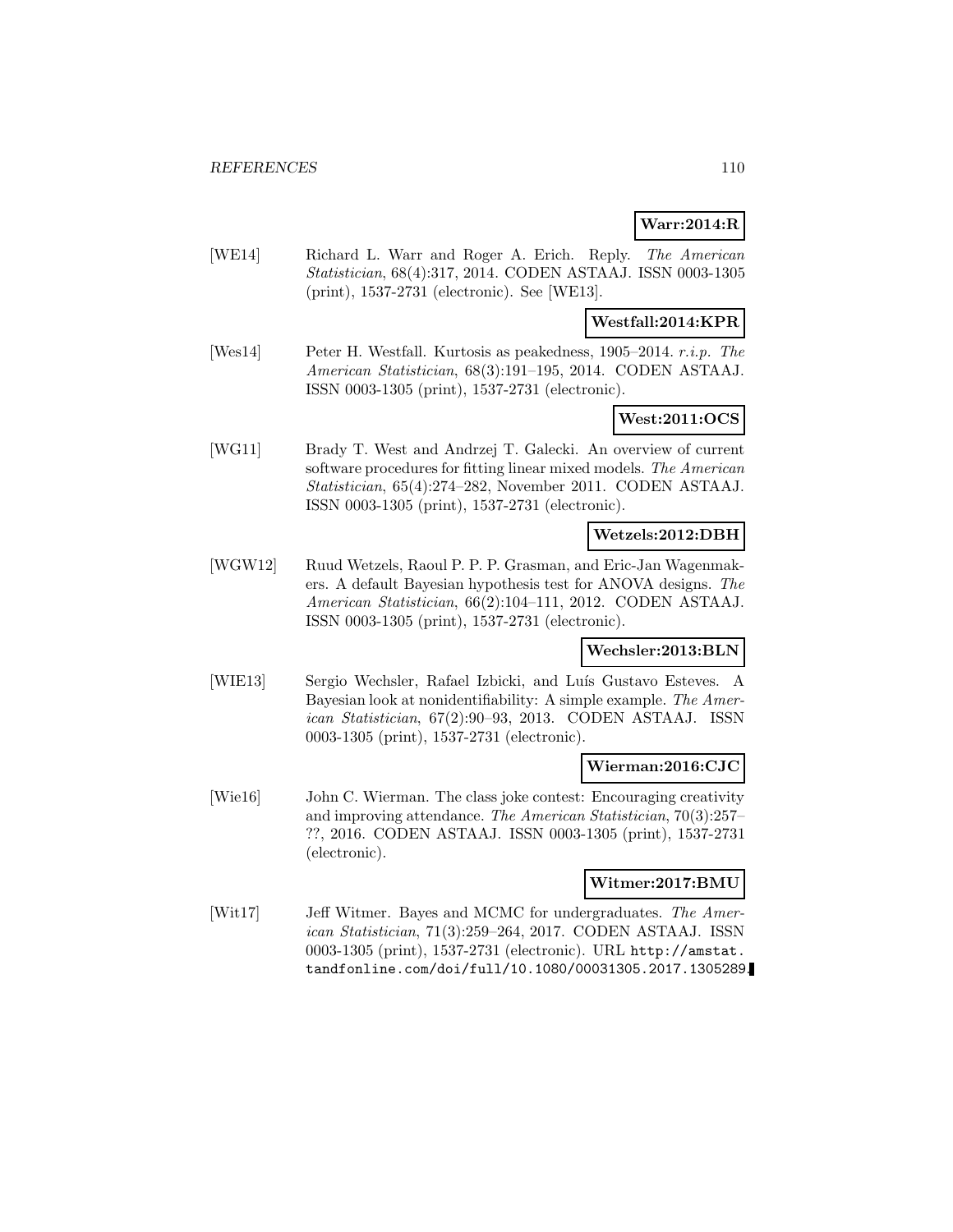**Warr:2014:R**

[WE14] Richard L. Warr and Roger A. Erich. Reply. *The American Statistician*, 68(4):317, 2014. CODEN ASTAAJ. ISSN 0003-1305 (print), 1537-2731 (electronic). See [WE13].

**Westfall:2014:KPR**

[Wes14] Peter H. Westfall. Kurtosis as peakedness, 1905–2014. *r.i.p.* *The American Statistician*, 68(3):191–195, 2014. CODEN ASTAAJ. ISSN 0003-1305 (print), 1537-2731 (electronic).

**West:2011:OCS**

[WG11] Brady T. West and Andrzej T. Galecki. An overview of current software procedures for fitting linear mixed models. *The American Statistician*, 65(4):274–282, November 2011. CODEN ASTAAJ. ISSN 0003-1305 (print), 1537-2731 (electronic).

**Wetzels:2012:DBH**

[WGW12] Ruud Wetzels, Raoul P. P. P. Grasman, and Eric-Jan Wagenmakers. A default Bayesian hypothesis test for ANOVA designs. *The American Statistician*, 66(2):104–111, 2012. CODEN ASTAAJ. ISSN 0003-1305 (print), 1537-2731 (electronic).

**Wechsler:2013:BLN**

[WIE13] Sergio Wechsler, Rafael Izbicki, and Luís Gustavo Esteves. A Bayesian look at nonidentifiability: A simple example. *The American Statistician*, 67(2):90–93, 2013. CODEN ASTAAJ. ISSN 0003-1305 (print), 1537-2731 (electronic).

**Wierman:2016:CJC**

[Wie16] John C. Wierman. The class joke contest: Encouraging creativity and improving attendance. *The American Statistician*, 70(3):257–??, 2016. CODEN ASTAAJ. ISSN 0003-1305 (print), 1537-2731 (electronic).

**Witmer:2017:BMU**

[Wit17] Jeff Witmer. Bayes and MCMC for undergraduates. *The American Statistician*, 71(3):259–264, 2017. CODEN ASTAAJ. ISSN 0003-1305 (print), 1537-2731 (electronic). URL http://amstat.tandfonline.com/doi/full/10.1080/00031305.2017.1305289.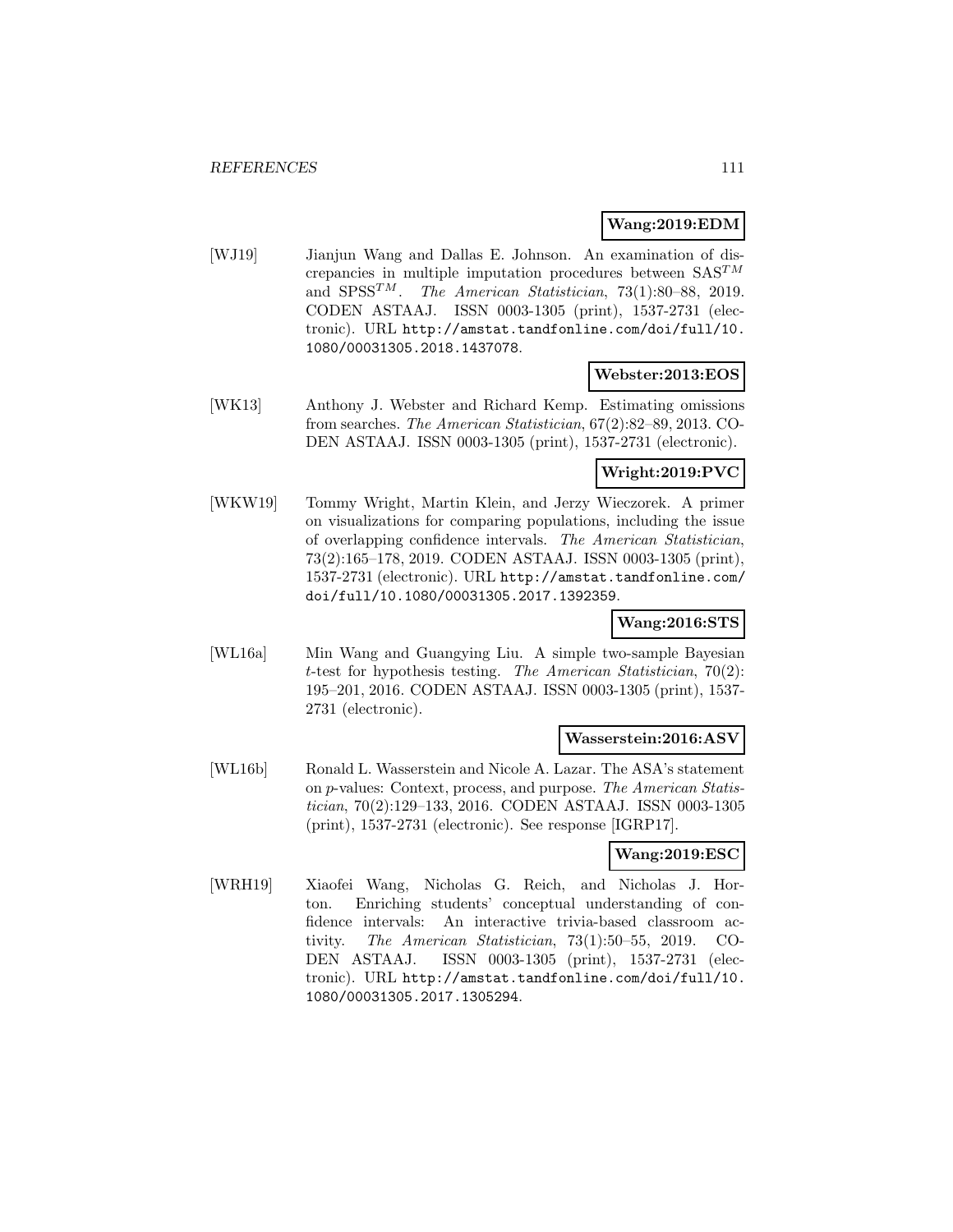**Wang:2019:EDM**

[WJ19] Jianjun Wang and Dallas E. Johnson. An examination of discrepancies in multiple imputation procedures between SAS$^{TM}$ and SPSS$^{TM}$. *The American Statistician*, 73(1):80–88, 2019. CODEN ASTAAJ. ISSN 0003-1305 (print), 1537-2731 (electronic). URL http://amstat.tandfonline.com/doi/full/10.1080/00031305.2018.1437078.

**Webster:2013:EOS**

[WK13] Anthony J. Webster and Richard Kemp. Estimating omissions from searches. *The American Statistician*, 67(2):82–89, 2013. CODEN ASTAAJ. ISSN 0003-1305 (print), 1537-2731 (electronic).

**Wright:2019:PVC**

[WKW19] Tommy Wright, Martin Klein, and Jerzy Wieczorek. A primer on visualizations for comparing populations, including the issue of overlapping confidence intervals. *The American Statistician*, 73(2):165–178, 2019. CODEN ASTAAJ. ISSN 0003-1305 (print), 1537-2731 (electronic). URL http://amstat.tandfonline.com/doi/full/10.1080/00031305.2017.1392359.

**Wang:2016:STS**

[WL16a] Min Wang and Guangying Liu. A simple two-sample Bayesian *t*-test for hypothesis testing. *The American Statistician*, 70(2): 195–201, 2016. CODEN ASTAAJ. ISSN 0003-1305 (print), 1537-2731 (electronic).

**Wasserstein:2016:ASV**

[WL16b] Ronald L. Wasserstein and Nicole A. Lazar. The ASA's statement on *p*-values: Context, process, and purpose. *The American Statistician*, 70(2):129–133, 2016. CODEN ASTAAJ. ISSN 0003-1305 (print), 1537-2731 (electronic). See response [IGRP17].

**Wang:2019:ESC**

[WRH19] Xiaofei Wang, Nicholas G. Reich, and Nicholas J. Horton. Enriching students' conceptual understanding of confidence intervals: An interactive trivia-based classroom activity. *The American Statistician*, 73(1):50–55, 2019. CODEN ASTAAJ. ISSN 0003-1305 (print), 1537-2731 (electronic). URL http://amstat.tandfonline.com/doi/full/10.1080/00031305.2017.1305294.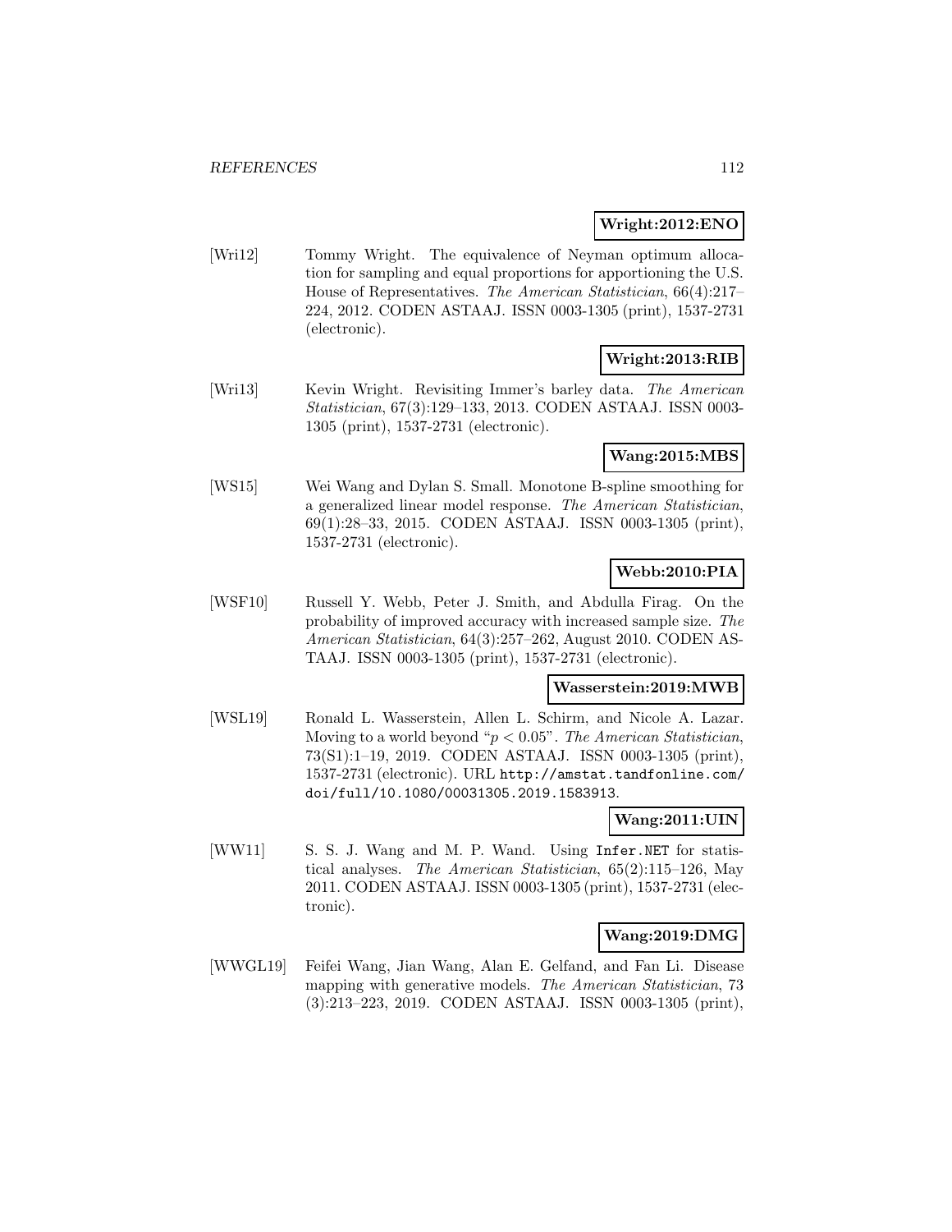**Wright:2012:ENO**

[Wri12] Tommy Wright. The equivalence of Neyman optimum allocation for sampling and equal proportions for apportioning the U.S. House of Representatives. *The American Statistician*, 66(4):217–224, 2012. CODEN ASTAAJ. ISSN 0003-1305 (print), 1537-2731 (electronic).

**Wright:2013:RIB**

[Wri13] Kevin Wright. Revisiting Immer's barley data. *The American Statistician*, 67(3):129–133, 2013. CODEN ASTAAJ. ISSN 0003-1305 (print), 1537-2731 (electronic).

**Wang:2015:MBS**

[WS15] Wei Wang and Dylan S. Small. Monotone B-spline smoothing for a generalized linear model response. *The American Statistician*, 69(1):28–33, 2015. CODEN ASTAAJ. ISSN 0003-1305 (print), 1537-2731 (electronic).

**Webb:2010:PIA**

[WSF10] Russell Y. Webb, Peter J. Smith, and Abdulla Firag. On the probability of improved accuracy with increased sample size. *The American Statistician*, 64(3):257–262, August 2010. CODEN ASTAAJ. ISSN 0003-1305 (print), 1537-2731 (electronic).

**Wasserstein:2019:MWB**

[WSL19] Ronald L. Wasserstein, Allen L. Schirm, and Nicole A. Lazar. Moving to a world beyond "$p < 0.05$". *The American Statistician*, 73(S1):1–19, 2019. CODEN ASTAAJ. ISSN 0003-1305 (print), 1537-2731 (electronic). URL `http://amstat.tandfonline.com/doi/full/10.1080/00031305.2019.1583913`.

**Wang:2011:UIN**

[WW11] S. S. J. Wang and M. P. Wand. Using `Infer.NET` for statistical analyses. *The American Statistician*, 65(2):115–126, May 2011. CODEN ASTAAJ. ISSN 0003-1305 (print), 1537-2731 (electronic).

**Wang:2019:DMG**

[WWGL19] Feifei Wang, Jian Wang, Alan E. Gelfand, and Fan Li. Disease mapping with generative models. *The American Statistician*, 73 (3):213–223, 2019. CODEN ASTAAJ. ISSN 0003-1305 (print),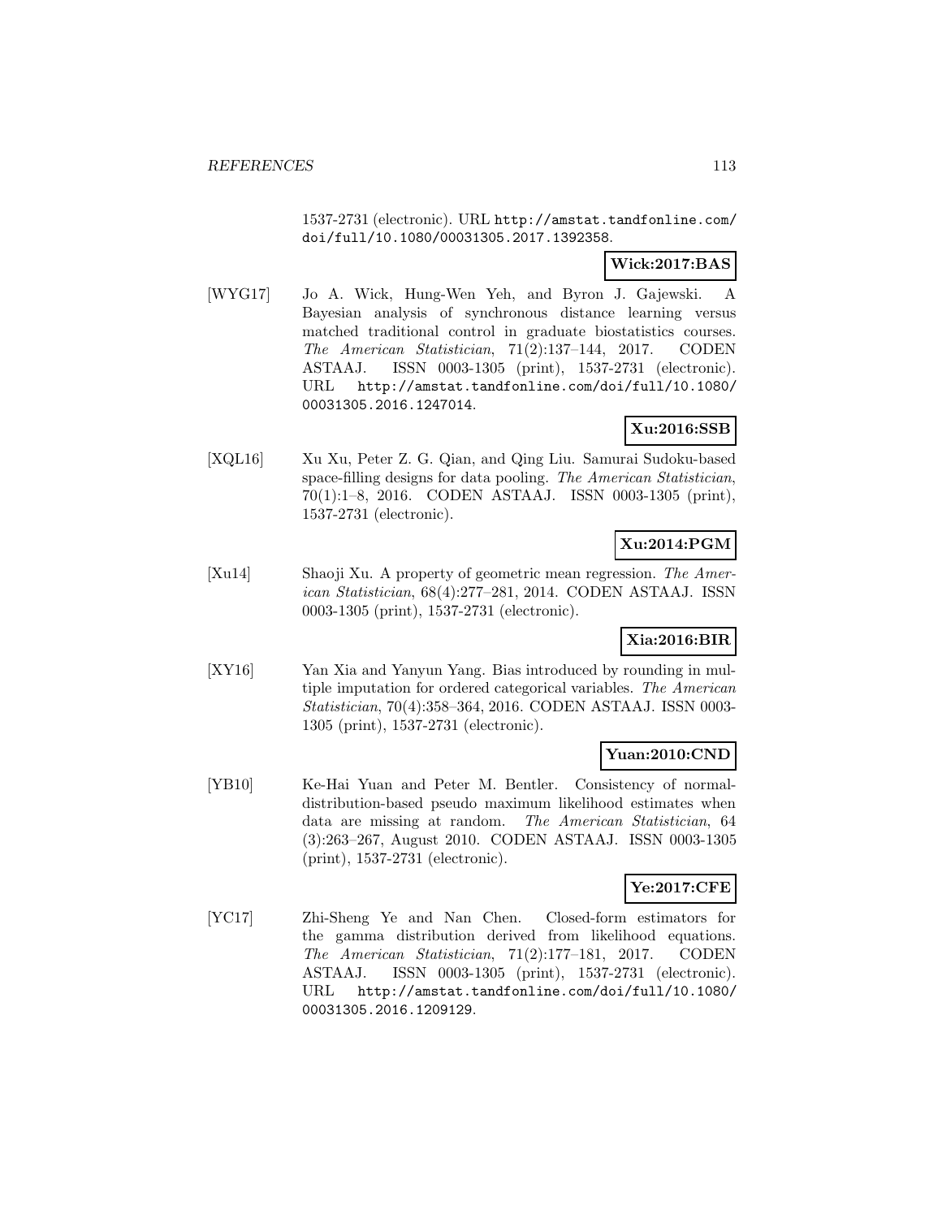1537-2731 (electronic). URL http://amstat.tandfonline.com/doi/full/10.1080/00031305.2017.1392358.

**Wick:2017:BAS**

[WYG17] Jo A. Wick, Hung-Wen Yeh, and Byron J. Gajewski. A Bayesian analysis of synchronous distance learning versus matched traditional control in graduate biostatistics courses. *The American Statistician*, 71(2):137–144, 2017. CODEN ASTAAJ. ISSN 0003-1305 (print), 1537-2731 (electronic). URL http://amstat.tandfonline.com/doi/full/10.1080/00031305.2016.1247014.

**Xu:2016:SSB**

[XQL16] Xu Xu, Peter Z. G. Qian, and Qing Liu. Samurai Sudoku-based space-filling designs for data pooling. *The American Statistician*, 70(1):1–8, 2016. CODEN ASTAAJ. ISSN 0003-1305 (print), 1537-2731 (electronic).

**Xu:2014:PGM**

[Xu14] Shaoji Xu. A property of geometric mean regression. *The American Statistician*, 68(4):277–281, 2014. CODEN ASTAAJ. ISSN 0003-1305 (print), 1537-2731 (electronic).

**Xia:2016:BIR**

[XY16] Yan Xia and Yanyun Yang. Bias introduced by rounding in multiple imputation for ordered categorical variables. *The American Statistician*, 70(4):358–364, 2016. CODEN ASTAAJ. ISSN 0003-1305 (print), 1537-2731 (electronic).

**Yuan:2010:CND**

[YB10] Ke-Hai Yuan and Peter M. Bentler. Consistency of normal-distribution-based pseudo maximum likelihood estimates when data are missing at random. *The American Statistician*, 64 (3):263–267, August 2010. CODEN ASTAAJ. ISSN 0003-1305 (print), 1537-2731 (electronic).

**Ye:2017:CFE**

[YC17] Zhi-Sheng Ye and Nan Chen. Closed-form estimators for the gamma distribution derived from likelihood equations. *The American Statistician*, 71(2):177–181, 2017. CODEN ASTAAJ. ISSN 0003-1305 (print), 1537-2731 (electronic). URL http://amstat.tandfonline.com/doi/full/10.1080/00031305.2016.1209129.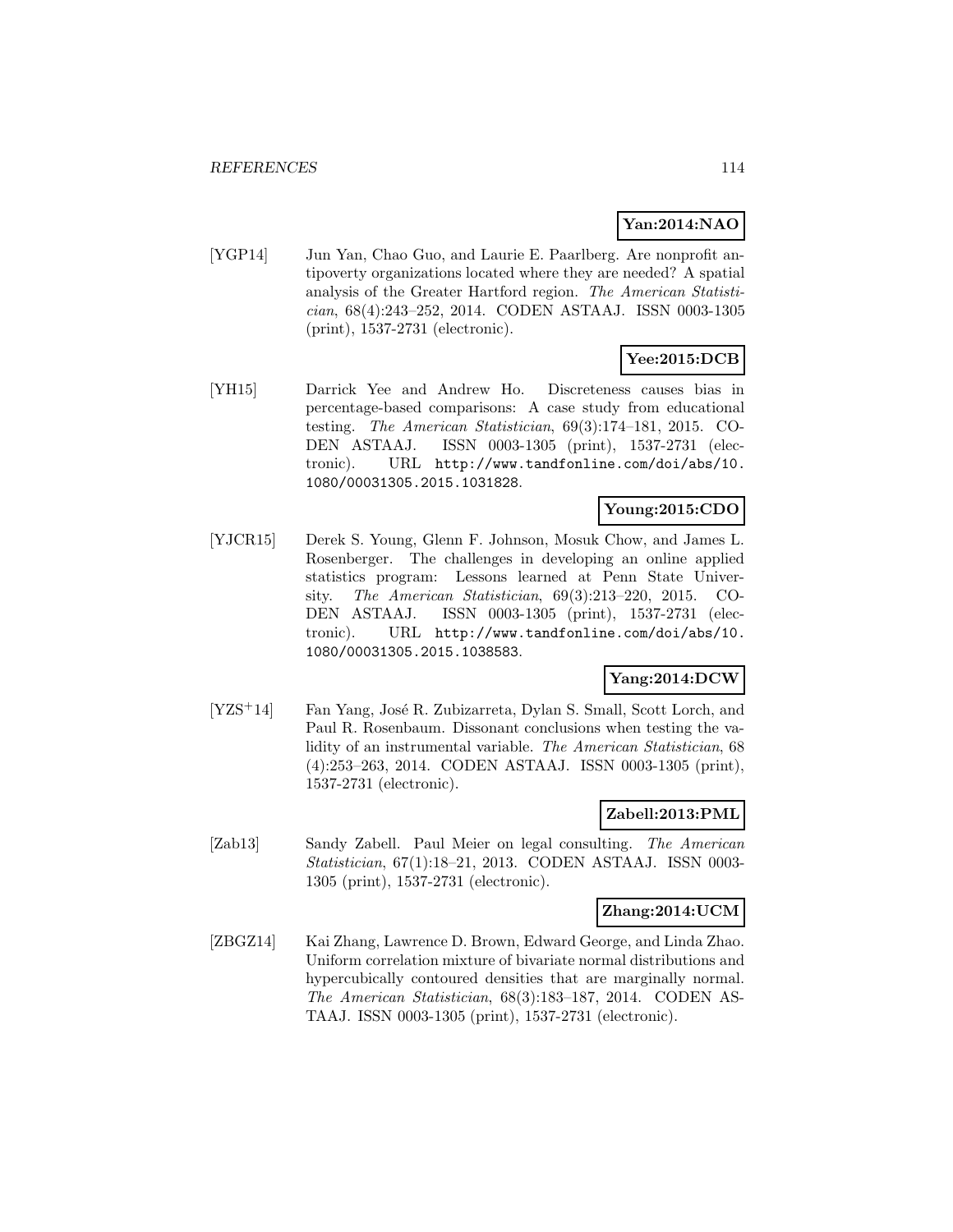**Yan:2014:NAO**

[YGP14] Jun Yan, Chao Guo, and Laurie E. Paarlberg. Are nonprofit antipoverty organizations located where they are needed? A spatial analysis of the Greater Hartford region. *The American Statistician*, 68(4):243–252, 2014. CODEN ASTAAJ. ISSN 0003-1305 (print), 1537-2731 (electronic).

**Yee:2015:DCB**

[YH15] Darrick Yee and Andrew Ho. Discreteness causes bias in percentage-based comparisons: A case study from educational testing. *The American Statistician*, 69(3):174–181, 2015. CODEN ASTAAJ. ISSN 0003-1305 (print), 1537-2731 (electronic). URL http://www.tandfonline.com/doi/abs/10.1080/00031305.2015.1031828.

**Young:2015:CDO**

[YJCR15] Derek S. Young, Glenn F. Johnson, Mosuk Chow, and James L. Rosenberger. The challenges in developing an online applied statistics program: Lessons learned at Penn State University. *The American Statistician*, 69(3):213–220, 2015. CODEN ASTAAJ. ISSN 0003-1305 (print), 1537-2731 (electronic). URL http://www.tandfonline.com/doi/abs/10.1080/00031305.2015.1038583.

**Yang:2014:DCW**

[YZS+14] Fan Yang, José R. Zubizarreta, Dylan S. Small, Scott Lorch, and Paul R. Rosenbaum. Dissonant conclusions when testing the validity of an instrumental variable. *The American Statistician*, 68 (4):253–263, 2014. CODEN ASTAAJ. ISSN 0003-1305 (print), 1537-2731 (electronic).

**Zabell:2013:PML**

[Zab13] Sandy Zabell. Paul Meier on legal consulting. *The American Statistician*, 67(1):18–21, 2013. CODEN ASTAAJ. ISSN 0003-1305 (print), 1537-2731 (electronic).

**Zhang:2014:UCM**

[ZBGZ14] Kai Zhang, Lawrence D. Brown, Edward George, and Linda Zhao. Uniform correlation mixture of bivariate normal distributions and hypercubically contoured densities that are marginally normal. *The American Statistician*, 68(3):183–187, 2014. CODEN ASTAAJ. ISSN 0003-1305 (print), 1537-2731 (electronic).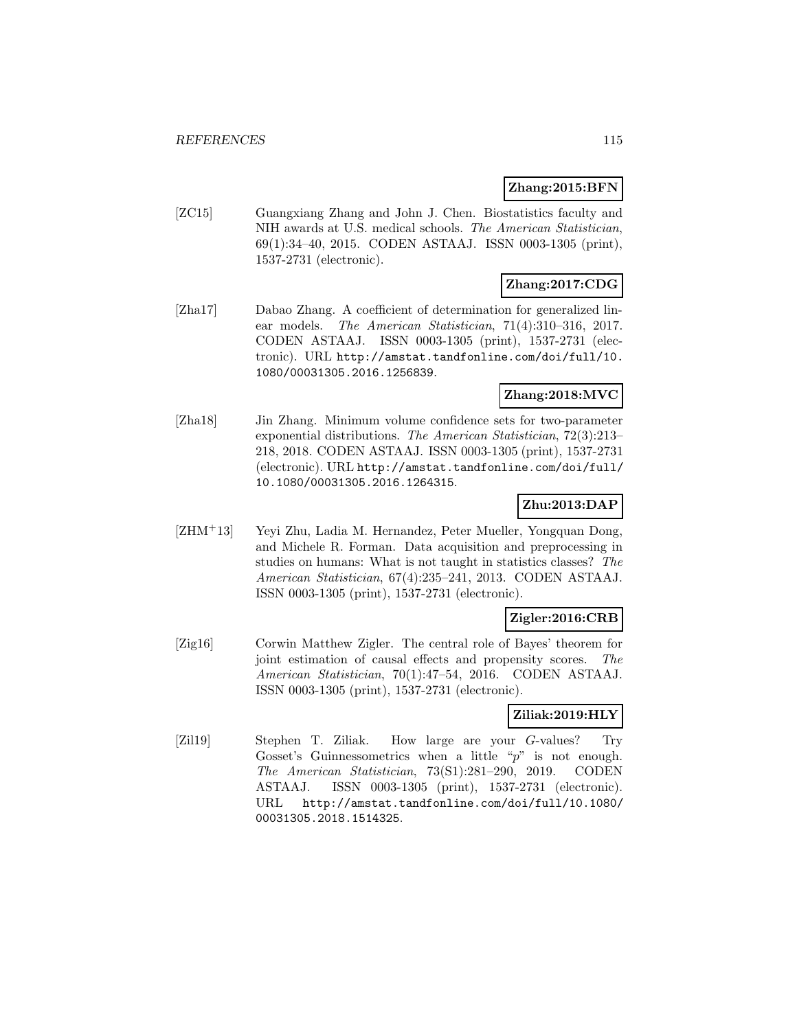**Zhang:2015:BFN**

[ZC15] Guangxiang Zhang and John J. Chen. Biostatistics faculty and NIH awards at U.S. medical schools. *The American Statistician*, 69(1):34–40, 2015. CODEN ASTAAJ. ISSN 0003-1305 (print), 1537-2731 (electronic).

**Zhang:2017:CDG**

[Zha17] Dabao Zhang. A coefficient of determination for generalized linear models. *The American Statistician*, 71(4):310–316, 2017. CODEN ASTAAJ. ISSN 0003-1305 (print), 1537-2731 (electronic). URL http://amstat.tandfonline.com/doi/full/10.1080/00031305.2016.1256839.

**Zhang:2018:MVC**

[Zha18] Jin Zhang. Minimum volume confidence sets for two-parameter exponential distributions. *The American Statistician*, 72(3):213–218, 2018. CODEN ASTAAJ. ISSN 0003-1305 (print), 1537-2731 (electronic). URL http://amstat.tandfonline.com/doi/full/10.1080/00031305.2016.1264315.

**Zhu:2013:DAP**

[ZHM+13] Yeyi Zhu, Ladia M. Hernandez, Peter Mueller, Yongquan Dong, and Michele R. Forman. Data acquisition and preprocessing in studies on humans: What is not taught in statistics classes? *The American Statistician*, 67(4):235–241, 2013. CODEN ASTAAJ. ISSN 0003-1305 (print), 1537-2731 (electronic).

**Zigler:2016:CRB**

[Zig16] Corwin Matthew Zigler. The central role of Bayes' theorem for joint estimation of causal effects and propensity scores. *The American Statistician*, 70(1):47–54, 2016. CODEN ASTAAJ. ISSN 0003-1305 (print), 1537-2731 (electronic).

**Ziliak:2019:HLY**

[Zil19] Stephen T. Ziliak. How large are your $G$-values? Try Gosset's Guinnessometrics when a little "$p$" is not enough. *The American Statistician*, 73(S1):281–290, 2019. CODEN ASTAAJ. ISSN 0003-1305 (print), 1537-2731 (electronic). URL http://amstat.tandfonline.com/doi/full/10.1080/00031305.2018.1514325.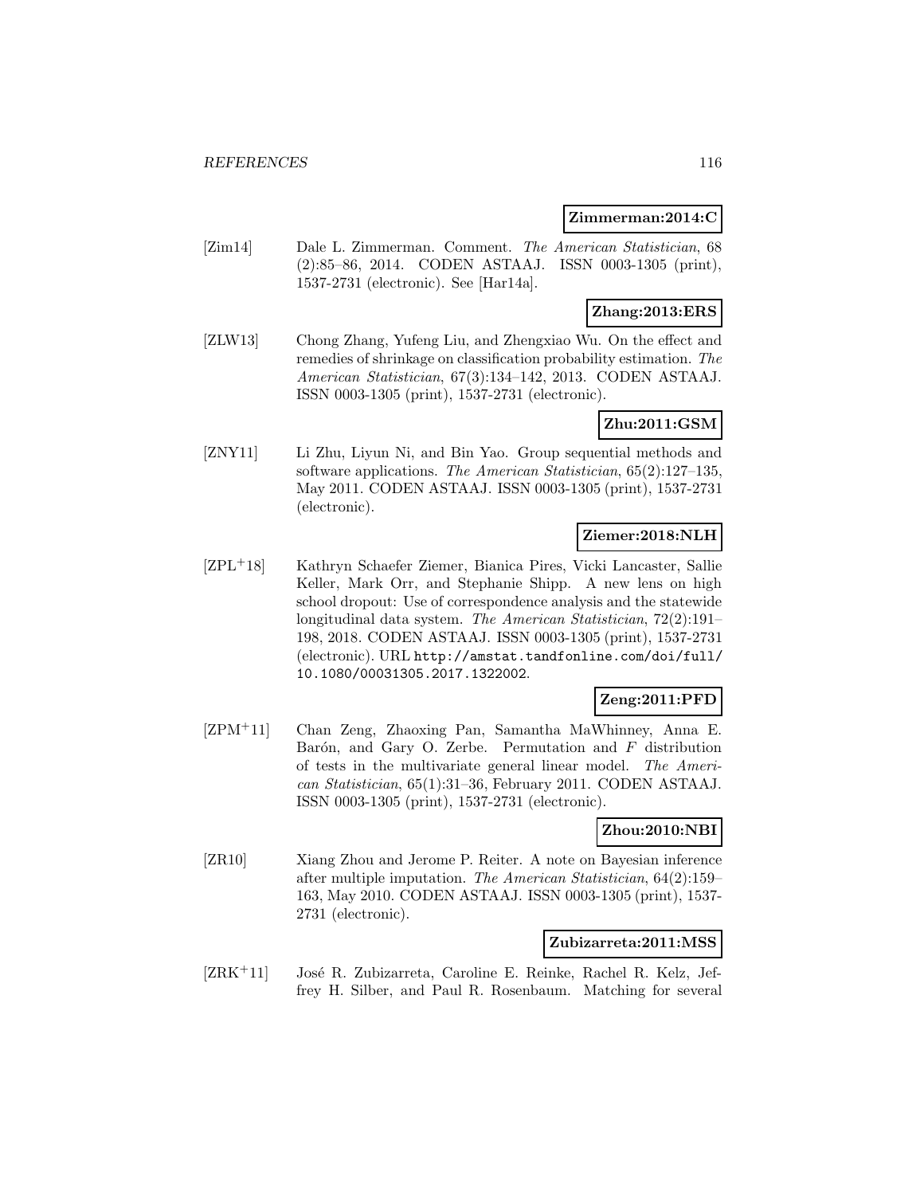**Zimmerman:2014:C**

[Zim14] Dale L. Zimmerman. Comment. *The American Statistician*, 68 (2):85–86, 2014. CODEN ASTAAJ. ISSN 0003-1305 (print), 1537-2731 (electronic). See [Har14a].

**Zhang:2013:ERS**

[ZLW13] Chong Zhang, Yufeng Liu, and Zhengxiao Wu. On the effect and remedies of shrinkage on classification probability estimation. *The American Statistician*, 67(3):134–142, 2013. CODEN ASTAAJ. ISSN 0003-1305 (print), 1537-2731 (electronic).

**Zhu:2011:GSM**

[ZNY11] Li Zhu, Liyun Ni, and Bin Yao. Group sequential methods and software applications. *The American Statistician*, 65(2):127–135, May 2011. CODEN ASTAAJ. ISSN 0003-1305 (print), 1537-2731 (electronic).

**Ziemer:2018:NLH**

[ZPL+18] Kathryn Schaefer Ziemer, Bianica Pires, Vicki Lancaster, Sallie Keller, Mark Orr, and Stephanie Shipp. A new lens on high school dropout: Use of correspondence analysis and the statewide longitudinal data system. *The American Statistician*, 72(2):191–198, 2018. CODEN ASTAAJ. ISSN 0003-1305 (print), 1537-2731 (electronic). URL `http://amstat.tandfonline.com/doi/full/10.1080/00031305.2017.1322002`.

**Zeng:2011:PFD**

[ZPM+11] Chan Zeng, Zhaoxing Pan, Samantha MaWhinney, Anna E. Barón, and Gary O. Zerbe. Permutation and $F$ distribution of tests in the multivariate general linear model. *The American Statistician*, 65(1):31–36, February 2011. CODEN ASTAAJ. ISSN 0003-1305 (print), 1537-2731 (electronic).

**Zhou:2010:NBI**

[ZR10] Xiang Zhou and Jerome P. Reiter. A note on Bayesian inference after multiple imputation. *The American Statistician*, 64(2):159–163, May 2010. CODEN ASTAAJ. ISSN 0003-1305 (print), 1537-2731 (electronic).

**Zubizarreta:2011:MSS**

[ZRK+11] José R. Zubizarreta, Caroline E. Reinke, Rachel R. Kelz, Jeffrey H. Silber, and Paul R. Rosenbaum. Matching for several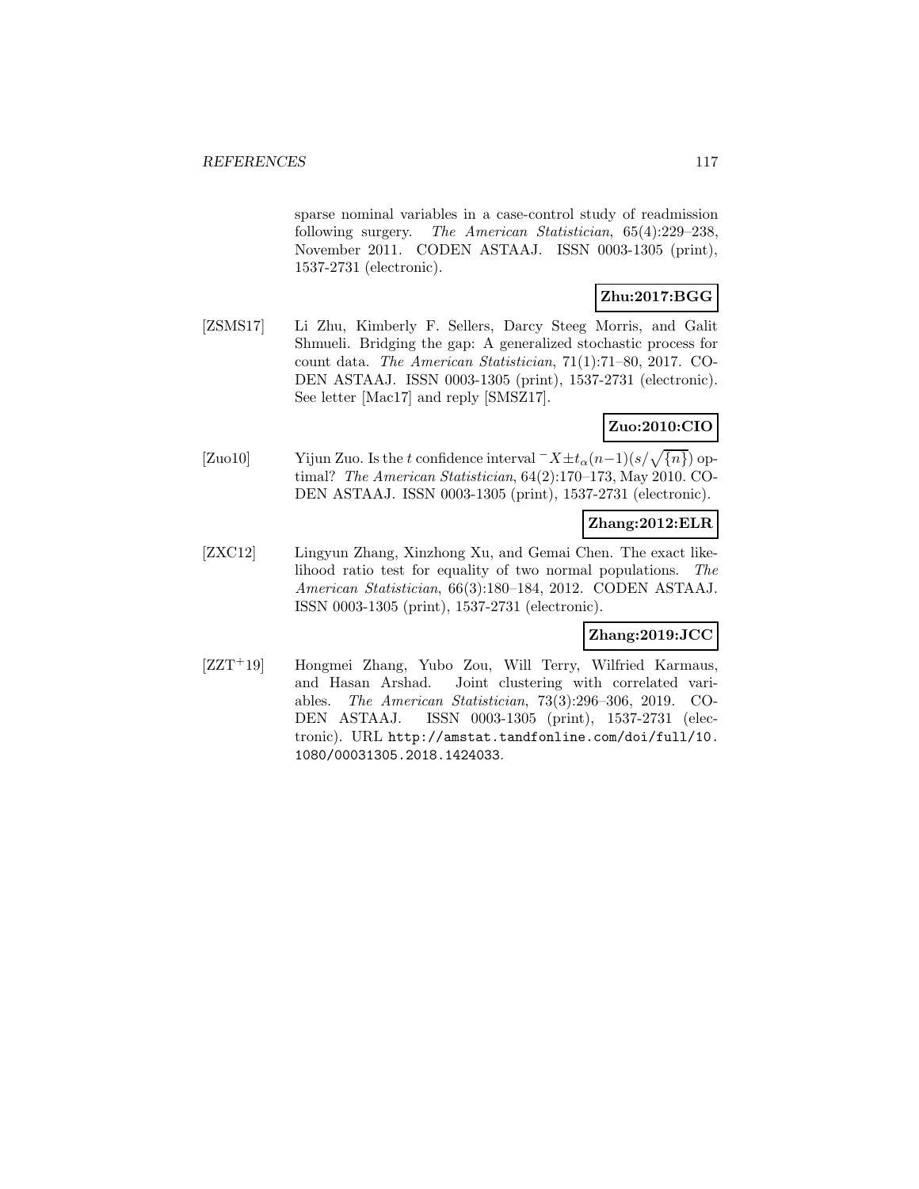sparse nominal variables in a case-control study of readmission following surgery. *The American Statistician*, 65(4):229–238, November 2011. CODEN ASTAAJ. ISSN 0003-1305 (print), 1537-2731 (electronic).

**Zhu:2017:BGG**

[ZSMS17] Li Zhu, Kimberly F. Sellers, Darcy Steeg Morris, and Galit Shmueli. Bridging the gap: A generalized stochastic process for count data. *The American Statistician*, 71(1):71–80, 2017. CODEN ASTAAJ. ISSN 0003-1305 (print), 1537-2731 (electronic). See letter [Mac17] and reply [SMSZ17].

**Zuo:2010:CIO**

[Zuo10] Yijun Zuo. Is the $t$ confidence interval $^{-}X \pm t_{\alpha}(n-1)(s/\sqrt{\{n\}})$ optimal? *The American Statistician*, 64(2):170–173, May 2010. CODEN ASTAAJ. ISSN 0003-1305 (print), 1537-2731 (electronic).

**Zhang:2012:ELR**

[ZXC12] Lingyun Zhang, Xinzhong Xu, and Gemai Chen. The exact likelihood ratio test for equality of two normal populations. *The American Statistician*, 66(3):180–184, 2012. CODEN ASTAAJ. ISSN 0003-1305 (print), 1537-2731 (electronic).

**Zhang:2019:JCC**

[ZZT+19] Hongmei Zhang, Yubo Zou, Will Terry, Wilfried Karmaus, and Hasan Arshad. Joint clustering with correlated variables. *The American Statistician*, 73(3):296–306, 2019. CODEN ASTAAJ. ISSN 0003-1305 (print), 1537-2731 (electronic). URL http://amstat.tandfonline.com/doi/full/10.1080/00031305.2018.1424033.